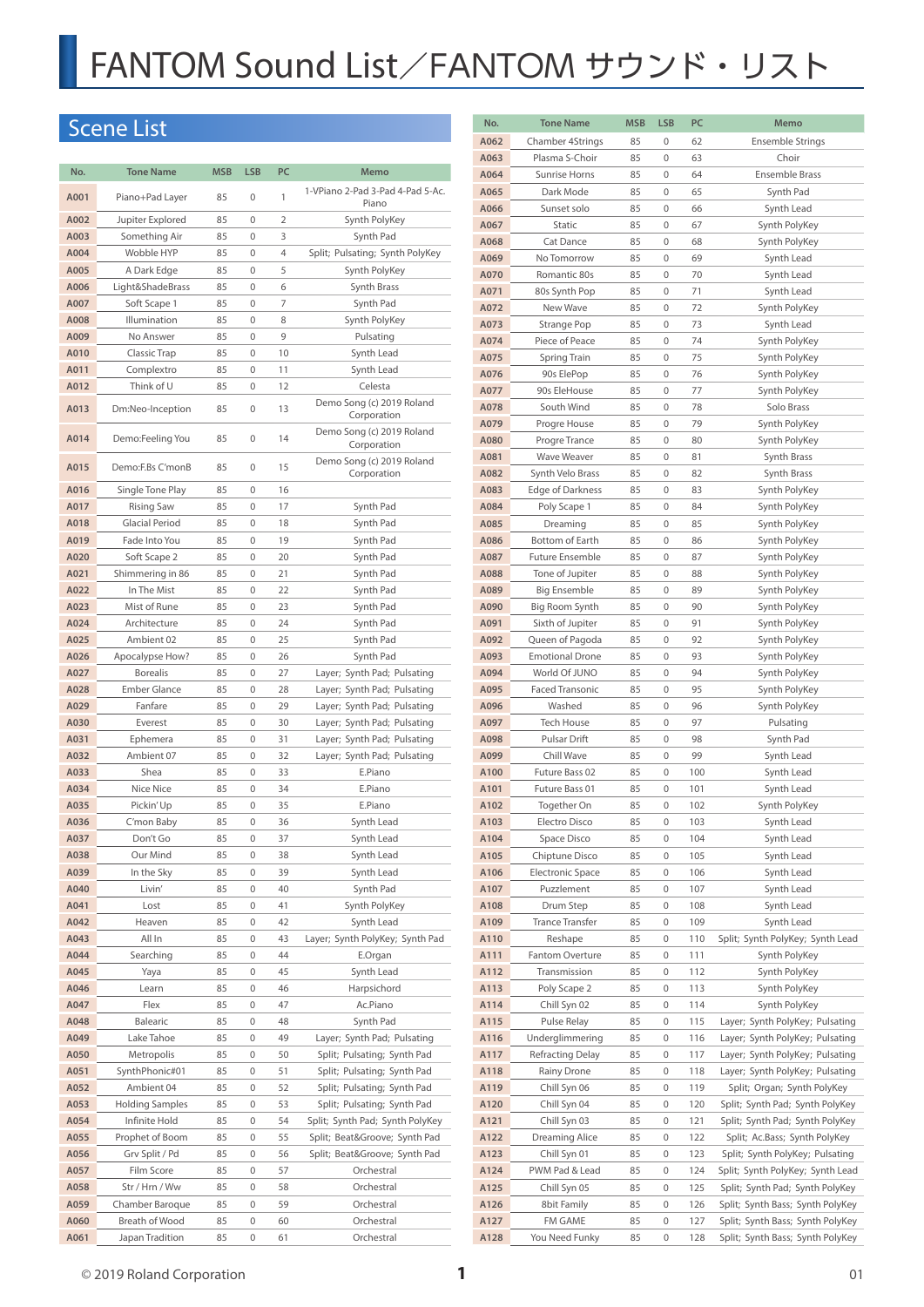# FANTOM Sound List／FANTOM サウンド・リスト

## Scene List

| No. | Tone Name | MSB | LSB | PC | Memo |
|---|---|---|---|---|---|
| A001 | Piano+Pad Layer | 85 | 0 | 1 | 1-VPiano 2-Pad 3-Pad 4-Pad 5-Ac. Piano |
| A002 | Jupiter Explored | 85 | 0 | 2 | Synth PolyKey |
| A003 | Something Air | 85 | 0 | 3 | Synth Pad |
| A004 | Wobble HYP | 85 | 0 | 4 | Split; Pulsating; Synth PolyKey |
| A005 | A Dark Edge | 85 | 0 | 5 | Synth PolyKey |
| A006 | Light&ShadeBrass | 85 | 0 | 6 | Synth Brass |
| A007 | Soft Scape 1 | 85 | 0 | 7 | Synth Pad |
| A008 | Illumination | 85 | 0 | 8 | Synth PolyKey |
| A009 | No Answer | 85 | 0 | 9 | Pulsating |
| A010 | Classic Trap | 85 | 0 | 10 | Synth Lead |
| A011 | Complextro | 85 | 0 | 11 | Synth Lead |
| A012 | Think of U | 85 | 0 | 12 | Celesta |
| A013 | Dm:Neo-Inception | 85 | 0 | 13 | Demo Song (c) 2019 Roland Corporation |
| A014 | Demo:Feeling You | 85 | 0 | 14 | Demo Song (c) 2019 Roland Corporation |
| A015 | Demo:F.Bs C'monB | 85 | 0 | 15 | Demo Song (c) 2019 Roland Corporation |
| A016 | Single Tone Play | 85 | 0 | 16 | |
| A017 | Rising Saw | 85 | 0 | 17 | Synth Pad |
| A018 | Glacial Period | 85 | 0 | 18 | Synth Pad |
| A019 | Fade Into You | 85 | 0 | 19 | Synth Pad |
| A020 | Soft Scape 2 | 85 | 0 | 20 | Synth Pad |
| A021 | Shimmering in 86 | 85 | 0 | 21 | Synth Pad |
| A022 | In The Mist | 85 | 0 | 22 | Synth Pad |
| A023 | Mist of Rune | 85 | 0 | 23 | Synth Pad |
| A024 | Architecture | 85 | 0 | 24 | Synth Pad |
| A025 | Ambient 02 | 85 | 0 | 25 | Synth Pad |
| A026 | Apocalypse How? | 85 | 0 | 26 | Synth Pad |
| A027 | Borealis | 85 | 0 | 27 | Layer; Synth Pad; Pulsating |
| A028 | Ember Glance | 85 | 0 | 28 | Layer; Synth Pad; Pulsating |
| A029 | Fanfare | 85 | 0 | 29 | Layer; Synth Pad; Pulsating |
| A030 | Everest | 85 | 0 | 30 | Layer; Synth Pad; Pulsating |
| A031 | Ephemera | 85 | 0 | 31 | Layer; Synth Pad; Pulsating |
| A032 | Ambient 07 | 85 | 0 | 32 | Layer; Synth Pad; Pulsating |
| A033 | Shea | 85 | 0 | 33 | E.Piano |
| A034 | Nice Nice | 85 | 0 | 34 | E.Piano |
| A035 | Pickin' Up | 85 | 0 | 35 | E.Piano |
| A036 | C'mon Baby | 85 | 0 | 36 | Synth Lead |
| A037 | Don't Go | 85 | 0 | 37 | Synth Lead |
| A038 | Our Mind | 85 | 0 | 38 | Synth Lead |
| A039 | In the Sky | 85 | 0 | 39 | Synth Lead |
| A040 | Livin' | 85 | 0 | 40 | Synth Pad |
| A041 | Lost | 85 | 0 | 41 | Synth PolyKey |
| A042 | Heaven | 85 | 0 | 42 | Synth Lead |
| A043 | All In | 85 | 0 | 43 | Layer; Synth PolyKey; Synth Pad |
| A044 | Searching | 85 | 0 | 44 | E.Organ |
| A045 | Yaya | 85 | 0 | 45 | Synth Lead |
| A046 | Learn | 85 | 0 | 46 | Harpsichord |
| A047 | Flex | 85 | 0 | 47 | Ac.Piano |
| A048 | Balearic | 85 | 0 | 48 | Synth Pad |
| A049 | Lake Tahoe | 85 | 0 | 49 | Layer; Synth Pad; Pulsating |
| A050 | Metropolis | 85 | 0 | 50 | Split; Pulsating; Synth Pad |
| A051 | SynthPhonic#01 | 85 | 0 | 51 | Split; Pulsating; Synth Pad |
| A052 | Ambient 04 | 85 | 0 | 52 | Split; Pulsating; Synth Pad |
| A053 | Holding Samples | 85 | 0 | 53 | Split; Pulsating; Synth Pad |
| A054 | Infinite Hold | 85 | 0 | 54 | Split; Synth Pad; Synth PolyKey |
| A055 | Prophet of Boom | 85 | 0 | 55 | Split; Beat&Groove; Synth Pad |
| A056 | Grv Split / Pd | 85 | 0 | 56 | Split; Beat&Groove; Synth Pad |
| A057 | Film Score | 85 | 0 | 57 | Orchestral |
| A058 | Str / Hrn / Ww | 85 | 0 | 58 | Orchestral |
| A059 | Chamber Baroque | 85 | 0 | 59 | Orchestral |
| A060 | Breath of Wood | 85 | 0 | 60 | Orchestral |
| A061 | Japan Tradition | 85 | 0 | 61 | Orchestral |
| A062 | Chamber 4Strings | 85 | 0 | 62 | Ensemble Strings |
| A063 | Plasma S-Choir | 85 | 0 | 63 | Choir |
| A064 | Sunrise Horns | 85 | 0 | 64 | Ensemble Brass |
| A065 | Dark Mode | 85 | 0 | 65 | Synth Pad |
| A066 | Sunset solo | 85 | 0 | 66 | Synth Lead |
| A067 | Static | 85 | 0 | 67 | Synth PolyKey |
| A068 | Cat Dance | 85 | 0 | 68 | Synth PolyKey |
| A069 | No Tomorrow | 85 | 0 | 69 | Synth Lead |
| A070 | Romantic 80s | 85 | 0 | 70 | Synth Lead |
| A071 | 80s Synth Pop | 85 | 0 | 71 | Synth Lead |
| A072 | New Wave | 85 | 0 | 72 | Synth PolyKey |
| A073 | Strange Pop | 85 | 0 | 73 | Synth Lead |
| A074 | Piece of Peace | 85 | 0 | 74 | Synth PolyKey |
| A075 | Spring Train | 85 | 0 | 75 | Synth PolyKey |
| A076 | 90s ElePop | 85 | 0 | 76 | Synth PolyKey |
| A077 | 90s EleHouse | 85 | 0 | 77 | Synth PolyKey |
| A078 | South Wind | 85 | 0 | 78 | Solo Brass |
| A079 | Progre House | 85 | 0 | 79 | Synth PolyKey |
| A080 | Progre Trance | 85 | 0 | 80 | Synth PolyKey |
| A081 | Wave Weaver | 85 | 0 | 81 | Synth Brass |
| A082 | Synth Velo Brass | 85 | 0 | 82 | Synth Brass |
| A083 | Edge of Darkness | 85 | 0 | 83 | Synth PolyKey |
| A084 | Poly Scape 1 | 85 | 0 | 84 | Synth PolyKey |
| A085 | Dreaming | 85 | 0 | 85 | Synth PolyKey |
| A086 | Bottom of Earth | 85 | 0 | 86 | Synth PolyKey |
| A087 | Future Ensemble | 85 | 0 | 87 | Synth PolyKey |
| A088 | Tone of Jupiter | 85 | 0 | 88 | Synth PolyKey |
| A089 | Big Ensemble | 85 | 0 | 89 | Synth PolyKey |
| A090 | Big Room Synth | 85 | 0 | 90 | Synth PolyKey |
| A091 | Sixth of Jupiter | 85 | 0 | 91 | Synth PolyKey |
| A092 | Queen of Pagoda | 85 | 0 | 92 | Synth PolyKey |
| A093 | Emotional Drone | 85 | 0 | 93 | Synth PolyKey |
| A094 | World Of JUNO | 85 | 0 | 94 | Synth PolyKey |
| A095 | Faced Transonic | 85 | 0 | 95 | Synth PolyKey |
| A096 | Washed | 85 | 0 | 96 | Synth PolyKey |
| A097 | Tech House | 85 | 0 | 97 | Pulsating |
| A098 | Pulsar Drift | 85 | 0 | 98 | Synth Pad |
| A099 | Chill Wave | 85 | 0 | 99 | Synth Lead |
| A100 | Future Bass 02 | 85 | 0 | 100 | Synth Lead |
| A101 | Future Bass 01 | 85 | 0 | 101 | Synth Lead |
| A102 | Together On | 85 | 0 | 102 | Synth PolyKey |
| A103 | Electro Disco | 85 | 0 | 103 | Synth Lead |
| A104 | Space Disco | 85 | 0 | 104 | Synth Lead |
| A105 | Chiptune Disco | 85 | 0 | 105 | Synth Lead |
| A106 | Electronic Space | 85 | 0 | 106 | Synth Lead |
| A107 | Puzzlement | 85 | 0 | 107 | Synth Lead |
| A108 | Drum Step | 85 | 0 | 108 | Synth Lead |
| A109 | Trance Transfer | 85 | 0 | 109 | Synth Lead |
| A110 | Reshape | 85 | 0 | 110 | Split; Synth PolyKey; Synth Lead |
| A111 | Fantom Overture | 85 | 0 | 111 | Synth PolyKey |
| A112 | Transmission | 85 | 0 | 112 | Synth PolyKey |
| A113 | Poly Scape 2 | 85 | 0 | 113 | Synth PolyKey |
| A114 | Chill Syn 02 | 85 | 0 | 114 | Synth PolyKey |
| A115 | Pulse Relay | 85 | 0 | 115 | Layer; Synth PolyKey; Pulsating |
| A116 | Underglimmering | 85 | 0 | 116 | Layer; Synth PolyKey; Pulsating |
| A117 | Refracting Delay | 85 | 0 | 117 | Layer; Synth PolyKey; Pulsating |
| A118 | Rainy Drone | 85 | 0 | 118 | Layer; Synth PolyKey; Pulsating |
| A119 | Chill Syn 06 | 85 | 0 | 119 | Split; Organ; Synth PolyKey |
| A120 | Chill Syn 04 | 85 | 0 | 120 | Split; Synth Pad; Synth PolyKey |
| A121 | Chill Syn 03 | 85 | 0 | 121 | Split; Synth Pad; Synth PolyKey |
| A122 | Dreaming Alice | 85 | 0 | 122 | Split; Ac.Bass; Synth PolyKey |
| A123 | Chill Syn 01 | 85 | 0 | 123 | Split; Synth PolyKey; Pulsating |
| A124 | PWM Pad & Lead | 85 | 0 | 124 | Split; Synth PolyKey; Synth Lead |
| A125 | Chill Syn 05 | 85 | 0 | 125 | Split; Synth Pad; Synth PolyKey |
| A126 | 8bit Family | 85 | 0 | 126 | Split; Synth Bass; Synth PolyKey |
| A127 | FM GAME | 85 | 0 | 127 | Split; Synth Bass; Synth PolyKey |
| A128 | You Need Funky | 85 | 0 | 128 | Split; Synth Bass; Synth PolyKey |

© 2019 Roland Corporation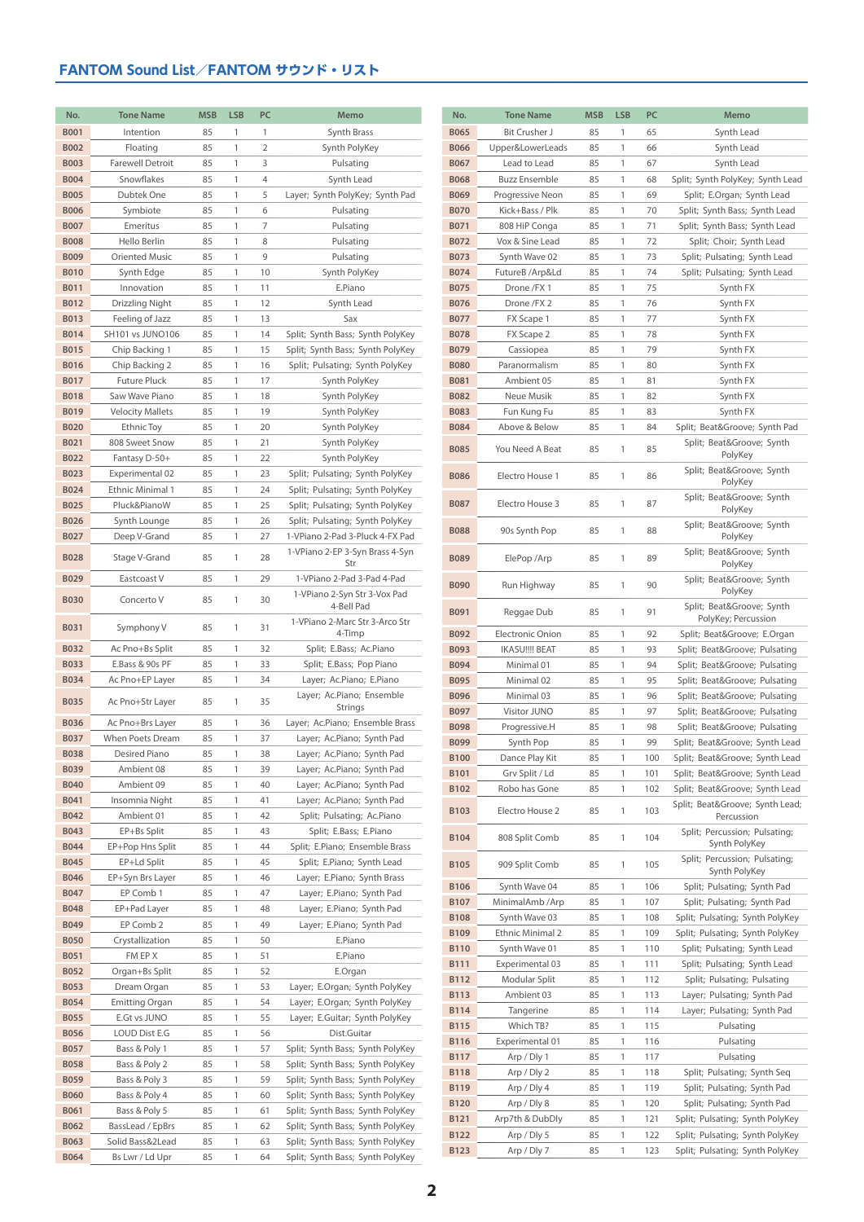## FANTOM Sound List／FANTOM サウンド・リスト

| No. | Tone Name | MSB | LSB | PC | Memo |
|---|---|---|---|---|---|
| B001 | Intention | 85 | 1 | 1 | Synth Brass |
| B002 | Floating | 85 | 1 | 2 | Synth PolyKey |
| B003 | Farewell Detroit | 85 | 1 | 3 | Pulsating |
| B004 | Snowflakes | 85 | 1 | 4 | Synth Lead |
| B005 | Dubtek One | 85 | 1 | 5 | Layer; Synth PolyKey; Synth Pad |
| B006 | Symbiote | 85 | 1 | 6 | Pulsating |
| B007 | Emeritus | 85 | 1 | 7 | Pulsating |
| B008 | Hello Berlin | 85 | 1 | 8 | Pulsating |
| B009 | Oriented Music | 85 | 1 | 9 | Pulsating |
| B010 | Synth Edge | 85 | 1 | 10 | Synth PolyKey |
| B011 | Innovation | 85 | 1 | 11 | E.Piano |
| B012 | Drizzling Night | 85 | 1 | 12 | Synth Lead |
| B013 | Feeling of Jazz | 85 | 1 | 13 | Sax |
| B014 | SH101 vs JUNO106 | 85 | 1 | 14 | Split; Synth Bass; Synth PolyKey |
| B015 | Chip Backing 1 | 85 | 1 | 15 | Split; Synth Bass; Synth PolyKey |
| B016 | Chip Backing 2 | 85 | 1 | 16 | Split; Pulsating; Synth PolyKey |
| B017 | Future Pluck | 85 | 1 | 17 | Synth PolyKey |
| B018 | Saw Wave Piano | 85 | 1 | 18 | Synth PolyKey |
| B019 | Velocity Mallets | 85 | 1 | 19 | Synth PolyKey |
| B020 | Ethnic Toy | 85 | 1 | 20 | Synth PolyKey |
| B021 | 808 Sweet Snow | 85 | 1 | 21 | Synth PolyKey |
| B022 | Fantasy D-50+ | 85 | 1 | 22 | Synth PolyKey |
| B023 | Experimental 02 | 85 | 1 | 23 | Split; Pulsating; Synth PolyKey |
| B024 | Ethnic Minimal 1 | 85 | 1 | 24 | Split; Pulsating; Synth PolyKey |
| B025 | Pluck&PianoW | 85 | 1 | 25 | Split; Pulsating; Synth PolyKey |
| B026 | Synth Lounge | 85 | 1 | 26 | Split; Pulsating; Synth PolyKey |
| B027 | Deep V-Grand | 85 | 1 | 27 | 1-VPiano 2-Pad 3-Pluck 4-FX Pad |
| B028 | Stage V-Grand | 85 | 1 | 28 | 1-VPiano 2-EP 3-Syn Brass 4-Syn Str |
| B029 | Eastcoast V | 85 | 1 | 29 | 1-VPiano 2-Pad 3-Pad 4-Pad |
| B030 | Concerto V | 85 | 1 | 30 | 1-VPiano 2-Syn Str 3-Vox Pad 4-Bell Pad |
| B031 | Symphony V | 85 | 1 | 31 | 1-VPiano 2-Marc Str 3-Arco Str 4-Timp |
| B032 | Ac Pno+Bs Split | 85 | 1 | 32 | Split; E.Bass; Ac.Piano |
| B033 | E.Bass & 90s PF | 85 | 1 | 33 | Split; E.Bass; Pop Piano |
| B034 | Ac Pno+EP Layer | 85 | 1 | 34 | Layer; Ac.Piano; E.Piano |
| B035 | Ac Pno+Str Layer | 85 | 1 | 35 | Layer; Ac.Piano; Ensemble Strings |
| B036 | Ac Pno+Brs Layer | 85 | 1 | 36 | Layer; Ac.Piano; Ensemble Brass |
| B037 | When Poets Dream | 85 | 1 | 37 | Layer; Ac.Piano; Synth Pad |
| B038 | Desired Piano | 85 | 1 | 38 | Layer; Ac.Piano; Synth Pad |
| B039 | Ambient 08 | 85 | 1 | 39 | Layer; Ac.Piano; Synth Pad |
| B040 | Ambient 09 | 85 | 1 | 40 | Layer; Ac.Piano; Synth Pad |
| B041 | Insomnia Night | 85 | 1 | 41 | Layer; Ac.Piano; Synth Pad |
| B042 | Ambient 01 | 85 | 1 | 42 | Split; Pulsating; Ac.Piano |
| B043 | EP+Bs Split | 85 | 1 | 43 | Split; E.Bass; E.Piano |
| B044 | EP+Pop Hns Split | 85 | 1 | 44 | Split; E.Piano; Ensemble Brass |
| B045 | EP+Ld Split | 85 | 1 | 45 | Split; E.Piano; Synth Lead |
| B046 | EP+Syn Brs Layer | 85 | 1 | 46 | Layer; E.Piano; Synth Brass |
| B047 | EP Comb 1 | 85 | 1 | 47 | Layer; E.Piano; Synth Pad |
| B048 | EP+Pad Layer | 85 | 1 | 48 | Layer; E.Piano; Synth Pad |
| B049 | EP Comb 2 | 85 | 1 | 49 | Layer; E.Piano; Synth Pad |
| B050 | Crystallization | 85 | 1 | 50 | E.Piano |
| B051 | FM EP X | 85 | 1 | 51 | E.Piano |
| B052 | Organ+Bs Split | 85 | 1 | 52 | E.Organ |
| B053 | Dream Organ | 85 | 1 | 53 | Layer; E.Organ; Synth PolyKey |
| B054 | Emitting Organ | 85 | 1 | 54 | Layer; E.Organ; Synth PolyKey |
| B055 | E.Gt vs JUNO | 85 | 1 | 55 | Layer; E.Guitar; Synth PolyKey |
| B056 | LOUD Dist E.G | 85 | 1 | 56 | Dist.Guitar |
| B057 | Bass & Poly 1 | 85 | 1 | 57 | Split; Synth Bass; Synth PolyKey |
| B058 | Bass & Poly 2 | 85 | 1 | 58 | Split; Synth Bass; Synth PolyKey |
| B059 | Bass & Poly 3 | 85 | 1 | 59 | Split; Synth Bass; Synth PolyKey |
| B060 | Bass & Poly 4 | 85 | 1 | 60 | Split; Synth Bass; Synth PolyKey |
| B061 | Bass & Poly 5 | 85 | 1 | 61 | Split; Synth Bass; Synth PolyKey |
| B062 | BassLead / EpBrs | 85 | 1 | 62 | Split; Synth Bass; Synth PolyKey |
| B063 | Solid Bass&2Lead | 85 | 1 | 63 | Split; Synth Bass; Synth PolyKey |
| B064 | Bs Lwr / Ld Upr | 85 | 1 | 64 | Split; Synth Bass; Synth PolyKey |
| B065 | Bit Crusher J | 85 | 1 | 65 | Synth Lead |
| B066 | Upper&LowerLeads | 85 | 1 | 66 | Synth Lead |
| B067 | Lead to Lead | 85 | 1 | 67 | Synth Lead |
| B068 | Buzz Ensemble | 85 | 1 | 68 | Split; Synth PolyKey; Synth Lead |
| B069 | Progressive Neon | 85 | 1 | 69 | Split; E.Organ; Synth Lead |
| B070 | Kick+Bass / Plk | 85 | 1 | 70 | Split; Synth Bass; Synth Lead |
| B071 | 808 HiP Conga | 85 | 1 | 71 | Split; Synth Bass; Synth Lead |
| B072 | Vox & Sine Lead | 85 | 1 | 72 | Split; Choir; Synth Lead |
| B073 | Synth Wave 02 | 85 | 1 | 73 | Split; Pulsating; Synth Lead |
| B074 | FutureB /Arp&Ld | 85 | 1 | 74 | Split; Pulsating; Synth Lead |
| B075 | Drone /FX 1 | 85 | 1 | 75 | Synth FX |
| B076 | Drone /FX 2 | 85 | 1 | 76 | Synth FX |
| B077 | FX Scape 1 | 85 | 1 | 77 | Synth FX |
| B078 | FX Scape 2 | 85 | 1 | 78 | Synth FX |
| B079 | Cassiopea | 85 | 1 | 79 | Synth FX |
| B080 | Paranormalism | 85 | 1 | 80 | Synth FX |
| B081 | Ambient 05 | 85 | 1 | 81 | Synth FX |
| B082 | Neue Musik | 85 | 1 | 82 | Synth FX |
| B083 | Fun Kung Fu | 85 | 1 | 83 | Synth FX |
| B084 | Above & Below | 85 | 1 | 84 | Split; Beat&Groove; Synth Pad |
| B085 | You Need A Beat | 85 | 1 | 85 | Split; Beat&Groove; Synth PolyKey |
| B086 | Electro House 1 | 85 | 1 | 86 | Split; Beat&Groove; Synth PolyKey |
| B087 | Electro House 3 | 85 | 1 | 87 | Split; Beat&Groove; Synth PolyKey |
| B088 | 90s Synth Pop | 85 | 1 | 88 | Split; Beat&Groove; Synth PolyKey |
| B089 | ElePop /Arp | 85 | 1 | 89 | Split; Beat&Groove; Synth PolyKey |
| B090 | Run Highway | 85 | 1 | 90 | Split; Beat&Groove; Synth PolyKey |
| B091 | Reggae Dub | 85 | 1 | 91 | Split; Beat&Groove; Synth PolyKey; Percussion |
| B092 | Electronic Onion | 85 | 1 | 92 | Split; Beat&Groove; E.Organ |
| B093 | IKASU!!!! BEAT | 85 | 1 | 93 | Split; Beat&Groove; Pulsating |
| B094 | Minimal 01 | 85 | 1 | 94 | Split; Beat&Groove; Pulsating |
| B095 | Minimal 02 | 85 | 1 | 95 | Split; Beat&Groove; Pulsating |
| B096 | Minimal 03 | 85 | 1 | 96 | Split; Beat&Groove; Pulsating |
| B097 | Visitor JUNO | 85 | 1 | 97 | Split; Beat&Groove; Pulsating |
| B098 | Progressive.H | 85 | 1 | 98 | Split; Beat&Groove; Pulsating |
| B099 | Synth Pop | 85 | 1 | 99 | Split; Beat&Groove; Synth Lead |
| B100 | Dance Play Kit | 85 | 1 | 100 | Split; Beat&Groove; Synth Lead |
| B101 | Grv Split / Ld | 85 | 1 | 101 | Split; Beat&Groove; Synth Lead |
| B102 | Robo has Gone | 85 | 1 | 102 | Split; Beat&Groove; Synth Lead |
| B103 | Electro House 2 | 85 | 1 | 103 | Split; Beat&Groove; Synth Lead; Percussion |
| B104 | 808 Split Comb | 85 | 1 | 104 | Split; Percussion; Pulsating; Synth PolyKey |
| B105 | 909 Split Comb | 85 | 1 | 105 | Split; Percussion; Pulsating; Synth PolyKey |
| B106 | Synth Wave 04 | 85 | 1 | 106 | Split; Pulsating; Synth Pad |
| B107 | MinimalAmb /Arp | 85 | 1 | 107 | Split; Pulsating; Synth Pad |
| B108 | Synth Wave 03 | 85 | 1 | 108 | Split; Pulsating; Synth PolyKey |
| B109 | Ethnic Minimal 2 | 85 | 1 | 109 | Split; Pulsating; Synth PolyKey |
| B110 | Synth Wave 01 | 85 | 1 | 110 | Split; Pulsating; Synth Lead |
| B111 | Experimental 03 | 85 | 1 | 111 | Split; Pulsating; Synth Lead |
| B112 | Modular Split | 85 | 1 | 112 | Split; Pulsating; Pulsating |
| B113 | Ambient 03 | 85 | 1 | 113 | Layer; Pulsating; Synth Pad |
| B114 | Tangerine | 85 | 1 | 114 | Layer; Pulsating; Synth Pad |
| B115 | Which TB? | 85 | 1 | 115 | Pulsating |
| B116 | Experimental 01 | 85 | 1 | 116 | Pulsating |
| B117 | Arp / Dly 1 | 85 | 1 | 117 | Pulsating |
| B118 | Arp / Dly 2 | 85 | 1 | 118 | Split; Pulsating; Synth Seq |
| B119 | Arp / Dly 4 | 85 | 1 | 119 | Split; Pulsating; Synth Pad |
| B120 | Arp / Dly 8 | 85 | 1 | 120 | Split; Pulsating; Synth Pad |
| B121 | Arp7th & DubDly | 85 | 1 | 121 | Split; Pulsating; Synth PolyKey |
| B122 | Arp / Dly 5 | 85 | 1 | 122 | Split; Pulsating; Synth PolyKey |
| B123 | Arp / Dly 7 | 85 | 1 | 123 | Split; Pulsating; Synth PolyKey |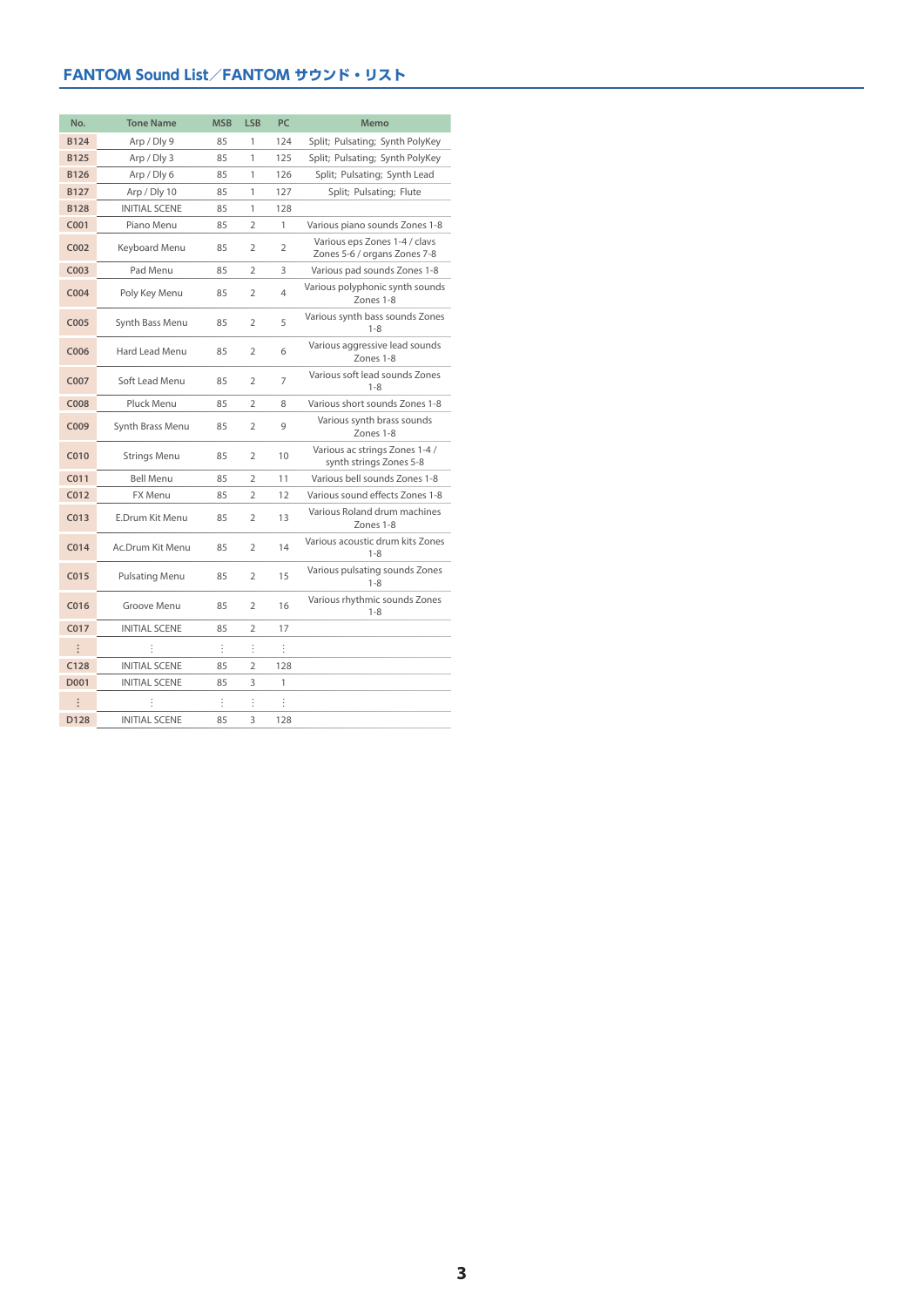## FANTOM Sound List／FANTOM サウンド・リスト

| No. | Tone Name | MSB | LSB | PC | Memo |
|---|---|---|---|---|---|
| B124 | Arp / Dly 9 | 85 | 1 | 124 | Split; Pulsating; Synth PolyKey |
| B125 | Arp / Dly 3 | 85 | 1 | 125 | Split; Pulsating; Synth PolyKey |
| B126 | Arp / Dly 6 | 85 | 1 | 126 | Split; Pulsating; Synth Lead |
| B127 | Arp / Dly 10 | 85 | 1 | 127 | Split; Pulsating; Flute |
| B128 | INITIAL SCENE | 85 | 1 | 128 | |
| C001 | Piano Menu | 85 | 2 | 1 | Various piano sounds Zones 1-8 |
| C002 | Keyboard Menu | 85 | 2 | 2 | Various eps Zones 1-4 / clavs Zones 5-6 / organs Zones 7-8 |
| C003 | Pad Menu | 85 | 2 | 3 | Various pad sounds Zones 1-8 |
| C004 | Poly Key Menu | 85 | 2 | 4 | Various polyphonic synth sounds Zones 1-8 |
| C005 | Synth Bass Menu | 85 | 2 | 5 | Various synth bass sounds Zones 1-8 |
| C006 | Hard Lead Menu | 85 | 2 | 6 | Various aggressive lead sounds Zones 1-8 |
| C007 | Soft Lead Menu | 85 | 2 | 7 | Various soft lead sounds Zones 1-8 |
| C008 | Pluck Menu | 85 | 2 | 8 | Various short sounds Zones 1-8 |
| C009 | Synth Brass Menu | 85 | 2 | 9 | Various synth brass sounds Zones 1-8 |
| C010 | Strings Menu | 85 | 2 | 10 | Various ac strings Zones 1-4 / synth strings Zones 5-8 |
| C011 | Bell Menu | 85 | 2 | 11 | Various bell sounds Zones 1-8 |
| C012 | FX Menu | 85 | 2 | 12 | Various sound effects Zones 1-8 |
| C013 | E.Drum Kit Menu | 85 | 2 | 13 | Various Roland drum machines Zones 1-8 |
| C014 | Ac.Drum Kit Menu | 85 | 2 | 14 | Various acoustic drum kits Zones 1-8 |
| C015 | Pulsating Menu | 85 | 2 | 15 | Various pulsating sounds Zones 1-8 |
| C016 | Groove Menu | 85 | 2 | 16 | Various rhythmic sounds Zones 1-8 |
| C017 | INITIAL SCENE | 85 | 2 | 17 | |
| ⋮ | ⋮ | ⋮ | ⋮ | ⋮ | |
| C128 | INITIAL SCENE | 85 | 2 | 128 | |
| D001 | INITIAL SCENE | 85 | 3 | 1 | |
| ⋮ | ⋮ | ⋮ | ⋮ | ⋮ | |
| D128 | INITIAL SCENE | 85 | 3 | 128 | |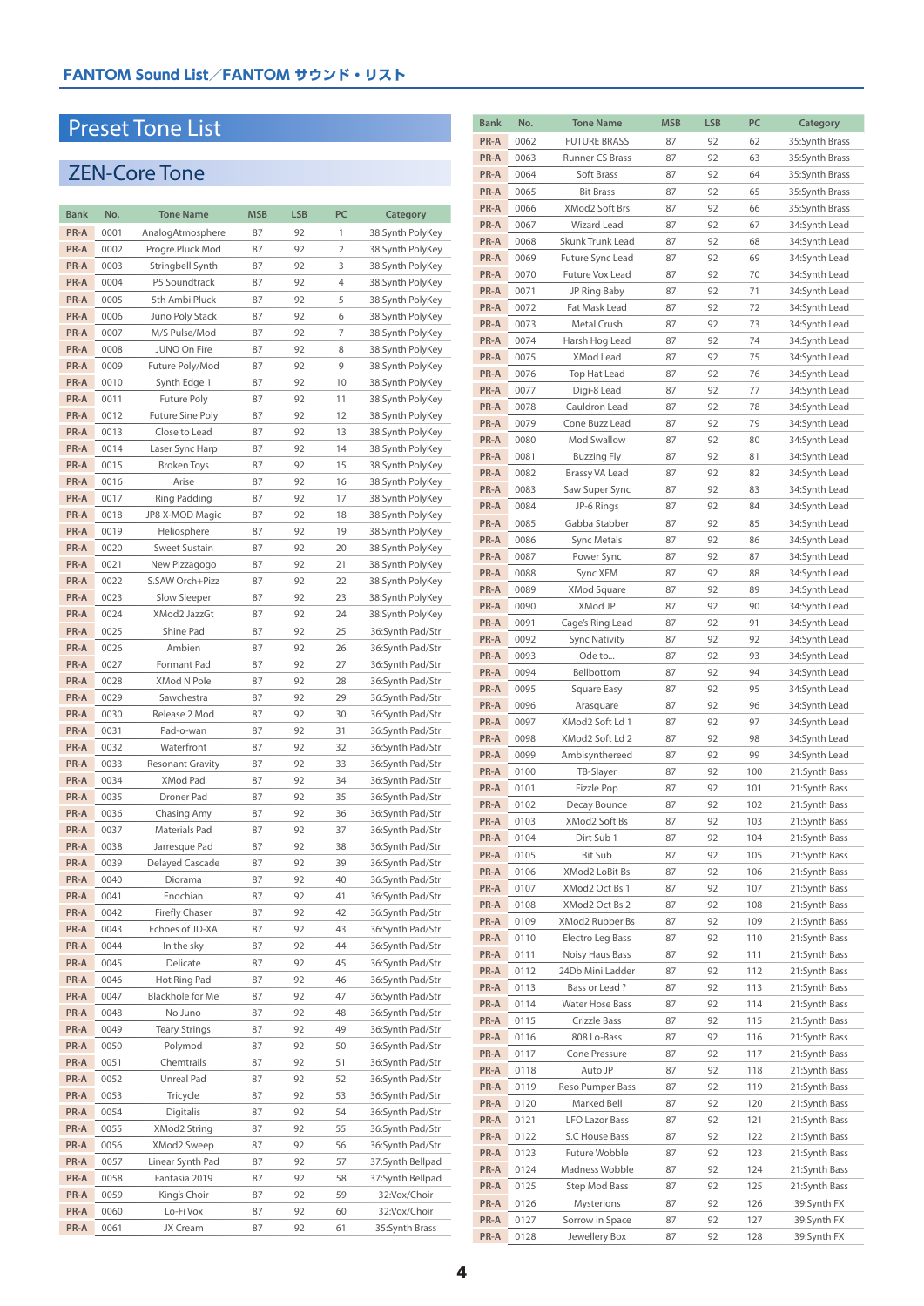# Preset Tone List

## ZEN-Core Tone

| Bank | No. | Tone Name | MSB | LSB | PC | Category |
|---|---|---|---|---|---|---|
| PR-A | 0001 | AnalogAtmosphere | 87 | 92 | 1 | 38:Synth PolyKey |
| PR-A | 0002 | Progre.Pluck Mod | 87 | 92 | 2 | 38:Synth PolyKey |
| PR-A | 0003 | Stringbell Synth | 87 | 92 | 3 | 38:Synth PolyKey |
| PR-A | 0004 | P5 Soundtrack | 87 | 92 | 4 | 38:Synth PolyKey |
| PR-A | 0005 | 5th Ambi Pluck | 87 | 92 | 5 | 38:Synth PolyKey |
| PR-A | 0006 | Juno Poly Stack | 87 | 92 | 6 | 38:Synth PolyKey |
| PR-A | 0007 | M/S Pulse/Mod | 87 | 92 | 7 | 38:Synth PolyKey |
| PR-A | 0008 | JUNO On Fire | 87 | 92 | 8 | 38:Synth PolyKey |
| PR-A | 0009 | Future Poly/Mod | 87 | 92 | 9 | 38:Synth PolyKey |
| PR-A | 0010 | Synth Edge 1 | 87 | 92 | 10 | 38:Synth PolyKey |
| PR-A | 0011 | Future Poly | 87 | 92 | 11 | 38:Synth PolyKey |
| PR-A | 0012 | Future Sine Poly | 87 | 92 | 12 | 38:Synth PolyKey |
| PR-A | 0013 | Close to Lead | 87 | 92 | 13 | 38:Synth PolyKey |
| PR-A | 0014 | Laser Sync Harp | 87 | 92 | 14 | 38:Synth PolyKey |
| PR-A | 0015 | Broken Toys | 87 | 92 | 15 | 38:Synth PolyKey |
| PR-A | 0016 | Arise | 87 | 92 | 16 | 38:Synth PolyKey |
| PR-A | 0017 | Ring Padding | 87 | 92 | 17 | 38:Synth PolyKey |
| PR-A | 0018 | JP8 X-MOD Magic | 87 | 92 | 18 | 38:Synth PolyKey |
| PR-A | 0019 | Heliosphere | 87 | 92 | 19 | 38:Synth PolyKey |
| PR-A | 0020 | Sweet Sustain | 87 | 92 | 20 | 38:Synth PolyKey |
| PR-A | 0021 | New Pizzagogo | 87 | 92 | 21 | 38:Synth PolyKey |
| PR-A | 0022 | S.SAW Orch+Pizz | 87 | 92 | 22 | 38:Synth PolyKey |
| PR-A | 0023 | Slow Sleeper | 87 | 92 | 23 | 38:Synth PolyKey |
| PR-A | 0024 | XMod2 JazzGt | 87 | 92 | 24 | 38:Synth PolyKey |
| PR-A | 0025 | Shine Pad | 87 | 92 | 25 | 36:Synth Pad/Str |
| PR-A | 0026 | Ambien | 87 | 92 | 26 | 36:Synth Pad/Str |
| PR-A | 0027 | Formant Pad | 87 | 92 | 27 | 36:Synth Pad/Str |
| PR-A | 0028 | XMod N Pole | 87 | 92 | 28 | 36:Synth Pad/Str |
| PR-A | 0029 | Sawchestra | 87 | 92 | 29 | 36:Synth Pad/Str |
| PR-A | 0030 | Release 2 Mod | 87 | 92 | 30 | 36:Synth Pad/Str |
| PR-A | 0031 | Pad-o-wan | 87 | 92 | 31 | 36:Synth Pad/Str |
| PR-A | 0032 | Waterfront | 87 | 92 | 32 | 36:Synth Pad/Str |
| PR-A | 0033 | Resonant Gravity | 87 | 92 | 33 | 36:Synth Pad/Str |
| PR-A | 0034 | XMod Pad | 87 | 92 | 34 | 36:Synth Pad/Str |
| PR-A | 0035 | Droner Pad | 87 | 92 | 35 | 36:Synth Pad/Str |
| PR-A | 0036 | Chasing Amy | 87 | 92 | 36 | 36:Synth Pad/Str |
| PR-A | 0037 | Materials Pad | 87 | 92 | 37 | 36:Synth Pad/Str |
| PR-A | 0038 | Jarresque Pad | 87 | 92 | 38 | 36:Synth Pad/Str |
| PR-A | 0039 | Delayed Cascade | 87 | 92 | 39 | 36:Synth Pad/Str |
| PR-A | 0040 | Diorama | 87 | 92 | 40 | 36:Synth Pad/Str |
| PR-A | 0041 | Enochian | 87 | 92 | 41 | 36:Synth Pad/Str |
| PR-A | 0042 | Firefly Chaser | 87 | 92 | 42 | 36:Synth Pad/Str |
| PR-A | 0043 | Echoes of JD-XA | 87 | 92 | 43 | 36:Synth Pad/Str |
| PR-A | 0044 | In the sky | 87 | 92 | 44 | 36:Synth Pad/Str |
| PR-A | 0045 | Delicate | 87 | 92 | 45 | 36:Synth Pad/Str |
| PR-A | 0046 | Hot Ring Pad | 87 | 92 | 46 | 36:Synth Pad/Str |
| PR-A | 0047 | Blackhole for Me | 87 | 92 | 47 | 36:Synth Pad/Str |
| PR-A | 0048 | No Juno | 87 | 92 | 48 | 36:Synth Pad/Str |
| PR-A | 0049 | Teary Strings | 87 | 92 | 49 | 36:Synth Pad/Str |
| PR-A | 0050 | Polymod | 87 | 92 | 50 | 36:Synth Pad/Str |
| PR-A | 0051 | Chemtrails | 87 | 92 | 51 | 36:Synth Pad/Str |
| PR-A | 0052 | Unreal Pad | 87 | 92 | 52 | 36:Synth Pad/Str |
| PR-A | 0053 | Tricycle | 87 | 92 | 53 | 36:Synth Pad/Str |
| PR-A | 0054 | Digitalis | 87 | 92 | 54 | 36:Synth Pad/Str |
| PR-A | 0055 | XMod2 String | 87 | 92 | 55 | 36:Synth Pad/Str |
| PR-A | 0056 | XMod2 Sweep | 87 | 92 | 56 | 36:Synth Pad/Str |
| PR-A | 0057 | Linear Synth Pad | 87 | 92 | 57 | 37:Synth Bellpad |
| PR-A | 0058 | Fantasia 2019 | 87 | 92 | 58 | 37:Synth Bellpad |
| PR-A | 0059 | King's Choir | 87 | 92 | 59 | 32:Vox/Choir |
| PR-A | 0060 | Lo-Fi Vox | 87 | 92 | 60 | 32:Vox/Choir |
| PR-A | 0061 | JX Cream | 87 | 92 | 61 | 35:Synth Brass |
| PR-A | 0062 | FUTURE BRASS | 87 | 92 | 62 | 35:Synth Brass |
| PR-A | 0063 | Runner CS Brass | 87 | 92 | 63 | 35:Synth Brass |
| PR-A | 0064 | Soft Brass | 87 | 92 | 64 | 35:Synth Brass |
| PR-A | 0065 | Bit Brass | 87 | 92 | 65 | 35:Synth Brass |
| PR-A | 0066 | XMod2 Soft Brs | 87 | 92 | 66 | 35:Synth Brass |
| PR-A | 0067 | Wizard Lead | 87 | 92 | 67 | 34:Synth Lead |
| PR-A | 0068 | Skunk Trunk Lead | 87 | 92 | 68 | 34:Synth Lead |
| PR-A | 0069 | Future Sync Lead | 87 | 92 | 69 | 34:Synth Lead |
| PR-A | 0070 | Future Vox Lead | 87 | 92 | 70 | 34:Synth Lead |
| PR-A | 0071 | JP Ring Baby | 87 | 92 | 71 | 34:Synth Lead |
| PR-A | 0072 | Fat Mask Lead | 87 | 92 | 72 | 34:Synth Lead |
| PR-A | 0073 | Metal Crush | 87 | 92 | 73 | 34:Synth Lead |
| PR-A | 0074 | Harsh Hog Lead | 87 | 92 | 74 | 34:Synth Lead |
| PR-A | 0075 | XMod Lead | 87 | 92 | 75 | 34:Synth Lead |
| PR-A | 0076 | Top Hat Lead | 87 | 92 | 76 | 34:Synth Lead |
| PR-A | 0077 | Digi-8 Lead | 87 | 92 | 77 | 34:Synth Lead |
| PR-A | 0078 | Cauldron Lead | 87 | 92 | 78 | 34:Synth Lead |
| PR-A | 0079 | Cone Buzz Lead | 87 | 92 | 79 | 34:Synth Lead |
| PR-A | 0080 | Mod Swallow | 87 | 92 | 80 | 34:Synth Lead |
| PR-A | 0081 | Buzzing Fly | 87 | 92 | 81 | 34:Synth Lead |
| PR-A | 0082 | Brassy VA Lead | 87 | 92 | 82 | 34:Synth Lead |
| PR-A | 0083 | Saw Super Sync | 87 | 92 | 83 | 34:Synth Lead |
| PR-A | 0084 | JP-6 Rings | 87 | 92 | 84 | 34:Synth Lead |
| PR-A | 0085 | Gabba Stabber | 87 | 92 | 85 | 34:Synth Lead |
| PR-A | 0086 | Sync Metals | 87 | 92 | 86 | 34:Synth Lead |
| PR-A | 0087 | Power Sync | 87 | 92 | 87 | 34:Synth Lead |
| PR-A | 0088 | Sync XFM | 87 | 92 | 88 | 34:Synth Lead |
| PR-A | 0089 | XMod Square | 87 | 92 | 89 | 34:Synth Lead |
| PR-A | 0090 | XMod JP | 87 | 92 | 90 | 34:Synth Lead |
| PR-A | 0091 | Cage's Ring Lead | 87 | 92 | 91 | 34:Synth Lead |
| PR-A | 0092 | Sync Nativity | 87 | 92 | 92 | 34:Synth Lead |
| PR-A | 0093 | Ode to... | 87 | 92 | 93 | 34:Synth Lead |
| PR-A | 0094 | Bellbottom | 87 | 92 | 94 | 34:Synth Lead |
| PR-A | 0095 | Square Easy | 87 | 92 | 95 | 34:Synth Lead |
| PR-A | 0096 | Arasquare | 87 | 92 | 96 | 34:Synth Lead |
| PR-A | 0097 | XMod2 Soft Ld 1 | 87 | 92 | 97 | 34:Synth Lead |
| PR-A | 0098 | XMod2 Soft Ld 2 | 87 | 92 | 98 | 34:Synth Lead |
| PR-A | 0099 | Ambisynthereed | 87 | 92 | 99 | 34:Synth Lead |
| PR-A | 0100 | TB-Slayer | 87 | 92 | 100 | 21:Synth Bass |
| PR-A | 0101 | Fizzle Pop | 87 | 92 | 101 | 21:Synth Bass |
| PR-A | 0102 | Decay Bounce | 87 | 92 | 102 | 21:Synth Bass |
| PR-A | 0103 | XMod2 Soft Bs | 87 | 92 | 103 | 21:Synth Bass |
| PR-A | 0104 | Dirt Sub 1 | 87 | 92 | 104 | 21:Synth Bass |
| PR-A | 0105 | Bit Sub | 87 | 92 | 105 | 21:Synth Bass |
| PR-A | 0106 | XMod2 LoBit Bs | 87 | 92 | 106 | 21:Synth Bass |
| PR-A | 0107 | XMod2 Oct Bs 1 | 87 | 92 | 107 | 21:Synth Bass |
| PR-A | 0108 | XMod2 Oct Bs 2 | 87 | 92 | 108 | 21:Synth Bass |
| PR-A | 0109 | XMod2 Rubber Bs | 87 | 92 | 109 | 21:Synth Bass |
| PR-A | 0110 | Electro Leg Bass | 87 | 92 | 110 | 21:Synth Bass |
| PR-A | 0111 | Noisy Haus Bass | 87 | 92 | 111 | 21:Synth Bass |
| PR-A | 0112 | 24Db Mini Ladder | 87 | 92 | 112 | 21:Synth Bass |
| PR-A | 0113 | Bass or Lead ? | 87 | 92 | 113 | 21:Synth Bass |
| PR-A | 0114 | Water Hose Bass | 87 | 92 | 114 | 21:Synth Bass |
| PR-A | 0115 | Crizzle Bass | 87 | 92 | 115 | 21:Synth Bass |
| PR-A | 0116 | 808 Lo-Bass | 87 | 92 | 116 | 21:Synth Bass |
| PR-A | 0117 | Cone Pressure | 87 | 92 | 117 | 21:Synth Bass |
| PR-A | 0118 | Auto JP | 87 | 92 | 118 | 21:Synth Bass |
| PR-A | 0119 | Reso Pumper Bass | 87 | 92 | 119 | 21:Synth Bass |
| PR-A | 0120 | Marked Bell | 87 | 92 | 120 | 21:Synth Bass |
| PR-A | 0121 | LFO Lazor Bass | 87 | 92 | 121 | 21:Synth Bass |
| PR-A | 0122 | S.C House Bass | 87 | 92 | 122 | 21:Synth Bass |
| PR-A | 0123 | Future Wobble | 87 | 92 | 123 | 21:Synth Bass |
| PR-A | 0124 | Madness Wobble | 87 | 92 | 124 | 21:Synth Bass |
| PR-A | 0125 | Step Mod Bass | 87 | 92 | 125 | 21:Synth Bass |
| PR-A | 0126 | Mysterions | 87 | 92 | 126 | 39:Synth FX |
| PR-A | 0127 | Sorrow in Space | 87 | 92 | 127 | 39:Synth FX |
| PR-A | 0128 | Jewellery Box | 87 | 92 | 128 | 39:Synth FX |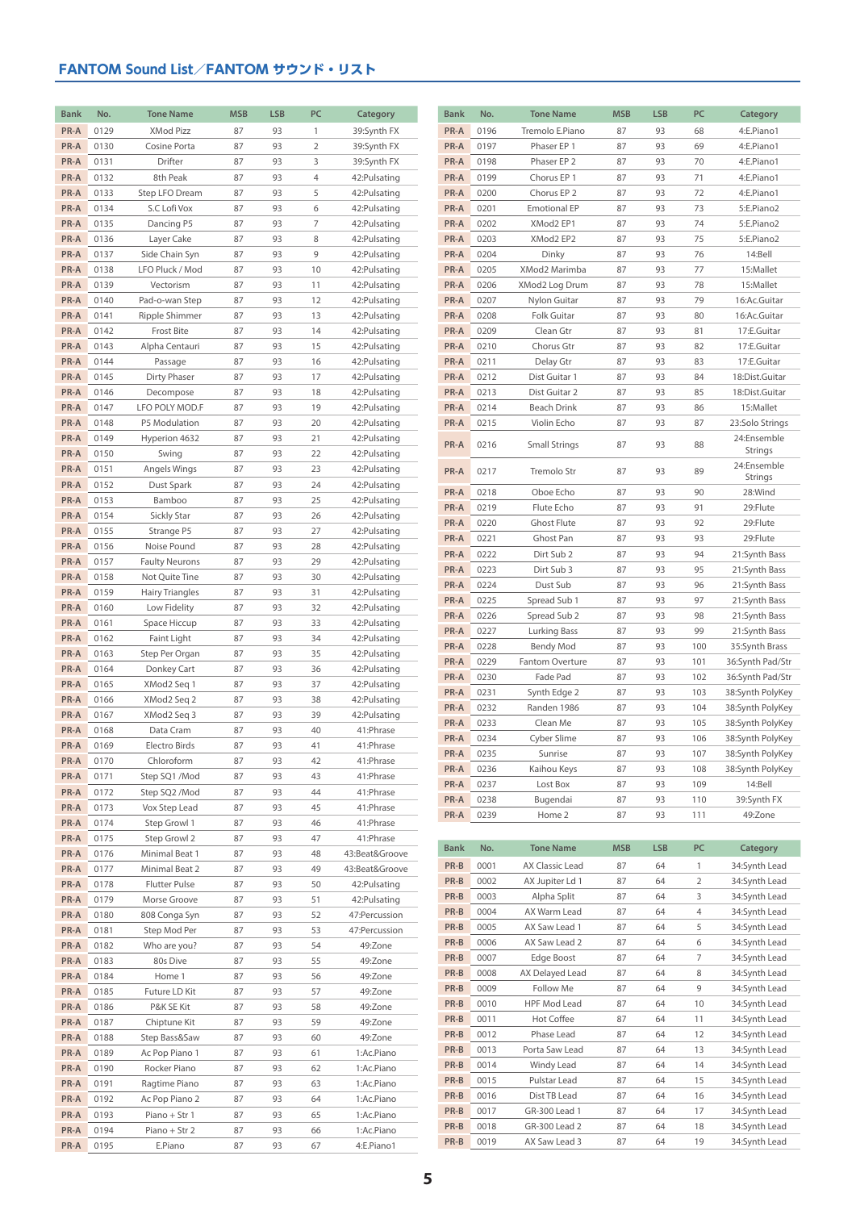## FANTOM Sound List／FANTOM サウンド・リスト

| Bank | No. | Tone Name | MSB | LSB | PC | Category |
|---|---|---|---|---|---|---|
| PR-A | 0129 | XMod Pizz | 87 | 93 | 1 | 39:Synth FX |
| PR-A | 0130 | Cosine Porta | 87 | 93 | 2 | 39:Synth FX |
| PR-A | 0131 | Drifter | 87 | 93 | 3 | 39:Synth FX |
| PR-A | 0132 | 8th Peak | 87 | 93 | 4 | 42:Pulsating |
| PR-A | 0133 | Step LFO Dream | 87 | 93 | 5 | 42:Pulsating |
| PR-A | 0134 | S.C Lofi Vox | 87 | 93 | 6 | 42:Pulsating |
| PR-A | 0135 | Dancing P5 | 87 | 93 | 7 | 42:Pulsating |
| PR-A | 0136 | Layer Cake | 87 | 93 | 8 | 42:Pulsating |
| PR-A | 0137 | Side Chain Syn | 87 | 93 | 9 | 42:Pulsating |
| PR-A | 0138 | LFO Pluck / Mod | 87 | 93 | 10 | 42:Pulsating |
| PR-A | 0139 | Vectorism | 87 | 93 | 11 | 42:Pulsating |
| PR-A | 0140 | Pad-o-wan Step | 87 | 93 | 12 | 42:Pulsating |
| PR-A | 0141 | Ripple Shimmer | 87 | 93 | 13 | 42:Pulsating |
| PR-A | 0142 | Frost Bite | 87 | 93 | 14 | 42:Pulsating |
| PR-A | 0143 | Alpha Centauri | 87 | 93 | 15 | 42:Pulsating |
| PR-A | 0144 | Passage | 87 | 93 | 16 | 42:Pulsating |
| PR-A | 0145 | Dirty Phaser | 87 | 93 | 17 | 42:Pulsating |
| PR-A | 0146 | Decompose | 87 | 93 | 18 | 42:Pulsating |
| PR-A | 0147 | LFO POLY MOD.F | 87 | 93 | 19 | 42:Pulsating |
| PR-A | 0148 | P5 Modulation | 87 | 93 | 20 | 42:Pulsating |
| PR-A | 0149 | Hyperion 4632 | 87 | 93 | 21 | 42:Pulsating |
| PR-A | 0150 | Swing | 87 | 93 | 22 | 42:Pulsating |
| PR-A | 0151 | Angels Wings | 87 | 93 | 23 | 42:Pulsating |
| PR-A | 0152 | Dust Spark | 87 | 93 | 24 | 42:Pulsating |
| PR-A | 0153 | Bamboo | 87 | 93 | 25 | 42:Pulsating |
| PR-A | 0154 | Sickly Star | 87 | 93 | 26 | 42:Pulsating |
| PR-A | 0155 | Strange P5 | 87 | 93 | 27 | 42:Pulsating |
| PR-A | 0156 | Noise Pound | 87 | 93 | 28 | 42:Pulsating |
| PR-A | 0157 | Faulty Neurons | 87 | 93 | 29 | 42:Pulsating |
| PR-A | 0158 | Not Quite Tine | 87 | 93 | 30 | 42:Pulsating |
| PR-A | 0159 | Hairy Triangles | 87 | 93 | 31 | 42:Pulsating |
| PR-A | 0160 | Low Fidelity | 87 | 93 | 32 | 42:Pulsating |
| PR-A | 0161 | Space Hiccup | 87 | 93 | 33 | 42:Pulsating |
| PR-A | 0162 | Faint Light | 87 | 93 | 34 | 42:Pulsating |
| PR-A | 0163 | Step Per Organ | 87 | 93 | 35 | 42:Pulsating |
| PR-A | 0164 | Donkey Cart | 87 | 93 | 36 | 42:Pulsating |
| PR-A | 0165 | XMod2 Seq 1 | 87 | 93 | 37 | 42:Pulsating |
| PR-A | 0166 | XMod2 Seq 2 | 87 | 93 | 38 | 42:Pulsating |
| PR-A | 0167 | XMod2 Seq 3 | 87 | 93 | 39 | 42:Pulsating |
| PR-A | 0168 | Data Cram | 87 | 93 | 40 | 41:Phrase |
| PR-A | 0169 | Electro Birds | 87 | 93 | 41 | 41:Phrase |
| PR-A | 0170 | Chloroform | 87 | 93 | 42 | 41:Phrase |
| PR-A | 0171 | Step SQ1 /Mod | 87 | 93 | 43 | 41:Phrase |
| PR-A | 0172 | Step SQ2 /Mod | 87 | 93 | 44 | 41:Phrase |
| PR-A | 0173 | Vox Step Lead | 87 | 93 | 45 | 41:Phrase |
| PR-A | 0174 | Step Growl 1 | 87 | 93 | 46 | 41:Phrase |
| PR-A | 0175 | Step Growl 2 | 87 | 93 | 47 | 41:Phrase |
| PR-A | 0176 | Minimal Beat 1 | 87 | 93 | 48 | 43:Beat&Groove |
| PR-A | 0177 | Minimal Beat 2 | 87 | 93 | 49 | 43:Beat&Groove |
| PR-A | 0178 | Flutter Pulse | 87 | 93 | 50 | 42:Pulsating |
| PR-A | 0179 | Morse Groove | 87 | 93 | 51 | 42:Pulsating |
| PR-A | 0180 | 808 Conga Syn | 87 | 93 | 52 | 47:Percussion |
| PR-A | 0181 | Step Mod Per | 87 | 93 | 53 | 47:Percussion |
| PR-A | 0182 | Who are you? | 87 | 93 | 54 | 49:Zone |
| PR-A | 0183 | 80s Dive | 87 | 93 | 55 | 49:Zone |
| PR-A | 0184 | Home 1 | 87 | 93 | 56 | 49:Zone |
| PR-A | 0185 | Future LD Kit | 87 | 93 | 57 | 49:Zone |
| PR-A | 0186 | P&K SE Kit | 87 | 93 | 58 | 49:Zone |
| PR-A | 0187 | Chiptune Kit | 87 | 93 | 59 | 49:Zone |
| PR-A | 0188 | Step Bass&Saw | 87 | 93 | 60 | 49:Zone |
| PR-A | 0189 | Ac Pop Piano 1 | 87 | 93 | 61 | 1:Ac.Piano |
| PR-A | 0190 | Rocker Piano | 87 | 93 | 62 | 1:Ac.Piano |
| PR-A | 0191 | Ragtime Piano | 87 | 93 | 63 | 1:Ac.Piano |
| PR-A | 0192 | Ac Pop Piano 2 | 87 | 93 | 64 | 1:Ac.Piano |
| PR-A | 0193 | Piano + Str 1 | 87 | 93 | 65 | 1:Ac.Piano |
| PR-A | 0194 | Piano + Str 2 | 87 | 93 | 66 | 1:Ac.Piano |
| PR-A | 0195 | E.Piano | 87 | 93 | 67 | 4:E.Piano1 |
| PR-A | 0196 | Tremolo E.Piano | 87 | 93 | 68 | 4:E.Piano1 |
| PR-A | 0197 | Phaser EP 1 | 87 | 93 | 69 | 4:E.Piano1 |
| PR-A | 0198 | Phaser EP 2 | 87 | 93 | 70 | 4:E.Piano1 |
| PR-A | 0199 | Chorus EP 1 | 87 | 93 | 71 | 4:E.Piano1 |
| PR-A | 0200 | Chorus EP 2 | 87 | 93 | 72 | 4:E.Piano1 |
| PR-A | 0201 | Emotional EP | 87 | 93 | 73 | 5:E.Piano2 |
| PR-A | 0202 | XMod2 EP1 | 87 | 93 | 74 | 5:E.Piano2 |
| PR-A | 0203 | XMod2 EP2 | 87 | 93 | 75 | 5:E.Piano2 |
| PR-A | 0204 | Dinky | 87 | 93 | 76 | 14:Bell |
| PR-A | 0205 | XMod2 Marimba | 87 | 93 | 77 | 15:Mallet |
| PR-A | 0206 | XMod2 Log Drum | 87 | 93 | 78 | 15:Mallet |
| PR-A | 0207 | Nylon Guitar | 87 | 93 | 79 | 16:Ac.Guitar |
| PR-A | 0208 | Folk Guitar | 87 | 93 | 80 | 16:Ac.Guitar |
| PR-A | 0209 | Clean Gtr | 87 | 93 | 81 | 17:E.Guitar |
| PR-A | 0210 | Chorus Gtr | 87 | 93 | 82 | 17:E.Guitar |
| PR-A | 0211 | Delay Gtr | 87 | 93 | 83 | 17:E.Guitar |
| PR-A | 0212 | Dist Guitar 1 | 87 | 93 | 84 | 18:Dist.Guitar |
| PR-A | 0213 | Dist Guitar 2 | 87 | 93 | 85 | 18:Dist.Guitar |
| PR-A | 0214 | Beach Drink | 87 | 93 | 86 | 15:Mallet |
| PR-A | 0215 | Violin Echo | 87 | 93 | 87 | 23:Solo Strings |
| PR-A | 0216 | Small Strings | 87 | 93 | 88 | 24:Ensemble Strings |
| PR-A | 0217 | Tremolo Str | 87 | 93 | 89 | 24:Ensemble Strings |
| PR-A | 0218 | Oboe Echo | 87 | 93 | 90 | 28:Wind |
| PR-A | 0219 | Flute Echo | 87 | 93 | 91 | 29:Flute |
| PR-A | 0220 | Ghost Flute | 87 | 93 | 92 | 29:Flute |
| PR-A | 0221 | Ghost Pan | 87 | 93 | 93 | 29:Flute |
| PR-A | 0222 | Dirt Sub 2 | 87 | 93 | 94 | 21:Synth Bass |
| PR-A | 0223 | Dirt Sub 3 | 87 | 93 | 95 | 21:Synth Bass |
| PR-A | 0224 | Dust Sub | 87 | 93 | 96 | 21:Synth Bass |
| PR-A | 0225 | Spread Sub 1 | 87 | 93 | 97 | 21:Synth Bass |
| PR-A | 0226 | Spread Sub 2 | 87 | 93 | 98 | 21:Synth Bass |
| PR-A | 0227 | Lurking Bass | 87 | 93 | 99 | 21:Synth Bass |
| PR-A | 0228 | Bendy Mod | 87 | 93 | 100 | 35:Synth Brass |
| PR-A | 0229 | Fantom Overture | 87 | 93 | 101 | 36:Synth Pad/Str |
| PR-A | 0230 | Fade Pad | 87 | 93 | 102 | 36:Synth Pad/Str |
| PR-A | 0231 | Synth Edge 2 | 87 | 93 | 103 | 38:Synth PolyKey |
| PR-A | 0232 | Randen 1986 | 87 | 93 | 104 | 38:Synth PolyKey |
| PR-A | 0233 | Clean Me | 87 | 93 | 105 | 38:Synth PolyKey |
| PR-A | 0234 | Cyber Slime | 87 | 93 | 106 | 38:Synth PolyKey |
| PR-A | 0235 | Sunrise | 87 | 93 | 107 | 38:Synth PolyKey |
| PR-A | 0236 | Kaihou Keys | 87 | 93 | 108 | 38:Synth PolyKey |
| PR-A | 0237 | Lost Box | 87 | 93 | 109 | 14:Bell |
| PR-A | 0238 | Bugendai | 87 | 93 | 110 | 39:Synth FX |
| PR-A | 0239 | Home 2 | 87 | 93 | 111 | 49:Zone |

| Bank | No. | Tone Name | MSB | LSB | PC | Category |
|---|---|---|---|---|---|---|
| PR-B | 0001 | AX Classic Lead | 87 | 64 | 1 | 34:Synth Lead |
| PR-B | 0002 | AX Jupiter Ld 1 | 87 | 64 | 2 | 34:Synth Lead |
| PR-B | 0003 | Alpha Split | 87 | 64 | 3 | 34:Synth Lead |
| PR-B | 0004 | AX Warm Lead | 87 | 64 | 4 | 34:Synth Lead |
| PR-B | 0005 | AX Saw Lead 1 | 87 | 64 | 5 | 34:Synth Lead |
| PR-B | 0006 | AX Saw Lead 2 | 87 | 64 | 6 | 34:Synth Lead |
| PR-B | 0007 | Edge Boost | 87 | 64 | 7 | 34:Synth Lead |
| PR-B | 0008 | AX Delayed Lead | 87 | 64 | 8 | 34:Synth Lead |
| PR-B | 0009 | Follow Me | 87 | 64 | 9 | 34:Synth Lead |
| PR-B | 0010 | HPF Mod Lead | 87 | 64 | 10 | 34:Synth Lead |
| PR-B | 0011 | Hot Coffee | 87 | 64 | 11 | 34:Synth Lead |
| PR-B | 0012 | Phase Lead | 87 | 64 | 12 | 34:Synth Lead |
| PR-B | 0013 | Porta Saw Lead | 87 | 64 | 13 | 34:Synth Lead |
| PR-B | 0014 | Windy Lead | 87 | 64 | 14 | 34:Synth Lead |
| PR-B | 0015 | Pulstar Lead | 87 | 64 | 15 | 34:Synth Lead |
| PR-B | 0016 | Dist TB Lead | 87 | 64 | 16 | 34:Synth Lead |
| PR-B | 0017 | GR-300 Lead 1 | 87 | 64 | 17 | 34:Synth Lead |
| PR-B | 0018 | GR-300 Lead 2 | 87 | 64 | 18 | 34:Synth Lead |
| PR-B | 0019 | AX Saw Lead 3 | 87 | 64 | 19 | 34:Synth Lead |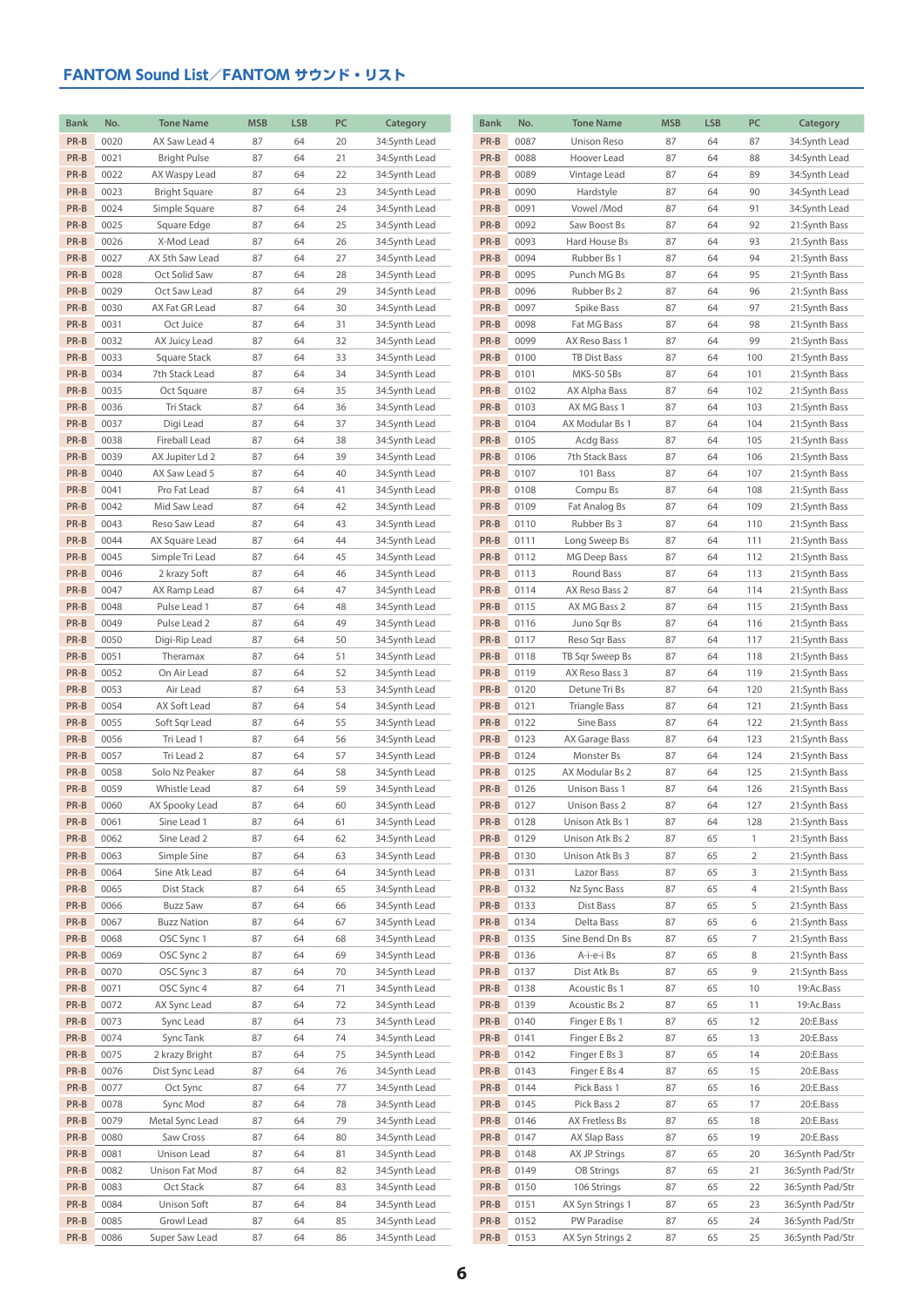## FANTOM Sound List／FANTOM サウンド・リスト

| Bank | No. | Tone Name | MSB | LSB | PC | Category |
|---|---|---|---|---|---|---|
| PR-B | 0020 | AX Saw Lead 4 | 87 | 64 | 20 | 34:Synth Lead |
| PR-B | 0021 | Bright Pulse | 87 | 64 | 21 | 34:Synth Lead |
| PR-B | 0022 | AX Waspy Lead | 87 | 64 | 22 | 34:Synth Lead |
| PR-B | 0023 | Bright Square | 87 | 64 | 23 | 34:Synth Lead |
| PR-B | 0024 | Simple Square | 87 | 64 | 24 | 34:Synth Lead |
| PR-B | 0025 | Square Edge | 87 | 64 | 25 | 34:Synth Lead |
| PR-B | 0026 | X-Mod Lead | 87 | 64 | 26 | 34:Synth Lead |
| PR-B | 0027 | AX 5th Saw Lead | 87 | 64 | 27 | 34:Synth Lead |
| PR-B | 0028 | Oct Solid Saw | 87 | 64 | 28 | 34:Synth Lead |
| PR-B | 0029 | Oct Saw Lead | 87 | 64 | 29 | 34:Synth Lead |
| PR-B | 0030 | AX Fat GR Lead | 87 | 64 | 30 | 34:Synth Lead |
| PR-B | 0031 | Oct Juice | 87 | 64 | 31 | 34:Synth Lead |
| PR-B | 0032 | AX Juicy Lead | 87 | 64 | 32 | 34:Synth Lead |
| PR-B | 0033 | Square Stack | 87 | 64 | 33 | 34:Synth Lead |
| PR-B | 0034 | 7th Stack Lead | 87 | 64 | 34 | 34:Synth Lead |
| PR-B | 0035 | Oct Square | 87 | 64 | 35 | 34:Synth Lead |
| PR-B | 0036 | Tri Stack | 87 | 64 | 36 | 34:Synth Lead |
| PR-B | 0037 | Digi Lead | 87 | 64 | 37 | 34:Synth Lead |
| PR-B | 0038 | Fireball Lead | 87 | 64 | 38 | 34:Synth Lead |
| PR-B | 0039 | AX Jupiter Ld 2 | 87 | 64 | 39 | 34:Synth Lead |
| PR-B | 0040 | AX Saw Lead 5 | 87 | 64 | 40 | 34:Synth Lead |
| PR-B | 0041 | Pro Fat Lead | 87 | 64 | 41 | 34:Synth Lead |
| PR-B | 0042 | Mid Saw Lead | 87 | 64 | 42 | 34:Synth Lead |
| PR-B | 0043 | Reso Saw Lead | 87 | 64 | 43 | 34:Synth Lead |
| PR-B | 0044 | AX Square Lead | 87 | 64 | 44 | 34:Synth Lead |
| PR-B | 0045 | Simple Tri Lead | 87 | 64 | 45 | 34:Synth Lead |
| PR-B | 0046 | 2 krazy Soft | 87 | 64 | 46 | 34:Synth Lead |
| PR-B | 0047 | AX Ramp Lead | 87 | 64 | 47 | 34:Synth Lead |
| PR-B | 0048 | Pulse Lead 1 | 87 | 64 | 48 | 34:Synth Lead |
| PR-B | 0049 | Pulse Lead 2 | 87 | 64 | 49 | 34:Synth Lead |
| PR-B | 0050 | Digi-Rip Lead | 87 | 64 | 50 | 34:Synth Lead |
| PR-B | 0051 | Theramax | 87 | 64 | 51 | 34:Synth Lead |
| PR-B | 0052 | On Air Lead | 87 | 64 | 52 | 34:Synth Lead |
| PR-B | 0053 | Air Lead | 87 | 64 | 53 | 34:Synth Lead |
| PR-B | 0054 | AX Soft Lead | 87 | 64 | 54 | 34:Synth Lead |
| PR-B | 0055 | Soft Sqr Lead | 87 | 64 | 55 | 34:Synth Lead |
| PR-B | 0056 | Tri Lead 1 | 87 | 64 | 56 | 34:Synth Lead |
| PR-B | 0057 | Tri Lead 2 | 87 | 64 | 57 | 34:Synth Lead |
| PR-B | 0058 | Solo Nz Peaker | 87 | 64 | 58 | 34:Synth Lead |
| PR-B | 0059 | Whistle Lead | 87 | 64 | 59 | 34:Synth Lead |
| PR-B | 0060 | AX Spooky Lead | 87 | 64 | 60 | 34:Synth Lead |
| PR-B | 0061 | Sine Lead 1 | 87 | 64 | 61 | 34:Synth Lead |
| PR-B | 0062 | Sine Lead 2 | 87 | 64 | 62 | 34:Synth Lead |
| PR-B | 0063 | Simple Sine | 87 | 64 | 63 | 34:Synth Lead |
| PR-B | 0064 | Sine Atk Lead | 87 | 64 | 64 | 34:Synth Lead |
| PR-B | 0065 | Dist Stack | 87 | 64 | 65 | 34:Synth Lead |
| PR-B | 0066 | Buzz Saw | 87 | 64 | 66 | 34:Synth Lead |
| PR-B | 0067 | Buzz Nation | 87 | 64 | 67 | 34:Synth Lead |
| PR-B | 0068 | OSC Sync 1 | 87 | 64 | 68 | 34:Synth Lead |
| PR-B | 0069 | OSC Sync 2 | 87 | 64 | 69 | 34:Synth Lead |
| PR-B | 0070 | OSC Sync 3 | 87 | 64 | 70 | 34:Synth Lead |
| PR-B | 0071 | OSC Sync 4 | 87 | 64 | 71 | 34:Synth Lead |
| PR-B | 0072 | AX Sync Lead | 87 | 64 | 72 | 34:Synth Lead |
| PR-B | 0073 | Sync Lead | 87 | 64 | 73 | 34:Synth Lead |
| PR-B | 0074 | Sync Tank | 87 | 64 | 74 | 34:Synth Lead |
| PR-B | 0075 | 2 krazy Bright | 87 | 64 | 75 | 34:Synth Lead |
| PR-B | 0076 | Dist Sync Lead | 87 | 64 | 76 | 34:Synth Lead |
| PR-B | 0077 | Oct Sync | 87 | 64 | 77 | 34:Synth Lead |
| PR-B | 0078 | Sync Mod | 87 | 64 | 78 | 34:Synth Lead |
| PR-B | 0079 | Metal Sync Lead | 87 | 64 | 79 | 34:Synth Lead |
| PR-B | 0080 | Saw Cross | 87 | 64 | 80 | 34:Synth Lead |
| PR-B | 0081 | Unison Lead | 87 | 64 | 81 | 34:Synth Lead |
| PR-B | 0082 | Unison Fat Mod | 87 | 64 | 82 | 34:Synth Lead |
| PR-B | 0083 | Oct Stack | 87 | 64 | 83 | 34:Synth Lead |
| PR-B | 0084 | Unison Soft | 87 | 64 | 84 | 34:Synth Lead |
| PR-B | 0085 | Growl Lead | 87 | 64 | 85 | 34:Synth Lead |
| PR-B | 0086 | Super Saw Lead | 87 | 64 | 86 | 34:Synth Lead |
| PR-B | 0087 | Unison Reso | 87 | 64 | 87 | 34:Synth Lead |
| PR-B | 0088 | Hoover Lead | 87 | 64 | 88 | 34:Synth Lead |
| PR-B | 0089 | Vintage Lead | 87 | 64 | 89 | 34:Synth Lead |
| PR-B | 0090 | Hardstyle | 87 | 64 | 90 | 34:Synth Lead |
| PR-B | 0091 | Vowel /Mod | 87 | 64 | 91 | 34:Synth Lead |
| PR-B | 0092 | Saw Boost Bs | 87 | 64 | 92 | 21:Synth Bass |
| PR-B | 0093 | Hard House Bs | 87 | 64 | 93 | 21:Synth Bass |
| PR-B | 0094 | Rubber Bs 1 | 87 | 64 | 94 | 21:Synth Bass |
| PR-B | 0095 | Punch MG Bs | 87 | 64 | 95 | 21:Synth Bass |
| PR-B | 0096 | Rubber Bs 2 | 87 | 64 | 96 | 21:Synth Bass |
| PR-B | 0097 | Spike Bass | 87 | 64 | 97 | 21:Synth Bass |
| PR-B | 0098 | Fat MG Bass | 87 | 64 | 98 | 21:Synth Bass |
| PR-B | 0099 | AX Reso Bass 1 | 87 | 64 | 99 | 21:Synth Bass |
| PR-B | 0100 | TB Dist Bass | 87 | 64 | 100 | 21:Synth Bass |
| PR-B | 0101 | MKS-50 SBs | 87 | 64 | 101 | 21:Synth Bass |
| PR-B | 0102 | AX Alpha Bass | 87 | 64 | 102 | 21:Synth Bass |
| PR-B | 0103 | AX MG Bass 1 | 87 | 64 | 103 | 21:Synth Bass |
| PR-B | 0104 | AX Modular Bs 1 | 87 | 64 | 104 | 21:Synth Bass |
| PR-B | 0105 | Acdg Bass | 87 | 64 | 105 | 21:Synth Bass |
| PR-B | 0106 | 7th Stack Bass | 87 | 64 | 106 | 21:Synth Bass |
| PR-B | 0107 | 101 Bass | 87 | 64 | 107 | 21:Synth Bass |
| PR-B | 0108 | Compu Bs | 87 | 64 | 108 | 21:Synth Bass |
| PR-B | 0109 | Fat Analog Bs | 87 | 64 | 109 | 21:Synth Bass |
| PR-B | 0110 | Rubber Bs 3 | 87 | 64 | 110 | 21:Synth Bass |
| PR-B | 0111 | Long Sweep Bs | 87 | 64 | 111 | 21:Synth Bass |
| PR-B | 0112 | MG Deep Bass | 87 | 64 | 112 | 21:Synth Bass |
| PR-B | 0113 | Round Bass | 87 | 64 | 113 | 21:Synth Bass |
| PR-B | 0114 | AX Reso Bass 2 | 87 | 64 | 114 | 21:Synth Bass |
| PR-B | 0115 | AX MG Bass 2 | 87 | 64 | 115 | 21:Synth Bass |
| PR-B | 0116 | Juno Sqr Bs | 87 | 64 | 116 | 21:Synth Bass |
| PR-B | 0117 | Reso Sqr Bass | 87 | 64 | 117 | 21:Synth Bass |
| PR-B | 0118 | TB Sqr Sweep Bs | 87 | 64 | 118 | 21:Synth Bass |
| PR-B | 0119 | AX Reso Bass 3 | 87 | 64 | 119 | 21:Synth Bass |
| PR-B | 0120 | Detune Tri Bs | 87 | 64 | 120 | 21:Synth Bass |
| PR-B | 0121 | Triangle Bass | 87 | 64 | 121 | 21:Synth Bass |
| PR-B | 0122 | Sine Bass | 87 | 64 | 122 | 21:Synth Bass |
| PR-B | 0123 | AX Garage Bass | 87 | 64 | 123 | 21:Synth Bass |
| PR-B | 0124 | Monster Bs | 87 | 64 | 124 | 21:Synth Bass |
| PR-B | 0125 | AX Modular Bs 2 | 87 | 64 | 125 | 21:Synth Bass |
| PR-B | 0126 | Unison Bass 1 | 87 | 64 | 126 | 21:Synth Bass |
| PR-B | 0127 | Unison Bass 2 | 87 | 64 | 127 | 21:Synth Bass |
| PR-B | 0128 | Unison Atk Bs 1 | 87 | 64 | 128 | 21:Synth Bass |
| PR-B | 0129 | Unison Atk Bs 2 | 87 | 65 | 1 | 21:Synth Bass |
| PR-B | 0130 | Unison Atk Bs 3 | 87 | 65 | 2 | 21:Synth Bass |
| PR-B | 0131 | Lazor Bass | 87 | 65 | 3 | 21:Synth Bass |
| PR-B | 0132 | Nz Sync Bass | 87 | 65 | 4 | 21:Synth Bass |
| PR-B | 0133 | Dist Bass | 87 | 65 | 5 | 21:Synth Bass |
| PR-B | 0134 | Delta Bass | 87 | 65 | 6 | 21:Synth Bass |
| PR-B | 0135 | Sine Bend Dn Bs | 87 | 65 | 7 | 21:Synth Bass |
| PR-B | 0136 | A-i-e-i Bs | 87 | 65 | 8 | 21:Synth Bass |
| PR-B | 0137 | Dist Atk Bs | 87 | 65 | 9 | 21:Synth Bass |
| PR-B | 0138 | Acoustic Bs 1 | 87 | 65 | 10 | 19:Ac.Bass |
| PR-B | 0139 | Acoustic Bs 2 | 87 | 65 | 11 | 19:Ac.Bass |
| PR-B | 0140 | Finger E Bs 1 | 87 | 65 | 12 | 20:E.Bass |
| PR-B | 0141 | Finger E Bs 2 | 87 | 65 | 13 | 20:E.Bass |
| PR-B | 0142 | Finger E Bs 3 | 87 | 65 | 14 | 20:E.Bass |
| PR-B | 0143 | Finger E Bs 4 | 87 | 65 | 15 | 20:E.Bass |
| PR-B | 0144 | Pick Bass 1 | 87 | 65 | 16 | 20:E.Bass |
| PR-B | 0145 | Pick Bass 2 | 87 | 65 | 17 | 20:E.Bass |
| PR-B | 0146 | AX Fretless Bs | 87 | 65 | 18 | 20:E.Bass |
| PR-B | 0147 | AX Slap Bass | 87 | 65 | 19 | 20:E.Bass |
| PR-B | 0148 | AX JP Strings | 87 | 65 | 20 | 36:Synth Pad/Str |
| PR-B | 0149 | OB Strings | 87 | 65 | 21 | 36:Synth Pad/Str |
| PR-B | 0150 | 106 Strings | 87 | 65 | 22 | 36:Synth Pad/Str |
| PR-B | 0151 | AX Syn Strings 1 | 87 | 65 | 23 | 36:Synth Pad/Str |
| PR-B | 0152 | PW Paradise | 87 | 65 | 24 | 36:Synth Pad/Str |
| PR-B | 0153 | AX Syn Strings 2 | 87 | 65 | 25 | 36:Synth Pad/Str |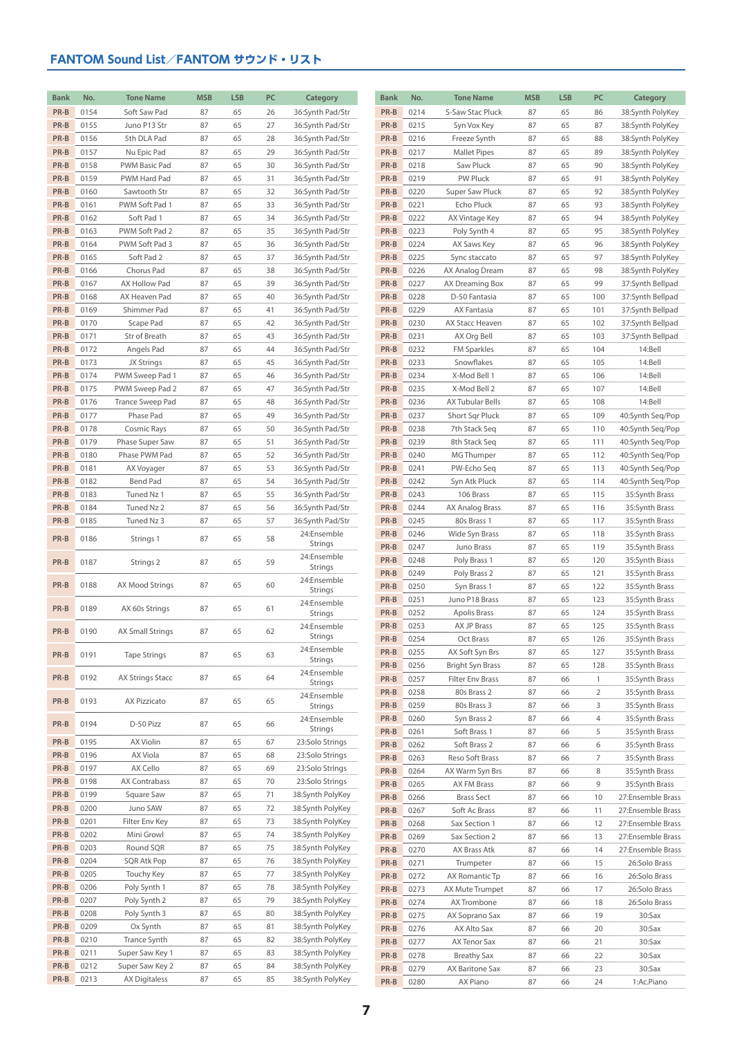## FANTOM Sound List／FANTOM サウンド・リスト

| Bank | No. | Tone Name | MSB | LSB | PC | Category |
|---|---|---|---|---|---|---|
| PR-B | 0154 | Soft Saw Pad | 87 | 65 | 26 | 36:Synth Pad/Str |
| PR-B | 0155 | Juno P13 Str | 87 | 65 | 27 | 36:Synth Pad/Str |
| PR-B | 0156 | 5th DLA Pad | 87 | 65 | 28 | 36:Synth Pad/Str |
| PR-B | 0157 | Nu Epic Pad | 87 | 65 | 29 | 36:Synth Pad/Str |
| PR-B | 0158 | PWM Basic Pad | 87 | 65 | 30 | 36:Synth Pad/Str |
| PR-B | 0159 | PWM Hard Pad | 87 | 65 | 31 | 36:Synth Pad/Str |
| PR-B | 0160 | Sawtooth Str | 87 | 65 | 32 | 36:Synth Pad/Str |
| PR-B | 0161 | PWM Soft Pad 1 | 87 | 65 | 33 | 36:Synth Pad/Str |
| PR-B | 0162 | Soft Pad 1 | 87 | 65 | 34 | 36:Synth Pad/Str |
| PR-B | 0163 | PWM Soft Pad 2 | 87 | 65 | 35 | 36:Synth Pad/Str |
| PR-B | 0164 | PWM Soft Pad 3 | 87 | 65 | 36 | 36:Synth Pad/Str |
| PR-B | 0165 | Soft Pad 2 | 87 | 65 | 37 | 36:Synth Pad/Str |
| PR-B | 0166 | Chorus Pad | 87 | 65 | 38 | 36:Synth Pad/Str |
| PR-B | 0167 | AX Hollow Pad | 87 | 65 | 39 | 36:Synth Pad/Str |
| PR-B | 0168 | AX Heaven Pad | 87 | 65 | 40 | 36:Synth Pad/Str |
| PR-B | 0169 | Shimmer Pad | 87 | 65 | 41 | 36:Synth Pad/Str |
| PR-B | 0170 | Scape Pad | 87 | 65 | 42 | 36:Synth Pad/Str |
| PR-B | 0171 | Str of Breath | 87 | 65 | 43 | 36:Synth Pad/Str |
| PR-B | 0172 | Angels Pad | 87 | 65 | 44 | 36:Synth Pad/Str |
| PR-B | 0173 | JX Strings | 87 | 65 | 45 | 36:Synth Pad/Str |
| PR-B | 0174 | PWM Sweep Pad 1 | 87 | 65 | 46 | 36:Synth Pad/Str |
| PR-B | 0175 | PWM Sweep Pad 2 | 87 | 65 | 47 | 36:Synth Pad/Str |
| PR-B | 0176 | Trance Sweep Pad | 87 | 65 | 48 | 36:Synth Pad/Str |
| PR-B | 0177 | Phase Pad | 87 | 65 | 49 | 36:Synth Pad/Str |
| PR-B | 0178 | Cosmic Rays | 87 | 65 | 50 | 36:Synth Pad/Str |
| PR-B | 0179 | Phase Super Saw | 87 | 65 | 51 | 36:Synth Pad/Str |
| PR-B | 0180 | Phase PWM Pad | 87 | 65 | 52 | 36:Synth Pad/Str |
| PR-B | 0181 | AX Voyager | 87 | 65 | 53 | 36:Synth Pad/Str |
| PR-B | 0182 | Bend Pad | 87 | 65 | 54 | 36:Synth Pad/Str |
| PR-B | 0183 | Tuned Nz 1 | 87 | 65 | 55 | 36:Synth Pad/Str |
| PR-B | 0184 | Tuned Nz 2 | 87 | 65 | 56 | 36:Synth Pad/Str |
| PR-B | 0185 | Tuned Nz 3 | 87 | 65 | 57 | 36:Synth Pad/Str |
| PR-B | 0186 | Strings 1 | 87 | 65 | 58 | 24:Ensemble Strings |
| PR-B | 0187 | Strings 2 | 87 | 65 | 59 | 24:Ensemble Strings |
| PR-B | 0188 | AX Mood Strings | 87 | 65 | 60 | 24:Ensemble Strings |
| PR-B | 0189 | AX 60s Strings | 87 | 65 | 61 | 24:Ensemble Strings |
| PR-B | 0190 | AX Small Strings | 87 | 65 | 62 | 24:Ensemble Strings |
| PR-B | 0191 | Tape Strings | 87 | 65 | 63 | 24:Ensemble Strings |
| PR-B | 0192 | AX Strings Stacc | 87 | 65 | 64 | 24:Ensemble Strings |
| PR-B | 0193 | AX Pizzicato | 87 | 65 | 65 | 24:Ensemble Strings |
| PR-B | 0194 | D-50 Pizz | 87 | 65 | 66 | 24:Ensemble Strings |
| PR-B | 0195 | AX Violin | 87 | 65 | 67 | 23:Solo Strings |
| PR-B | 0196 | AX Viola | 87 | 65 | 68 | 23:Solo Strings |
| PR-B | 0197 | AX Cello | 87 | 65 | 69 | 23:Solo Strings |
| PR-B | 0198 | AX Contrabass | 87 | 65 | 70 | 23:Solo Strings |
| PR-B | 0199 | Square Saw | 87 | 65 | 71 | 38:Synth PolyKey |
| PR-B | 0200 | Juno SAW | 87 | 65 | 72 | 38:Synth PolyKey |
| PR-B | 0201 | Filter Env Key | 87 | 65 | 73 | 38:Synth PolyKey |
| PR-B | 0202 | Mini Growl | 87 | 65 | 74 | 38:Synth PolyKey |
| PR-B | 0203 | Round SQR | 87 | 65 | 75 | 38:Synth PolyKey |
| PR-B | 0204 | SQR Atk Pop | 87 | 65 | 76 | 38:Synth PolyKey |
| PR-B | 0205 | Touchy Key | 87 | 65 | 77 | 38:Synth PolyKey |
| PR-B | 0206 | Poly Synth 1 | 87 | 65 | 78 | 38:Synth PolyKey |
| PR-B | 0207 | Poly Synth 2 | 87 | 65 | 79 | 38:Synth PolyKey |
| PR-B | 0208 | Poly Synth 3 | 87 | 65 | 80 | 38:Synth PolyKey |
| PR-B | 0209 | Ox Synth | 87 | 65 | 81 | 38:Synth PolyKey |
| PR-B | 0210 | Trance Synth | 87 | 65 | 82 | 38:Synth PolyKey |
| PR-B | 0211 | Super Saw Key 1 | 87 | 65 | 83 | 38:Synth PolyKey |
| PR-B | 0212 | Super Saw Key 2 | 87 | 65 | 84 | 38:Synth PolyKey |
| PR-B | 0213 | AX Digitaless | 87 | 65 | 85 | 38:Synth PolyKey |
| PR-B | 0214 | S-Saw Stac Pluck | 87 | 65 | 86 | 38:Synth PolyKey |
| PR-B | 0215 | Syn Vox Key | 87 | 65 | 87 | 38:Synth PolyKey |
| PR-B | 0216 | Freeze Synth | 87 | 65 | 88 | 38:Synth PolyKey |
| PR-B | 0217 | Mallet Pipes | 87 | 65 | 89 | 38:Synth PolyKey |
| PR-B | 0218 | Saw Pluck | 87 | 65 | 90 | 38:Synth PolyKey |
| PR-B | 0219 | PW Pluck | 87 | 65 | 91 | 38:Synth PolyKey |
| PR-B | 0220 | Super Saw Pluck | 87 | 65 | 92 | 38:Synth PolyKey |
| PR-B | 0221 | Echo Pluck | 87 | 65 | 93 | 38:Synth PolyKey |
| PR-B | 0222 | AX Vintage Key | 87 | 65 | 94 | 38:Synth PolyKey |
| PR-B | 0223 | Poly Synth 4 | 87 | 65 | 95 | 38:Synth PolyKey |
| PR-B | 0224 | AX Saws Key | 87 | 65 | 96 | 38:Synth PolyKey |
| PR-B | 0225 | Sync staccato | 87 | 65 | 97 | 38:Synth PolyKey |
| PR-B | 0226 | AX Analog Dream | 87 | 65 | 98 | 38:Synth PolyKey |
| PR-B | 0227 | AX Dreaming Box | 87 | 65 | 99 | 37:Synth Bellpad |
| PR-B | 0228 | D-50 Fantasia | 87 | 65 | 100 | 37:Synth Bellpad |
| PR-B | 0229 | AX Fantasia | 87 | 65 | 101 | 37:Synth Bellpad |
| PR-B | 0230 | AX Stacc Heaven | 87 | 65 | 102 | 37:Synth Bellpad |
| PR-B | 0231 | AX Org Bell | 87 | 65 | 103 | 37:Synth Bellpad |
| PR-B | 0232 | FM Sparkles | 87 | 65 | 104 | 14:Bell |
| PR-B | 0233 | Snowflakes | 87 | 65 | 105 | 14:Bell |
| PR-B | 0234 | X-Mod Bell 1 | 87 | 65 | 106 | 14:Bell |
| PR-B | 0235 | X-Mod Bell 2 | 87 | 65 | 107 | 14:Bell |
| PR-B | 0236 | AX Tubular Bells | 87 | 65 | 108 | 14:Bell |
| PR-B | 0237 | Short Sqr Pluck | 87 | 65 | 109 | 40:Synth Seq/Pop |
| PR-B | 0238 | 7th Stack Seq | 87 | 65 | 110 | 40:Synth Seq/Pop |
| PR-B | 0239 | 8th Stack Seq | 87 | 65 | 111 | 40:Synth Seq/Pop |
| PR-B | 0240 | MG Thumper | 87 | 65 | 112 | 40:Synth Seq/Pop |
| PR-B | 0241 | PW-Echo Seq | 87 | 65 | 113 | 40:Synth Seq/Pop |
| PR-B | 0242 | Syn Atk Pluck | 87 | 65 | 114 | 40:Synth Seq/Pop |
| PR-B | 0243 | 106 Brass | 87 | 65 | 115 | 35:Synth Brass |
| PR-B | 0244 | AX Analog Brass | 87 | 65 | 116 | 35:Synth Brass |
| PR-B | 0245 | 80s Brass 1 | 87 | 65 | 117 | 35:Synth Brass |
| PR-B | 0246 | Wide Syn Brass | 87 | 65 | 118 | 35:Synth Brass |
| PR-B | 0247 | Juno Brass | 87 | 65 | 119 | 35:Synth Brass |
| PR-B | 0248 | Poly Brass 1 | 87 | 65 | 120 | 35:Synth Brass |
| PR-B | 0249 | Poly Brass 2 | 87 | 65 | 121 | 35:Synth Brass |
| PR-B | 0250 | Syn Brass 1 | 87 | 65 | 122 | 35:Synth Brass |
| PR-B | 0251 | Juno P18 Brass | 87 | 65 | 123 | 35:Synth Brass |
| PR-B | 0252 | Apolis Brass | 87 | 65 | 124 | 35:Synth Brass |
| PR-B | 0253 | AX JP Brass | 87 | 65 | 125 | 35:Synth Brass |
| PR-B | 0254 | Oct Brass | 87 | 65 | 126 | 35:Synth Brass |
| PR-B | 0255 | AX Soft Syn Brs | 87 | 65 | 127 | 35:Synth Brass |
| PR-B | 0256 | Bright Syn Brass | 87 | 65 | 128 | 35:Synth Brass |
| PR-B | 0257 | Filter Env Brass | 87 | 66 | 1 | 35:Synth Brass |
| PR-B | 0258 | 80s Brass 2 | 87 | 66 | 2 | 35:Synth Brass |
| PR-B | 0259 | 80s Brass 3 | 87 | 66 | 3 | 35:Synth Brass |
| PR-B | 0260 | Syn Brass 2 | 87 | 66 | 4 | 35:Synth Brass |
| PR-B | 0261 | Soft Brass 1 | 87 | 66 | 5 | 35:Synth Brass |
| PR-B | 0262 | Soft Brass 2 | 87 | 66 | 6 | 35:Synth Brass |
| PR-B | 0263 | Reso Soft Brass | 87 | 66 | 7 | 35:Synth Brass |
| PR-B | 0264 | AX Warm Syn Brs | 87 | 66 | 8 | 35:Synth Brass |
| PR-B | 0265 | AX FM Brass | 87 | 66 | 9 | 35:Synth Brass |
| PR-B | 0266 | Brass Sect | 87 | 66 | 10 | 27:Ensemble Brass |
| PR-B | 0267 | Soft Ac Brass | 87 | 66 | 11 | 27:Ensemble Brass |
| PR-B | 0268 | Sax Section 1 | 87 | 66 | 12 | 27:Ensemble Brass |
| PR-B | 0269 | Sax Section 2 | 87 | 66 | 13 | 27:Ensemble Brass |
| PR-B | 0270 | AX Brass Atk | 87 | 66 | 14 | 27:Ensemble Brass |
| PR-B | 0271 | Trumpeter | 87 | 66 | 15 | 26:Solo Brass |
| PR-B | 0272 | AX Romantic Tp | 87 | 66 | 16 | 26:Solo Brass |
| PR-B | 0273 | AX Mute Trumpet | 87 | 66 | 17 | 26:Solo Brass |
| PR-B | 0274 | AX Trombone | 87 | 66 | 18 | 26:Solo Brass |
| PR-B | 0275 | AX Soprano Sax | 87 | 66 | 19 | 30:Sax |
| PR-B | 0276 | AX Alto Sax | 87 | 66 | 20 | 30:Sax |
| PR-B | 0277 | AX Tenor Sax | 87 | 66 | 21 | 30:Sax |
| PR-B | 0278 | Breathy Sax | 87 | 66 | 22 | 30:Sax |
| PR-B | 0279 | AX Baritone Sax | 87 | 66 | 23 | 30:Sax |
| PR-B | 0280 | AX Piano | 87 | 66 | 24 | 1:Ac.Piano |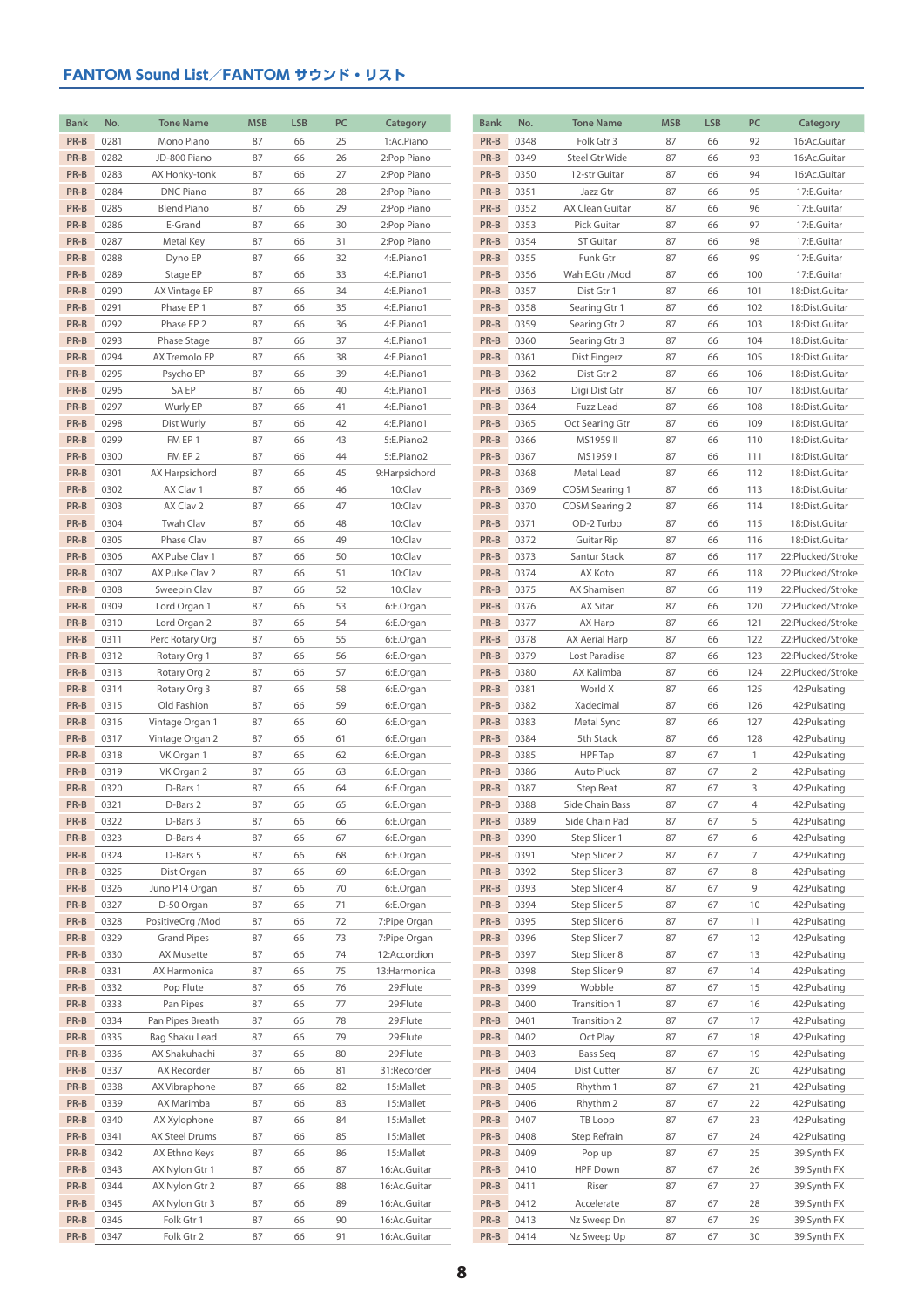## FANTOM Sound List／FANTOM サウンド・リスト

| Bank | No. | Tone Name | MSB | LSB | PC | Category |
|---|---|---|---|---|---|---|
| PR-B | 0281 | Mono Piano | 87 | 66 | 25 | 1:Ac.Piano |
| PR-B | 0282 | JD-800 Piano | 87 | 66 | 26 | 2:Pop Piano |
| PR-B | 0283 | AX Honky-tonk | 87 | 66 | 27 | 2:Pop Piano |
| PR-B | 0284 | DNC Piano | 87 | 66 | 28 | 2:Pop Piano |
| PR-B | 0285 | Blend Piano | 87 | 66 | 29 | 2:Pop Piano |
| PR-B | 0286 | E-Grand | 87 | 66 | 30 | 2:Pop Piano |
| PR-B | 0287 | Metal Key | 87 | 66 | 31 | 2:Pop Piano |
| PR-B | 0288 | Dyno EP | 87 | 66 | 32 | 4:E.Piano1 |
| PR-B | 0289 | Stage EP | 87 | 66 | 33 | 4:E.Piano1 |
| PR-B | 0290 | AX Vintage EP | 87 | 66 | 34 | 4:E.Piano1 |
| PR-B | 0291 | Phase EP 1 | 87 | 66 | 35 | 4:E.Piano1 |
| PR-B | 0292 | Phase EP 2 | 87 | 66 | 36 | 4:E.Piano1 |
| PR-B | 0293 | Phase Stage | 87 | 66 | 37 | 4:E.Piano1 |
| PR-B | 0294 | AX Tremolo EP | 87 | 66 | 38 | 4:E.Piano1 |
| PR-B | 0295 | Psycho EP | 87 | 66 | 39 | 4:E.Piano1 |
| PR-B | 0296 | SA EP | 87 | 66 | 40 | 4:E.Piano1 |
| PR-B | 0297 | Wurly EP | 87 | 66 | 41 | 4:E.Piano1 |
| PR-B | 0298 | Dist Wurly | 87 | 66 | 42 | 4:E.Piano1 |
| PR-B | 0299 | FM EP 1 | 87 | 66 | 43 | 5:E.Piano2 |
| PR-B | 0300 | FM EP 2 | 87 | 66 | 44 | 5:E.Piano2 |
| PR-B | 0301 | AX Harpsichord | 87 | 66 | 45 | 9:Harpsichord |
| PR-B | 0302 | AX Clav 1 | 87 | 66 | 46 | 10:Clav |
| PR-B | 0303 | AX Clav 2 | 87 | 66 | 47 | 10:Clav |
| PR-B | 0304 | Twah Clav | 87 | 66 | 48 | 10:Clav |
| PR-B | 0305 | Phase Clav | 87 | 66 | 49 | 10:Clav |
| PR-B | 0306 | AX Pulse Clav 1 | 87 | 66 | 50 | 10:Clav |
| PR-B | 0307 | AX Pulse Clav 2 | 87 | 66 | 51 | 10:Clav |
| PR-B | 0308 | Sweepin Clav | 87 | 66 | 52 | 10:Clav |
| PR-B | 0309 | Lord Organ 1 | 87 | 66 | 53 | 6:E.Organ |
| PR-B | 0310 | Lord Organ 2 | 87 | 66 | 54 | 6:E.Organ |
| PR-B | 0311 | Perc Rotary Org | 87 | 66 | 55 | 6:E.Organ |
| PR-B | 0312 | Rotary Org 1 | 87 | 66 | 56 | 6:E.Organ |
| PR-B | 0313 | Rotary Org 2 | 87 | 66 | 57 | 6:E.Organ |
| PR-B | 0314 | Rotary Org 3 | 87 | 66 | 58 | 6:E.Organ |
| PR-B | 0315 | Old Fashion | 87 | 66 | 59 | 6:E.Organ |
| PR-B | 0316 | Vintage Organ 1 | 87 | 66 | 60 | 6:E.Organ |
| PR-B | 0317 | Vintage Organ 2 | 87 | 66 | 61 | 6:E.Organ |
| PR-B | 0318 | VK Organ 1 | 87 | 66 | 62 | 6:E.Organ |
| PR-B | 0319 | VK Organ 2 | 87 | 66 | 63 | 6:E.Organ |
| PR-B | 0320 | D-Bars 1 | 87 | 66 | 64 | 6:E.Organ |
| PR-B | 0321 | D-Bars 2 | 87 | 66 | 65 | 6:E.Organ |
| PR-B | 0322 | D-Bars 3 | 87 | 66 | 66 | 6:E.Organ |
| PR-B | 0323 | D-Bars 4 | 87 | 66 | 67 | 6:E.Organ |
| PR-B | 0324 | D-Bars 5 | 87 | 66 | 68 | 6:E.Organ |
| PR-B | 0325 | Dist Organ | 87 | 66 | 69 | 6:E.Organ |
| PR-B | 0326 | Juno P14 Organ | 87 | 66 | 70 | 6:E.Organ |
| PR-B | 0327 | D-50 Organ | 87 | 66 | 71 | 6:E.Organ |
| PR-B | 0328 | PositiveOrg /Mod | 87 | 66 | 72 | 7:Pipe Organ |
| PR-B | 0329 | Grand Pipes | 87 | 66 | 73 | 7:Pipe Organ |
| PR-B | 0330 | AX Musette | 87 | 66 | 74 | 12:Accordion |
| PR-B | 0331 | AX Harmonica | 87 | 66 | 75 | 13:Harmonica |
| PR-B | 0332 | Pop Flute | 87 | 66 | 76 | 29:Flute |
| PR-B | 0333 | Pan Pipes | 87 | 66 | 77 | 29:Flute |
| PR-B | 0334 | Pan Pipes Breath | 87 | 66 | 78 | 29:Flute |
| PR-B | 0335 | Bag Shaku Lead | 87 | 66 | 79 | 29:Flute |
| PR-B | 0336 | AX Shakuhachi | 87 | 66 | 80 | 29:Flute |
| PR-B | 0337 | AX Recorder | 87 | 66 | 81 | 31:Recorder |
| PR-B | 0338 | AX Vibraphone | 87 | 66 | 82 | 15:Mallet |
| PR-B | 0339 | AX Marimba | 87 | 66 | 83 | 15:Mallet |
| PR-B | 0340 | AX Xylophone | 87 | 66 | 84 | 15:Mallet |
| PR-B | 0341 | AX Steel Drums | 87 | 66 | 85 | 15:Mallet |
| PR-B | 0342 | AX Ethno Keys | 87 | 66 | 86 | 15:Mallet |
| PR-B | 0343 | AX Nylon Gtr 1 | 87 | 66 | 87 | 16:Ac.Guitar |
| PR-B | 0344 | AX Nylon Gtr 2 | 87 | 66 | 88 | 16:Ac.Guitar |
| PR-B | 0345 | AX Nylon Gtr 3 | 87 | 66 | 89 | 16:Ac.Guitar |
| PR-B | 0346 | Folk Gtr 1 | 87 | 66 | 90 | 16:Ac.Guitar |
| PR-B | 0347 | Folk Gtr 2 | 87 | 66 | 91 | 16:Ac.Guitar |
| PR-B | 0348 | Folk Gtr 3 | 87 | 66 | 92 | 16:Ac.Guitar |
| PR-B | 0349 | Steel Gtr Wide | 87 | 66 | 93 | 16:Ac.Guitar |
| PR-B | 0350 | 12-str Guitar | 87 | 66 | 94 | 16:Ac.Guitar |
| PR-B | 0351 | Jazz Gtr | 87 | 66 | 95 | 17:E.Guitar |
| PR-B | 0352 | AX Clean Guitar | 87 | 66 | 96 | 17:E.Guitar |
| PR-B | 0353 | Pick Guitar | 87 | 66 | 97 | 17:E.Guitar |
| PR-B | 0354 | ST Guitar | 87 | 66 | 98 | 17:E.Guitar |
| PR-B | 0355 | Funk Gtr | 87 | 66 | 99 | 17:E.Guitar |
| PR-B | 0356 | Wah E.Gtr /Mod | 87 | 66 | 100 | 17:E.Guitar |
| PR-B | 0357 | Dist Gtr 1 | 87 | 66 | 101 | 18:Dist.Guitar |
| PR-B | 0358 | Searing Gtr 1 | 87 | 66 | 102 | 18:Dist.Guitar |
| PR-B | 0359 | Searing Gtr 2 | 87 | 66 | 103 | 18:Dist.Guitar |
| PR-B | 0360 | Searing Gtr 3 | 87 | 66 | 104 | 18:Dist.Guitar |
| PR-B | 0361 | Dist Fingerz | 87 | 66 | 105 | 18:Dist.Guitar |
| PR-B | 0362 | Dist Gtr 2 | 87 | 66 | 106 | 18:Dist.Guitar |
| PR-B | 0363 | Digi Dist Gtr | 87 | 66 | 107 | 18:Dist.Guitar |
| PR-B | 0364 | Fuzz Lead | 87 | 66 | 108 | 18:Dist.Guitar |
| PR-B | 0365 | Oct Searing Gtr | 87 | 66 | 109 | 18:Dist.Guitar |
| PR-B | 0366 | MS1959 II | 87 | 66 | 110 | 18:Dist.Guitar |
| PR-B | 0367 | MS1959 I | 87 | 66 | 111 | 18:Dist.Guitar |
| PR-B | 0368 | Metal Lead | 87 | 66 | 112 | 18:Dist.Guitar |
| PR-B | 0369 | COSM Searing 1 | 87 | 66 | 113 | 18:Dist.Guitar |
| PR-B | 0370 | COSM Searing 2 | 87 | 66 | 114 | 18:Dist.Guitar |
| PR-B | 0371 | OD-2 Turbo | 87 | 66 | 115 | 18:Dist.Guitar |
| PR-B | 0372 | Guitar Rip | 87 | 66 | 116 | 18:Dist.Guitar |
| PR-B | 0373 | Santur Stack | 87 | 66 | 117 | 22:Plucked/Stroke |
| PR-B | 0374 | AX Koto | 87 | 66 | 118 | 22:Plucked/Stroke |
| PR-B | 0375 | AX Shamisen | 87 | 66 | 119 | 22:Plucked/Stroke |
| PR-B | 0376 | AX Sitar | 87 | 66 | 120 | 22:Plucked/Stroke |
| PR-B | 0377 | AX Harp | 87 | 66 | 121 | 22:Plucked/Stroke |
| PR-B | 0378 | AX Aerial Harp | 87 | 66 | 122 | 22:Plucked/Stroke |
| PR-B | 0379 | Lost Paradise | 87 | 66 | 123 | 22:Plucked/Stroke |
| PR-B | 0380 | AX Kalimba | 87 | 66 | 124 | 22:Plucked/Stroke |
| PR-B | 0381 | World X | 87 | 66 | 125 | 42:Pulsating |
| PR-B | 0382 | Xadecimal | 87 | 66 | 126 | 42:Pulsating |
| PR-B | 0383 | Metal Sync | 87 | 66 | 127 | 42:Pulsating |
| PR-B | 0384 | 5th Stack | 87 | 66 | 128 | 42:Pulsating |
| PR-B | 0385 | HPF Tap | 87 | 67 | 1 | 42:Pulsating |
| PR-B | 0386 | Auto Pluck | 87 | 67 | 2 | 42:Pulsating |
| PR-B | 0387 | Step Beat | 87 | 67 | 3 | 42:Pulsating |
| PR-B | 0388 | Side Chain Bass | 87 | 67 | 4 | 42:Pulsating |
| PR-B | 0389 | Side Chain Pad | 87 | 67 | 5 | 42:Pulsating |
| PR-B | 0390 | Step Slicer 1 | 87 | 67 | 6 | 42:Pulsating |
| PR-B | 0391 | Step Slicer 2 | 87 | 67 | 7 | 42:Pulsating |
| PR-B | 0392 | Step Slicer 3 | 87 | 67 | 8 | 42:Pulsating |
| PR-B | 0393 | Step Slicer 4 | 87 | 67 | 9 | 42:Pulsating |
| PR-B | 0394 | Step Slicer 5 | 87 | 67 | 10 | 42:Pulsating |
| PR-B | 0395 | Step Slicer 6 | 87 | 67 | 11 | 42:Pulsating |
| PR-B | 0396 | Step Slicer 7 | 87 | 67 | 12 | 42:Pulsating |
| PR-B | 0397 | Step Slicer 8 | 87 | 67 | 13 | 42:Pulsating |
| PR-B | 0398 | Step Slicer 9 | 87 | 67 | 14 | 42:Pulsating |
| PR-B | 0399 | Wobble | 87 | 67 | 15 | 42:Pulsating |
| PR-B | 0400 | Transition 1 | 87 | 67 | 16 | 42:Pulsating |
| PR-B | 0401 | Transition 2 | 87 | 67 | 17 | 42:Pulsating |
| PR-B | 0402 | Oct Play | 87 | 67 | 18 | 42:Pulsating |
| PR-B | 0403 | Bass Seq | 87 | 67 | 19 | 42:Pulsating |
| PR-B | 0404 | Dist Cutter | 87 | 67 | 20 | 42:Pulsating |
| PR-B | 0405 | Rhythm 1 | 87 | 67 | 21 | 42:Pulsating |
| PR-B | 0406 | Rhythm 2 | 87 | 67 | 22 | 42:Pulsating |
| PR-B | 0407 | TB Loop | 87 | 67 | 23 | 42:Pulsating |
| PR-B | 0408 | Step Refrain | 87 | 67 | 24 | 42:Pulsating |
| PR-B | 0409 | Pop up | 87 | 67 | 25 | 39:Synth FX |
| PR-B | 0410 | HPF Down | 87 | 67 | 26 | 39:Synth FX |
| PR-B | 0411 | Riser | 87 | 67 | 27 | 39:Synth FX |
| PR-B | 0412 | Accelerate | 87 | 67 | 28 | 39:Synth FX |
| PR-B | 0413 | Nz Sweep Dn | 87 | 67 | 29 | 39:Synth FX |
| PR-B | 0414 | Nz Sweep Up | 87 | 67 | 30 | 39:Synth FX |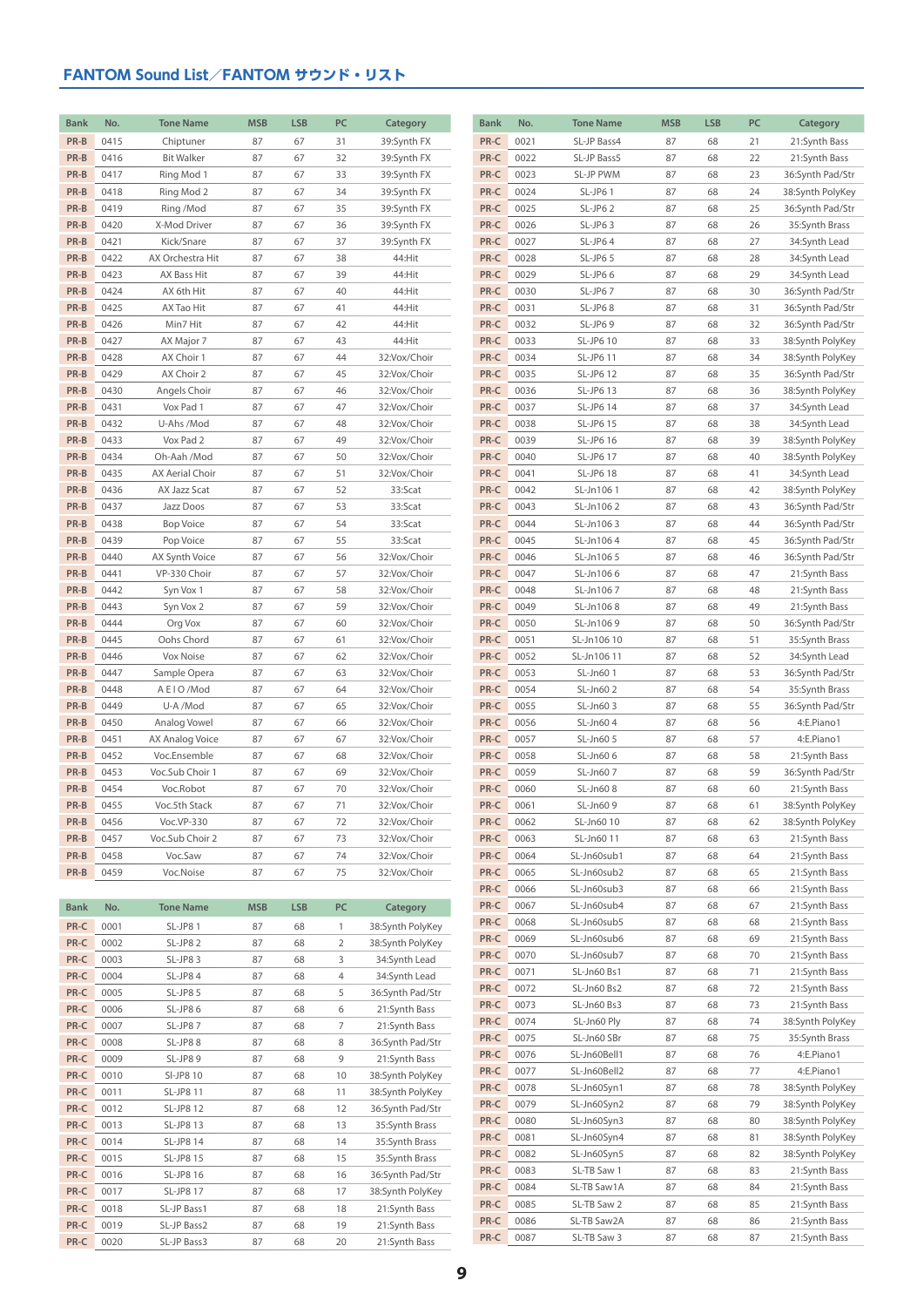## FANTOM Sound List／FANTOM サウンド・リスト

| Bank | No. | Tone Name | MSB | LSB | PC | Category |
|---|---|---|---|---|---|---|
| PR-B | 0415 | Chiptuner | 87 | 67 | 31 | 39:Synth FX |
| PR-B | 0416 | Bit Walker | 87 | 67 | 32 | 39:Synth FX |
| PR-B | 0417 | Ring Mod 1 | 87 | 67 | 33 | 39:Synth FX |
| PR-B | 0418 | Ring Mod 2 | 87 | 67 | 34 | 39:Synth FX |
| PR-B | 0419 | Ring /Mod | 87 | 67 | 35 | 39:Synth FX |
| PR-B | 0420 | X-Mod Driver | 87 | 67 | 36 | 39:Synth FX |
| PR-B | 0421 | Kick/Snare | 87 | 67 | 37 | 39:Synth FX |
| PR-B | 0422 | AX Orchestra Hit | 87 | 67 | 38 | 44:Hit |
| PR-B | 0423 | AX Bass Hit | 87 | 67 | 39 | 44:Hit |
| PR-B | 0424 | AX 6th Hit | 87 | 67 | 40 | 44:Hit |
| PR-B | 0425 | AX Tao Hit | 87 | 67 | 41 | 44:Hit |
| PR-B | 0426 | Min7 Hit | 87 | 67 | 42 | 44:Hit |
| PR-B | 0427 | AX Major 7 | 87 | 67 | 43 | 44:Hit |
| PR-B | 0428 | AX Choir 1 | 87 | 67 | 44 | 32:Vox/Choir |
| PR-B | 0429 | AX Choir 2 | 87 | 67 | 45 | 32:Vox/Choir |
| PR-B | 0430 | Angels Choir | 87 | 67 | 46 | 32:Vox/Choir |
| PR-B | 0431 | Vox Pad 1 | 87 | 67 | 47 | 32:Vox/Choir |
| PR-B | 0432 | U-Ahs /Mod | 87 | 67 | 48 | 32:Vox/Choir |
| PR-B | 0433 | Vox Pad 2 | 87 | 67 | 49 | 32:Vox/Choir |
| PR-B | 0434 | Oh-Aah /Mod | 87 | 67 | 50 | 32:Vox/Choir |
| PR-B | 0435 | AX Aerial Choir | 87 | 67 | 51 | 32:Vox/Choir |
| PR-B | 0436 | AX Jazz Scat | 87 | 67 | 52 | 33:Scat |
| PR-B | 0437 | Jazz Doos | 87 | 67 | 53 | 33:Scat |
| PR-B | 0438 | Bop Voice | 87 | 67 | 54 | 33:Scat |
| PR-B | 0439 | Pop Voice | 87 | 67 | 55 | 33:Scat |
| PR-B | 0440 | AX Synth Voice | 87 | 67 | 56 | 32:Vox/Choir |
| PR-B | 0441 | VP-330 Choir | 87 | 67 | 57 | 32:Vox/Choir |
| PR-B | 0442 | Syn Vox 1 | 87 | 67 | 58 | 32:Vox/Choir |
| PR-B | 0443 | Syn Vox 2 | 87 | 67 | 59 | 32:Vox/Choir |
| PR-B | 0444 | Org Vox | 87 | 67 | 60 | 32:Vox/Choir |
| PR-B | 0445 | Oohs Chord | 87 | 67 | 61 | 32:Vox/Choir |
| PR-B | 0446 | Vox Noise | 87 | 67 | 62 | 32:Vox/Choir |
| PR-B | 0447 | Sample Opera | 87 | 67 | 63 | 32:Vox/Choir |
| PR-B | 0448 | A E I O /Mod | 87 | 67 | 64 | 32:Vox/Choir |
| PR-B | 0449 | U-A /Mod | 87 | 67 | 65 | 32:Vox/Choir |
| PR-B | 0450 | Analog Vowel | 87 | 67 | 66 | 32:Vox/Choir |
| PR-B | 0451 | AX Analog Voice | 87 | 67 | 67 | 32:Vox/Choir |
| PR-B | 0452 | Voc.Ensemble | 87 | 67 | 68 | 32:Vox/Choir |
| PR-B | 0453 | Voc.Sub Choir 1 | 87 | 67 | 69 | 32:Vox/Choir |
| PR-B | 0454 | Voc.Robot | 87 | 67 | 70 | 32:Vox/Choir |
| PR-B | 0455 | Voc.5th Stack | 87 | 67 | 71 | 32:Vox/Choir |
| PR-B | 0456 | Voc.VP-330 | 87 | 67 | 72 | 32:Vox/Choir |
| PR-B | 0457 | Voc.Sub Choir 2 | 87 | 67 | 73 | 32:Vox/Choir |
| PR-B | 0458 | Voc.Saw | 87 | 67 | 74 | 32:Vox/Choir |
| PR-B | 0459 | Voc.Noise | 87 | 67 | 75 | 32:Vox/Choir |

| Bank | No. | Tone Name | MSB | LSB | PC | Category |
|---|---|---|---|---|---|---|
| PR-C | 0001 | SL-JP8 1 | 87 | 68 | 1 | 38:Synth PolyKey |
| PR-C | 0002 | SL-JP8 2 | 87 | 68 | 2 | 38:Synth PolyKey |
| PR-C | 0003 | SL-JP8 3 | 87 | 68 | 3 | 34:Synth Lead |
| PR-C | 0004 | SL-JP8 4 | 87 | 68 | 4 | 34:Synth Lead |
| PR-C | 0005 | SL-JP8 5 | 87 | 68 | 5 | 36:Synth Pad/Str |
| PR-C | 0006 | SL-JP8 6 | 87 | 68 | 6 | 21:Synth Bass |
| PR-C | 0007 | SL-JP8 7 | 87 | 68 | 7 | 21:Synth Bass |
| PR-C | 0008 | SL-JP8 8 | 87 | 68 | 8 | 36:Synth Pad/Str |
| PR-C | 0009 | SL-JP8 9 | 87 | 68 | 9 | 21:Synth Bass |
| PR-C | 0010 | Sl-JP8 10 | 87 | 68 | 10 | 38:Synth PolyKey |
| PR-C | 0011 | SL-JP8 11 | 87 | 68 | 11 | 38:Synth PolyKey |
| PR-C | 0012 | SL-JP8 12 | 87 | 68 | 12 | 36:Synth Pad/Str |
| PR-C | 0013 | SL-JP8 13 | 87 | 68 | 13 | 35:Synth Brass |
| PR-C | 0014 | SL-JP8 14 | 87 | 68 | 14 | 35:Synth Brass |
| PR-C | 0015 | SL-JP8 15 | 87 | 68 | 15 | 35:Synth Brass |
| PR-C | 0016 | SL-JP8 16 | 87 | 68 | 16 | 36:Synth Pad/Str |
| PR-C | 0017 | SL-JP8 17 | 87 | 68 | 17 | 38:Synth PolyKey |
| PR-C | 0018 | SL-JP Bass1 | 87 | 68 | 18 | 21:Synth Bass |
| PR-C | 0019 | SL-JP Bass2 | 87 | 68 | 19 | 21:Synth Bass |
| PR-C | 0020 | SL-JP Bass3 | 87 | 68 | 20 | 21:Synth Bass |
| PR-C | 0021 | SL-JP Bass4 | 87 | 68 | 21 | 21:Synth Bass |
| PR-C | 0022 | SL-JP Bass5 | 87 | 68 | 22 | 21:Synth Bass |
| PR-C | 0023 | SL-JP PWM | 87 | 68 | 23 | 36:Synth Pad/Str |
| PR-C | 0024 | SL-JP6 1 | 87 | 68 | 24 | 38:Synth PolyKey |
| PR-C | 0025 | SL-JP6 2 | 87 | 68 | 25 | 36:Synth Pad/Str |
| PR-C | 0026 | SL-JP6 3 | 87 | 68 | 26 | 35:Synth Brass |
| PR-C | 0027 | SL-JP6 4 | 87 | 68 | 27 | 34:Synth Lead |
| PR-C | 0028 | SL-JP6 5 | 87 | 68 | 28 | 34:Synth Lead |
| PR-C | 0029 | SL-JP6 6 | 87 | 68 | 29 | 34:Synth Lead |
| PR-C | 0030 | SL-JP6 7 | 87 | 68 | 30 | 36:Synth Pad/Str |
| PR-C | 0031 | SL-JP6 8 | 87 | 68 | 31 | 36:Synth Pad/Str |
| PR-C | 0032 | SL-JP6 9 | 87 | 68 | 32 | 36:Synth Pad/Str |
| PR-C | 0033 | SL-JP6 10 | 87 | 68 | 33 | 38:Synth PolyKey |
| PR-C | 0034 | SL-JP6 11 | 87 | 68 | 34 | 38:Synth PolyKey |
| PR-C | 0035 | SL-JP6 12 | 87 | 68 | 35 | 36:Synth Pad/Str |
| PR-C | 0036 | SL-JP6 13 | 87 | 68 | 36 | 38:Synth PolyKey |
| PR-C | 0037 | SL-JP6 14 | 87 | 68 | 37 | 34:Synth Lead |
| PR-C | 0038 | SL-JP6 15 | 87 | 68 | 38 | 34:Synth Lead |
| PR-C | 0039 | SL-JP6 16 | 87 | 68 | 39 | 38:Synth PolyKey |
| PR-C | 0040 | SL-JP6 17 | 87 | 68 | 40 | 38:Synth PolyKey |
| PR-C | 0041 | SL-JP6 18 | 87 | 68 | 41 | 34:Synth Lead |
| PR-C | 0042 | SL-Jn106 1 | 87 | 68 | 42 | 38:Synth PolyKey |
| PR-C | 0043 | SL-Jn106 2 | 87 | 68 | 43 | 36:Synth Pad/Str |
| PR-C | 0044 | SL-Jn106 3 | 87 | 68 | 44 | 36:Synth Pad/Str |
| PR-C | 0045 | SL-Jn106 4 | 87 | 68 | 45 | 36:Synth Pad/Str |
| PR-C | 0046 | SL-Jn106 5 | 87 | 68 | 46 | 36:Synth Pad/Str |
| PR-C | 0047 | SL-Jn106 6 | 87 | 68 | 47 | 21:Synth Bass |
| PR-C | 0048 | SL-Jn106 7 | 87 | 68 | 48 | 21:Synth Bass |
| PR-C | 0049 | SL-Jn106 8 | 87 | 68 | 49 | 21:Synth Bass |
| PR-C | 0050 | SL-Jn106 9 | 87 | 68 | 50 | 36:Synth Pad/Str |
| PR-C | 0051 | SL-Jn106 10 | 87 | 68 | 51 | 35:Synth Brass |
| PR-C | 0052 | SL-Jn106 11 | 87 | 68 | 52 | 34:Synth Lead |
| PR-C | 0053 | SL-Jn60 1 | 87 | 68 | 53 | 36:Synth Pad/Str |
| PR-C | 0054 | SL-Jn60 2 | 87 | 68 | 54 | 35:Synth Brass |
| PR-C | 0055 | SL-Jn60 3 | 87 | 68 | 55 | 36:Synth Pad/Str |
| PR-C | 0056 | SL-Jn60 4 | 87 | 68 | 56 | 4:E.Piano1 |
| PR-C | 0057 | SL-Jn60 5 | 87 | 68 | 57 | 4:E.Piano1 |
| PR-C | 0058 | SL-Jn60 6 | 87 | 68 | 58 | 21:Synth Bass |
| PR-C | 0059 | SL-Jn60 7 | 87 | 68 | 59 | 36:Synth Pad/Str |
| PR-C | 0060 | SL-Jn60 8 | 87 | 68 | 60 | 21:Synth Bass |
| PR-C | 0061 | SL-Jn60 9 | 87 | 68 | 61 | 38:Synth PolyKey |
| PR-C | 0062 | SL-Jn60 10 | 87 | 68 | 62 | 38:Synth PolyKey |
| PR-C | 0063 | SL-Jn60 11 | 87 | 68 | 63 | 21:Synth Bass |
| PR-C | 0064 | SL-Jn60sub1 | 87 | 68 | 64 | 21:Synth Bass |
| PR-C | 0065 | SL-Jn60sub2 | 87 | 68 | 65 | 21:Synth Bass |
| PR-C | 0066 | SL-Jn60sub3 | 87 | 68 | 66 | 21:Synth Bass |
| PR-C | 0067 | SL-Jn60sub4 | 87 | 68 | 67 | 21:Synth Bass |
| PR-C | 0068 | SL-Jn60sub5 | 87 | 68 | 68 | 21:Synth Bass |
| PR-C | 0069 | SL-Jn60sub6 | 87 | 68 | 69 | 21:Synth Bass |
| PR-C | 0070 | SL-Jn60sub7 | 87 | 68 | 70 | 21:Synth Bass |
| PR-C | 0071 | SL-Jn60 Bs1 | 87 | 68 | 71 | 21:Synth Bass |
| PR-C | 0072 | SL-Jn60 Bs2 | 87 | 68 | 72 | 21:Synth Bass |
| PR-C | 0073 | SL-Jn60 Bs3 | 87 | 68 | 73 | 21:Synth Bass |
| PR-C | 0074 | SL-Jn60 Ply | 87 | 68 | 74 | 38:Synth PolyKey |
| PR-C | 0075 | SL-Jn60 SBr | 87 | 68 | 75 | 35:Synth Brass |
| PR-C | 0076 | SL-Jn60Bell1 | 87 | 68 | 76 | 4:E.Piano1 |
| PR-C | 0077 | SL-Jn60Bell2 | 87 | 68 | 77 | 4:E.Piano1 |
| PR-C | 0078 | SL-Jn60Syn1 | 87 | 68 | 78 | 38:Synth PolyKey |
| PR-C | 0079 | SL-Jn60Syn2 | 87 | 68 | 79 | 38:Synth PolyKey |
| PR-C | 0080 | SL-Jn60Syn3 | 87 | 68 | 80 | 38:Synth PolyKey |
| PR-C | 0081 | SL-Jn60Syn4 | 87 | 68 | 81 | 38:Synth PolyKey |
| PR-C | 0082 | SL-Jn60Syn5 | 87 | 68 | 82 | 38:Synth PolyKey |
| PR-C | 0083 | SL-TB Saw 1 | 87 | 68 | 83 | 21:Synth Bass |
| PR-C | 0084 | SL-TB Saw1A | 87 | 68 | 84 | 21:Synth Bass |
| PR-C | 0085 | SL-TB Saw 2 | 87 | 68 | 85 | 21:Synth Bass |
| PR-C | 0086 | SL-TB Saw2A | 87 | 68 | 86 | 21:Synth Bass |
| PR-C | 0087 | SL-TB Saw 3 | 87 | 68 | 87 | 21:Synth Bass |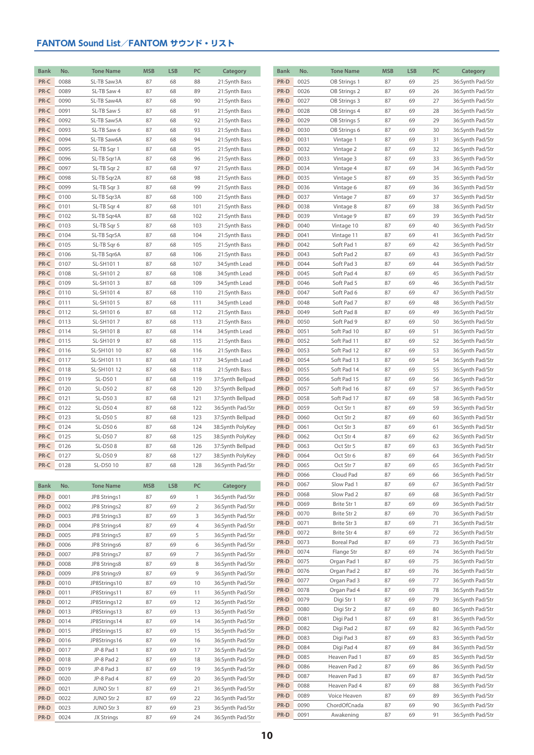## FANTOM Sound List／FANTOM サウンド・リスト

| Bank | No. | Tone Name | MSB | LSB | PC | Category |
|---|---|---|---|---|---|---|
| PR-C | 0088 | SL-TB Saw3A | 87 | 68 | 88 | 21:Synth Bass |
| PR-C | 0089 | SL-TB Saw 4 | 87 | 68 | 89 | 21:Synth Bass |
| PR-C | 0090 | SL-TB Saw4A | 87 | 68 | 90 | 21:Synth Bass |
| PR-C | 0091 | SL-TB Saw 5 | 87 | 68 | 91 | 21:Synth Bass |
| PR-C | 0092 | SL-TB Saw5A | 87 | 68 | 92 | 21:Synth Bass |
| PR-C | 0093 | SL-TB Saw 6 | 87 | 68 | 93 | 21:Synth Bass |
| PR-C | 0094 | SL-TB Saw6A | 87 | 68 | 94 | 21:Synth Bass |
| PR-C | 0095 | SL-TB Sqr 1 | 87 | 68 | 95 | 21:Synth Bass |
| PR-C | 0096 | SL-TB Sqr1A | 87 | 68 | 96 | 21:Synth Bass |
| PR-C | 0097 | SL-TB Sqr 2 | 87 | 68 | 97 | 21:Synth Bass |
| PR-C | 0098 | SL-TB Sqr2A | 87 | 68 | 98 | 21:Synth Bass |
| PR-C | 0099 | SL-TB Sqr 3 | 87 | 68 | 99 | 21:Synth Bass |
| PR-C | 0100 | SL-TB Sqr3A | 87 | 68 | 100 | 21:Synth Bass |
| PR-C | 0101 | SL-TB Sqr 4 | 87 | 68 | 101 | 21:Synth Bass |
| PR-C | 0102 | SL-TB Sqr4A | 87 | 68 | 102 | 21:Synth Bass |
| PR-C | 0103 | SL-TB Sqr 5 | 87 | 68 | 103 | 21:Synth Bass |
| PR-C | 0104 | SL-TB Sqr5A | 87 | 68 | 104 | 21:Synth Bass |
| PR-C | 0105 | SL-TB Sqr 6 | 87 | 68 | 105 | 21:Synth Bass |
| PR-C | 0106 | SL-TB Sqr6A | 87 | 68 | 106 | 21:Synth Bass |
| PR-C | 0107 | SL-SH101 1 | 87 | 68 | 107 | 34:Synth Lead |
| PR-C | 0108 | SL-SH101 2 | 87 | 68 | 108 | 34:Synth Lead |
| PR-C | 0109 | SL-SH101 3 | 87 | 68 | 109 | 34:Synth Lead |
| PR-C | 0110 | SL-SH101 4 | 87 | 68 | 110 | 21:Synth Bass |
| PR-C | 0111 | SL-SH101 5 | 87 | 68 | 111 | 34:Synth Lead |
| PR-C | 0112 | SL-SH101 6 | 87 | 68 | 112 | 21:Synth Bass |
| PR-C | 0113 | SL-SH101 7 | 87 | 68 | 113 | 21:Synth Bass |
| PR-C | 0114 | SL-SH101 8 | 87 | 68 | 114 | 34:Synth Lead |
| PR-C | 0115 | SL-SH101 9 | 87 | 68 | 115 | 21:Synth Bass |
| PR-C | 0116 | SL-SH101 10 | 87 | 68 | 116 | 21:Synth Bass |
| PR-C | 0117 | SL-SH101 11 | 87 | 68 | 117 | 34:Synth Lead |
| PR-C | 0118 | SL-SH101 12 | 87 | 68 | 118 | 21:Synth Bass |
| PR-C | 0119 | SL-D50 1 | 87 | 68 | 119 | 37:Synth Bellpad |
| PR-C | 0120 | SL-D50 2 | 87 | 68 | 120 | 37:Synth Bellpad |
| PR-C | 0121 | SL-D50 3 | 87 | 68 | 121 | 37:Synth Bellpad |
| PR-C | 0122 | SL-D50 4 | 87 | 68 | 122 | 36:Synth Pad/Str |
| PR-C | 0123 | SL-D50 5 | 87 | 68 | 123 | 37:Synth Bellpad |
| PR-C | 0124 | SL-D50 6 | 87 | 68 | 124 | 38:Synth PolyKey |
| PR-C | 0125 | SL-D50 7 | 87 | 68 | 125 | 38:Synth PolyKey |
| PR-C | 0126 | SL-D50 8 | 87 | 68 | 126 | 37:Synth Bellpad |
| PR-C | 0127 | SL-D50 9 | 87 | 68 | 127 | 38:Synth PolyKey |
| PR-C | 0128 | SL-D50 10 | 87 | 68 | 128 | 36:Synth Pad/Str |

| Bank | No. | Tone Name | MSB | LSB | PC | Category |
|---|---|---|---|---|---|---|
| PR-D | 0001 | JP8 Strings1 | 87 | 69 | 1 | 36:Synth Pad/Str |
| PR-D | 0002 | JP8 Strings2 | 87 | 69 | 2 | 36:Synth Pad/Str |
| PR-D | 0003 | JP8 Strings3 | 87 | 69 | 3 | 36:Synth Pad/Str |
| PR-D | 0004 | JP8 Strings4 | 87 | 69 | 4 | 36:Synth Pad/Str |
| PR-D | 0005 | JP8 Strings5 | 87 | 69 | 5 | 36:Synth Pad/Str |
| PR-D | 0006 | JP8 Strings6 | 87 | 69 | 6 | 36:Synth Pad/Str |
| PR-D | 0007 | JP8 Strings7 | 87 | 69 | 7 | 36:Synth Pad/Str |
| PR-D | 0008 | JP8 Strings8 | 87 | 69 | 8 | 36:Synth Pad/Str |
| PR-D | 0009 | JP8 Strings9 | 87 | 69 | 9 | 36:Synth Pad/Str |
| PR-D | 0010 | JP8Strings10 | 87 | 69 | 10 | 36:Synth Pad/Str |
| PR-D | 0011 | JP8Strings11 | 87 | 69 | 11 | 36:Synth Pad/Str |
| PR-D | 0012 | JP8Strings12 | 87 | 69 | 12 | 36:Synth Pad/Str |
| PR-D | 0013 | JP8Strings13 | 87 | 69 | 13 | 36:Synth Pad/Str |
| PR-D | 0014 | JP8Strings14 | 87 | 69 | 14 | 36:Synth Pad/Str |
| PR-D | 0015 | JP8Strings15 | 87 | 69 | 15 | 36:Synth Pad/Str |
| PR-D | 0016 | JP8Strings16 | 87 | 69 | 16 | 36:Synth Pad/Str |
| PR-D | 0017 | JP-8 Pad 1 | 87 | 69 | 17 | 36:Synth Pad/Str |
| PR-D | 0018 | JP-8 Pad 2 | 87 | 69 | 18 | 36:Synth Pad/Str |
| PR-D | 0019 | JP-8 Pad 3 | 87 | 69 | 19 | 36:Synth Pad/Str |
| PR-D | 0020 | JP-8 Pad 4 | 87 | 69 | 20 | 36:Synth Pad/Str |
| PR-D | 0021 | JUNO Str 1 | 87 | 69 | 21 | 36:Synth Pad/Str |
| PR-D | 0022 | JUNO Str 2 | 87 | 69 | 22 | 36:Synth Pad/Str |
| PR-D | 0023 | JUNO Str 3 | 87 | 69 | 23 | 36:Synth Pad/Str |
| PR-D | 0024 | JX Strings | 87 | 69 | 24 | 36:Synth Pad/Str |
| PR-D | 0025 | OB Strings 1 | 87 | 69 | 25 | 36:Synth Pad/Str |
| PR-D | 0026 | OB Strings 2 | 87 | 69 | 26 | 36:Synth Pad/Str |
| PR-D | 0027 | OB Strings 3 | 87 | 69 | 27 | 36:Synth Pad/Str |
| PR-D | 0028 | OB Strings 4 | 87 | 69 | 28 | 36:Synth Pad/Str |
| PR-D | 0029 | OB Strings 5 | 87 | 69 | 29 | 36:Synth Pad/Str |
| PR-D | 0030 | OB Strings 6 | 87 | 69 | 30 | 36:Synth Pad/Str |
| PR-D | 0031 | Vintage 1 | 87 | 69 | 31 | 36:Synth Pad/Str |
| PR-D | 0032 | Vintage 2 | 87 | 69 | 32 | 36:Synth Pad/Str |
| PR-D | 0033 | Vintage 3 | 87 | 69 | 33 | 36:Synth Pad/Str |
| PR-D | 0034 | Vintage 4 | 87 | 69 | 34 | 36:Synth Pad/Str |
| PR-D | 0035 | Vintage 5 | 87 | 69 | 35 | 36:Synth Pad/Str |
| PR-D | 0036 | Vintage 6 | 87 | 69 | 36 | 36:Synth Pad/Str |
| PR-D | 0037 | Vintage 7 | 87 | 69 | 37 | 36:Synth Pad/Str |
| PR-D | 0038 | Vintage 8 | 87 | 69 | 38 | 36:Synth Pad/Str |
| PR-D | 0039 | Vintage 9 | 87 | 69 | 39 | 36:Synth Pad/Str |
| PR-D | 0040 | Vintage 10 | 87 | 69 | 40 | 36:Synth Pad/Str |
| PR-D | 0041 | Vintage 11 | 87 | 69 | 41 | 36:Synth Pad/Str |
| PR-D | 0042 | Soft Pad 1 | 87 | 69 | 42 | 36:Synth Pad/Str |
| PR-D | 0043 | Soft Pad 2 | 87 | 69 | 43 | 36:Synth Pad/Str |
| PR-D | 0044 | Soft Pad 3 | 87 | 69 | 44 | 36:Synth Pad/Str |
| PR-D | 0045 | Soft Pad 4 | 87 | 69 | 45 | 36:Synth Pad/Str |
| PR-D | 0046 | Soft Pad 5 | 87 | 69 | 46 | 36:Synth Pad/Str |
| PR-D | 0047 | Soft Pad 6 | 87 | 69 | 47 | 36:Synth Pad/Str |
| PR-D | 0048 | Soft Pad 7 | 87 | 69 | 48 | 36:Synth Pad/Str |
| PR-D | 0049 | Soft Pad 8 | 87 | 69 | 49 | 36:Synth Pad/Str |
| PR-D | 0050 | Soft Pad 9 | 87 | 69 | 50 | 36:Synth Pad/Str |
| PR-D | 0051 | Soft Pad 10 | 87 | 69 | 51 | 36:Synth Pad/Str |
| PR-D | 0052 | Soft Pad 11 | 87 | 69 | 52 | 36:Synth Pad/Str |
| PR-D | 0053 | Soft Pad 12 | 87 | 69 | 53 | 36:Synth Pad/Str |
| PR-D | 0054 | Soft Pad 13 | 87 | 69 | 54 | 36:Synth Pad/Str |
| PR-D | 0055 | Soft Pad 14 | 87 | 69 | 55 | 36:Synth Pad/Str |
| PR-D | 0056 | Soft Pad 15 | 87 | 69 | 56 | 36:Synth Pad/Str |
| PR-D | 0057 | Soft Pad 16 | 87 | 69 | 57 | 36:Synth Pad/Str |
| PR-D | 0058 | Soft Pad 17 | 87 | 69 | 58 | 36:Synth Pad/Str |
| PR-D | 0059 | Oct Str 1 | 87 | 69 | 59 | 36:Synth Pad/Str |
| PR-D | 0060 | Oct Str 2 | 87 | 69 | 60 | 36:Synth Pad/Str |
| PR-D | 0061 | Oct Str 3 | 87 | 69 | 61 | 36:Synth Pad/Str |
| PR-D | 0062 | Oct Str 4 | 87 | 69 | 62 | 36:Synth Pad/Str |
| PR-D | 0063 | Oct Str 5 | 87 | 69 | 63 | 36:Synth Pad/Str |
| PR-D | 0064 | Oct Str 6 | 87 | 69 | 64 | 36:Synth Pad/Str |
| PR-D | 0065 | Oct Str 7 | 87 | 69 | 65 | 36:Synth Pad/Str |
| PR-D | 0066 | Cloud Pad | 87 | 69 | 66 | 36:Synth Pad/Str |
| PR-D | 0067 | Slow Pad 1 | 87 | 69 | 67 | 36:Synth Pad/Str |
| PR-D | 0068 | Slow Pad 2 | 87 | 69 | 68 | 36:Synth Pad/Str |
| PR-D | 0069 | Brite Str 1 | 87 | 69 | 69 | 36:Synth Pad/Str |
| PR-D | 0070 | Brite Str 2 | 87 | 69 | 70 | 36:Synth Pad/Str |
| PR-D | 0071 | Brite Str 3 | 87 | 69 | 71 | 36:Synth Pad/Str |
| PR-D | 0072 | Brite Str 4 | 87 | 69 | 72 | 36:Synth Pad/Str |
| PR-D | 0073 | Boreal Pad | 87 | 69 | 73 | 36:Synth Pad/Str |
| PR-D | 0074 | Flange Str | 87 | 69 | 74 | 36:Synth Pad/Str |
| PR-D | 0075 | Organ Pad 1 | 87 | 69 | 75 | 36:Synth Pad/Str |
| PR-D | 0076 | Organ Pad 2 | 87 | 69 | 76 | 36:Synth Pad/Str |
| PR-D | 0077 | Organ Pad 3 | 87 | 69 | 77 | 36:Synth Pad/Str |
| PR-D | 0078 | Organ Pad 4 | 87 | 69 | 78 | 36:Synth Pad/Str |
| PR-D | 0079 | Digi Str 1 | 87 | 69 | 79 | 36:Synth Pad/Str |
| PR-D | 0080 | Digi Str 2 | 87 | 69 | 80 | 36:Synth Pad/Str |
| PR-D | 0081 | Digi Pad 1 | 87 | 69 | 81 | 36:Synth Pad/Str |
| PR-D | 0082 | Digi Pad 2 | 87 | 69 | 82 | 36:Synth Pad/Str |
| PR-D | 0083 | Digi Pad 3 | 87 | 69 | 83 | 36:Synth Pad/Str |
| PR-D | 0084 | Digi Pad 4 | 87 | 69 | 84 | 36:Synth Pad/Str |
| PR-D | 0085 | Heaven Pad 1 | 87 | 69 | 85 | 36:Synth Pad/Str |
| PR-D | 0086 | Heaven Pad 2 | 87 | 69 | 86 | 36:Synth Pad/Str |
| PR-D | 0087 | Heaven Pad 3 | 87 | 69 | 87 | 36:Synth Pad/Str |
| PR-D | 0088 | Heaven Pad 4 | 87 | 69 | 88 | 36:Synth Pad/Str |
| PR-D | 0089 | Voice Heaven | 87 | 69 | 89 | 36:Synth Pad/Str |
| PR-D | 0090 | ChordOfCnada | 87 | 69 | 90 | 36:Synth Pad/Str |
| PR-D | 0091 | Awakening | 87 | 69 | 91 | 36:Synth Pad/Str |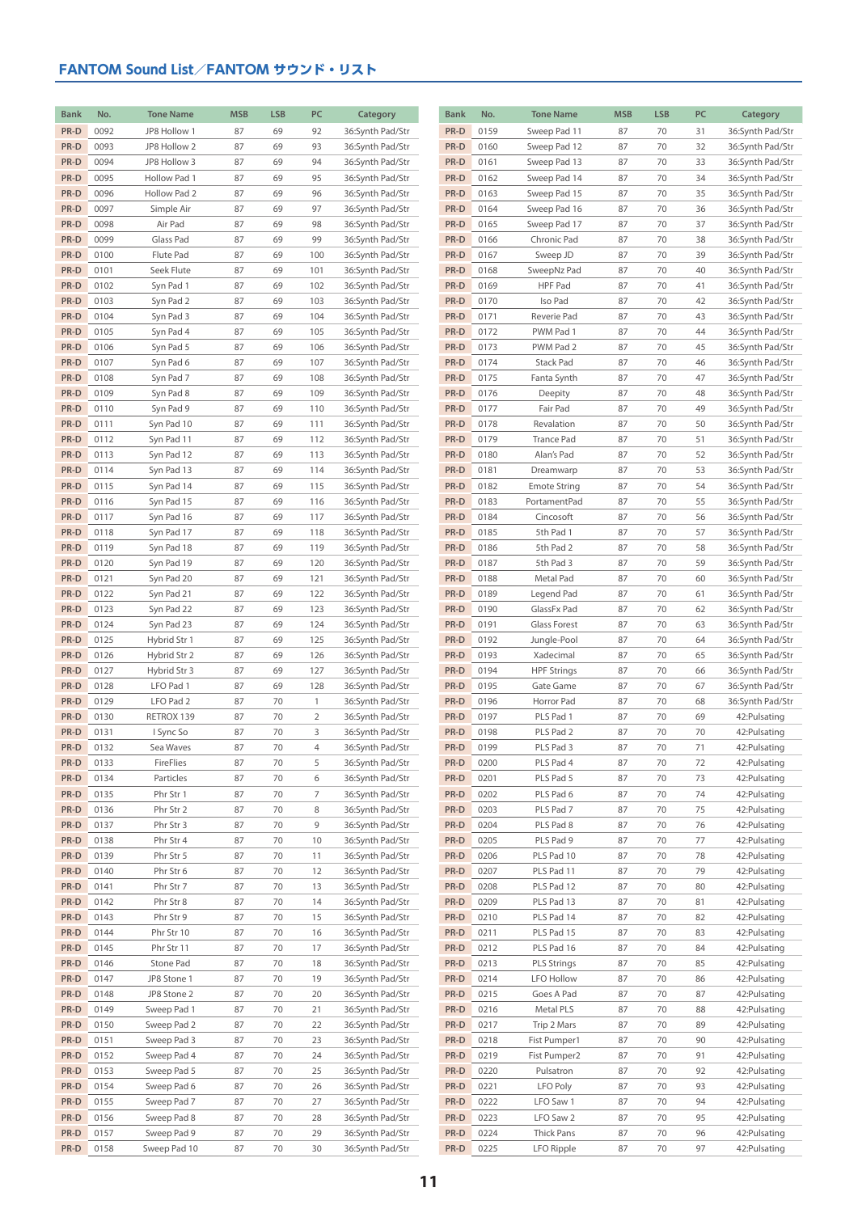## FANTOM Sound List／FANTOM サウンド・リスト

| Bank | No. | Tone Name | MSB | LSB | PC | Category |
|---|---|---|---|---|---|---|
| PR-D | 0092 | JP8 Hollow 1 | 87 | 69 | 92 | 36:Synth Pad/Str |
| PR-D | 0093 | JP8 Hollow 2 | 87 | 69 | 93 | 36:Synth Pad/Str |
| PR-D | 0094 | JP8 Hollow 3 | 87 | 69 | 94 | 36:Synth Pad/Str |
| PR-D | 0095 | Hollow Pad 1 | 87 | 69 | 95 | 36:Synth Pad/Str |
| PR-D | 0096 | Hollow Pad 2 | 87 | 69 | 96 | 36:Synth Pad/Str |
| PR-D | 0097 | Simple Air | 87 | 69 | 97 | 36:Synth Pad/Str |
| PR-D | 0098 | Air Pad | 87 | 69 | 98 | 36:Synth Pad/Str |
| PR-D | 0099 | Glass Pad | 87 | 69 | 99 | 36:Synth Pad/Str |
| PR-D | 0100 | Flute Pad | 87 | 69 | 100 | 36:Synth Pad/Str |
| PR-D | 0101 | Seek Flute | 87 | 69 | 101 | 36:Synth Pad/Str |
| PR-D | 0102 | Syn Pad 1 | 87 | 69 | 102 | 36:Synth Pad/Str |
| PR-D | 0103 | Syn Pad 2 | 87 | 69 | 103 | 36:Synth Pad/Str |
| PR-D | 0104 | Syn Pad 3 | 87 | 69 | 104 | 36:Synth Pad/Str |
| PR-D | 0105 | Syn Pad 4 | 87 | 69 | 105 | 36:Synth Pad/Str |
| PR-D | 0106 | Syn Pad 5 | 87 | 69 | 106 | 36:Synth Pad/Str |
| PR-D | 0107 | Syn Pad 6 | 87 | 69 | 107 | 36:Synth Pad/Str |
| PR-D | 0108 | Syn Pad 7 | 87 | 69 | 108 | 36:Synth Pad/Str |
| PR-D | 0109 | Syn Pad 8 | 87 | 69 | 109 | 36:Synth Pad/Str |
| PR-D | 0110 | Syn Pad 9 | 87 | 69 | 110 | 36:Synth Pad/Str |
| PR-D | 0111 | Syn Pad 10 | 87 | 69 | 111 | 36:Synth Pad/Str |
| PR-D | 0112 | Syn Pad 11 | 87 | 69 | 112 | 36:Synth Pad/Str |
| PR-D | 0113 | Syn Pad 12 | 87 | 69 | 113 | 36:Synth Pad/Str |
| PR-D | 0114 | Syn Pad 13 | 87 | 69 | 114 | 36:Synth Pad/Str |
| PR-D | 0115 | Syn Pad 14 | 87 | 69 | 115 | 36:Synth Pad/Str |
| PR-D | 0116 | Syn Pad 15 | 87 | 69 | 116 | 36:Synth Pad/Str |
| PR-D | 0117 | Syn Pad 16 | 87 | 69 | 117 | 36:Synth Pad/Str |
| PR-D | 0118 | Syn Pad 17 | 87 | 69 | 118 | 36:Synth Pad/Str |
| PR-D | 0119 | Syn Pad 18 | 87 | 69 | 119 | 36:Synth Pad/Str |
| PR-D | 0120 | Syn Pad 19 | 87 | 69 | 120 | 36:Synth Pad/Str |
| PR-D | 0121 | Syn Pad 20 | 87 | 69 | 121 | 36:Synth Pad/Str |
| PR-D | 0122 | Syn Pad 21 | 87 | 69 | 122 | 36:Synth Pad/Str |
| PR-D | 0123 | Syn Pad 22 | 87 | 69 | 123 | 36:Synth Pad/Str |
| PR-D | 0124 | Syn Pad 23 | 87 | 69 | 124 | 36:Synth Pad/Str |
| PR-D | 0125 | Hybrid Str 1 | 87 | 69 | 125 | 36:Synth Pad/Str |
| PR-D | 0126 | Hybrid Str 2 | 87 | 69 | 126 | 36:Synth Pad/Str |
| PR-D | 0127 | Hybrid Str 3 | 87 | 69 | 127 | 36:Synth Pad/Str |
| PR-D | 0128 | LFO Pad 1 | 87 | 69 | 128 | 36:Synth Pad/Str |
| PR-D | 0129 | LFO Pad 2 | 87 | 70 | 1 | 36:Synth Pad/Str |
| PR-D | 0130 | RETROX 139 | 87 | 70 | 2 | 36:Synth Pad/Str |
| PR-D | 0131 | I Sync So | 87 | 70 | 3 | 36:Synth Pad/Str |
| PR-D | 0132 | Sea Waves | 87 | 70 | 4 | 36:Synth Pad/Str |
| PR-D | 0133 | FireFlies | 87 | 70 | 5 | 36:Synth Pad/Str |
| PR-D | 0134 | Particles | 87 | 70 | 6 | 36:Synth Pad/Str |
| PR-D | 0135 | Phr Str 1 | 87 | 70 | 7 | 36:Synth Pad/Str |
| PR-D | 0136 | Phr Str 2 | 87 | 70 | 8 | 36:Synth Pad/Str |
| PR-D | 0137 | Phr Str 3 | 87 | 70 | 9 | 36:Synth Pad/Str |
| PR-D | 0138 | Phr Str 4 | 87 | 70 | 10 | 36:Synth Pad/Str |
| PR-D | 0139 | Phr Str 5 | 87 | 70 | 11 | 36:Synth Pad/Str |
| PR-D | 0140 | Phr Str 6 | 87 | 70 | 12 | 36:Synth Pad/Str |
| PR-D | 0141 | Phr Str 7 | 87 | 70 | 13 | 36:Synth Pad/Str |
| PR-D | 0142 | Phr Str 8 | 87 | 70 | 14 | 36:Synth Pad/Str |
| PR-D | 0143 | Phr Str 9 | 87 | 70 | 15 | 36:Synth Pad/Str |
| PR-D | 0144 | Phr Str 10 | 87 | 70 | 16 | 36:Synth Pad/Str |
| PR-D | 0145 | Phr Str 11 | 87 | 70 | 17 | 36:Synth Pad/Str |
| PR-D | 0146 | Stone Pad | 87 | 70 | 18 | 36:Synth Pad/Str |
| PR-D | 0147 | JP8 Stone 1 | 87 | 70 | 19 | 36:Synth Pad/Str |
| PR-D | 0148 | JP8 Stone 2 | 87 | 70 | 20 | 36:Synth Pad/Str |
| PR-D | 0149 | Sweep Pad 1 | 87 | 70 | 21 | 36:Synth Pad/Str |
| PR-D | 0150 | Sweep Pad 2 | 87 | 70 | 22 | 36:Synth Pad/Str |
| PR-D | 0151 | Sweep Pad 3 | 87 | 70 | 23 | 36:Synth Pad/Str |
| PR-D | 0152 | Sweep Pad 4 | 87 | 70 | 24 | 36:Synth Pad/Str |
| PR-D | 0153 | Sweep Pad 5 | 87 | 70 | 25 | 36:Synth Pad/Str |
| PR-D | 0154 | Sweep Pad 6 | 87 | 70 | 26 | 36:Synth Pad/Str |
| PR-D | 0155 | Sweep Pad 7 | 87 | 70 | 27 | 36:Synth Pad/Str |
| PR-D | 0156 | Sweep Pad 8 | 87 | 70 | 28 | 36:Synth Pad/Str |
| PR-D | 0157 | Sweep Pad 9 | 87 | 70 | 29 | 36:Synth Pad/Str |
| PR-D | 0158 | Sweep Pad 10 | 87 | 70 | 30 | 36:Synth Pad/Str |
| PR-D | 0159 | Sweep Pad 11 | 87 | 70 | 31 | 36:Synth Pad/Str |
| PR-D | 0160 | Sweep Pad 12 | 87 | 70 | 32 | 36:Synth Pad/Str |
| PR-D | 0161 | Sweep Pad 13 | 87 | 70 | 33 | 36:Synth Pad/Str |
| PR-D | 0162 | Sweep Pad 14 | 87 | 70 | 34 | 36:Synth Pad/Str |
| PR-D | 0163 | Sweep Pad 15 | 87 | 70 | 35 | 36:Synth Pad/Str |
| PR-D | 0164 | Sweep Pad 16 | 87 | 70 | 36 | 36:Synth Pad/Str |
| PR-D | 0165 | Sweep Pad 17 | 87 | 70 | 37 | 36:Synth Pad/Str |
| PR-D | 0166 | Chronic Pad | 87 | 70 | 38 | 36:Synth Pad/Str |
| PR-D | 0167 | Sweep JD | 87 | 70 | 39 | 36:Synth Pad/Str |
| PR-D | 0168 | SweepNz Pad | 87 | 70 | 40 | 36:Synth Pad/Str |
| PR-D | 0169 | HPF Pad | 87 | 70 | 41 | 36:Synth Pad/Str |
| PR-D | 0170 | Iso Pad | 87 | 70 | 42 | 36:Synth Pad/Str |
| PR-D | 0171 | Reverie Pad | 87 | 70 | 43 | 36:Synth Pad/Str |
| PR-D | 0172 | PWM Pad 1 | 87 | 70 | 44 | 36:Synth Pad/Str |
| PR-D | 0173 | PWM Pad 2 | 87 | 70 | 45 | 36:Synth Pad/Str |
| PR-D | 0174 | Stack Pad | 87 | 70 | 46 | 36:Synth Pad/Str |
| PR-D | 0175 | Fanta Synth | 87 | 70 | 47 | 36:Synth Pad/Str |
| PR-D | 0176 | Deepity | 87 | 70 | 48 | 36:Synth Pad/Str |
| PR-D | 0177 | Fair Pad | 87 | 70 | 49 | 36:Synth Pad/Str |
| PR-D | 0178 | Revalation | 87 | 70 | 50 | 36:Synth Pad/Str |
| PR-D | 0179 | Trance Pad | 87 | 70 | 51 | 36:Synth Pad/Str |
| PR-D | 0180 | Alan's Pad | 87 | 70 | 52 | 36:Synth Pad/Str |
| PR-D | 0181 | Dreamwarp | 87 | 70 | 53 | 36:Synth Pad/Str |
| PR-D | 0182 | Emote String | 87 | 70 | 54 | 36:Synth Pad/Str |
| PR-D | 0183 | PortamentPad | 87 | 70 | 55 | 36:Synth Pad/Str |
| PR-D | 0184 | Cincosoft | 87 | 70 | 56 | 36:Synth Pad/Str |
| PR-D | 0185 | 5th Pad 1 | 87 | 70 | 57 | 36:Synth Pad/Str |
| PR-D | 0186 | 5th Pad 2 | 87 | 70 | 58 | 36:Synth Pad/Str |
| PR-D | 0187 | 5th Pad 3 | 87 | 70 | 59 | 36:Synth Pad/Str |
| PR-D | 0188 | Metal Pad | 87 | 70 | 60 | 36:Synth Pad/Str |
| PR-D | 0189 | Legend Pad | 87 | 70 | 61 | 36:Synth Pad/Str |
| PR-D | 0190 | GlassFx Pad | 87 | 70 | 62 | 36:Synth Pad/Str |
| PR-D | 0191 | Glass Forest | 87 | 70 | 63 | 36:Synth Pad/Str |
| PR-D | 0192 | Jungle-Pool | 87 | 70 | 64 | 36:Synth Pad/Str |
| PR-D | 0193 | Xadecimal | 87 | 70 | 65 | 36:Synth Pad/Str |
| PR-D | 0194 | HPF Strings | 87 | 70 | 66 | 36:Synth Pad/Str |
| PR-D | 0195 | Gate Game | 87 | 70 | 67 | 36:Synth Pad/Str |
| PR-D | 0196 | Horror Pad | 87 | 70 | 68 | 36:Synth Pad/Str |
| PR-D | 0197 | PLS Pad 1 | 87 | 70 | 69 | 42:Pulsating |
| PR-D | 0198 | PLS Pad 2 | 87 | 70 | 70 | 42:Pulsating |
| PR-D | 0199 | PLS Pad 3 | 87 | 70 | 71 | 42:Pulsating |
| PR-D | 0200 | PLS Pad 4 | 87 | 70 | 72 | 42:Pulsating |
| PR-D | 0201 | PLS Pad 5 | 87 | 70 | 73 | 42:Pulsating |
| PR-D | 0202 | PLS Pad 6 | 87 | 70 | 74 | 42:Pulsating |
| PR-D | 0203 | PLS Pad 7 | 87 | 70 | 75 | 42:Pulsating |
| PR-D | 0204 | PLS Pad 8 | 87 | 70 | 76 | 42:Pulsating |
| PR-D | 0205 | PLS Pad 9 | 87 | 70 | 77 | 42:Pulsating |
| PR-D | 0206 | PLS Pad 10 | 87 | 70 | 78 | 42:Pulsating |
| PR-D | 0207 | PLS Pad 11 | 87 | 70 | 79 | 42:Pulsating |
| PR-D | 0208 | PLS Pad 12 | 87 | 70 | 80 | 42:Pulsating |
| PR-D | 0209 | PLS Pad 13 | 87 | 70 | 81 | 42:Pulsating |
| PR-D | 0210 | PLS Pad 14 | 87 | 70 | 82 | 42:Pulsating |
| PR-D | 0211 | PLS Pad 15 | 87 | 70 | 83 | 42:Pulsating |
| PR-D | 0212 | PLS Pad 16 | 87 | 70 | 84 | 42:Pulsating |
| PR-D | 0213 | PLS Strings | 87 | 70 | 85 | 42:Pulsating |
| PR-D | 0214 | LFO Hollow | 87 | 70 | 86 | 42:Pulsating |
| PR-D | 0215 | Goes A Pad | 87 | 70 | 87 | 42:Pulsating |
| PR-D | 0216 | Metal PLS | 87 | 70 | 88 | 42:Pulsating |
| PR-D | 0217 | Trip 2 Mars | 87 | 70 | 89 | 42:Pulsating |
| PR-D | 0218 | Fist Pumper1 | 87 | 70 | 90 | 42:Pulsating |
| PR-D | 0219 | Fist Pumper2 | 87 | 70 | 91 | 42:Pulsating |
| PR-D | 0220 | Pulsatron | 87 | 70 | 92 | 42:Pulsating |
| PR-D | 0221 | LFO Poly | 87 | 70 | 93 | 42:Pulsating |
| PR-D | 0222 | LFO Saw 1 | 87 | 70 | 94 | 42:Pulsating |
| PR-D | 0223 | LFO Saw 2 | 87 | 70 | 95 | 42:Pulsating |
| PR-D | 0224 | Thick Pans | 87 | 70 | 96 | 42:Pulsating |
| PR-D | 0225 | LFO Ripple | 87 | 70 | 97 | 42:Pulsating |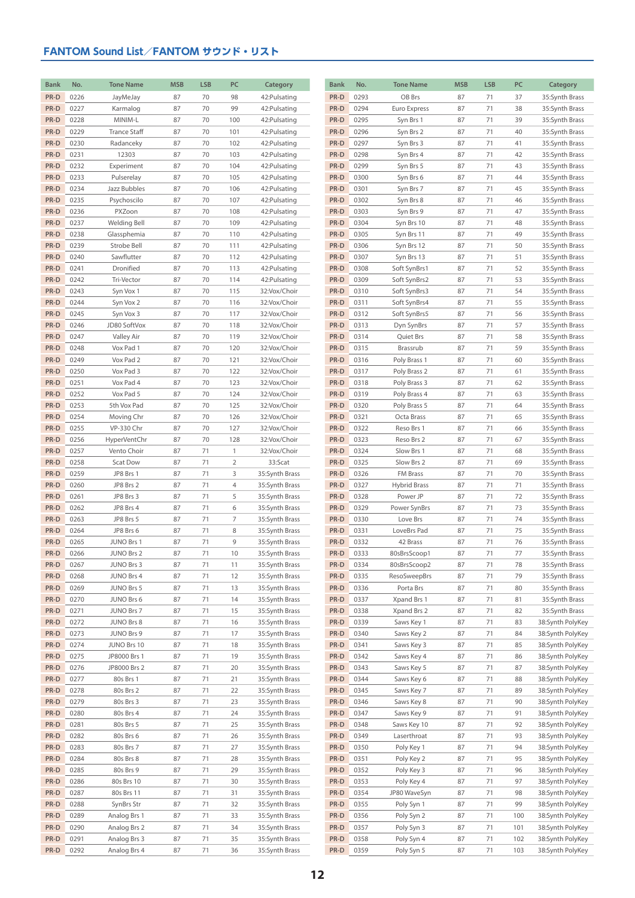## FANTOM Sound List／FANTOM サウンド・リスト

| Bank | No. | Tone Name | MSB | LSB | PC | Category |
|---|---|---|---|---|---|---|
| PR-D | 0226 | JayMeJay | 87 | 70 | 98 | 42:Pulsating |
| PR-D | 0227 | Karmalog | 87 | 70 | 99 | 42:Pulsating |
| PR-D | 0228 | MINIM-L | 87 | 70 | 100 | 42:Pulsating |
| PR-D | 0229 | Trance Staff | 87 | 70 | 101 | 42:Pulsating |
| PR-D | 0230 | Radanceky | 87 | 70 | 102 | 42:Pulsating |
| PR-D | 0231 | 12303 | 87 | 70 | 103 | 42:Pulsating |
| PR-D | 0232 | Experiment | 87 | 70 | 104 | 42:Pulsating |
| PR-D | 0233 | Pulserelay | 87 | 70 | 105 | 42:Pulsating |
| PR-D | 0234 | Jazz Bubbles | 87 | 70 | 106 | 42:Pulsating |
| PR-D | 0235 | Psychoscilo | 87 | 70 | 107 | 42:Pulsating |
| PR-D | 0236 | PXZoon | 87 | 70 | 108 | 42:Pulsating |
| PR-D | 0237 | Welding Bell | 87 | 70 | 109 | 42:Pulsating |
| PR-D | 0238 | Glassphemia | 87 | 70 | 110 | 42:Pulsating |
| PR-D | 0239 | Strobe Bell | 87 | 70 | 111 | 42:Pulsating |
| PR-D | 0240 | Sawflutter | 87 | 70 | 112 | 42:Pulsating |
| PR-D | 0241 | Dronified | 87 | 70 | 113 | 42:Pulsating |
| PR-D | 0242 | Tri-Vector | 87 | 70 | 114 | 42:Pulsating |
| PR-D | 0243 | Syn Vox 1 | 87 | 70 | 115 | 32:Vox/Choir |
| PR-D | 0244 | Syn Vox 2 | 87 | 70 | 116 | 32:Vox/Choir |
| PR-D | 0245 | Syn Vox 3 | 87 | 70 | 117 | 32:Vox/Choir |
| PR-D | 0246 | JD80 SoftVox | 87 | 70 | 118 | 32:Vox/Choir |
| PR-D | 0247 | Valley Air | 87 | 70 | 119 | 32:Vox/Choir |
| PR-D | 0248 | Vox Pad 1 | 87 | 70 | 120 | 32:Vox/Choir |
| PR-D | 0249 | Vox Pad 2 | 87 | 70 | 121 | 32:Vox/Choir |
| PR-D | 0250 | Vox Pad 3 | 87 | 70 | 122 | 32:Vox/Choir |
| PR-D | 0251 | Vox Pad 4 | 87 | 70 | 123 | 32:Vox/Choir |
| PR-D | 0252 | Vox Pad 5 | 87 | 70 | 124 | 32:Vox/Choir |
| PR-D | 0253 | 5th Vox Pad | 87 | 70 | 125 | 32:Vox/Choir |
| PR-D | 0254 | Moving Chr | 87 | 70 | 126 | 32:Vox/Choir |
| PR-D | 0255 | VP-330 Chr | 87 | 70 | 127 | 32:Vox/Choir |
| PR-D | 0256 | HyperVentChr | 87 | 70 | 128 | 32:Vox/Choir |
| PR-D | 0257 | Vento Choir | 87 | 71 | 1 | 32:Vox/Choir |
| PR-D | 0258 | Scat Dow | 87 | 71 | 2 | 33:Scat |
| PR-D | 0259 | JP8 Brs 1 | 87 | 71 | 3 | 35:Synth Brass |
| PR-D | 0260 | JP8 Brs 2 | 87 | 71 | 4 | 35:Synth Brass |
| PR-D | 0261 | JP8 Brs 3 | 87 | 71 | 5 | 35:Synth Brass |
| PR-D | 0262 | JP8 Brs 4 | 87 | 71 | 6 | 35:Synth Brass |
| PR-D | 0263 | JP8 Brs 5 | 87 | 71 | 7 | 35:Synth Brass |
| PR-D | 0264 | JP8 Brs 6 | 87 | 71 | 8 | 35:Synth Brass |
| PR-D | 0265 | JUNO Brs 1 | 87 | 71 | 9 | 35:Synth Brass |
| PR-D | 0266 | JUNO Brs 2 | 87 | 71 | 10 | 35:Synth Brass |
| PR-D | 0267 | JUNO Brs 3 | 87 | 71 | 11 | 35:Synth Brass |
| PR-D | 0268 | JUNO Brs 4 | 87 | 71 | 12 | 35:Synth Brass |
| PR-D | 0269 | JUNO Brs 5 | 87 | 71 | 13 | 35:Synth Brass |
| PR-D | 0270 | JUNO Brs 6 | 87 | 71 | 14 | 35:Synth Brass |
| PR-D | 0271 | JUNO Brs 7 | 87 | 71 | 15 | 35:Synth Brass |
| PR-D | 0272 | JUNO Brs 8 | 87 | 71 | 16 | 35:Synth Brass |
| PR-D | 0273 | JUNO Brs 9 | 87 | 71 | 17 | 35:Synth Brass |
| PR-D | 0274 | JUNO Brs 10 | 87 | 71 | 18 | 35:Synth Brass |
| PR-D | 0275 | JP8000 Brs 1 | 87 | 71 | 19 | 35:Synth Brass |
| PR-D | 0276 | JP8000 Brs 2 | 87 | 71 | 20 | 35:Synth Brass |
| PR-D | 0277 | 80s Brs 1 | 87 | 71 | 21 | 35:Synth Brass |
| PR-D | 0278 | 80s Brs 2 | 87 | 71 | 22 | 35:Synth Brass |
| PR-D | 0279 | 80s Brs 3 | 87 | 71 | 23 | 35:Synth Brass |
| PR-D | 0280 | 80s Brs 4 | 87 | 71 | 24 | 35:Synth Brass |
| PR-D | 0281 | 80s Brs 5 | 87 | 71 | 25 | 35:Synth Brass |
| PR-D | 0282 | 80s Brs 6 | 87 | 71 | 26 | 35:Synth Brass |
| PR-D | 0283 | 80s Brs 7 | 87 | 71 | 27 | 35:Synth Brass |
| PR-D | 0284 | 80s Brs 8 | 87 | 71 | 28 | 35:Synth Brass |
| PR-D | 0285 | 80s Brs 9 | 87 | 71 | 29 | 35:Synth Brass |
| PR-D | 0286 | 80s Brs 10 | 87 | 71 | 30 | 35:Synth Brass |
| PR-D | 0287 | 80s Brs 11 | 87 | 71 | 31 | 35:Synth Brass |
| PR-D | 0288 | SynBrs Str | 87 | 71 | 32 | 35:Synth Brass |
| PR-D | 0289 | Analog Brs 1 | 87 | 71 | 33 | 35:Synth Brass |
| PR-D | 0290 | Analog Brs 2 | 87 | 71 | 34 | 35:Synth Brass |
| PR-D | 0291 | Analog Brs 3 | 87 | 71 | 35 | 35:Synth Brass |
| PR-D | 0292 | Analog Brs 4 | 87 | 71 | 36 | 35:Synth Brass |
| PR-D | 0293 | OB Brs | 87 | 71 | 37 | 35:Synth Brass |
| PR-D | 0294 | Euro Express | 87 | 71 | 38 | 35:Synth Brass |
| PR-D | 0295 | Syn Brs 1 | 87 | 71 | 39 | 35:Synth Brass |
| PR-D | 0296 | Syn Brs 2 | 87 | 71 | 40 | 35:Synth Brass |
| PR-D | 0297 | Syn Brs 3 | 87 | 71 | 41 | 35:Synth Brass |
| PR-D | 0298 | Syn Brs 4 | 87 | 71 | 42 | 35:Synth Brass |
| PR-D | 0299 | Syn Brs 5 | 87 | 71 | 43 | 35:Synth Brass |
| PR-D | 0300 | Syn Brs 6 | 87 | 71 | 44 | 35:Synth Brass |
| PR-D | 0301 | Syn Brs 7 | 87 | 71 | 45 | 35:Synth Brass |
| PR-D | 0302 | Syn Brs 8 | 87 | 71 | 46 | 35:Synth Brass |
| PR-D | 0303 | Syn Brs 9 | 87 | 71 | 47 | 35:Synth Brass |
| PR-D | 0304 | Syn Brs 10 | 87 | 71 | 48 | 35:Synth Brass |
| PR-D | 0305 | Syn Brs 11 | 87 | 71 | 49 | 35:Synth Brass |
| PR-D | 0306 | Syn Brs 12 | 87 | 71 | 50 | 35:Synth Brass |
| PR-D | 0307 | Syn Brs 13 | 87 | 71 | 51 | 35:Synth Brass |
| PR-D | 0308 | Soft SynBrs1 | 87 | 71 | 52 | 35:Synth Brass |
| PR-D | 0309 | Soft SynBrs2 | 87 | 71 | 53 | 35:Synth Brass |
| PR-D | 0310 | Soft SynBrs3 | 87 | 71 | 54 | 35:Synth Brass |
| PR-D | 0311 | Soft SynBrs4 | 87 | 71 | 55 | 35:Synth Brass |
| PR-D | 0312 | Soft SynBrs5 | 87 | 71 | 56 | 35:Synth Brass |
| PR-D | 0313 | Dyn SynBrs | 87 | 71 | 57 | 35:Synth Brass |
| PR-D | 0314 | Quiet Brs | 87 | 71 | 58 | 35:Synth Brass |
| PR-D | 0315 | Brassrub | 87 | 71 | 59 | 35:Synth Brass |
| PR-D | 0316 | Poly Brass 1 | 87 | 71 | 60 | 35:Synth Brass |
| PR-D | 0317 | Poly Brass 2 | 87 | 71 | 61 | 35:Synth Brass |
| PR-D | 0318 | Poly Brass 3 | 87 | 71 | 62 | 35:Synth Brass |
| PR-D | 0319 | Poly Brass 4 | 87 | 71 | 63 | 35:Synth Brass |
| PR-D | 0320 | Poly Brass 5 | 87 | 71 | 64 | 35:Synth Brass |
| PR-D | 0321 | Octa Brass | 87 | 71 | 65 | 35:Synth Brass |
| PR-D | 0322 | Reso Brs 1 | 87 | 71 | 66 | 35:Synth Brass |
| PR-D | 0323 | Reso Brs 2 | 87 | 71 | 67 | 35:Synth Brass |
| PR-D | 0324 | Slow Brs 1 | 87 | 71 | 68 | 35:Synth Brass |
| PR-D | 0325 | Slow Brs 2 | 87 | 71 | 69 | 35:Synth Brass |
| PR-D | 0326 | FM Brass | 87 | 71 | 70 | 35:Synth Brass |
| PR-D | 0327 | Hybrid Brass | 87 | 71 | 71 | 35:Synth Brass |
| PR-D | 0328 | Power JP | 87 | 71 | 72 | 35:Synth Brass |
| PR-D | 0329 | Power SynBrs | 87 | 71 | 73 | 35:Synth Brass |
| PR-D | 0330 | Love Brs | 87 | 71 | 74 | 35:Synth Brass |
| PR-D | 0331 | LoveBrs Pad | 87 | 71 | 75 | 35:Synth Brass |
| PR-D | 0332 | 42 Brass | 87 | 71 | 76 | 35:Synth Brass |
| PR-D | 0333 | 80sBrsScoop1 | 87 | 71 | 77 | 35:Synth Brass |
| PR-D | 0334 | 80sBrsScoop2 | 87 | 71 | 78 | 35:Synth Brass |
| PR-D | 0335 | ResoSweepBrs | 87 | 71 | 79 | 35:Synth Brass |
| PR-D | 0336 | Porta Brs | 87 | 71 | 80 | 35:Synth Brass |
| PR-D | 0337 | Xpand Brs 1 | 87 | 71 | 81 | 35:Synth Brass |
| PR-D | 0338 | Xpand Brs 2 | 87 | 71 | 82 | 35:Synth Brass |
| PR-D | 0339 | Saws Key 1 | 87 | 71 | 83 | 38:Synth PolyKey |
| PR-D | 0340 | Saws Key 2 | 87 | 71 | 84 | 38:Synth PolyKey |
| PR-D | 0341 | Saws Key 3 | 87 | 71 | 85 | 38:Synth PolyKey |
| PR-D | 0342 | Saws Key 4 | 87 | 71 | 86 | 38:Synth PolyKey |
| PR-D | 0343 | Saws Key 5 | 87 | 71 | 87 | 38:Synth PolyKey |
| PR-D | 0344 | Saws Key 6 | 87 | 71 | 88 | 38:Synth PolyKey |
| PR-D | 0345 | Saws Key 7 | 87 | 71 | 89 | 38:Synth PolyKey |
| PR-D | 0346 | Saws Key 8 | 87 | 71 | 90 | 38:Synth PolyKey |
| PR-D | 0347 | Saws Key 9 | 87 | 71 | 91 | 38:Synth PolyKey |
| PR-D | 0348 | Saws Key 10 | 87 | 71 | 92 | 38:Synth PolyKey |
| PR-D | 0349 | Laserthroat | 87 | 71 | 93 | 38:Synth PolyKey |
| PR-D | 0350 | Poly Key 1 | 87 | 71 | 94 | 38:Synth PolyKey |
| PR-D | 0351 | Poly Key 2 | 87 | 71 | 95 | 38:Synth PolyKey |
| PR-D | 0352 | Poly Key 3 | 87 | 71 | 96 | 38:Synth PolyKey |
| PR-D | 0353 | Poly Key 4 | 87 | 71 | 97 | 38:Synth PolyKey |
| PR-D | 0354 | JP80 WaveSyn | 87 | 71 | 98 | 38:Synth PolyKey |
| PR-D | 0355 | Poly Syn 1 | 87 | 71 | 99 | 38:Synth PolyKey |
| PR-D | 0356 | Poly Syn 2 | 87 | 71 | 100 | 38:Synth PolyKey |
| PR-D | 0357 | Poly Syn 3 | 87 | 71 | 101 | 38:Synth PolyKey |
| PR-D | 0358 | Poly Syn 4 | 87 | 71 | 102 | 38:Synth PolyKey |
| PR-D | 0359 | Poly Syn 5 | 87 | 71 | 103 | 38:Synth PolyKey |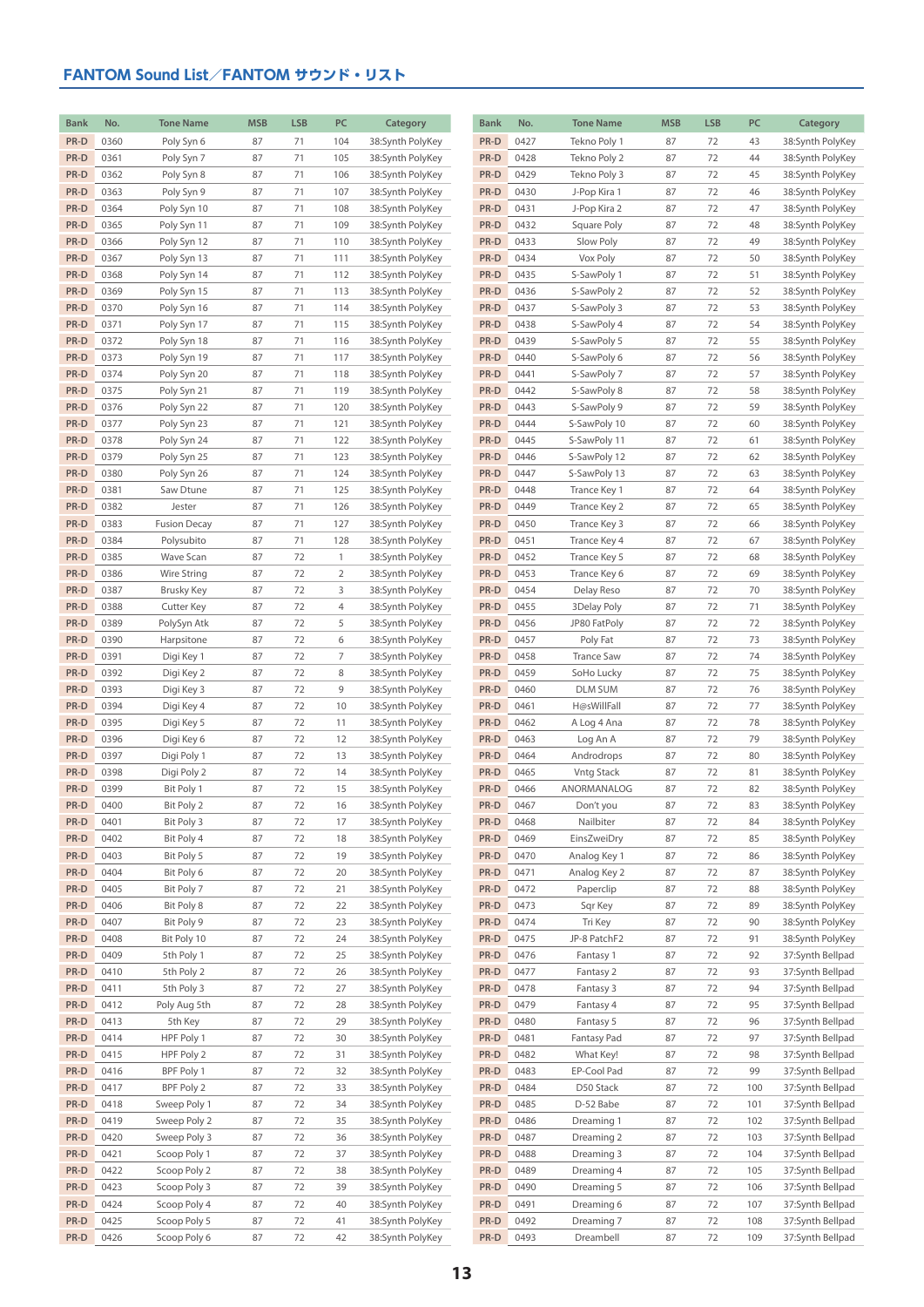## FANTOM Sound List／FANTOM サウンド・リスト

| Bank | No. | Tone Name | MSB | LSB | PC | Category |
|---|---|---|---|---|---|---|
| PR-D | 0360 | Poly Syn 6 | 87 | 71 | 104 | 38:Synth PolyKey |
| PR-D | 0361 | Poly Syn 7 | 87 | 71 | 105 | 38:Synth PolyKey |
| PR-D | 0362 | Poly Syn 8 | 87 | 71 | 106 | 38:Synth PolyKey |
| PR-D | 0363 | Poly Syn 9 | 87 | 71 | 107 | 38:Synth PolyKey |
| PR-D | 0364 | Poly Syn 10 | 87 | 71 | 108 | 38:Synth PolyKey |
| PR-D | 0365 | Poly Syn 11 | 87 | 71 | 109 | 38:Synth PolyKey |
| PR-D | 0366 | Poly Syn 12 | 87 | 71 | 110 | 38:Synth PolyKey |
| PR-D | 0367 | Poly Syn 13 | 87 | 71 | 111 | 38:Synth PolyKey |
| PR-D | 0368 | Poly Syn 14 | 87 | 71 | 112 | 38:Synth PolyKey |
| PR-D | 0369 | Poly Syn 15 | 87 | 71 | 113 | 38:Synth PolyKey |
| PR-D | 0370 | Poly Syn 16 | 87 | 71 | 114 | 38:Synth PolyKey |
| PR-D | 0371 | Poly Syn 17 | 87 | 71 | 115 | 38:Synth PolyKey |
| PR-D | 0372 | Poly Syn 18 | 87 | 71 | 116 | 38:Synth PolyKey |
| PR-D | 0373 | Poly Syn 19 | 87 | 71 | 117 | 38:Synth PolyKey |
| PR-D | 0374 | Poly Syn 20 | 87 | 71 | 118 | 38:Synth PolyKey |
| PR-D | 0375 | Poly Syn 21 | 87 | 71 | 119 | 38:Synth PolyKey |
| PR-D | 0376 | Poly Syn 22 | 87 | 71 | 120 | 38:Synth PolyKey |
| PR-D | 0377 | Poly Syn 23 | 87 | 71 | 121 | 38:Synth PolyKey |
| PR-D | 0378 | Poly Syn 24 | 87 | 71 | 122 | 38:Synth PolyKey |
| PR-D | 0379 | Poly Syn 25 | 87 | 71 | 123 | 38:Synth PolyKey |
| PR-D | 0380 | Poly Syn 26 | 87 | 71 | 124 | 38:Synth PolyKey |
| PR-D | 0381 | Saw Dtune | 87 | 71 | 125 | 38:Synth PolyKey |
| PR-D | 0382 | Jester | 87 | 71 | 126 | 38:Synth PolyKey |
| PR-D | 0383 | Fusion Decay | 87 | 71 | 127 | 38:Synth PolyKey |
| PR-D | 0384 | Polysubito | 87 | 71 | 128 | 38:Synth PolyKey |
| PR-D | 0385 | Wave Scan | 87 | 72 | 1 | 38:Synth PolyKey |
| PR-D | 0386 | Wire String | 87 | 72 | 2 | 38:Synth PolyKey |
| PR-D | 0387 | Brusky Key | 87 | 72 | 3 | 38:Synth PolyKey |
| PR-D | 0388 | Cutter Key | 87 | 72 | 4 | 38:Synth PolyKey |
| PR-D | 0389 | PolySyn Atk | 87 | 72 | 5 | 38:Synth PolyKey |
| PR-D | 0390 | Harpsitone | 87 | 72 | 6 | 38:Synth PolyKey |
| PR-D | 0391 | Digi Key 1 | 87 | 72 | 7 | 38:Synth PolyKey |
| PR-D | 0392 | Digi Key 2 | 87 | 72 | 8 | 38:Synth PolyKey |
| PR-D | 0393 | Digi Key 3 | 87 | 72 | 9 | 38:Synth PolyKey |
| PR-D | 0394 | Digi Key 4 | 87 | 72 | 10 | 38:Synth PolyKey |
| PR-D | 0395 | Digi Key 5 | 87 | 72 | 11 | 38:Synth PolyKey |
| PR-D | 0396 | Digi Key 6 | 87 | 72 | 12 | 38:Synth PolyKey |
| PR-D | 0397 | Digi Poly 1 | 87 | 72 | 13 | 38:Synth PolyKey |
| PR-D | 0398 | Digi Poly 2 | 87 | 72 | 14 | 38:Synth PolyKey |
| PR-D | 0399 | Bit Poly 1 | 87 | 72 | 15 | 38:Synth PolyKey |
| PR-D | 0400 | Bit Poly 2 | 87 | 72 | 16 | 38:Synth PolyKey |
| PR-D | 0401 | Bit Poly 3 | 87 | 72 | 17 | 38:Synth PolyKey |
| PR-D | 0402 | Bit Poly 4 | 87 | 72 | 18 | 38:Synth PolyKey |
| PR-D | 0403 | Bit Poly 5 | 87 | 72 | 19 | 38:Synth PolyKey |
| PR-D | 0404 | Bit Poly 6 | 87 | 72 | 20 | 38:Synth PolyKey |
| PR-D | 0405 | Bit Poly 7 | 87 | 72 | 21 | 38:Synth PolyKey |
| PR-D | 0406 | Bit Poly 8 | 87 | 72 | 22 | 38:Synth PolyKey |
| PR-D | 0407 | Bit Poly 9 | 87 | 72 | 23 | 38:Synth PolyKey |
| PR-D | 0408 | Bit Poly 10 | 87 | 72 | 24 | 38:Synth PolyKey |
| PR-D | 0409 | 5th Poly 1 | 87 | 72 | 25 | 38:Synth PolyKey |
| PR-D | 0410 | 5th Poly 2 | 87 | 72 | 26 | 38:Synth PolyKey |
| PR-D | 0411 | 5th Poly 3 | 87 | 72 | 27 | 38:Synth PolyKey |
| PR-D | 0412 | Poly Aug 5th | 87 | 72 | 28 | 38:Synth PolyKey |
| PR-D | 0413 | 5th Key | 87 | 72 | 29 | 38:Synth PolyKey |
| PR-D | 0414 | HPF Poly 1 | 87 | 72 | 30 | 38:Synth PolyKey |
| PR-D | 0415 | HPF Poly 2 | 87 | 72 | 31 | 38:Synth PolyKey |
| PR-D | 0416 | BPF Poly 1 | 87 | 72 | 32 | 38:Synth PolyKey |
| PR-D | 0417 | BPF Poly 2 | 87 | 72 | 33 | 38:Synth PolyKey |
| PR-D | 0418 | Sweep Poly 1 | 87 | 72 | 34 | 38:Synth PolyKey |
| PR-D | 0419 | Sweep Poly 2 | 87 | 72 | 35 | 38:Synth PolyKey |
| PR-D | 0420 | Sweep Poly 3 | 87 | 72 | 36 | 38:Synth PolyKey |
| PR-D | 0421 | Scoop Poly 1 | 87 | 72 | 37 | 38:Synth PolyKey |
| PR-D | 0422 | Scoop Poly 2 | 87 | 72 | 38 | 38:Synth PolyKey |
| PR-D | 0423 | Scoop Poly 3 | 87 | 72 | 39 | 38:Synth PolyKey |
| PR-D | 0424 | Scoop Poly 4 | 87 | 72 | 40 | 38:Synth PolyKey |
| PR-D | 0425 | Scoop Poly 5 | 87 | 72 | 41 | 38:Synth PolyKey |
| PR-D | 0426 | Scoop Poly 6 | 87 | 72 | 42 | 38:Synth PolyKey |
| PR-D | 0427 | Tekno Poly 1 | 87 | 72 | 43 | 38:Synth PolyKey |
| PR-D | 0428 | Tekno Poly 2 | 87 | 72 | 44 | 38:Synth PolyKey |
| PR-D | 0429 | Tekno Poly 3 | 87 | 72 | 45 | 38:Synth PolyKey |
| PR-D | 0430 | J-Pop Kira 1 | 87 | 72 | 46 | 38:Synth PolyKey |
| PR-D | 0431 | J-Pop Kira 2 | 87 | 72 | 47 | 38:Synth PolyKey |
| PR-D | 0432 | Square Poly | 87 | 72 | 48 | 38:Synth PolyKey |
| PR-D | 0433 | Slow Poly | 87 | 72 | 49 | 38:Synth PolyKey |
| PR-D | 0434 | Vox Poly | 87 | 72 | 50 | 38:Synth PolyKey |
| PR-D | 0435 | S-SawPoly 1 | 87 | 72 | 51 | 38:Synth PolyKey |
| PR-D | 0436 | S-SawPoly 2 | 87 | 72 | 52 | 38:Synth PolyKey |
| PR-D | 0437 | S-SawPoly 3 | 87 | 72 | 53 | 38:Synth PolyKey |
| PR-D | 0438 | S-SawPoly 4 | 87 | 72 | 54 | 38:Synth PolyKey |
| PR-D | 0439 | S-SawPoly 5 | 87 | 72 | 55 | 38:Synth PolyKey |
| PR-D | 0440 | S-SawPoly 6 | 87 | 72 | 56 | 38:Synth PolyKey |
| PR-D | 0441 | S-SawPoly 7 | 87 | 72 | 57 | 38:Synth PolyKey |
| PR-D | 0442 | S-SawPoly 8 | 87 | 72 | 58 | 38:Synth PolyKey |
| PR-D | 0443 | S-SawPoly 9 | 87 | 72 | 59 | 38:Synth PolyKey |
| PR-D | 0444 | S-SawPoly 10 | 87 | 72 | 60 | 38:Synth PolyKey |
| PR-D | 0445 | S-SawPoly 11 | 87 | 72 | 61 | 38:Synth PolyKey |
| PR-D | 0446 | S-SawPoly 12 | 87 | 72 | 62 | 38:Synth PolyKey |
| PR-D | 0447 | S-SawPoly 13 | 87 | 72 | 63 | 38:Synth PolyKey |
| PR-D | 0448 | Trance Key 1 | 87 | 72 | 64 | 38:Synth PolyKey |
| PR-D | 0449 | Trance Key 2 | 87 | 72 | 65 | 38:Synth PolyKey |
| PR-D | 0450 | Trance Key 3 | 87 | 72 | 66 | 38:Synth PolyKey |
| PR-D | 0451 | Trance Key 4 | 87 | 72 | 67 | 38:Synth PolyKey |
| PR-D | 0452 | Trance Key 5 | 87 | 72 | 68 | 38:Synth PolyKey |
| PR-D | 0453 | Trance Key 6 | 87 | 72 | 69 | 38:Synth PolyKey |
| PR-D | 0454 | Delay Reso | 87 | 72 | 70 | 38:Synth PolyKey |
| PR-D | 0455 | 3Delay Poly | 87 | 72 | 71 | 38:Synth PolyKey |
| PR-D | 0456 | JP80 FatPoly | 87 | 72 | 72 | 38:Synth PolyKey |
| PR-D | 0457 | Poly Fat | 87 | 72 | 73 | 38:Synth PolyKey |
| PR-D | 0458 | Trance Saw | 87 | 72 | 74 | 38:Synth PolyKey |
| PR-D | 0459 | SoHo Lucky | 87 | 72 | 75 | 38:Synth PolyKey |
| PR-D | 0460 | DLM SUM | 87 | 72 | 76 | 38:Synth PolyKey |
| PR-D | 0461 | H@sWillFall | 87 | 72 | 77 | 38:Synth PolyKey |
| PR-D | 0462 | A Log 4 Ana | 87 | 72 | 78 | 38:Synth PolyKey |
| PR-D | 0463 | Log An A | 87 | 72 | 79 | 38:Synth PolyKey |
| PR-D | 0464 | Androdrops | 87 | 72 | 80 | 38:Synth PolyKey |
| PR-D | 0465 | Vntg Stack | 87 | 72 | 81 | 38:Synth PolyKey |
| PR-D | 0466 | ANORMANALOG | 87 | 72 | 82 | 38:Synth PolyKey |
| PR-D | 0467 | Don't you | 87 | 72 | 83 | 38:Synth PolyKey |
| PR-D | 0468 | Nailbiter | 87 | 72 | 84 | 38:Synth PolyKey |
| PR-D | 0469 | EinsZweiDry | 87 | 72 | 85 | 38:Synth PolyKey |
| PR-D | 0470 | Analog Key 1 | 87 | 72 | 86 | 38:Synth PolyKey |
| PR-D | 0471 | Analog Key 2 | 87 | 72 | 87 | 38:Synth PolyKey |
| PR-D | 0472 | Paperclip | 87 | 72 | 88 | 38:Synth PolyKey |
| PR-D | 0473 | Sqr Key | 87 | 72 | 89 | 38:Synth PolyKey |
| PR-D | 0474 | Tri Key | 87 | 72 | 90 | 38:Synth PolyKey |
| PR-D | 0475 | JP-8 PatchF2 | 87 | 72 | 91 | 38:Synth PolyKey |
| PR-D | 0476 | Fantasy 1 | 87 | 72 | 92 | 37:Synth Bellpad |
| PR-D | 0477 | Fantasy 2 | 87 | 72 | 93 | 37:Synth Bellpad |
| PR-D | 0478 | Fantasy 3 | 87 | 72 | 94 | 37:Synth Bellpad |
| PR-D | 0479 | Fantasy 4 | 87 | 72 | 95 | 37:Synth Bellpad |
| PR-D | 0480 | Fantasy 5 | 87 | 72 | 96 | 37:Synth Bellpad |
| PR-D | 0481 | Fantasy Pad | 87 | 72 | 97 | 37:Synth Bellpad |
| PR-D | 0482 | What Key! | 87 | 72 | 98 | 37:Synth Bellpad |
| PR-D | 0483 | EP-Cool Pad | 87 | 72 | 99 | 37:Synth Bellpad |
| PR-D | 0484 | D50 Stack | 87 | 72 | 100 | 37:Synth Bellpad |
| PR-D | 0485 | D-52 Babe | 87 | 72 | 101 | 37:Synth Bellpad |
| PR-D | 0486 | Dreaming 1 | 87 | 72 | 102 | 37:Synth Bellpad |
| PR-D | 0487 | Dreaming 2 | 87 | 72 | 103 | 37:Synth Bellpad |
| PR-D | 0488 | Dreaming 3 | 87 | 72 | 104 | 37:Synth Bellpad |
| PR-D | 0489 | Dreaming 4 | 87 | 72 | 105 | 37:Synth Bellpad |
| PR-D | 0490 | Dreaming 5 | 87 | 72 | 106 | 37:Synth Bellpad |
| PR-D | 0491 | Dreaming 6 | 87 | 72 | 107 | 37:Synth Bellpad |
| PR-D | 0492 | Dreaming 7 | 87 | 72 | 108 | 37:Synth Bellpad |
| PR-D | 0493 | Dreambell | 87 | 72 | 109 | 37:Synth Bellpad |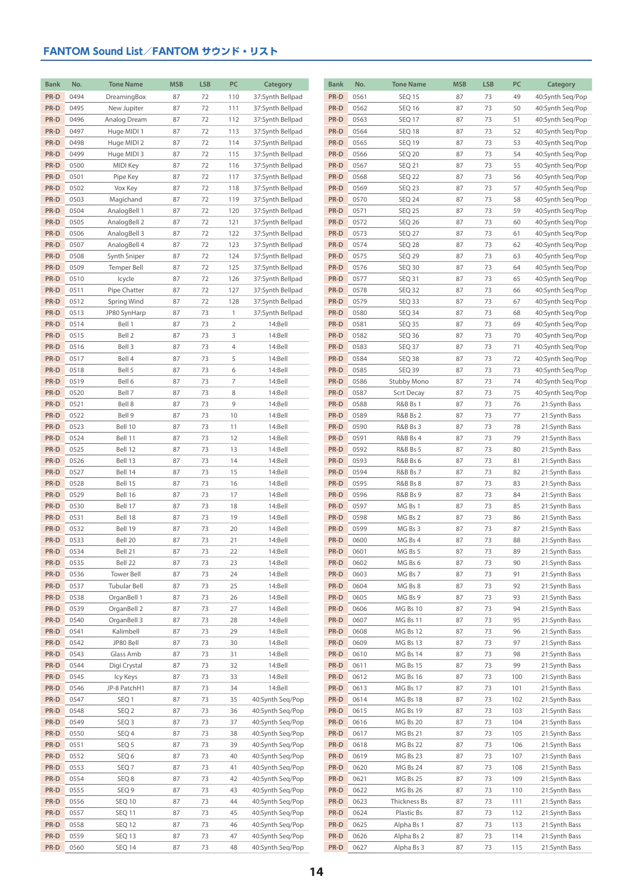## FANTOM Sound List／FANTOM サウンド・リスト

| Bank | No. | Tone Name | MSB | LSB | PC | Category |
|---|---|---|---|---|---|---|
| PR-D | 0494 | DreamingBox | 87 | 72 | 110 | 37:Synth Bellpad |
| PR-D | 0495 | New Jupiter | 87 | 72 | 111 | 37:Synth Bellpad |
| PR-D | 0496 | Analog Dream | 87 | 72 | 112 | 37:Synth Bellpad |
| PR-D | 0497 | Huge MIDI 1 | 87 | 72 | 113 | 37:Synth Bellpad |
| PR-D | 0498 | Huge MIDI 2 | 87 | 72 | 114 | 37:Synth Bellpad |
| PR-D | 0499 | Huge MIDI 3 | 87 | 72 | 115 | 37:Synth Bellpad |
| PR-D | 0500 | MIDI Key | 87 | 72 | 116 | 37:Synth Bellpad |
| PR-D | 0501 | Pipe Key | 87 | 72 | 117 | 37:Synth Bellpad |
| PR-D | 0502 | Vox Key | 87 | 72 | 118 | 37:Synth Bellpad |
| PR-D | 0503 | Magichand | 87 | 72 | 119 | 37:Synth Bellpad |
| PR-D | 0504 | AnalogBell 1 | 87 | 72 | 120 | 37:Synth Bellpad |
| PR-D | 0505 | AnalogBell 2 | 87 | 72 | 121 | 37:Synth Bellpad |
| PR-D | 0506 | AnalogBell 3 | 87 | 72 | 122 | 37:Synth Bellpad |
| PR-D | 0507 | AnalogBell 4 | 87 | 72 | 123 | 37:Synth Bellpad |
| PR-D | 0508 | Synth Sniper | 87 | 72 | 124 | 37:Synth Bellpad |
| PR-D | 0509 | Temper Bell | 87 | 72 | 125 | 37:Synth Bellpad |
| PR-D | 0510 | Icycle | 87 | 72 | 126 | 37:Synth Bellpad |
| PR-D | 0511 | Pipe Chatter | 87 | 72 | 127 | 37:Synth Bellpad |
| PR-D | 0512 | Spring Wind | 87 | 72 | 128 | 37:Synth Bellpad |
| PR-D | 0513 | JP80 SynHarp | 87 | 73 | 1 | 37:Synth Bellpad |
| PR-D | 0514 | Bell 1 | 87 | 73 | 2 | 14:Bell |
| PR-D | 0515 | Bell 2 | 87 | 73 | 3 | 14:Bell |
| PR-D | 0516 | Bell 3 | 87 | 73 | 4 | 14:Bell |
| PR-D | 0517 | Bell 4 | 87 | 73 | 5 | 14:Bell |
| PR-D | 0518 | Bell 5 | 87 | 73 | 6 | 14:Bell |
| PR-D | 0519 | Bell 6 | 87 | 73 | 7 | 14:Bell |
| PR-D | 0520 | Bell 7 | 87 | 73 | 8 | 14:Bell |
| PR-D | 0521 | Bell 8 | 87 | 73 | 9 | 14:Bell |
| PR-D | 0522 | Bell 9 | 87 | 73 | 10 | 14:Bell |
| PR-D | 0523 | Bell 10 | 87 | 73 | 11 | 14:Bell |
| PR-D | 0524 | Bell 11 | 87 | 73 | 12 | 14:Bell |
| PR-D | 0525 | Bell 12 | 87 | 73 | 13 | 14:Bell |
| PR-D | 0526 | Bell 13 | 87 | 73 | 14 | 14:Bell |
| PR-D | 0527 | Bell 14 | 87 | 73 | 15 | 14:Bell |
| PR-D | 0528 | Bell 15 | 87 | 73 | 16 | 14:Bell |
| PR-D | 0529 | Bell 16 | 87 | 73 | 17 | 14:Bell |
| PR-D | 0530 | Bell 17 | 87 | 73 | 18 | 14:Bell |
| PR-D | 0531 | Bell 18 | 87 | 73 | 19 | 14:Bell |
| PR-D | 0532 | Bell 19 | 87 | 73 | 20 | 14:Bell |
| PR-D | 0533 | Bell 20 | 87 | 73 | 21 | 14:Bell |
| PR-D | 0534 | Bell 21 | 87 | 73 | 22 | 14:Bell |
| PR-D | 0535 | Bell 22 | 87 | 73 | 23 | 14:Bell |
| PR-D | 0536 | Tower Bell | 87 | 73 | 24 | 14:Bell |
| PR-D | 0537 | Tubular Bell | 87 | 73 | 25 | 14:Bell |
| PR-D | 0538 | OrganBell 1 | 87 | 73 | 26 | 14:Bell |
| PR-D | 0539 | OrganBell 2 | 87 | 73 | 27 | 14:Bell |
| PR-D | 0540 | OrganBell 3 | 87 | 73 | 28 | 14:Bell |
| PR-D | 0541 | Kalimbell | 87 | 73 | 29 | 14:Bell |
| PR-D | 0542 | JP80 Bell | 87 | 73 | 30 | 14:Bell |
| PR-D | 0543 | Glass Amb | 87 | 73 | 31 | 14:Bell |
| PR-D | 0544 | Digi Crystal | 87 | 73 | 32 | 14:Bell |
| PR-D | 0545 | Icy Keys | 87 | 73 | 33 | 14:Bell |
| PR-D | 0546 | JP-8 PatchH1 | 87 | 73 | 34 | 14:Bell |
| PR-D | 0547 | SEQ 1 | 87 | 73 | 35 | 40:Synth Seq/Pop |
| PR-D | 0548 | SEQ 2 | 87 | 73 | 36 | 40:Synth Seq/Pop |
| PR-D | 0549 | SEQ 3 | 87 | 73 | 37 | 40:Synth Seq/Pop |
| PR-D | 0550 | SEQ 4 | 87 | 73 | 38 | 40:Synth Seq/Pop |
| PR-D | 0551 | SEQ 5 | 87 | 73 | 39 | 40:Synth Seq/Pop |
| PR-D | 0552 | SEQ 6 | 87 | 73 | 40 | 40:Synth Seq/Pop |
| PR-D | 0553 | SEQ 7 | 87 | 73 | 41 | 40:Synth Seq/Pop |
| PR-D | 0554 | SEQ 8 | 87 | 73 | 42 | 40:Synth Seq/Pop |
| PR-D | 0555 | SEQ 9 | 87 | 73 | 43 | 40:Synth Seq/Pop |
| PR-D | 0556 | SEQ 10 | 87 | 73 | 44 | 40:Synth Seq/Pop |
| PR-D | 0557 | SEQ 11 | 87 | 73 | 45 | 40:Synth Seq/Pop |
| PR-D | 0558 | SEQ 12 | 87 | 73 | 46 | 40:Synth Seq/Pop |
| PR-D | 0559 | SEQ 13 | 87 | 73 | 47 | 40:Synth Seq/Pop |
| PR-D | 0560 | SEQ 14 | 87 | 73 | 48 | 40:Synth Seq/Pop |
| PR-D | 0561 | SEQ 15 | 87 | 73 | 49 | 40:Synth Seq/Pop |
| PR-D | 0562 | SEQ 16 | 87 | 73 | 50 | 40:Synth Seq/Pop |
| PR-D | 0563 | SEQ 17 | 87 | 73 | 51 | 40:Synth Seq/Pop |
| PR-D | 0564 | SEQ 18 | 87 | 73 | 52 | 40:Synth Seq/Pop |
| PR-D | 0565 | SEQ 19 | 87 | 73 | 53 | 40:Synth Seq/Pop |
| PR-D | 0566 | SEQ 20 | 87 | 73 | 54 | 40:Synth Seq/Pop |
| PR-D | 0567 | SEQ 21 | 87 | 73 | 55 | 40:Synth Seq/Pop |
| PR-D | 0568 | SEQ 22 | 87 | 73 | 56 | 40:Synth Seq/Pop |
| PR-D | 0569 | SEQ 23 | 87 | 73 | 57 | 40:Synth Seq/Pop |
| PR-D | 0570 | SEQ 24 | 87 | 73 | 58 | 40:Synth Seq/Pop |
| PR-D | 0571 | SEQ 25 | 87 | 73 | 59 | 40:Synth Seq/Pop |
| PR-D | 0572 | SEQ 26 | 87 | 73 | 60 | 40:Synth Seq/Pop |
| PR-D | 0573 | SEQ 27 | 87 | 73 | 61 | 40:Synth Seq/Pop |
| PR-D | 0574 | SEQ 28 | 87 | 73 | 62 | 40:Synth Seq/Pop |
| PR-D | 0575 | SEQ 29 | 87 | 73 | 63 | 40:Synth Seq/Pop |
| PR-D | 0576 | SEQ 30 | 87 | 73 | 64 | 40:Synth Seq/Pop |
| PR-D | 0577 | SEQ 31 | 87 | 73 | 65 | 40:Synth Seq/Pop |
| PR-D | 0578 | SEQ 32 | 87 | 73 | 66 | 40:Synth Seq/Pop |
| PR-D | 0579 | SEQ 33 | 87 | 73 | 67 | 40:Synth Seq/Pop |
| PR-D | 0580 | SEQ 34 | 87 | 73 | 68 | 40:Synth Seq/Pop |
| PR-D | 0581 | SEQ 35 | 87 | 73 | 69 | 40:Synth Seq/Pop |
| PR-D | 0582 | SEQ 36 | 87 | 73 | 70 | 40:Synth Seq/Pop |
| PR-D | 0583 | SEQ 37 | 87 | 73 | 71 | 40:Synth Seq/Pop |
| PR-D | 0584 | SEQ 38 | 87 | 73 | 72 | 40:Synth Seq/Pop |
| PR-D | 0585 | SEQ 39 | 87 | 73 | 73 | 40:Synth Seq/Pop |
| PR-D | 0586 | Stubby Mono | 87 | 73 | 74 | 40:Synth Seq/Pop |
| PR-D | 0587 | Scrt Decay | 87 | 73 | 75 | 40:Synth Seq/Pop |
| PR-D | 0588 | R&B Bs 1 | 87 | 73 | 76 | 21:Synth Bass |
| PR-D | 0589 | R&B Bs 2 | 87 | 73 | 77 | 21:Synth Bass |
| PR-D | 0590 | R&B Bs 3 | 87 | 73 | 78 | 21:Synth Bass |
| PR-D | 0591 | R&B Bs 4 | 87 | 73 | 79 | 21:Synth Bass |
| PR-D | 0592 | R&B Bs 5 | 87 | 73 | 80 | 21:Synth Bass |
| PR-D | 0593 | R&B Bs 6 | 87 | 73 | 81 | 21:Synth Bass |
| PR-D | 0594 | R&B Bs 7 | 87 | 73 | 82 | 21:Synth Bass |
| PR-D | 0595 | R&B Bs 8 | 87 | 73 | 83 | 21:Synth Bass |
| PR-D | 0596 | R&B Bs 9 | 87 | 73 | 84 | 21:Synth Bass |
| PR-D | 0597 | MG Bs 1 | 87 | 73 | 85 | 21:Synth Bass |
| PR-D | 0598 | MG Bs 2 | 87 | 73 | 86 | 21:Synth Bass |
| PR-D | 0599 | MG Bs 3 | 87 | 73 | 87 | 21:Synth Bass |
| PR-D | 0600 | MG Bs 4 | 87 | 73 | 88 | 21:Synth Bass |
| PR-D | 0601 | MG Bs 5 | 87 | 73 | 89 | 21:Synth Bass |
| PR-D | 0602 | MG Bs 6 | 87 | 73 | 90 | 21:Synth Bass |
| PR-D | 0603 | MG Bs 7 | 87 | 73 | 91 | 21:Synth Bass |
| PR-D | 0604 | MG Bs 8 | 87 | 73 | 92 | 21:Synth Bass |
| PR-D | 0605 | MG Bs 9 | 87 | 73 | 93 | 21:Synth Bass |
| PR-D | 0606 | MG Bs 10 | 87 | 73 | 94 | 21:Synth Bass |
| PR-D | 0607 | MG Bs 11 | 87 | 73 | 95 | 21:Synth Bass |
| PR-D | 0608 | MG Bs 12 | 87 | 73 | 96 | 21:Synth Bass |
| PR-D | 0609 | MG Bs 13 | 87 | 73 | 97 | 21:Synth Bass |
| PR-D | 0610 | MG Bs 14 | 87 | 73 | 98 | 21:Synth Bass |
| PR-D | 0611 | MG Bs 15 | 87 | 73 | 99 | 21:Synth Bass |
| PR-D | 0612 | MG Bs 16 | 87 | 73 | 100 | 21:Synth Bass |
| PR-D | 0613 | MG Bs 17 | 87 | 73 | 101 | 21:Synth Bass |
| PR-D | 0614 | MG Bs 18 | 87 | 73 | 102 | 21:Synth Bass |
| PR-D | 0615 | MG Bs 19 | 87 | 73 | 103 | 21:Synth Bass |
| PR-D | 0616 | MG Bs 20 | 87 | 73 | 104 | 21:Synth Bass |
| PR-D | 0617 | MG Bs 21 | 87 | 73 | 105 | 21:Synth Bass |
| PR-D | 0618 | MG Bs 22 | 87 | 73 | 106 | 21:Synth Bass |
| PR-D | 0619 | MG Bs 23 | 87 | 73 | 107 | 21:Synth Bass |
| PR-D | 0620 | MG Bs 24 | 87 | 73 | 108 | 21:Synth Bass |
| PR-D | 0621 | MG Bs 25 | 87 | 73 | 109 | 21:Synth Bass |
| PR-D | 0622 | MG Bs 26 | 87 | 73 | 110 | 21:Synth Bass |
| PR-D | 0623 | Thickness Bs | 87 | 73 | 111 | 21:Synth Bass |
| PR-D | 0624 | Plastic Bs | 87 | 73 | 112 | 21:Synth Bass |
| PR-D | 0625 | Alpha Bs 1 | 87 | 73 | 113 | 21:Synth Bass |
| PR-D | 0626 | Alpha Bs 2 | 87 | 73 | 114 | 21:Synth Bass |
| PR-D | 0627 | Alpha Bs 3 | 87 | 73 | 115 | 21:Synth Bass |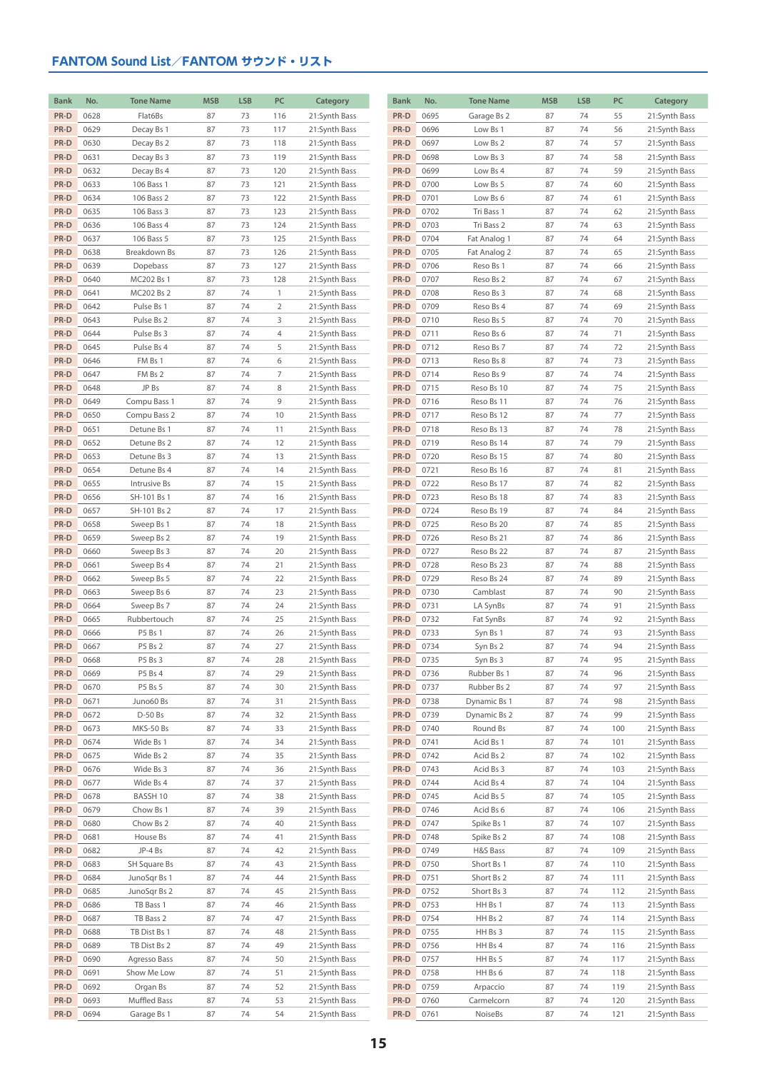## FANTOM Sound List／FANTOM サウンド・リスト

| Bank | No. | Tone Name | MSB | LSB | PC | Category |
|---|---|---|---|---|---|---|
| PR-D | 0628 | Flat6Bs | 87 | 73 | 116 | 21:Synth Bass |
| PR-D | 0629 | Decay Bs 1 | 87 | 73 | 117 | 21:Synth Bass |
| PR-D | 0630 | Decay Bs 2 | 87 | 73 | 118 | 21:Synth Bass |
| PR-D | 0631 | Decay Bs 3 | 87 | 73 | 119 | 21:Synth Bass |
| PR-D | 0632 | Decay Bs 4 | 87 | 73 | 120 | 21:Synth Bass |
| PR-D | 0633 | 106 Bass 1 | 87 | 73 | 121 | 21:Synth Bass |
| PR-D | 0634 | 106 Bass 2 | 87 | 73 | 122 | 21:Synth Bass |
| PR-D | 0635 | 106 Bass 3 | 87 | 73 | 123 | 21:Synth Bass |
| PR-D | 0636 | 106 Bass 4 | 87 | 73 | 124 | 21:Synth Bass |
| PR-D | 0637 | 106 Bass 5 | 87 | 73 | 125 | 21:Synth Bass |
| PR-D | 0638 | Breakdown Bs | 87 | 73 | 126 | 21:Synth Bass |
| PR-D | 0639 | Dopebass | 87 | 73 | 127 | 21:Synth Bass |
| PR-D | 0640 | MC202 Bs 1 | 87 | 73 | 128 | 21:Synth Bass |
| PR-D | 0641 | MC202 Bs 2 | 87 | 74 | 1 | 21:Synth Bass |
| PR-D | 0642 | Pulse Bs 1 | 87 | 74 | 2 | 21:Synth Bass |
| PR-D | 0643 | Pulse Bs 2 | 87 | 74 | 3 | 21:Synth Bass |
| PR-D | 0644 | Pulse Bs 3 | 87 | 74 | 4 | 21:Synth Bass |
| PR-D | 0645 | Pulse Bs 4 | 87 | 74 | 5 | 21:Synth Bass |
| PR-D | 0646 | FM Bs 1 | 87 | 74 | 6 | 21:Synth Bass |
| PR-D | 0647 | FM Bs 2 | 87 | 74 | 7 | 21:Synth Bass |
| PR-D | 0648 | JP Bs | 87 | 74 | 8 | 21:Synth Bass |
| PR-D | 0649 | Compu Bass 1 | 87 | 74 | 9 | 21:Synth Bass |
| PR-D | 0650 | Compu Bass 2 | 87 | 74 | 10 | 21:Synth Bass |
| PR-D | 0651 | Detune Bs 1 | 87 | 74 | 11 | 21:Synth Bass |
| PR-D | 0652 | Detune Bs 2 | 87 | 74 | 12 | 21:Synth Bass |
| PR-D | 0653 | Detune Bs 3 | 87 | 74 | 13 | 21:Synth Bass |
| PR-D | 0654 | Detune Bs 4 | 87 | 74 | 14 | 21:Synth Bass |
| PR-D | 0655 | Intrusive Bs | 87 | 74 | 15 | 21:Synth Bass |
| PR-D | 0656 | SH-101 Bs 1 | 87 | 74 | 16 | 21:Synth Bass |
| PR-D | 0657 | SH-101 Bs 2 | 87 | 74 | 17 | 21:Synth Bass |
| PR-D | 0658 | Sweep Bs 1 | 87 | 74 | 18 | 21:Synth Bass |
| PR-D | 0659 | Sweep Bs 2 | 87 | 74 | 19 | 21:Synth Bass |
| PR-D | 0660 | Sweep Bs 3 | 87 | 74 | 20 | 21:Synth Bass |
| PR-D | 0661 | Sweep Bs 4 | 87 | 74 | 21 | 21:Synth Bass |
| PR-D | 0662 | Sweep Bs 5 | 87 | 74 | 22 | 21:Synth Bass |
| PR-D | 0663 | Sweep Bs 6 | 87 | 74 | 23 | 21:Synth Bass |
| PR-D | 0664 | Sweep Bs 7 | 87 | 74 | 24 | 21:Synth Bass |
| PR-D | 0665 | Rubbertouch | 87 | 74 | 25 | 21:Synth Bass |
| PR-D | 0666 | P5 Bs 1 | 87 | 74 | 26 | 21:Synth Bass |
| PR-D | 0667 | P5 Bs 2 | 87 | 74 | 27 | 21:Synth Bass |
| PR-D | 0668 | P5 Bs 3 | 87 | 74 | 28 | 21:Synth Bass |
| PR-D | 0669 | P5 Bs 4 | 87 | 74 | 29 | 21:Synth Bass |
| PR-D | 0670 | P5 Bs 5 | 87 | 74 | 30 | 21:Synth Bass |
| PR-D | 0671 | Juno60 Bs | 87 | 74 | 31 | 21:Synth Bass |
| PR-D | 0672 | D-50 Bs | 87 | 74 | 32 | 21:Synth Bass |
| PR-D | 0673 | MKS-50 Bs | 87 | 74 | 33 | 21:Synth Bass |
| PR-D | 0674 | Wide Bs 1 | 87 | 74 | 34 | 21:Synth Bass |
| PR-D | 0675 | Wide Bs 2 | 87 | 74 | 35 | 21:Synth Bass |
| PR-D | 0676 | Wide Bs 3 | 87 | 74 | 36 | 21:Synth Bass |
| PR-D | 0677 | Wide Bs 4 | 87 | 74 | 37 | 21:Synth Bass |
| PR-D | 0678 | BASSH 10 | 87 | 74 | 38 | 21:Synth Bass |
| PR-D | 0679 | Chow Bs 1 | 87 | 74 | 39 | 21:Synth Bass |
| PR-D | 0680 | Chow Bs 2 | 87 | 74 | 40 | 21:Synth Bass |
| PR-D | 0681 | House Bs | 87 | 74 | 41 | 21:Synth Bass |
| PR-D | 0682 | JP-4 Bs | 87 | 74 | 42 | 21:Synth Bass |
| PR-D | 0683 | SH Square Bs | 87 | 74 | 43 | 21:Synth Bass |
| PR-D | 0684 | JunoSqr Bs 1 | 87 | 74 | 44 | 21:Synth Bass |
| PR-D | 0685 | JunoSqr Bs 2 | 87 | 74 | 45 | 21:Synth Bass |
| PR-D | 0686 | TB Bass 1 | 87 | 74 | 46 | 21:Synth Bass |
| PR-D | 0687 | TB Bass 2 | 87 | 74 | 47 | 21:Synth Bass |
| PR-D | 0688 | TB Dist Bs 1 | 87 | 74 | 48 | 21:Synth Bass |
| PR-D | 0689 | TB Dist Bs 2 | 87 | 74 | 49 | 21:Synth Bass |
| PR-D | 0690 | Agresso Bass | 87 | 74 | 50 | 21:Synth Bass |
| PR-D | 0691 | Show Me Low | 87 | 74 | 51 | 21:Synth Bass |
| PR-D | 0692 | Organ Bs | 87 | 74 | 52 | 21:Synth Bass |
| PR-D | 0693 | Muffled Bass | 87 | 74 | 53 | 21:Synth Bass |
| PR-D | 0694 | Garage Bs 1 | 87 | 74 | 54 | 21:Synth Bass |
| PR-D | 0695 | Garage Bs 2 | 87 | 74 | 55 | 21:Synth Bass |
| PR-D | 0696 | Low Bs 1 | 87 | 74 | 56 | 21:Synth Bass |
| PR-D | 0697 | Low Bs 2 | 87 | 74 | 57 | 21:Synth Bass |
| PR-D | 0698 | Low Bs 3 | 87 | 74 | 58 | 21:Synth Bass |
| PR-D | 0699 | Low Bs 4 | 87 | 74 | 59 | 21:Synth Bass |
| PR-D | 0700 | Low Bs 5 | 87 | 74 | 60 | 21:Synth Bass |
| PR-D | 0701 | Low Bs 6 | 87 | 74 | 61 | 21:Synth Bass |
| PR-D | 0702 | Tri Bass 1 | 87 | 74 | 62 | 21:Synth Bass |
| PR-D | 0703 | Tri Bass 2 | 87 | 74 | 63 | 21:Synth Bass |
| PR-D | 0704 | Fat Analog 1 | 87 | 74 | 64 | 21:Synth Bass |
| PR-D | 0705 | Fat Analog 2 | 87 | 74 | 65 | 21:Synth Bass |
| PR-D | 0706 | Reso Bs 1 | 87 | 74 | 66 | 21:Synth Bass |
| PR-D | 0707 | Reso Bs 2 | 87 | 74 | 67 | 21:Synth Bass |
| PR-D | 0708 | Reso Bs 3 | 87 | 74 | 68 | 21:Synth Bass |
| PR-D | 0709 | Reso Bs 4 | 87 | 74 | 69 | 21:Synth Bass |
| PR-D | 0710 | Reso Bs 5 | 87 | 74 | 70 | 21:Synth Bass |
| PR-D | 0711 | Reso Bs 6 | 87 | 74 | 71 | 21:Synth Bass |
| PR-D | 0712 | Reso Bs 7 | 87 | 74 | 72 | 21:Synth Bass |
| PR-D | 0713 | Reso Bs 8 | 87 | 74 | 73 | 21:Synth Bass |
| PR-D | 0714 | Reso Bs 9 | 87 | 74 | 74 | 21:Synth Bass |
| PR-D | 0715 | Reso Bs 10 | 87 | 74 | 75 | 21:Synth Bass |
| PR-D | 0716 | Reso Bs 11 | 87 | 74 | 76 | 21:Synth Bass |
| PR-D | 0717 | Reso Bs 12 | 87 | 74 | 77 | 21:Synth Bass |
| PR-D | 0718 | Reso Bs 13 | 87 | 74 | 78 | 21:Synth Bass |
| PR-D | 0719 | Reso Bs 14 | 87 | 74 | 79 | 21:Synth Bass |
| PR-D | 0720 | Reso Bs 15 | 87 | 74 | 80 | 21:Synth Bass |
| PR-D | 0721 | Reso Bs 16 | 87 | 74 | 81 | 21:Synth Bass |
| PR-D | 0722 | Reso Bs 17 | 87 | 74 | 82 | 21:Synth Bass |
| PR-D | 0723 | Reso Bs 18 | 87 | 74 | 83 | 21:Synth Bass |
| PR-D | 0724 | Reso Bs 19 | 87 | 74 | 84 | 21:Synth Bass |
| PR-D | 0725 | Reso Bs 20 | 87 | 74 | 85 | 21:Synth Bass |
| PR-D | 0726 | Reso Bs 21 | 87 | 74 | 86 | 21:Synth Bass |
| PR-D | 0727 | Reso Bs 22 | 87 | 74 | 87 | 21:Synth Bass |
| PR-D | 0728 | Reso Bs 23 | 87 | 74 | 88 | 21:Synth Bass |
| PR-D | 0729 | Reso Bs 24 | 87 | 74 | 89 | 21:Synth Bass |
| PR-D | 0730 | Camblast | 87 | 74 | 90 | 21:Synth Bass |
| PR-D | 0731 | LA SynBs | 87 | 74 | 91 | 21:Synth Bass |
| PR-D | 0732 | Fat SynBs | 87 | 74 | 92 | 21:Synth Bass |
| PR-D | 0733 | Syn Bs 1 | 87 | 74 | 93 | 21:Synth Bass |
| PR-D | 0734 | Syn Bs 2 | 87 | 74 | 94 | 21:Synth Bass |
| PR-D | 0735 | Syn Bs 3 | 87 | 74 | 95 | 21:Synth Bass |
| PR-D | 0736 | Rubber Bs 1 | 87 | 74 | 96 | 21:Synth Bass |
| PR-D | 0737 | Rubber Bs 2 | 87 | 74 | 97 | 21:Synth Bass |
| PR-D | 0738 | Dynamic Bs 1 | 87 | 74 | 98 | 21:Synth Bass |
| PR-D | 0739 | Dynamic Bs 2 | 87 | 74 | 99 | 21:Synth Bass |
| PR-D | 0740 | Round Bs | 87 | 74 | 100 | 21:Synth Bass |
| PR-D | 0741 | Acid Bs 1 | 87 | 74 | 101 | 21:Synth Bass |
| PR-D | 0742 | Acid Bs 2 | 87 | 74 | 102 | 21:Synth Bass |
| PR-D | 0743 | Acid Bs 3 | 87 | 74 | 103 | 21:Synth Bass |
| PR-D | 0744 | Acid Bs 4 | 87 | 74 | 104 | 21:Synth Bass |
| PR-D | 0745 | Acid Bs 5 | 87 | 74 | 105 | 21:Synth Bass |
| PR-D | 0746 | Acid Bs 6 | 87 | 74 | 106 | 21:Synth Bass |
| PR-D | 0747 | Spike Bs 1 | 87 | 74 | 107 | 21:Synth Bass |
| PR-D | 0748 | Spike Bs 2 | 87 | 74 | 108 | 21:Synth Bass |
| PR-D | 0749 | H&S Bass | 87 | 74 | 109 | 21:Synth Bass |
| PR-D | 0750 | Short Bs 1 | 87 | 74 | 110 | 21:Synth Bass |
| PR-D | 0751 | Short Bs 2 | 87 | 74 | 111 | 21:Synth Bass |
| PR-D | 0752 | Short Bs 3 | 87 | 74 | 112 | 21:Synth Bass |
| PR-D | 0753 | HH Bs 1 | 87 | 74 | 113 | 21:Synth Bass |
| PR-D | 0754 | HH Bs 2 | 87 | 74 | 114 | 21:Synth Bass |
| PR-D | 0755 | HH Bs 3 | 87 | 74 | 115 | 21:Synth Bass |
| PR-D | 0756 | HH Bs 4 | 87 | 74 | 116 | 21:Synth Bass |
| PR-D | 0757 | HH Bs 5 | 87 | 74 | 117 | 21:Synth Bass |
| PR-D | 0758 | HH Bs 6 | 87 | 74 | 118 | 21:Synth Bass |
| PR-D | 0759 | Arpaccio | 87 | 74 | 119 | 21:Synth Bass |
| PR-D | 0760 | Carmelcorn | 87 | 74 | 120 | 21:Synth Bass |
| PR-D | 0761 | NoiseBs | 87 | 74 | 121 | 21:Synth Bass |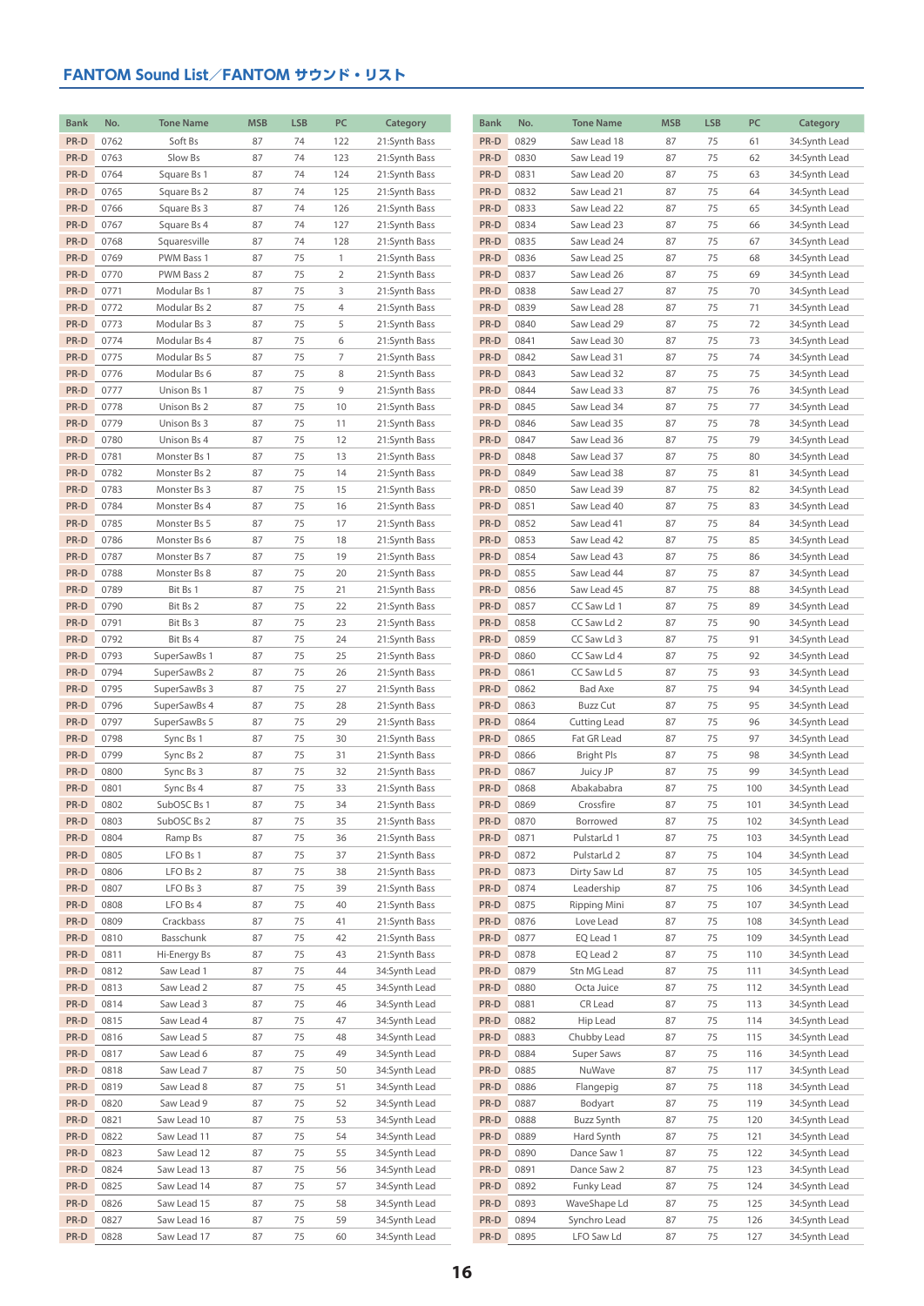## FANTOM Sound List／FANTOM サウンド・リスト

| Bank | No. | Tone Name | MSB | LSB | PC | Category |
|---|---|---|---|---|---|---|
| PR-D | 0762 | Soft Bs | 87 | 74 | 122 | 21:Synth Bass |
| PR-D | 0763 | Slow Bs | 87 | 74 | 123 | 21:Synth Bass |
| PR-D | 0764 | Square Bs 1 | 87 | 74 | 124 | 21:Synth Bass |
| PR-D | 0765 | Square Bs 2 | 87 | 74 | 125 | 21:Synth Bass |
| PR-D | 0766 | Square Bs 3 | 87 | 74 | 126 | 21:Synth Bass |
| PR-D | 0767 | Square Bs 4 | 87 | 74 | 127 | 21:Synth Bass |
| PR-D | 0768 | Squaresville | 87 | 74 | 128 | 21:Synth Bass |
| PR-D | 0769 | PWM Bass 1 | 87 | 75 | 1 | 21:Synth Bass |
| PR-D | 0770 | PWM Bass 2 | 87 | 75 | 2 | 21:Synth Bass |
| PR-D | 0771 | Modular Bs 1 | 87 | 75 | 3 | 21:Synth Bass |
| PR-D | 0772 | Modular Bs 2 | 87 | 75 | 4 | 21:Synth Bass |
| PR-D | 0773 | Modular Bs 3 | 87 | 75 | 5 | 21:Synth Bass |
| PR-D | 0774 | Modular Bs 4 | 87 | 75 | 6 | 21:Synth Bass |
| PR-D | 0775 | Modular Bs 5 | 87 | 75 | 7 | 21:Synth Bass |
| PR-D | 0776 | Modular Bs 6 | 87 | 75 | 8 | 21:Synth Bass |
| PR-D | 0777 | Unison Bs 1 | 87 | 75 | 9 | 21:Synth Bass |
| PR-D | 0778 | Unison Bs 2 | 87 | 75 | 10 | 21:Synth Bass |
| PR-D | 0779 | Unison Bs 3 | 87 | 75 | 11 | 21:Synth Bass |
| PR-D | 0780 | Unison Bs 4 | 87 | 75 | 12 | 21:Synth Bass |
| PR-D | 0781 | Monster Bs 1 | 87 | 75 | 13 | 21:Synth Bass |
| PR-D | 0782 | Monster Bs 2 | 87 | 75 | 14 | 21:Synth Bass |
| PR-D | 0783 | Monster Bs 3 | 87 | 75 | 15 | 21:Synth Bass |
| PR-D | 0784 | Monster Bs 4 | 87 | 75 | 16 | 21:Synth Bass |
| PR-D | 0785 | Monster Bs 5 | 87 | 75 | 17 | 21:Synth Bass |
| PR-D | 0786 | Monster Bs 6 | 87 | 75 | 18 | 21:Synth Bass |
| PR-D | 0787 | Monster Bs 7 | 87 | 75 | 19 | 21:Synth Bass |
| PR-D | 0788 | Monster Bs 8 | 87 | 75 | 20 | 21:Synth Bass |
| PR-D | 0789 | Bit Bs 1 | 87 | 75 | 21 | 21:Synth Bass |
| PR-D | 0790 | Bit Bs 2 | 87 | 75 | 22 | 21:Synth Bass |
| PR-D | 0791 | Bit Bs 3 | 87 | 75 | 23 | 21:Synth Bass |
| PR-D | 0792 | Bit Bs 4 | 87 | 75 | 24 | 21:Synth Bass |
| PR-D | 0793 | SuperSawBs 1 | 87 | 75 | 25 | 21:Synth Bass |
| PR-D | 0794 | SuperSawBs 2 | 87 | 75 | 26 | 21:Synth Bass |
| PR-D | 0795 | SuperSawBs 3 | 87 | 75 | 27 | 21:Synth Bass |
| PR-D | 0796 | SuperSawBs 4 | 87 | 75 | 28 | 21:Synth Bass |
| PR-D | 0797 | SuperSawBs 5 | 87 | 75 | 29 | 21:Synth Bass |
| PR-D | 0798 | Sync Bs 1 | 87 | 75 | 30 | 21:Synth Bass |
| PR-D | 0799 | Sync Bs 2 | 87 | 75 | 31 | 21:Synth Bass |
| PR-D | 0800 | Sync Bs 3 | 87 | 75 | 32 | 21:Synth Bass |
| PR-D | 0801 | Sync Bs 4 | 87 | 75 | 33 | 21:Synth Bass |
| PR-D | 0802 | SubOSC Bs 1 | 87 | 75 | 34 | 21:Synth Bass |
| PR-D | 0803 | SubOSC Bs 2 | 87 | 75 | 35 | 21:Synth Bass |
| PR-D | 0804 | Ramp Bs | 87 | 75 | 36 | 21:Synth Bass |
| PR-D | 0805 | LFO Bs 1 | 87 | 75 | 37 | 21:Synth Bass |
| PR-D | 0806 | LFO Bs 2 | 87 | 75 | 38 | 21:Synth Bass |
| PR-D | 0807 | LFO Bs 3 | 87 | 75 | 39 | 21:Synth Bass |
| PR-D | 0808 | LFO Bs 4 | 87 | 75 | 40 | 21:Synth Bass |
| PR-D | 0809 | Crackbass | 87 | 75 | 41 | 21:Synth Bass |
| PR-D | 0810 | Basschunk | 87 | 75 | 42 | 21:Synth Bass |
| PR-D | 0811 | Hi-Energy Bs | 87 | 75 | 43 | 21:Synth Bass |
| PR-D | 0812 | Saw Lead 1 | 87 | 75 | 44 | 34:Synth Lead |
| PR-D | 0813 | Saw Lead 2 | 87 | 75 | 45 | 34:Synth Lead |
| PR-D | 0814 | Saw Lead 3 | 87 | 75 | 46 | 34:Synth Lead |
| PR-D | 0815 | Saw Lead 4 | 87 | 75 | 47 | 34:Synth Lead |
| PR-D | 0816 | Saw Lead 5 | 87 | 75 | 48 | 34:Synth Lead |
| PR-D | 0817 | Saw Lead 6 | 87 | 75 | 49 | 34:Synth Lead |
| PR-D | 0818 | Saw Lead 7 | 87 | 75 | 50 | 34:Synth Lead |
| PR-D | 0819 | Saw Lead 8 | 87 | 75 | 51 | 34:Synth Lead |
| PR-D | 0820 | Saw Lead 9 | 87 | 75 | 52 | 34:Synth Lead |
| PR-D | 0821 | Saw Lead 10 | 87 | 75 | 53 | 34:Synth Lead |
| PR-D | 0822 | Saw Lead 11 | 87 | 75 | 54 | 34:Synth Lead |
| PR-D | 0823 | Saw Lead 12 | 87 | 75 | 55 | 34:Synth Lead |
| PR-D | 0824 | Saw Lead 13 | 87 | 75 | 56 | 34:Synth Lead |
| PR-D | 0825 | Saw Lead 14 | 87 | 75 | 57 | 34:Synth Lead |
| PR-D | 0826 | Saw Lead 15 | 87 | 75 | 58 | 34:Synth Lead |
| PR-D | 0827 | Saw Lead 16 | 87 | 75 | 59 | 34:Synth Lead |
| PR-D | 0828 | Saw Lead 17 | 87 | 75 | 60 | 34:Synth Lead |
| PR-D | 0829 | Saw Lead 18 | 87 | 75 | 61 | 34:Synth Lead |
| PR-D | 0830 | Saw Lead 19 | 87 | 75 | 62 | 34:Synth Lead |
| PR-D | 0831 | Saw Lead 20 | 87 | 75 | 63 | 34:Synth Lead |
| PR-D | 0832 | Saw Lead 21 | 87 | 75 | 64 | 34:Synth Lead |
| PR-D | 0833 | Saw Lead 22 | 87 | 75 | 65 | 34:Synth Lead |
| PR-D | 0834 | Saw Lead 23 | 87 | 75 | 66 | 34:Synth Lead |
| PR-D | 0835 | Saw Lead 24 | 87 | 75 | 67 | 34:Synth Lead |
| PR-D | 0836 | Saw Lead 25 | 87 | 75 | 68 | 34:Synth Lead |
| PR-D | 0837 | Saw Lead 26 | 87 | 75 | 69 | 34:Synth Lead |
| PR-D | 0838 | Saw Lead 27 | 87 | 75 | 70 | 34:Synth Lead |
| PR-D | 0839 | Saw Lead 28 | 87 | 75 | 71 | 34:Synth Lead |
| PR-D | 0840 | Saw Lead 29 | 87 | 75 | 72 | 34:Synth Lead |
| PR-D | 0841 | Saw Lead 30 | 87 | 75 | 73 | 34:Synth Lead |
| PR-D | 0842 | Saw Lead 31 | 87 | 75 | 74 | 34:Synth Lead |
| PR-D | 0843 | Saw Lead 32 | 87 | 75 | 75 | 34:Synth Lead |
| PR-D | 0844 | Saw Lead 33 | 87 | 75 | 76 | 34:Synth Lead |
| PR-D | 0845 | Saw Lead 34 | 87 | 75 | 77 | 34:Synth Lead |
| PR-D | 0846 | Saw Lead 35 | 87 | 75 | 78 | 34:Synth Lead |
| PR-D | 0847 | Saw Lead 36 | 87 | 75 | 79 | 34:Synth Lead |
| PR-D | 0848 | Saw Lead 37 | 87 | 75 | 80 | 34:Synth Lead |
| PR-D | 0849 | Saw Lead 38 | 87 | 75 | 81 | 34:Synth Lead |
| PR-D | 0850 | Saw Lead 39 | 87 | 75 | 82 | 34:Synth Lead |
| PR-D | 0851 | Saw Lead 40 | 87 | 75 | 83 | 34:Synth Lead |
| PR-D | 0852 | Saw Lead 41 | 87 | 75 | 84 | 34:Synth Lead |
| PR-D | 0853 | Saw Lead 42 | 87 | 75 | 85 | 34:Synth Lead |
| PR-D | 0854 | Saw Lead 43 | 87 | 75 | 86 | 34:Synth Lead |
| PR-D | 0855 | Saw Lead 44 | 87 | 75 | 87 | 34:Synth Lead |
| PR-D | 0856 | Saw Lead 45 | 87 | 75 | 88 | 34:Synth Lead |
| PR-D | 0857 | CC Saw Ld 1 | 87 | 75 | 89 | 34:Synth Lead |
| PR-D | 0858 | CC Saw Ld 2 | 87 | 75 | 90 | 34:Synth Lead |
| PR-D | 0859 | CC Saw Ld 3 | 87 | 75 | 91 | 34:Synth Lead |
| PR-D | 0860 | CC Saw Ld 4 | 87 | 75 | 92 | 34:Synth Lead |
| PR-D | 0861 | CC Saw Ld 5 | 87 | 75 | 93 | 34:Synth Lead |
| PR-D | 0862 | Bad Axe | 87 | 75 | 94 | 34:Synth Lead |
| PR-D | 0863 | Buzz Cut | 87 | 75 | 95 | 34:Synth Lead |
| PR-D | 0864 | Cutting Lead | 87 | 75 | 96 | 34:Synth Lead |
| PR-D | 0865 | Fat GR Lead | 87 | 75 | 97 | 34:Synth Lead |
| PR-D | 0866 | Bright Pls | 87 | 75 | 98 | 34:Synth Lead |
| PR-D | 0867 | Juicy JP | 87 | 75 | 99 | 34:Synth Lead |
| PR-D | 0868 | Abakababra | 87 | 75 | 100 | 34:Synth Lead |
| PR-D | 0869 | Crossfire | 87 | 75 | 101 | 34:Synth Lead |
| PR-D | 0870 | Borrowed | 87 | 75 | 102 | 34:Synth Lead |
| PR-D | 0871 | PulstarLd 1 | 87 | 75 | 103 | 34:Synth Lead |
| PR-D | 0872 | PulstarLd 2 | 87 | 75 | 104 | 34:Synth Lead |
| PR-D | 0873 | Dirty Saw Ld | 87 | 75 | 105 | 34:Synth Lead |
| PR-D | 0874 | Leadership | 87 | 75 | 106 | 34:Synth Lead |
| PR-D | 0875 | Ripping Mini | 87 | 75 | 107 | 34:Synth Lead |
| PR-D | 0876 | Love Lead | 87 | 75 | 108 | 34:Synth Lead |
| PR-D | 0877 | EQ Lead 1 | 87 | 75 | 109 | 34:Synth Lead |
| PR-D | 0878 | EQ Lead 2 | 87 | 75 | 110 | 34:Synth Lead |
| PR-D | 0879 | Stn MG Lead | 87 | 75 | 111 | 34:Synth Lead |
| PR-D | 0880 | Octa Juice | 87 | 75 | 112 | 34:Synth Lead |
| PR-D | 0881 | CR Lead | 87 | 75 | 113 | 34:Synth Lead |
| PR-D | 0882 | Hip Lead | 87 | 75 | 114 | 34:Synth Lead |
| PR-D | 0883 | Chubby Lead | 87 | 75 | 115 | 34:Synth Lead |
| PR-D | 0884 | Super Saws | 87 | 75 | 116 | 34:Synth Lead |
| PR-D | 0885 | NuWave | 87 | 75 | 117 | 34:Synth Lead |
| PR-D | 0886 | Flangepig | 87 | 75 | 118 | 34:Synth Lead |
| PR-D | 0887 | Bodyart | 87 | 75 | 119 | 34:Synth Lead |
| PR-D | 0888 | Buzz Synth | 87 | 75 | 120 | 34:Synth Lead |
| PR-D | 0889 | Hard Synth | 87 | 75 | 121 | 34:Synth Lead |
| PR-D | 0890 | Dance Saw 1 | 87 | 75 | 122 | 34:Synth Lead |
| PR-D | 0891 | Dance Saw 2 | 87 | 75 | 123 | 34:Synth Lead |
| PR-D | 0892 | Funky Lead | 87 | 75 | 124 | 34:Synth Lead |
| PR-D | 0893 | WaveShape Ld | 87 | 75 | 125 | 34:Synth Lead |
| PR-D | 0894 | Synchro Lead | 87 | 75 | 126 | 34:Synth Lead |
| PR-D | 0895 | LFO Saw Ld | 87 | 75 | 127 | 34:Synth Lead |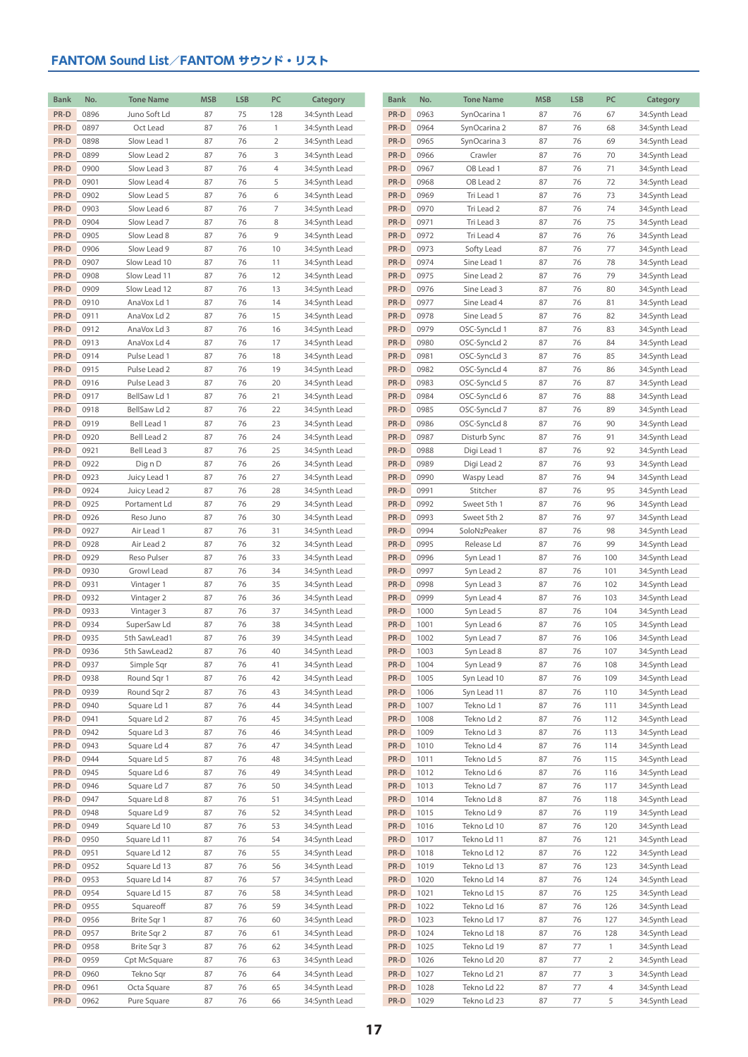## FANTOM Sound List／FANTOM サウンド・リスト

| Bank | No. | Tone Name | MSB | LSB | PC | Category |
|---|---|---|---|---|---|---|
| PR-D | 0896 | Juno Soft Ld | 87 | 75 | 128 | 34:Synth Lead |
| PR-D | 0897 | Oct Lead | 87 | 76 | 1 | 34:Synth Lead |
| PR-D | 0898 | Slow Lead 1 | 87 | 76 | 2 | 34:Synth Lead |
| PR-D | 0899 | Slow Lead 2 | 87 | 76 | 3 | 34:Synth Lead |
| PR-D | 0900 | Slow Lead 3 | 87 | 76 | 4 | 34:Synth Lead |
| PR-D | 0901 | Slow Lead 4 | 87 | 76 | 5 | 34:Synth Lead |
| PR-D | 0902 | Slow Lead 5 | 87 | 76 | 6 | 34:Synth Lead |
| PR-D | 0903 | Slow Lead 6 | 87 | 76 | 7 | 34:Synth Lead |
| PR-D | 0904 | Slow Lead 7 | 87 | 76 | 8 | 34:Synth Lead |
| PR-D | 0905 | Slow Lead 8 | 87 | 76 | 9 | 34:Synth Lead |
| PR-D | 0906 | Slow Lead 9 | 87 | 76 | 10 | 34:Synth Lead |
| PR-D | 0907 | Slow Lead 10 | 87 | 76 | 11 | 34:Synth Lead |
| PR-D | 0908 | Slow Lead 11 | 87 | 76 | 12 | 34:Synth Lead |
| PR-D | 0909 | Slow Lead 12 | 87 | 76 | 13 | 34:Synth Lead |
| PR-D | 0910 | AnaVox Ld 1 | 87 | 76 | 14 | 34:Synth Lead |
| PR-D | 0911 | AnaVox Ld 2 | 87 | 76 | 15 | 34:Synth Lead |
| PR-D | 0912 | AnaVox Ld 3 | 87 | 76 | 16 | 34:Synth Lead |
| PR-D | 0913 | AnaVox Ld 4 | 87 | 76 | 17 | 34:Synth Lead |
| PR-D | 0914 | Pulse Lead 1 | 87 | 76 | 18 | 34:Synth Lead |
| PR-D | 0915 | Pulse Lead 2 | 87 | 76 | 19 | 34:Synth Lead |
| PR-D | 0916 | Pulse Lead 3 | 87 | 76 | 20 | 34:Synth Lead |
| PR-D | 0917 | BellSaw Ld 1 | 87 | 76 | 21 | 34:Synth Lead |
| PR-D | 0918 | BellSaw Ld 2 | 87 | 76 | 22 | 34:Synth Lead |
| PR-D | 0919 | Bell Lead 1 | 87 | 76 | 23 | 34:Synth Lead |
| PR-D | 0920 | Bell Lead 2 | 87 | 76 | 24 | 34:Synth Lead |
| PR-D | 0921 | Bell Lead 3 | 87 | 76 | 25 | 34:Synth Lead |
| PR-D | 0922 | Dig n D | 87 | 76 | 26 | 34:Synth Lead |
| PR-D | 0923 | Juicy Lead 1 | 87 | 76 | 27 | 34:Synth Lead |
| PR-D | 0924 | Juicy Lead 2 | 87 | 76 | 28 | 34:Synth Lead |
| PR-D | 0925 | Portament Ld | 87 | 76 | 29 | 34:Synth Lead |
| PR-D | 0926 | Reso Juno | 87 | 76 | 30 | 34:Synth Lead |
| PR-D | 0927 | Air Lead 1 | 87 | 76 | 31 | 34:Synth Lead |
| PR-D | 0928 | Air Lead 2 | 87 | 76 | 32 | 34:Synth Lead |
| PR-D | 0929 | Reso Pulser | 87 | 76 | 33 | 34:Synth Lead |
| PR-D | 0930 | Growl Lead | 87 | 76 | 34 | 34:Synth Lead |
| PR-D | 0931 | Vintager 1 | 87 | 76 | 35 | 34:Synth Lead |
| PR-D | 0932 | Vintager 2 | 87 | 76 | 36 | 34:Synth Lead |
| PR-D | 0933 | Vintager 3 | 87 | 76 | 37 | 34:Synth Lead |
| PR-D | 0934 | SuperSaw Ld | 87 | 76 | 38 | 34:Synth Lead |
| PR-D | 0935 | 5th SawLead1 | 87 | 76 | 39 | 34:Synth Lead |
| PR-D | 0936 | 5th SawLead2 | 87 | 76 | 40 | 34:Synth Lead |
| PR-D | 0937 | Simple Sqr | 87 | 76 | 41 | 34:Synth Lead |
| PR-D | 0938 | Round Sqr 1 | 87 | 76 | 42 | 34:Synth Lead |
| PR-D | 0939 | Round Sqr 2 | 87 | 76 | 43 | 34:Synth Lead |
| PR-D | 0940 | Square Ld 1 | 87 | 76 | 44 | 34:Synth Lead |
| PR-D | 0941 | Square Ld 2 | 87 | 76 | 45 | 34:Synth Lead |
| PR-D | 0942 | Square Ld 3 | 87 | 76 | 46 | 34:Synth Lead |
| PR-D | 0943 | Square Ld 4 | 87 | 76 | 47 | 34:Synth Lead |
| PR-D | 0944 | Square Ld 5 | 87 | 76 | 48 | 34:Synth Lead |
| PR-D | 0945 | Square Ld 6 | 87 | 76 | 49 | 34:Synth Lead |
| PR-D | 0946 | Square Ld 7 | 87 | 76 | 50 | 34:Synth Lead |
| PR-D | 0947 | Square Ld 8 | 87 | 76 | 51 | 34:Synth Lead |
| PR-D | 0948 | Square Ld 9 | 87 | 76 | 52 | 34:Synth Lead |
| PR-D | 0949 | Square Ld 10 | 87 | 76 | 53 | 34:Synth Lead |
| PR-D | 0950 | Square Ld 11 | 87 | 76 | 54 | 34:Synth Lead |
| PR-D | 0951 | Square Ld 12 | 87 | 76 | 55 | 34:Synth Lead |
| PR-D | 0952 | Square Ld 13 | 87 | 76 | 56 | 34:Synth Lead |
| PR-D | 0953 | Square Ld 14 | 87 | 76 | 57 | 34:Synth Lead |
| PR-D | 0954 | Square Ld 15 | 87 | 76 | 58 | 34:Synth Lead |
| PR-D | 0955 | Squareoff | 87 | 76 | 59 | 34:Synth Lead |
| PR-D | 0956 | Brite Sqr 1 | 87 | 76 | 60 | 34:Synth Lead |
| PR-D | 0957 | Brite Sqr 2 | 87 | 76 | 61 | 34:Synth Lead |
| PR-D | 0958 | Brite Sqr 3 | 87 | 76 | 62 | 34:Synth Lead |
| PR-D | 0959 | Cpt McSquare | 87 | 76 | 63 | 34:Synth Lead |
| PR-D | 0960 | Tekno Sqr | 87 | 76 | 64 | 34:Synth Lead |
| PR-D | 0961 | Octa Square | 87 | 76 | 65 | 34:Synth Lead |
| PR-D | 0962 | Pure Square | 87 | 76 | 66 | 34:Synth Lead |
| PR-D | 0963 | SynOcarina 1 | 87 | 76 | 67 | 34:Synth Lead |
| PR-D | 0964 | SynOcarina 2 | 87 | 76 | 68 | 34:Synth Lead |
| PR-D | 0965 | SynOcarina 3 | 87 | 76 | 69 | 34:Synth Lead |
| PR-D | 0966 | Crawler | 87 | 76 | 70 | 34:Synth Lead |
| PR-D | 0967 | OB Lead 1 | 87 | 76 | 71 | 34:Synth Lead |
| PR-D | 0968 | OB Lead 2 | 87 | 76 | 72 | 34:Synth Lead |
| PR-D | 0969 | Tri Lead 1 | 87 | 76 | 73 | 34:Synth Lead |
| PR-D | 0970 | Tri Lead 2 | 87 | 76 | 74 | 34:Synth Lead |
| PR-D | 0971 | Tri Lead 3 | 87 | 76 | 75 | 34:Synth Lead |
| PR-D | 0972 | Tri Lead 4 | 87 | 76 | 76 | 34:Synth Lead |
| PR-D | 0973 | Softy Lead | 87 | 76 | 77 | 34:Synth Lead |
| PR-D | 0974 | Sine Lead 1 | 87 | 76 | 78 | 34:Synth Lead |
| PR-D | 0975 | Sine Lead 2 | 87 | 76 | 79 | 34:Synth Lead |
| PR-D | 0976 | Sine Lead 3 | 87 | 76 | 80 | 34:Synth Lead |
| PR-D | 0977 | Sine Lead 4 | 87 | 76 | 81 | 34:Synth Lead |
| PR-D | 0978 | Sine Lead 5 | 87 | 76 | 82 | 34:Synth Lead |
| PR-D | 0979 | OSC-SyncLd 1 | 87 | 76 | 83 | 34:Synth Lead |
| PR-D | 0980 | OSC-SyncLd 2 | 87 | 76 | 84 | 34:Synth Lead |
| PR-D | 0981 | OSC-SyncLd 3 | 87 | 76 | 85 | 34:Synth Lead |
| PR-D | 0982 | OSC-SyncLd 4 | 87 | 76 | 86 | 34:Synth Lead |
| PR-D | 0983 | OSC-SyncLd 5 | 87 | 76 | 87 | 34:Synth Lead |
| PR-D | 0984 | OSC-SyncLd 6 | 87 | 76 | 88 | 34:Synth Lead |
| PR-D | 0985 | OSC-SyncLd 7 | 87 | 76 | 89 | 34:Synth Lead |
| PR-D | 0986 | OSC-SyncLd 8 | 87 | 76 | 90 | 34:Synth Lead |
| PR-D | 0987 | Disturb Sync | 87 | 76 | 91 | 34:Synth Lead |
| PR-D | 0988 | Digi Lead 1 | 87 | 76 | 92 | 34:Synth Lead |
| PR-D | 0989 | Digi Lead 2 | 87 | 76 | 93 | 34:Synth Lead |
| PR-D | 0990 | Waspy Lead | 87 | 76 | 94 | 34:Synth Lead |
| PR-D | 0991 | Stitcher | 87 | 76 | 95 | 34:Synth Lead |
| PR-D | 0992 | Sweet 5th 1 | 87 | 76 | 96 | 34:Synth Lead |
| PR-D | 0993 | Sweet 5th 2 | 87 | 76 | 97 | 34:Synth Lead |
| PR-D | 0994 | SoloNzPeaker | 87 | 76 | 98 | 34:Synth Lead |
| PR-D | 0995 | Release Ld | 87 | 76 | 99 | 34:Synth Lead |
| PR-D | 0996 | Syn Lead 1 | 87 | 76 | 100 | 34:Synth Lead |
| PR-D | 0997 | Syn Lead 2 | 87 | 76 | 101 | 34:Synth Lead |
| PR-D | 0998 | Syn Lead 3 | 87 | 76 | 102 | 34:Synth Lead |
| PR-D | 0999 | Syn Lead 4 | 87 | 76 | 103 | 34:Synth Lead |
| PR-D | 1000 | Syn Lead 5 | 87 | 76 | 104 | 34:Synth Lead |
| PR-D | 1001 | Syn Lead 6 | 87 | 76 | 105 | 34:Synth Lead |
| PR-D | 1002 | Syn Lead 7 | 87 | 76 | 106 | 34:Synth Lead |
| PR-D | 1003 | Syn Lead 8 | 87 | 76 | 107 | 34:Synth Lead |
| PR-D | 1004 | Syn Lead 9 | 87 | 76 | 108 | 34:Synth Lead |
| PR-D | 1005 | Syn Lead 10 | 87 | 76 | 109 | 34:Synth Lead |
| PR-D | 1006 | Syn Lead 11 | 87 | 76 | 110 | 34:Synth Lead |
| PR-D | 1007 | Tekno Ld 1 | 87 | 76 | 111 | 34:Synth Lead |
| PR-D | 1008 | Tekno Ld 2 | 87 | 76 | 112 | 34:Synth Lead |
| PR-D | 1009 | Tekno Ld 3 | 87 | 76 | 113 | 34:Synth Lead |
| PR-D | 1010 | Tekno Ld 4 | 87 | 76 | 114 | 34:Synth Lead |
| PR-D | 1011 | Tekno Ld 5 | 87 | 76 | 115 | 34:Synth Lead |
| PR-D | 1012 | Tekno Ld 6 | 87 | 76 | 116 | 34:Synth Lead |
| PR-D | 1013 | Tekno Ld 7 | 87 | 76 | 117 | 34:Synth Lead |
| PR-D | 1014 | Tekno Ld 8 | 87 | 76 | 118 | 34:Synth Lead |
| PR-D | 1015 | Tekno Ld 9 | 87 | 76 | 119 | 34:Synth Lead |
| PR-D | 1016 | Tekno Ld 10 | 87 | 76 | 120 | 34:Synth Lead |
| PR-D | 1017 | Tekno Ld 11 | 87 | 76 | 121 | 34:Synth Lead |
| PR-D | 1018 | Tekno Ld 12 | 87 | 76 | 122 | 34:Synth Lead |
| PR-D | 1019 | Tekno Ld 13 | 87 | 76 | 123 | 34:Synth Lead |
| PR-D | 1020 | Tekno Ld 14 | 87 | 76 | 124 | 34:Synth Lead |
| PR-D | 1021 | Tekno Ld 15 | 87 | 76 | 125 | 34:Synth Lead |
| PR-D | 1022 | Tekno Ld 16 | 87 | 76 | 126 | 34:Synth Lead |
| PR-D | 1023 | Tekno Ld 17 | 87 | 76 | 127 | 34:Synth Lead |
| PR-D | 1024 | Tekno Ld 18 | 87 | 76 | 128 | 34:Synth Lead |
| PR-D | 1025 | Tekno Ld 19 | 87 | 77 | 1 | 34:Synth Lead |
| PR-D | 1026 | Tekno Ld 20 | 87 | 77 | 2 | 34:Synth Lead |
| PR-D | 1027 | Tekno Ld 21 | 87 | 77 | 3 | 34:Synth Lead |
| PR-D | 1028 | Tekno Ld 22 | 87 | 77 | 4 | 34:Synth Lead |
| PR-D | 1029 | Tekno Ld 23 | 87 | 77 | 5 | 34:Synth Lead |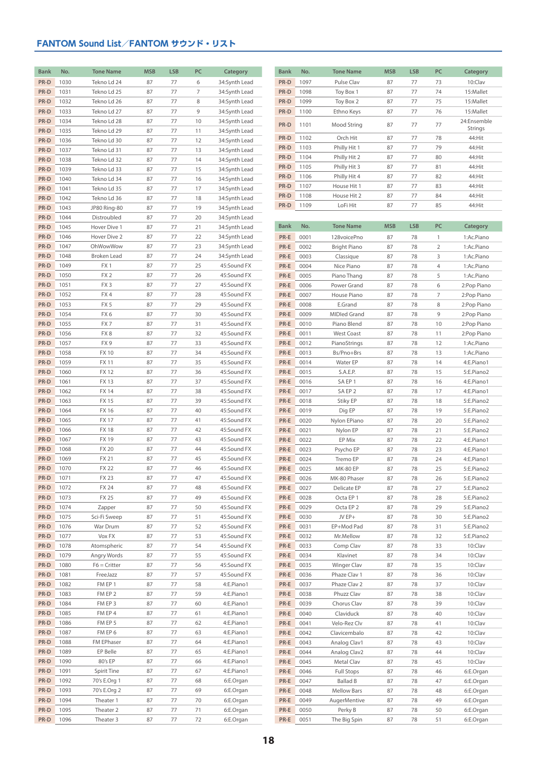## FANTOM Sound List／FANTOM サウンド・リスト

| Bank | No. | Tone Name | MSB | LSB | PC | Category |
|---|---|---|---|---|---|---|
| PR-D | 1030 | Tekno Ld 24 | 87 | 77 | 6 | 34:Synth Lead |
| PR-D | 1031 | Tekno Ld 25 | 87 | 77 | 7 | 34:Synth Lead |
| PR-D | 1032 | Tekno Ld 26 | 87 | 77 | 8 | 34:Synth Lead |
| PR-D | 1033 | Tekno Ld 27 | 87 | 77 | 9 | 34:Synth Lead |
| PR-D | 1034 | Tekno Ld 28 | 87 | 77 | 10 | 34:Synth Lead |
| PR-D | 1035 | Tekno Ld 29 | 87 | 77 | 11 | 34:Synth Lead |
| PR-D | 1036 | Tekno Ld 30 | 87 | 77 | 12 | 34:Synth Lead |
| PR-D | 1037 | Tekno Ld 31 | 87 | 77 | 13 | 34:Synth Lead |
| PR-D | 1038 | Tekno Ld 32 | 87 | 77 | 14 | 34:Synth Lead |
| PR-D | 1039 | Tekno Ld 33 | 87 | 77 | 15 | 34:Synth Lead |
| PR-D | 1040 | Tekno Ld 34 | 87 | 77 | 16 | 34:Synth Lead |
| PR-D | 1041 | Tekno Ld 35 | 87 | 77 | 17 | 34:Synth Lead |
| PR-D | 1042 | Tekno Ld 36 | 87 | 77 | 18 | 34:Synth Lead |
| PR-D | 1043 | JP80 Ring-80 | 87 | 77 | 19 | 34:Synth Lead |
| PR-D | 1044 | Distroubled | 87 | 77 | 20 | 34:Synth Lead |
| PR-D | 1045 | Hover Dive 1 | 87 | 77 | 21 | 34:Synth Lead |
| PR-D | 1046 | Hover Dive 2 | 87 | 77 | 22 | 34:Synth Lead |
| PR-D | 1047 | OhWowWow | 87 | 77 | 23 | 34:Synth Lead |
| PR-D | 1048 | Broken Lead | 87 | 77 | 24 | 34:Synth Lead |
| PR-D | 1049 | FX 1 | 87 | 77 | 25 | 45:Sound FX |
| PR-D | 1050 | FX 2 | 87 | 77 | 26 | 45:Sound FX |
| PR-D | 1051 | FX 3 | 87 | 77 | 27 | 45:Sound FX |
| PR-D | 1052 | FX 4 | 87 | 77 | 28 | 45:Sound FX |
| PR-D | 1053 | FX 5 | 87 | 77 | 29 | 45:Sound FX |
| PR-D | 1054 | FX 6 | 87 | 77 | 30 | 45:Sound FX |
| PR-D | 1055 | FX 7 | 87 | 77 | 31 | 45:Sound FX |
| PR-D | 1056 | FX 8 | 87 | 77 | 32 | 45:Sound FX |
| PR-D | 1057 | FX 9 | 87 | 77 | 33 | 45:Sound FX |
| PR-D | 1058 | FX 10 | 87 | 77 | 34 | 45:Sound FX |
| PR-D | 1059 | FX 11 | 87 | 77 | 35 | 45:Sound FX |
| PR-D | 1060 | FX 12 | 87 | 77 | 36 | 45:Sound FX |
| PR-D | 1061 | FX 13 | 87 | 77 | 37 | 45:Sound FX |
| PR-D | 1062 | FX 14 | 87 | 77 | 38 | 45:Sound FX |
| PR-D | 1063 | FX 15 | 87 | 77 | 39 | 45:Sound FX |
| PR-D | 1064 | FX 16 | 87 | 77 | 40 | 45:Sound FX |
| PR-D | 1065 | FX 17 | 87 | 77 | 41 | 45:Sound FX |
| PR-D | 1066 | FX 18 | 87 | 77 | 42 | 45:Sound FX |
| PR-D | 1067 | FX 19 | 87 | 77 | 43 | 45:Sound FX |
| PR-D | 1068 | FX 20 | 87 | 77 | 44 | 45:Sound FX |
| PR-D | 1069 | FX 21 | 87 | 77 | 45 | 45:Sound FX |
| PR-D | 1070 | FX 22 | 87 | 77 | 46 | 45:Sound FX |
| PR-D | 1071 | FX 23 | 87 | 77 | 47 | 45:Sound FX |
| PR-D | 1072 | FX 24 | 87 | 77 | 48 | 45:Sound FX |
| PR-D | 1073 | FX 25 | 87 | 77 | 49 | 45:Sound FX |
| PR-D | 1074 | Zapper | 87 | 77 | 50 | 45:Sound FX |
| PR-D | 1075 | Sci-Fi Sweep | 87 | 77 | 51 | 45:Sound FX |
| PR-D | 1076 | War Drum | 87 | 77 | 52 | 45:Sound FX |
| PR-D | 1077 | Vox FX | 87 | 77 | 53 | 45:Sound FX |
| PR-D | 1078 | Atomspheric | 87 | 77 | 54 | 45:Sound FX |
| PR-D | 1079 | Angry Words | 87 | 77 | 55 | 45:Sound FX |
| PR-D | 1080 | F6 = Critter | 87 | 77 | 56 | 45:Sound FX |
| PR-D | 1081 | FreeJazz | 87 | 77 | 57 | 45:Sound FX |
| PR-D | 1082 | FM EP 1 | 87 | 77 | 58 | 4:E.Piano1 |
| PR-D | 1083 | FM EP 2 | 87 | 77 | 59 | 4:E.Piano1 |
| PR-D | 1084 | FM EP 3 | 87 | 77 | 60 | 4:E.Piano1 |
| PR-D | 1085 | FM EP 4 | 87 | 77 | 61 | 4:E.Piano1 |
| PR-D | 1086 | FM EP 5 | 87 | 77 | 62 | 4:E.Piano1 |
| PR-D | 1087 | FM EP 6 | 87 | 77 | 63 | 4:E.Piano1 |
| PR-D | 1088 | FM EPhaser | 87 | 77 | 64 | 4:E.Piano1 |
| PR-D | 1089 | EP Belle | 87 | 77 | 65 | 4:E.Piano1 |
| PR-D | 1090 | 80's EP | 87 | 77 | 66 | 4:E.Piano1 |
| PR-D | 1091 | Spirit Tine | 87 | 77 | 67 | 4:E.Piano1 |
| PR-D | 1092 | 70's E.Org 1 | 87 | 77 | 68 | 6:E.Organ |
| PR-D | 1093 | 70's E.Org 2 | 87 | 77 | 69 | 6:E.Organ |
| PR-D | 1094 | Theater 1 | 87 | 77 | 70 | 6:E.Organ |
| PR-D | 1095 | Theater 2 | 87 | 77 | 71 | 6:E.Organ |
| PR-D | 1096 | Theater 3 | 87 | 77 | 72 | 6:E.Organ |
| PR-D | 1097 | Pulse Clav | 87 | 77 | 73 | 10:Clav |
| PR-D | 1098 | Toy Box 1 | 87 | 77 | 74 | 15:Mallet |
| PR-D | 1099 | Toy Box 2 | 87 | 77 | 75 | 15:Mallet |
| PR-D | 1100 | Ethno Keys | 87 | 77 | 76 | 15:Mallet |
| PR-D | 1101 | Mood String | 87 | 77 | 77 | 24:Ensemble Strings |
| PR-D | 1102 | Orch Hit | 87 | 77 | 78 | 44:Hit |
| PR-D | 1103 | Philly Hit 1 | 87 | 77 | 79 | 44:Hit |
| PR-D | 1104 | Philly Hit 2 | 87 | 77 | 80 | 44:Hit |
| PR-D | 1105 | Philly Hit 3 | 87 | 77 | 81 | 44:Hit |
| PR-D | 1106 | Philly Hit 4 | 87 | 77 | 82 | 44:Hit |
| PR-D | 1107 | House Hit 1 | 87 | 77 | 83 | 44:Hit |
| PR-D | 1108 | House Hit 2 | 87 | 77 | 84 | 44:Hit |
| PR-D | 1109 | LoFi Hit | 87 | 77 | 85 | 44:Hit |

| Bank | No. | Tone Name | MSB | LSB | PC | Category |
|---|---|---|---|---|---|---|
| PR-E | 0001 | 128voicePno | 87 | 78 | 1 | 1:Ac.Piano |
| PR-E | 0002 | Bright Piano | 87 | 78 | 2 | 1:Ac.Piano |
| PR-E | 0003 | Classique | 87 | 78 | 3 | 1:Ac.Piano |
| PR-E | 0004 | Nice Piano | 87 | 78 | 4 | 1:Ac.Piano |
| PR-E | 0005 | Piano Thang | 87 | 78 | 5 | 1:Ac.Piano |
| PR-E | 0006 | Power Grand | 87 | 78 | 6 | 2:Pop Piano |
| PR-E | 0007 | House Piano | 87 | 78 | 7 | 2:Pop Piano |
| PR-E | 0008 | E.Grand | 87 | 78 | 8 | 2:Pop Piano |
| PR-E | 0009 | MIDIed Grand | 87 | 78 | 9 | 2:Pop Piano |
| PR-E | 0010 | Piano Blend | 87 | 78 | 10 | 2:Pop Piano |
| PR-E | 0011 | West Coast | 87 | 78 | 11 | 2:Pop Piano |
| PR-E | 0012 | PianoStrings | 87 | 78 | 12 | 1:Ac.Piano |
| PR-E | 0013 | Bs/Pno+Brs | 87 | 78 | 13 | 1:Ac.Piano |
| PR-E | 0014 | Water EP | 87 | 78 | 14 | 4:E.Piano1 |
| PR-E | 0015 | S.A.E.P. | 87 | 78 | 15 | 5:E.Piano2 |
| PR-E | 0016 | SA EP 1 | 87 | 78 | 16 | 4:E.Piano1 |
| PR-E | 0017 | SA EP 2 | 87 | 78 | 17 | 4:E.Piano1 |
| PR-E | 0018 | Stiky EP | 87 | 78 | 18 | 5:E.Piano2 |
| PR-E | 0019 | Dig EP | 87 | 78 | 19 | 5:E.Piano2 |
| PR-E | 0020 | Nylon EPiano | 87 | 78 | 20 | 5:E.Piano2 |
| PR-E | 0021 | Nylon EP | 87 | 78 | 21 | 5:E.Piano2 |
| PR-E | 0022 | EP Mix | 87 | 78 | 22 | 4:E.Piano1 |
| PR-E | 0023 | Psycho EP | 87 | 78 | 23 | 4:E.Piano1 |
| PR-E | 0024 | Tremo EP | 87 | 78 | 24 | 4:E.Piano1 |
| PR-E | 0025 | MK-80 EP | 87 | 78 | 25 | 5:E.Piano2 |
| PR-E | 0026 | MK-80 Phaser | 87 | 78 | 26 | 5:E.Piano2 |
| PR-E | 0027 | Delicate EP | 87 | 78 | 27 | 5:E.Piano2 |
| PR-E | 0028 | Octa EP 1 | 87 | 78 | 28 | 5:E.Piano2 |
| PR-E | 0029 | Octa EP 2 | 87 | 78 | 29 | 5:E.Piano2 |
| PR-E | 0030 | JV EP+ | 87 | 78 | 30 | 5:E.Piano2 |
| PR-E | 0031 | EP+Mod Pad | 87 | 78 | 31 | 5:E.Piano2 |
| PR-E | 0032 | Mr.Mellow | 87 | 78 | 32 | 5:E.Piano2 |
| PR-E | 0033 | Comp Clav | 87 | 78 | 33 | 10:Clav |
| PR-E | 0034 | Klavinet | 87 | 78 | 34 | 10:Clav |
| PR-E | 0035 | Winger Clav | 87 | 78 | 35 | 10:Clav |
| PR-E | 0036 | Phaze Clav 1 | 87 | 78 | 36 | 10:Clav |
| PR-E | 0037 | Phaze Clav 2 | 87 | 78 | 37 | 10:Clav |
| PR-E | 0038 | Phuzz Clav | 87 | 78 | 38 | 10:Clav |
| PR-E | 0039 | Chorus Clav | 87 | 78 | 39 | 10:Clav |
| PR-E | 0040 | Claviduck | 87 | 78 | 40 | 10:Clav |
| PR-E | 0041 | Velo-Rez Clv | 87 | 78 | 41 | 10:Clav |
| PR-E | 0042 | Clavicembalo | 87 | 78 | 42 | 10:Clav |
| PR-E | 0043 | Analog Clav1 | 87 | 78 | 43 | 10:Clav |
| PR-E | 0044 | Analog Clav2 | 87 | 78 | 44 | 10:Clav |
| PR-E | 0045 | Metal Clav | 87 | 78 | 45 | 10:Clav |
| PR-E | 0046 | Full Stops | 87 | 78 | 46 | 6:E.Organ |
| PR-E | 0047 | Ballad B | 87 | 78 | 47 | 6:E.Organ |
| PR-E | 0048 | Mellow Bars | 87 | 78 | 48 | 6:E.Organ |
| PR-E | 0049 | AugerMentive | 87 | 78 | 49 | 6:E.Organ |
| PR-E | 0050 | Perky B | 87 | 78 | 50 | 6:E.Organ |
| PR-E | 0051 | The Big Spin | 87 | 78 | 51 | 6:E.Organ |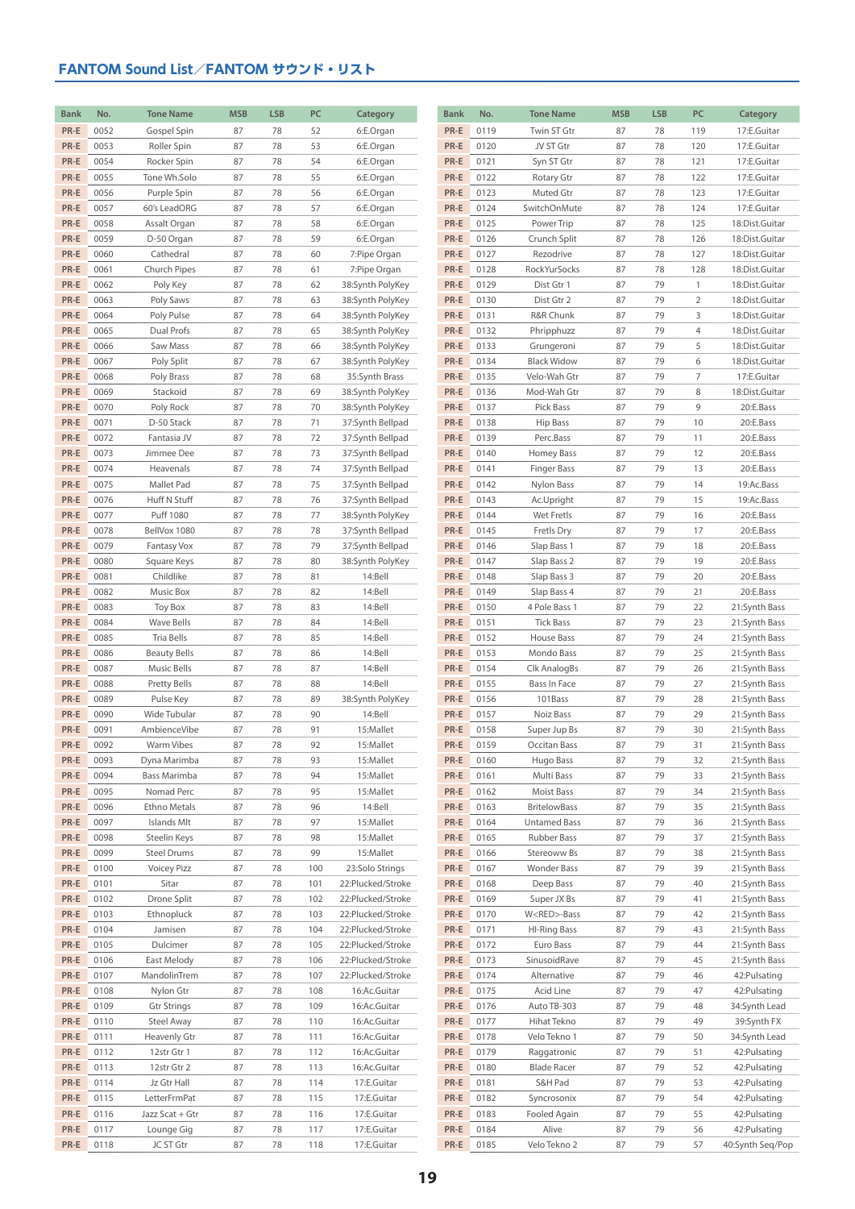## FANTOM Sound List／FANTOM サウンド・リスト

| Bank | No. | Tone Name | MSB | LSB | PC | Category |
|---|---|---|---|---|---|---|
| PR-E | 0052 | Gospel Spin | 87 | 78 | 52 | 6:E.Organ |
| PR-E | 0053 | Roller Spin | 87 | 78 | 53 | 6:E.Organ |
| PR-E | 0054 | Rocker Spin | 87 | 78 | 54 | 6:E.Organ |
| PR-E | 0055 | Tone Wh.Solo | 87 | 78 | 55 | 6:E.Organ |
| PR-E | 0056 | Purple Spin | 87 | 78 | 56 | 6:E.Organ |
| PR-E | 0057 | 60's LeadORG | 87 | 78 | 57 | 6:E.Organ |
| PR-E | 0058 | Assalt Organ | 87 | 78 | 58 | 6:E.Organ |
| PR-E | 0059 | D-50 Organ | 87 | 78 | 59 | 6:E.Organ |
| PR-E | 0060 | Cathedral | 87 | 78 | 60 | 7:Pipe Organ |
| PR-E | 0061 | Church Pipes | 87 | 78 | 61 | 7:Pipe Organ |
| PR-E | 0062 | Poly Key | 87 | 78 | 62 | 38:Synth PolyKey |
| PR-E | 0063 | Poly Saws | 87 | 78 | 63 | 38:Synth PolyKey |
| PR-E | 0064 | Poly Pulse | 87 | 78 | 64 | 38:Synth PolyKey |
| PR-E | 0065 | Dual Profs | 87 | 78 | 65 | 38:Synth PolyKey |
| PR-E | 0066 | Saw Mass | 87 | 78 | 66 | 38:Synth PolyKey |
| PR-E | 0067 | Poly Split | 87 | 78 | 67 | 38:Synth PolyKey |
| PR-E | 0068 | Poly Brass | 87 | 78 | 68 | 35:Synth Brass |
| PR-E | 0069 | Stackoid | 87 | 78 | 69 | 38:Synth PolyKey |
| PR-E | 0070 | Poly Rock | 87 | 78 | 70 | 38:Synth PolyKey |
| PR-E | 0071 | D-50 Stack | 87 | 78 | 71 | 37:Synth Bellpad |
| PR-E | 0072 | Fantasia JV | 87 | 78 | 72 | 37:Synth Bellpad |
| PR-E | 0073 | Jimmee Dee | 87 | 78 | 73 | 37:Synth Bellpad |
| PR-E | 0074 | Heavenals | 87 | 78 | 74 | 37:Synth Bellpad |
| PR-E | 0075 | Mallet Pad | 87 | 78 | 75 | 37:Synth Bellpad |
| PR-E | 0076 | Huff N Stuff | 87 | 78 | 76 | 37:Synth Bellpad |
| PR-E | 0077 | Puff 1080 | 87 | 78 | 77 | 38:Synth PolyKey |
| PR-E | 0078 | BellVox 1080 | 87 | 78 | 78 | 37:Synth Bellpad |
| PR-E | 0079 | Fantasy Vox | 87 | 78 | 79 | 37:Synth Bellpad |
| PR-E | 0080 | Square Keys | 87 | 78 | 80 | 38:Synth PolyKey |
| PR-E | 0081 | Childlike | 87 | 78 | 81 | 14:Bell |
| PR-E | 0082 | Music Box | 87 | 78 | 82 | 14:Bell |
| PR-E | 0083 | Toy Box | 87 | 78 | 83 | 14:Bell |
| PR-E | 0084 | Wave Bells | 87 | 78 | 84 | 14:Bell |
| PR-E | 0085 | Tria Bells | 87 | 78 | 85 | 14:Bell |
| PR-E | 0086 | Beauty Bells | 87 | 78 | 86 | 14:Bell |
| PR-E | 0087 | Music Bells | 87 | 78 | 87 | 14:Bell |
| PR-E | 0088 | Pretty Bells | 87 | 78 | 88 | 14:Bell |
| PR-E | 0089 | Pulse Key | 87 | 78 | 89 | 38:Synth PolyKey |
| PR-E | 0090 | Wide Tubular | 87 | 78 | 90 | 14:Bell |
| PR-E | 0091 | AmbienceVibe | 87 | 78 | 91 | 15:Mallet |
| PR-E | 0092 | Warm Vibes | 87 | 78 | 92 | 15:Mallet |
| PR-E | 0093 | Dyna Marimba | 87 | 78 | 93 | 15:Mallet |
| PR-E | 0094 | Bass Marimba | 87 | 78 | 94 | 15:Mallet |
| PR-E | 0095 | Nomad Perc | 87 | 78 | 95 | 15:Mallet |
| PR-E | 0096 | Ethno Metals | 87 | 78 | 96 | 14:Bell |
| PR-E | 0097 | Islands Mlt | 87 | 78 | 97 | 15:Mallet |
| PR-E | 0098 | Steelin Keys | 87 | 78 | 98 | 15:Mallet |
| PR-E | 0099 | Steel Drums | 87 | 78 | 99 | 15:Mallet |
| PR-E | 0100 | Voicey Pizz | 87 | 78 | 100 | 23:Solo Strings |
| PR-E | 0101 | Sitar | 87 | 78 | 101 | 22:Plucked/Stroke |
| PR-E | 0102 | Drone Split | 87 | 78 | 102 | 22:Plucked/Stroke |
| PR-E | 0103 | Ethnopluck | 87 | 78 | 103 | 22:Plucked/Stroke |
| PR-E | 0104 | Jamisen | 87 | 78 | 104 | 22:Plucked/Stroke |
| PR-E | 0105 | Dulcimer | 87 | 78 | 105 | 22:Plucked/Stroke |
| PR-E | 0106 | East Melody | 87 | 78 | 106 | 22:Plucked/Stroke |
| PR-E | 0107 | MandolinTrem | 87 | 78 | 107 | 22:Plucked/Stroke |
| PR-E | 0108 | Nylon Gtr | 87 | 78 | 108 | 16:Ac.Guitar |
| PR-E | 0109 | Gtr Strings | 87 | 78 | 109 | 16:Ac.Guitar |
| PR-E | 0110 | Steel Away | 87 | 78 | 110 | 16:Ac.Guitar |
| PR-E | 0111 | Heavenly Gtr | 87 | 78 | 111 | 16:Ac.Guitar |
| PR-E | 0112 | 12str Gtr 1 | 87 | 78 | 112 | 16:Ac.Guitar |
| PR-E | 0113 | 12str Gtr 2 | 87 | 78 | 113 | 16:Ac.Guitar |
| PR-E | 0114 | Jz Gtr Hall | 87 | 78 | 114 | 17:E.Guitar |
| PR-E | 0115 | LetterFrmPat | 87 | 78 | 115 | 17:E.Guitar |
| PR-E | 0116 | Jazz Scat + Gtr | 87 | 78 | 116 | 17:E.Guitar |
| PR-E | 0117 | Lounge Gig | 87 | 78 | 117 | 17:E.Guitar |
| PR-E | 0118 | JC ST Gtr | 87 | 78 | 118 | 17:E.Guitar |
| PR-E | 0119 | Twin ST Gtr | 87 | 78 | 119 | 17:E.Guitar |
| PR-E | 0120 | JV ST Gtr | 87 | 78 | 120 | 17:E.Guitar |
| PR-E | 0121 | Syn ST Gtr | 87 | 78 | 121 | 17:E.Guitar |
| PR-E | 0122 | Rotary Gtr | 87 | 78 | 122 | 17:E.Guitar |
| PR-E | 0123 | Muted Gtr | 87 | 78 | 123 | 17:E.Guitar |
| PR-E | 0124 | SwitchOnMute | 87 | 78 | 124 | 17:E.Guitar |
| PR-E | 0125 | Power Trip | 87 | 78 | 125 | 18:Dist.Guitar |
| PR-E | 0126 | Crunch Split | 87 | 78 | 126 | 18:Dist.Guitar |
| PR-E | 0127 | Rezodrive | 87 | 78 | 127 | 18:Dist.Guitar |
| PR-E | 0128 | RockYurSocks | 87 | 78 | 128 | 18:Dist.Guitar |
| PR-E | 0129 | Dist Gtr 1 | 87 | 79 | 1 | 18:Dist.Guitar |
| PR-E | 0130 | Dist Gtr 2 | 87 | 79 | 2 | 18:Dist.Guitar |
| PR-E | 0131 | R&R Chunk | 87 | 79 | 3 | 18:Dist.Guitar |
| PR-E | 0132 | Phripphuzz | 87 | 79 | 4 | 18:Dist.Guitar |
| PR-E | 0133 | Grungeroni | 87 | 79 | 5 | 18:Dist.Guitar |
| PR-E | 0134 | Black Widow | 87 | 79 | 6 | 18:Dist.Guitar |
| PR-E | 0135 | Velo-Wah Gtr | 87 | 79 | 7 | 17:E.Guitar |
| PR-E | 0136 | Mod-Wah Gtr | 87 | 79 | 8 | 18:Dist.Guitar |
| PR-E | 0137 | Pick Bass | 87 | 79 | 9 | 20:E.Bass |
| PR-E | 0138 | Hip Bass | 87 | 79 | 10 | 20:E.Bass |
| PR-E | 0139 | Perc.Bass | 87 | 79 | 11 | 20:E.Bass |
| PR-E | 0140 | Homey Bass | 87 | 79 | 12 | 20:E.Bass |
| PR-E | 0141 | Finger Bass | 87 | 79 | 13 | 20:E.Bass |
| PR-E | 0142 | Nylon Bass | 87 | 79 | 14 | 19:Ac.Bass |
| PR-E | 0143 | Ac.Upright | 87 | 79 | 15 | 19:Ac.Bass |
| PR-E | 0144 | Wet Fretls | 87 | 79 | 16 | 20:E.Bass |
| PR-E | 0145 | Fretls Dry | 87 | 79 | 17 | 20:E.Bass |
| PR-E | 0146 | Slap Bass 1 | 87 | 79 | 18 | 20:E.Bass |
| PR-E | 0147 | Slap Bass 2 | 87 | 79 | 19 | 20:E.Bass |
| PR-E | 0148 | Slap Bass 3 | 87 | 79 | 20 | 20:E.Bass |
| PR-E | 0149 | Slap Bass 4 | 87 | 79 | 21 | 20:E.Bass |
| PR-E | 0150 | 4 Pole Bass 1 | 87 | 79 | 22 | 21:Synth Bass |
| PR-E | 0151 | Tick Bass | 87 | 79 | 23 | 21:Synth Bass |
| PR-E | 0152 | House Bass | 87 | 79 | 24 | 21:Synth Bass |
| PR-E | 0153 | Mondo Bass | 87 | 79 | 25 | 21:Synth Bass |
| PR-E | 0154 | Clk AnalogBs | 87 | 79 | 26 | 21:Synth Bass |
| PR-E | 0155 | Bass In Face | 87 | 79 | 27 | 21:Synth Bass |
| PR-E | 0156 | 101Bass | 87 | 79 | 28 | 21:Synth Bass |
| PR-E | 0157 | Noiz Bass | 87 | 79 | 29 | 21:Synth Bass |
| PR-E | 0158 | Super Jup Bs | 87 | 79 | 30 | 21:Synth Bass |
| PR-E | 0159 | Occitan Bass | 87 | 79 | 31 | 21:Synth Bass |
| PR-E | 0160 | Hugo Bass | 87 | 79 | 32 | 21:Synth Bass |
| PR-E | 0161 | Multi Bass | 87 | 79 | 33 | 21:Synth Bass |
| PR-E | 0162 | Moist Bass | 87 | 79 | 34 | 21:Synth Bass |
| PR-E | 0163 | BritelowBass | 87 | 79 | 35 | 21:Synth Bass |
| PR-E | 0164 | Untamed Bass | 87 | 79 | 36 | 21:Synth Bass |
| PR-E | 0165 | Rubber Bass | 87 | 79 | 37 | 21:Synth Bass |
| PR-E | 0166 | Stereoww Bs | 87 | 79 | 38 | 21:Synth Bass |
| PR-E | 0167 | Wonder Bass | 87 | 79 | 39 | 21:Synth Bass |
| PR-E | 0168 | Deep Bass | 87 | 79 | 40 | 21:Synth Bass |
| PR-E | 0169 | Super JX Bs | 87 | 79 | 41 | 21:Synth Bass |
| PR-E | 0170 | W<RED>-Bass | 87 | 79 | 42 | 21:Synth Bass |
| PR-E | 0171 | Hl-Ring Bass | 87 | 79 | 43 | 21:Synth Bass |
| PR-E | 0172 | Euro Bass | 87 | 79 | 44 | 21:Synth Bass |
| PR-E | 0173 | SinusoidRave | 87 | 79 | 45 | 21:Synth Bass |
| PR-E | 0174 | Alternative | 87 | 79 | 46 | 42:Pulsating |
| PR-E | 0175 | Acid Line | 87 | 79 | 47 | 42:Pulsating |
| PR-E | 0176 | Auto TB-303 | 87 | 79 | 48 | 34:Synth Lead |
| PR-E | 0177 | Hihat Tekno | 87 | 79 | 49 | 39:Synth FX |
| PR-E | 0178 | Velo Tekno 1 | 87 | 79 | 50 | 34:Synth Lead |
| PR-E | 0179 | Raggatronic | 87 | 79 | 51 | 42:Pulsating |
| PR-E | 0180 | Blade Racer | 87 | 79 | 52 | 42:Pulsating |
| PR-E | 0181 | S&H Pad | 87 | 79 | 53 | 42:Pulsating |
| PR-E | 0182 | Syncrosonix | 87 | 79 | 54 | 42:Pulsating |
| PR-E | 0183 | Fooled Again | 87 | 79 | 55 | 42:Pulsating |
| PR-E | 0184 | Alive | 87 | 79 | 56 | 42:Pulsating |
| PR-E | 0185 | Velo Tekno 2 | 87 | 79 | 57 | 40:Synth Seq/Pop |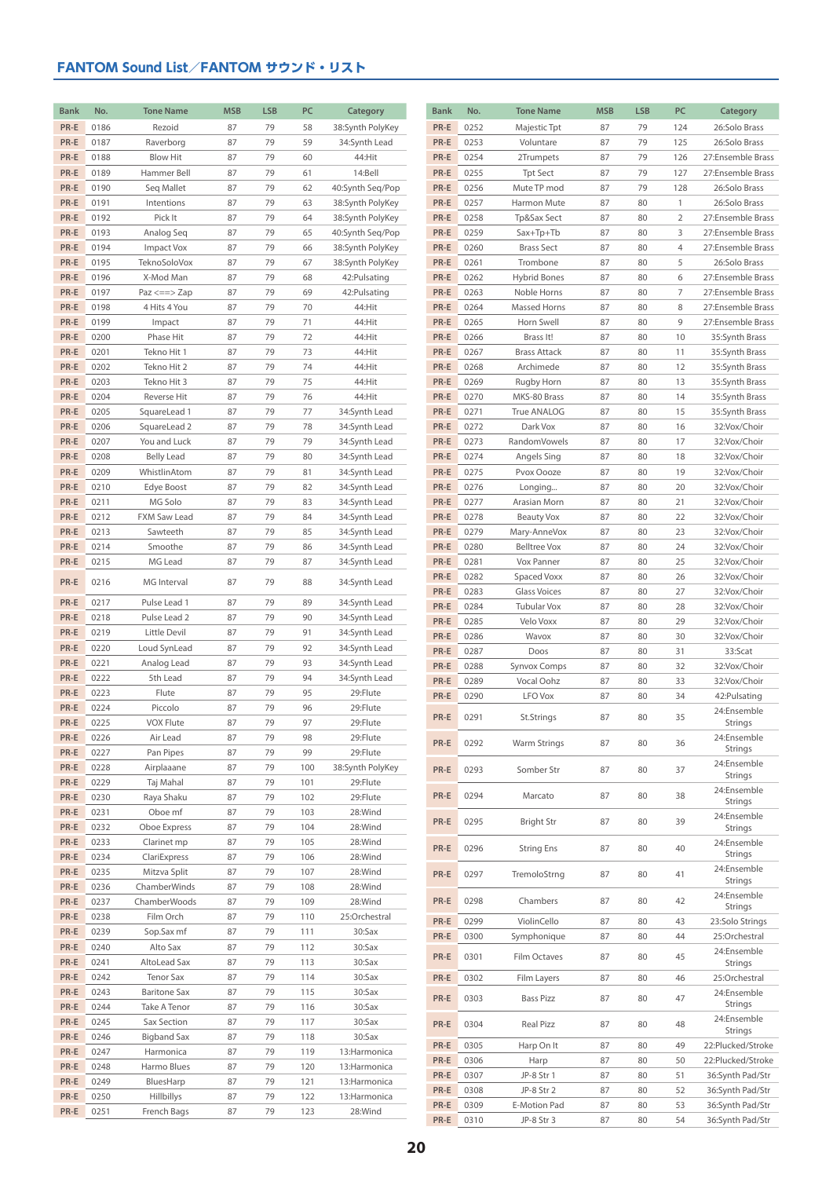## FANTOM Sound List／FANTOM サウンド・リスト

| Bank | No. | Tone Name | MSB | LSB | PC | Category |
|---|---|---|---|---|---|---|
| PR-E | 0186 | Rezoid | 87 | 79 | 58 | 38:Synth PolyKey |
| PR-E | 0187 | Raverborg | 87 | 79 | 59 | 34:Synth Lead |
| PR-E | 0188 | Blow Hit | 87 | 79 | 60 | 44:Hit |
| PR-E | 0189 | Hammer Bell | 87 | 79 | 61 | 14:Bell |
| PR-E | 0190 | Seq Mallet | 87 | 79 | 62 | 40:Synth Seq/Pop |
| PR-E | 0191 | Intentions | 87 | 79 | 63 | 38:Synth PolyKey |
| PR-E | 0192 | Pick It | 87 | 79 | 64 | 38:Synth PolyKey |
| PR-E | 0193 | Analog Seq | 87 | 79 | 65 | 40:Synth Seq/Pop |
| PR-E | 0194 | Impact Vox | 87 | 79 | 66 | 38:Synth PolyKey |
| PR-E | 0195 | TeknoSoloVox | 87 | 79 | 67 | 38:Synth PolyKey |
| PR-E | 0196 | X-Mod Man | 87 | 79 | 68 | 42:Pulsating |
| PR-E | 0197 | Paz <==> Zap | 87 | 79 | 69 | 42:Pulsating |
| PR-E | 0198 | 4 Hits 4 You | 87 | 79 | 70 | 44:Hit |
| PR-E | 0199 | Impact | 87 | 79 | 71 | 44:Hit |
| PR-E | 0200 | Phase Hit | 87 | 79 | 72 | 44:Hit |
| PR-E | 0201 | Tekno Hit 1 | 87 | 79 | 73 | 44:Hit |
| PR-E | 0202 | Tekno Hit 2 | 87 | 79 | 74 | 44:Hit |
| PR-E | 0203 | Tekno Hit 3 | 87 | 79 | 75 | 44:Hit |
| PR-E | 0204 | Reverse Hit | 87 | 79 | 76 | 44:Hit |
| PR-E | 0205 | SquareLead 1 | 87 | 79 | 77 | 34:Synth Lead |
| PR-E | 0206 | SquareLead 2 | 87 | 79 | 78 | 34:Synth Lead |
| PR-E | 0207 | You and Luck | 87 | 79 | 79 | 34:Synth Lead |
| PR-E | 0208 | Belly Lead | 87 | 79 | 80 | 34:Synth Lead |
| PR-E | 0209 | WhistlinAtom | 87 | 79 | 81 | 34:Synth Lead |
| PR-E | 0210 | Edye Boost | 87 | 79 | 82 | 34:Synth Lead |
| PR-E | 0211 | MG Solo | 87 | 79 | 83 | 34:Synth Lead |
| PR-E | 0212 | FXM Saw Lead | 87 | 79 | 84 | 34:Synth Lead |
| PR-E | 0213 | Sawteeth | 87 | 79 | 85 | 34:Synth Lead |
| PR-E | 0214 | Smoothe | 87 | 79 | 86 | 34:Synth Lead |
| PR-E | 0215 | MG Lead | 87 | 79 | 87 | 34:Synth Lead |
| PR-E | 0216 | MG Interval | 87 | 79 | 88 | 34:Synth Lead |
| PR-E | 0217 | Pulse Lead 1 | 87 | 79 | 89 | 34:Synth Lead |
| PR-E | 0218 | Pulse Lead 2 | 87 | 79 | 90 | 34:Synth Lead |
| PR-E | 0219 | Little Devil | 87 | 79 | 91 | 34:Synth Lead |
| PR-E | 0220 | Loud SynLead | 87 | 79 | 92 | 34:Synth Lead |
| PR-E | 0221 | Analog Lead | 87 | 79 | 93 | 34:Synth Lead |
| PR-E | 0222 | 5th Lead | 87 | 79 | 94 | 34:Synth Lead |
| PR-E | 0223 | Flute | 87 | 79 | 95 | 29:Flute |
| PR-E | 0224 | Piccolo | 87 | 79 | 96 | 29:Flute |
| PR-E | 0225 | VOX Flute | 87 | 79 | 97 | 29:Flute |
| PR-E | 0226 | Air Lead | 87 | 79 | 98 | 29:Flute |
| PR-E | 0227 | Pan Pipes | 87 | 79 | 99 | 29:Flute |
| PR-E | 0228 | Airplaaane | 87 | 79 | 100 | 38:Synth PolyKey |
| PR-E | 0229 | Taj Mahal | 87 | 79 | 101 | 29:Flute |
| PR-E | 0230 | Raya Shaku | 87 | 79 | 102 | 29:Flute |
| PR-E | 0231 | Oboe mf | 87 | 79 | 103 | 28:Wind |
| PR-E | 0232 | Oboe Express | 87 | 79 | 104 | 28:Wind |
| PR-E | 0233 | Clarinet mp | 87 | 79 | 105 | 28:Wind |
| PR-E | 0234 | ClariExpress | 87 | 79 | 106 | 28:Wind |
| PR-E | 0235 | Mitzva Split | 87 | 79 | 107 | 28:Wind |
| PR-E | 0236 | ChamberWinds | 87 | 79 | 108 | 28:Wind |
| PR-E | 0237 | ChamberWoods | 87 | 79 | 109 | 28:Wind |
| PR-E | 0238 | Film Orch | 87 | 79 | 110 | 25:Orchestral |
| PR-E | 0239 | Sop.Sax mf | 87 | 79 | 111 | 30:Sax |
| PR-E | 0240 | Alto Sax | 87 | 79 | 112 | 30:Sax |
| PR-E | 0241 | AltoLead Sax | 87 | 79 | 113 | 30:Sax |
| PR-E | 0242 | Tenor Sax | 87 | 79 | 114 | 30:Sax |
| PR-E | 0243 | Baritone Sax | 87 | 79 | 115 | 30:Sax |
| PR-E | 0244 | Take A Tenor | 87 | 79 | 116 | 30:Sax |
| PR-E | 0245 | Sax Section | 87 | 79 | 117 | 30:Sax |
| PR-E | 0246 | Bigband Sax | 87 | 79 | 118 | 30:Sax |
| PR-E | 0247 | Harmonica | 87 | 79 | 119 | 13:Harmonica |
| PR-E | 0248 | Harmo Blues | 87 | 79 | 120 | 13:Harmonica |
| PR-E | 0249 | BluesHarp | 87 | 79 | 121 | 13:Harmonica |
| PR-E | 0250 | Hillbillys | 87 | 79 | 122 | 13:Harmonica |
| PR-E | 0251 | French Bags | 87 | 79 | 123 | 28:Wind |
| PR-E | 0252 | Majestic Tpt | 87 | 79 | 124 | 26:Solo Brass |
| PR-E | 0253 | Voluntare | 87 | 79 | 125 | 26:Solo Brass |
| PR-E | 0254 | 2Trumpets | 87 | 79 | 126 | 27:Ensemble Brass |
| PR-E | 0255 | Tpt Sect | 87 | 79 | 127 | 27:Ensemble Brass |
| PR-E | 0256 | Mute TP mod | 87 | 79 | 128 | 26:Solo Brass |
| PR-E | 0257 | Harmon Mute | 87 | 80 | 1 | 26:Solo Brass |
| PR-E | 0258 | Tp&Sax Sect | 87 | 80 | 2 | 27:Ensemble Brass |
| PR-E | 0259 | Sax+Tp+Tb | 87 | 80 | 3 | 27:Ensemble Brass |
| PR-E | 0260 | Brass Sect | 87 | 80 | 4 | 27:Ensemble Brass |
| PR-E | 0261 | Trombone | 87 | 80 | 5 | 26:Solo Brass |
| PR-E | 0262 | Hybrid Bones | 87 | 80 | 6 | 27:Ensemble Brass |
| PR-E | 0263 | Noble Horns | 87 | 80 | 7 | 27:Ensemble Brass |
| PR-E | 0264 | Massed Horns | 87 | 80 | 8 | 27:Ensemble Brass |
| PR-E | 0265 | Horn Swell | 87 | 80 | 9 | 27:Ensemble Brass |
| PR-E | 0266 | Brass It! | 87 | 80 | 10 | 35:Synth Brass |
| PR-E | 0267 | Brass Attack | 87 | 80 | 11 | 35:Synth Brass |
| PR-E | 0268 | Archimede | 87 | 80 | 12 | 35:Synth Brass |
| PR-E | 0269 | Rugby Horn | 87 | 80 | 13 | 35:Synth Brass |
| PR-E | 0270 | MKS-80 Brass | 87 | 80 | 14 | 35:Synth Brass |
| PR-E | 0271 | True ANALOG | 87 | 80 | 15 | 35:Synth Brass |
| PR-E | 0272 | Dark Vox | 87 | 80 | 16 | 32:Vox/Choir |
| PR-E | 0273 | RandomVowels | 87 | 80 | 17 | 32:Vox/Choir |
| PR-E | 0274 | Angels Sing | 87 | 80 | 18 | 32:Vox/Choir |
| PR-E | 0275 | Pvox Oooze | 87 | 80 | 19 | 32:Vox/Choir |
| PR-E | 0276 | Longing... | 87 | 80 | 20 | 32:Vox/Choir |
| PR-E | 0277 | Arasian Morn | 87 | 80 | 21 | 32:Vox/Choir |
| PR-E | 0278 | Beauty Vox | 87 | 80 | 22 | 32:Vox/Choir |
| PR-E | 0279 | Mary-AnneVox | 87 | 80 | 23 | 32:Vox/Choir |
| PR-E | 0280 | Belltree Vox | 87 | 80 | 24 | 32:Vox/Choir |
| PR-E | 0281 | Vox Panner | 87 | 80 | 25 | 32:Vox/Choir |
| PR-E | 0282 | Spaced Voxx | 87 | 80 | 26 | 32:Vox/Choir |
| PR-E | 0283 | Glass Voices | 87 | 80 | 27 | 32:Vox/Choir |
| PR-E | 0284 | Tubular Vox | 87 | 80 | 28 | 32:Vox/Choir |
| PR-E | 0285 | Velo Voxx | 87 | 80 | 29 | 32:Vox/Choir |
| PR-E | 0286 | Wavox | 87 | 80 | 30 | 32:Vox/Choir |
| PR-E | 0287 | Doos | 87 | 80 | 31 | 33:Scat |
| PR-E | 0288 | Synvox Comps | 87 | 80 | 32 | 32:Vox/Choir |
| PR-E | 0289 | Vocal Oohz | 87 | 80 | 33 | 32:Vox/Choir |
| PR-E | 0290 | LFO Vox | 87 | 80 | 34 | 42:Pulsating |
| PR-E | 0291 | St.Strings | 87 | 80 | 35 | 24:Ensemble Strings |
| PR-E | 0292 | Warm Strings | 87 | 80 | 36 | 24:Ensemble Strings |
| PR-E | 0293 | Somber Str | 87 | 80 | 37 | 24:Ensemble Strings |
| PR-E | 0294 | Marcato | 87 | 80 | 38 | 24:Ensemble Strings |
| PR-E | 0295 | Bright Str | 87 | 80 | 39 | 24:Ensemble Strings |
| PR-E | 0296 | String Ens | 87 | 80 | 40 | 24:Ensemble Strings |
| PR-E | 0297 | TremoloStrng | 87 | 80 | 41 | 24:Ensemble Strings |
| PR-E | 0298 | Chambers | 87 | 80 | 42 | 24:Ensemble Strings |
| PR-E | 0299 | ViolinCello | 87 | 80 | 43 | 23:Solo Strings |
| PR-E | 0300 | Symphonique | 87 | 80 | 44 | 25:Orchestral |
| PR-E | 0301 | Film Octaves | 87 | 80 | 45 | 24:Ensemble Strings |
| PR-E | 0302 | Film Layers | 87 | 80 | 46 | 25:Orchestral |
| PR-E | 0303 | Bass Pizz | 87 | 80 | 47 | 24:Ensemble Strings |
| PR-E | 0304 | Real Pizz | 87 | 80 | 48 | 24:Ensemble Strings |
| PR-E | 0305 | Harp On It | 87 | 80 | 49 | 22:Plucked/Stroke |
| PR-E | 0306 | Harp | 87 | 80 | 50 | 22:Plucked/Stroke |
| PR-E | 0307 | JP-8 Str 1 | 87 | 80 | 51 | 36:Synth Pad/Str |
| PR-E | 0308 | JP-8 Str 2 | 87 | 80 | 52 | 36:Synth Pad/Str |
| PR-E | 0309 | E-Motion Pad | 87 | 80 | 53 | 36:Synth Pad/Str |
| PR-E | 0310 | JP-8 Str 3 | 87 | 80 | 54 | 36:Synth Pad/Str |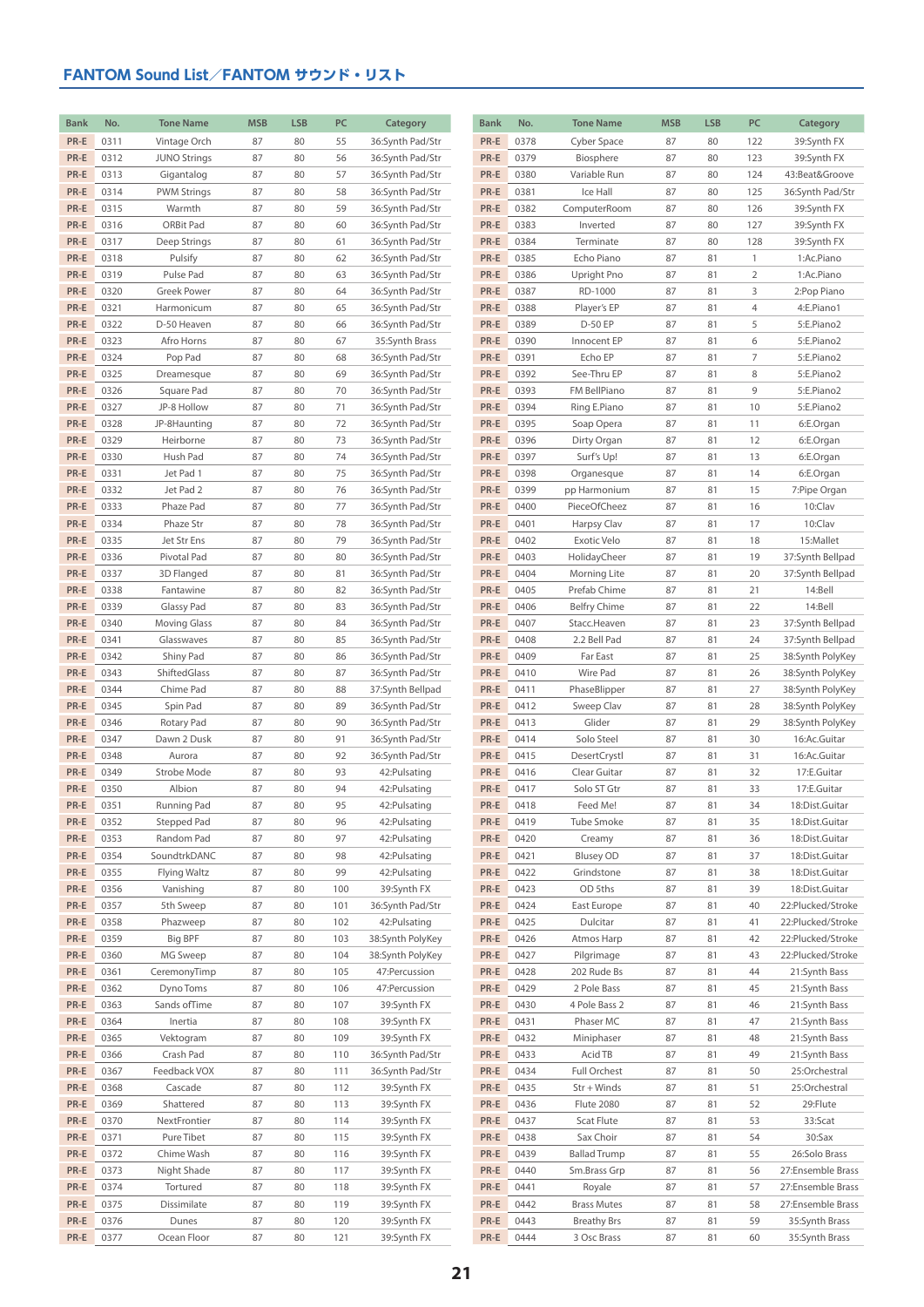## FANTOM Sound List／FANTOM サウンド・リスト

| Bank | No. | Tone Name | MSB | LSB | PC | Category |
|---|---|---|---|---|---|---|
| PR-E | 0311 | Vintage Orch | 87 | 80 | 55 | 36:Synth Pad/Str |
| PR-E | 0312 | JUNO Strings | 87 | 80 | 56 | 36:Synth Pad/Str |
| PR-E | 0313 | Gigantalog | 87 | 80 | 57 | 36:Synth Pad/Str |
| PR-E | 0314 | PWM Strings | 87 | 80 | 58 | 36:Synth Pad/Str |
| PR-E | 0315 | Warmth | 87 | 80 | 59 | 36:Synth Pad/Str |
| PR-E | 0316 | ORBit Pad | 87 | 80 | 60 | 36:Synth Pad/Str |
| PR-E | 0317 | Deep Strings | 87 | 80 | 61 | 36:Synth Pad/Str |
| PR-E | 0318 | Pulsify | 87 | 80 | 62 | 36:Synth Pad/Str |
| PR-E | 0319 | Pulse Pad | 87 | 80 | 63 | 36:Synth Pad/Str |
| PR-E | 0320 | Greek Power | 87 | 80 | 64 | 36:Synth Pad/Str |
| PR-E | 0321 | Harmonicum | 87 | 80 | 65 | 36:Synth Pad/Str |
| PR-E | 0322 | D-50 Heaven | 87 | 80 | 66 | 36:Synth Pad/Str |
| PR-E | 0323 | Afro Horns | 87 | 80 | 67 | 35:Synth Brass |
| PR-E | 0324 | Pop Pad | 87 | 80 | 68 | 36:Synth Pad/Str |
| PR-E | 0325 | Dreamesque | 87 | 80 | 69 | 36:Synth Pad/Str |
| PR-E | 0326 | Square Pad | 87 | 80 | 70 | 36:Synth Pad/Str |
| PR-E | 0327 | JP-8 Hollow | 87 | 80 | 71 | 36:Synth Pad/Str |
| PR-E | 0328 | JP-8Haunting | 87 | 80 | 72 | 36:Synth Pad/Str |
| PR-E | 0329 | Heirborne | 87 | 80 | 73 | 36:Synth Pad/Str |
| PR-E | 0330 | Hush Pad | 87 | 80 | 74 | 36:Synth Pad/Str |
| PR-E | 0331 | Jet Pad 1 | 87 | 80 | 75 | 36:Synth Pad/Str |
| PR-E | 0332 | Jet Pad 2 | 87 | 80 | 76 | 36:Synth Pad/Str |
| PR-E | 0333 | Phaze Pad | 87 | 80 | 77 | 36:Synth Pad/Str |
| PR-E | 0334 | Phaze Str | 87 | 80 | 78 | 36:Synth Pad/Str |
| PR-E | 0335 | Jet Str Ens | 87 | 80 | 79 | 36:Synth Pad/Str |
| PR-E | 0336 | Pivotal Pad | 87 | 80 | 80 | 36:Synth Pad/Str |
| PR-E | 0337 | 3D Flanged | 87 | 80 | 81 | 36:Synth Pad/Str |
| PR-E | 0338 | Fantawine | 87 | 80 | 82 | 36:Synth Pad/Str |
| PR-E | 0339 | Glassy Pad | 87 | 80 | 83 | 36:Synth Pad/Str |
| PR-E | 0340 | Moving Glass | 87 | 80 | 84 | 36:Synth Pad/Str |
| PR-E | 0341 | Glasswaves | 87 | 80 | 85 | 36:Synth Pad/Str |
| PR-E | 0342 | Shiny Pad | 87 | 80 | 86 | 36:Synth Pad/Str |
| PR-E | 0343 | ShiftedGlass | 87 | 80 | 87 | 36:Synth Pad/Str |
| PR-E | 0344 | Chime Pad | 87 | 80 | 88 | 37:Synth Bellpad |
| PR-E | 0345 | Spin Pad | 87 | 80 | 89 | 36:Synth Pad/Str |
| PR-E | 0346 | Rotary Pad | 87 | 80 | 90 | 36:Synth Pad/Str |
| PR-E | 0347 | Dawn 2 Dusk | 87 | 80 | 91 | 36:Synth Pad/Str |
| PR-E | 0348 | Aurora | 87 | 80 | 92 | 36:Synth Pad/Str |
| PR-E | 0349 | Strobe Mode | 87 | 80 | 93 | 42:Pulsating |
| PR-E | 0350 | Albion | 87 | 80 | 94 | 42:Pulsating |
| PR-E | 0351 | Running Pad | 87 | 80 | 95 | 42:Pulsating |
| PR-E | 0352 | Stepped Pad | 87 | 80 | 96 | 42:Pulsating |
| PR-E | 0353 | Random Pad | 87 | 80 | 97 | 42:Pulsating |
| PR-E | 0354 | SoundtrkDANC | 87 | 80 | 98 | 42:Pulsating |
| PR-E | 0355 | Flying Waltz | 87 | 80 | 99 | 42:Pulsating |
| PR-E | 0356 | Vanishing | 87 | 80 | 100 | 39:Synth FX |
| PR-E | 0357 | 5th Sweep | 87 | 80 | 101 | 36:Synth Pad/Str |
| PR-E | 0358 | Phazweep | 87 | 80 | 102 | 42:Pulsating |
| PR-E | 0359 | Big BPF | 87 | 80 | 103 | 38:Synth PolyKey |
| PR-E | 0360 | MG Sweep | 87 | 80 | 104 | 38:Synth PolyKey |
| PR-E | 0361 | CeremonyTimp | 87 | 80 | 105 | 47:Percussion |
| PR-E | 0362 | Dyno Toms | 87 | 80 | 106 | 47:Percussion |
| PR-E | 0363 | Sands ofTime | 87 | 80 | 107 | 39:Synth FX |
| PR-E | 0364 | Inertia | 87 | 80 | 108 | 39:Synth FX |
| PR-E | 0365 | Vektogram | 87 | 80 | 109 | 39:Synth FX |
| PR-E | 0366 | Crash Pad | 87 | 80 | 110 | 36:Synth Pad/Str |
| PR-E | 0367 | Feedback VOX | 87 | 80 | 111 | 36:Synth Pad/Str |
| PR-E | 0368 | Cascade | 87 | 80 | 112 | 39:Synth FX |
| PR-E | 0369 | Shattered | 87 | 80 | 113 | 39:Synth FX |
| PR-E | 0370 | NextFrontier | 87 | 80 | 114 | 39:Synth FX |
| PR-E | 0371 | Pure Tibet | 87 | 80 | 115 | 39:Synth FX |
| PR-E | 0372 | Chime Wash | 87 | 80 | 116 | 39:Synth FX |
| PR-E | 0373 | Night Shade | 87 | 80 | 117 | 39:Synth FX |
| PR-E | 0374 | Tortured | 87 | 80 | 118 | 39:Synth FX |
| PR-E | 0375 | Dissimilate | 87 | 80 | 119 | 39:Synth FX |
| PR-E | 0376 | Dunes | 87 | 80 | 120 | 39:Synth FX |
| PR-E | 0377 | Ocean Floor | 87 | 80 | 121 | 39:Synth FX |
| PR-E | 0378 | Cyber Space | 87 | 80 | 122 | 39:Synth FX |
| PR-E | 0379 | Biosphere | 87 | 80 | 123 | 39:Synth FX |
| PR-E | 0380 | Variable Run | 87 | 80 | 124 | 43:Beat&Groove |
| PR-E | 0381 | Ice Hall | 87 | 80 | 125 | 36:Synth Pad/Str |
| PR-E | 0382 | ComputerRoom | 87 | 80 | 126 | 39:Synth FX |
| PR-E | 0383 | Inverted | 87 | 80 | 127 | 39:Synth FX |
| PR-E | 0384 | Terminate | 87 | 80 | 128 | 39:Synth FX |
| PR-E | 0385 | Echo Piano | 87 | 81 | 1 | 1:Ac.Piano |
| PR-E | 0386 | Upright Pno | 87 | 81 | 2 | 1:Ac.Piano |
| PR-E | 0387 | RD-1000 | 87 | 81 | 3 | 2:Pop Piano |
| PR-E | 0388 | Player's EP | 87 | 81 | 4 | 4:E.Piano1 |
| PR-E | 0389 | D-50 EP | 87 | 81 | 5 | 5:E.Piano2 |
| PR-E | 0390 | Innocent EP | 87 | 81 | 6 | 5:E.Piano2 |
| PR-E | 0391 | Echo EP | 87 | 81 | 7 | 5:E.Piano2 |
| PR-E | 0392 | See-Thru EP | 87 | 81 | 8 | 5:E.Piano2 |
| PR-E | 0393 | FM BellPiano | 87 | 81 | 9 | 5:E.Piano2 |
| PR-E | 0394 | Ring E.Piano | 87 | 81 | 10 | 5:E.Piano2 |
| PR-E | 0395 | Soap Opera | 87 | 81 | 11 | 6:E.Organ |
| PR-E | 0396 | Dirty Organ | 87 | 81 | 12 | 6:E.Organ |
| PR-E | 0397 | Surf's Up! | 87 | 81 | 13 | 6:E.Organ |
| PR-E | 0398 | Organesque | 87 | 81 | 14 | 6:E.Organ |
| PR-E | 0399 | pp Harmonium | 87 | 81 | 15 | 7:Pipe Organ |
| PR-E | 0400 | PieceOfCheez | 87 | 81 | 16 | 10:Clav |
| PR-E | 0401 | Harpsy Clav | 87 | 81 | 17 | 10:Clav |
| PR-E | 0402 | Exotic Velo | 87 | 81 | 18 | 15:Mallet |
| PR-E | 0403 | HolidayCheer | 87 | 81 | 19 | 37:Synth Bellpad |
| PR-E | 0404 | Morning Lite | 87 | 81 | 20 | 37:Synth Bellpad |
| PR-E | 0405 | Prefab Chime | 87 | 81 | 21 | 14:Bell |
| PR-E | 0406 | Belfry Chime | 87 | 81 | 22 | 14:Bell |
| PR-E | 0407 | Stacc.Heaven | 87 | 81 | 23 | 37:Synth Bellpad |
| PR-E | 0408 | 2.2 Bell Pad | 87 | 81 | 24 | 37:Synth Bellpad |
| PR-E | 0409 | Far East | 87 | 81 | 25 | 38:Synth PolyKey |
| PR-E | 0410 | Wire Pad | 87 | 81 | 26 | 38:Synth PolyKey |
| PR-E | 0411 | PhaseBlipper | 87 | 81 | 27 | 38:Synth PolyKey |
| PR-E | 0412 | Sweep Clav | 87 | 81 | 28 | 38:Synth PolyKey |
| PR-E | 0413 | Glider | 87 | 81 | 29 | 38:Synth PolyKey |
| PR-E | 0414 | Solo Steel | 87 | 81 | 30 | 16:Ac.Guitar |
| PR-E | 0415 | DesertCrystl | 87 | 81 | 31 | 16:Ac.Guitar |
| PR-E | 0416 | Clear Guitar | 87 | 81 | 32 | 17:E.Guitar |
| PR-E | 0417 | Solo ST Gtr | 87 | 81 | 33 | 17:E.Guitar |
| PR-E | 0418 | Feed Me! | 87 | 81 | 34 | 18:Dist.Guitar |
| PR-E | 0419 | Tube Smoke | 87 | 81 | 35 | 18:Dist.Guitar |
| PR-E | 0420 | Creamy | 87 | 81 | 36 | 18:Dist.Guitar |
| PR-E | 0421 | Blusey OD | 87 | 81 | 37 | 18:Dist.Guitar |
| PR-E | 0422 | Grindstone | 87 | 81 | 38 | 18:Dist.Guitar |
| PR-E | 0423 | OD 5ths | 87 | 81 | 39 | 18:Dist.Guitar |
| PR-E | 0424 | East Europe | 87 | 81 | 40 | 22:Plucked/Stroke |
| PR-E | 0425 | Dulcitar | 87 | 81 | 41 | 22:Plucked/Stroke |
| PR-E | 0426 | Atmos Harp | 87 | 81 | 42 | 22:Plucked/Stroke |
| PR-E | 0427 | Pilgrimage | 87 | 81 | 43 | 22:Plucked/Stroke |
| PR-E | 0428 | 202 Rude Bs | 87 | 81 | 44 | 21:Synth Bass |
| PR-E | 0429 | 2 Pole Bass | 87 | 81 | 45 | 21:Synth Bass |
| PR-E | 0430 | 4 Pole Bass 2 | 87 | 81 | 46 | 21:Synth Bass |
| PR-E | 0431 | Phaser MC | 87 | 81 | 47 | 21:Synth Bass |
| PR-E | 0432 | Miniphaser | 87 | 81 | 48 | 21:Synth Bass |
| PR-E | 0433 | Acid TB | 87 | 81 | 49 | 21:Synth Bass |
| PR-E | 0434 | Full Orchest | 87 | 81 | 50 | 25:Orchestral |
| PR-E | 0435 | Str + Winds | 87 | 81 | 51 | 25:Orchestral |
| PR-E | 0436 | Flute 2080 | 87 | 81 | 52 | 29:Flute |
| PR-E | 0437 | Scat Flute | 87 | 81 | 53 | 33:Scat |
| PR-E | 0438 | Sax Choir | 87 | 81 | 54 | 30:Sax |
| PR-E | 0439 | Ballad Trump | 87 | 81 | 55 | 26:Solo Brass |
| PR-E | 0440 | Sm.Brass Grp | 87 | 81 | 56 | 27:Ensemble Brass |
| PR-E | 0441 | Royale | 87 | 81 | 57 | 27:Ensemble Brass |
| PR-E | 0442 | Brass Mutes | 87 | 81 | 58 | 27:Ensemble Brass |
| PR-E | 0443 | Breathy Brs | 87 | 81 | 59 | 35:Synth Brass |
| PR-E | 0444 | 3 Osc Brass | 87 | 81 | 60 | 35:Synth Brass |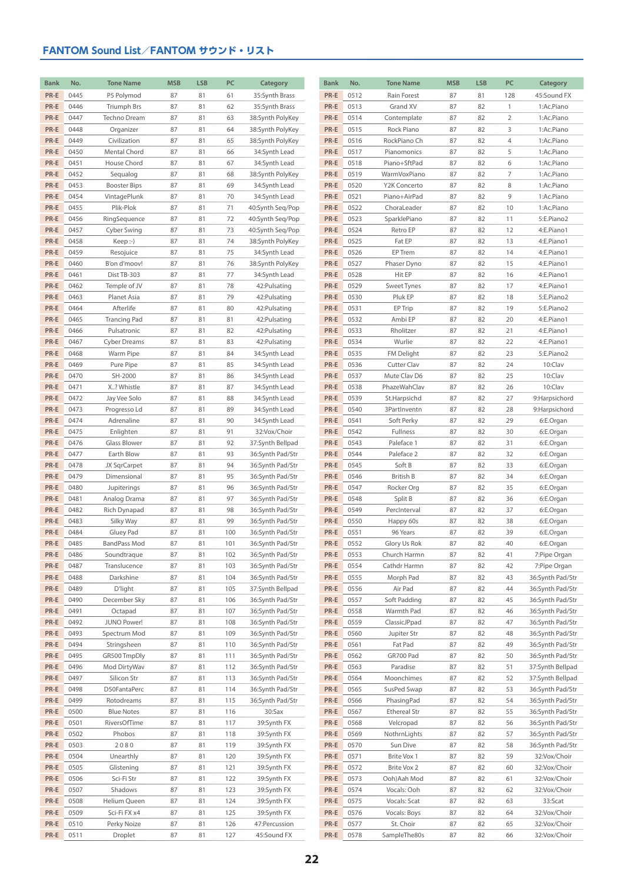## FANTOM Sound List／FANTOM サウンド・リスト

| Bank | No. | Tone Name | MSB | LSB | PC | Category |
|---|---|---|---|---|---|---|
| PR-E | 0445 | P5 Polymod | 87 | 81 | 61 | 35:Synth Brass |
| PR-E | 0446 | Triumph Brs | 87 | 81 | 62 | 35:Synth Brass |
| PR-E | 0447 | Techno Dream | 87 | 81 | 63 | 38:Synth PolyKey |
| PR-E | 0448 | Organizer | 87 | 81 | 64 | 38:Synth PolyKey |
| PR-E | 0449 | Civilization | 87 | 81 | 65 | 38:Synth PolyKey |
| PR-E | 0450 | Mental Chord | 87 | 81 | 66 | 34:Synth Lead |
| PR-E | 0451 | House Chord | 87 | 81 | 67 | 34:Synth Lead |
| PR-E | 0452 | Sequalog | 87 | 81 | 68 | 38:Synth PolyKey |
| PR-E | 0453 | Booster Bips | 87 | 81 | 69 | 34:Synth Lead |
| PR-E | 0454 | VintagePlunk | 87 | 81 | 70 | 34:Synth Lead |
| PR-E | 0455 | Plik-Plok | 87 | 81 | 71 | 40:Synth Seq/Pop |
| PR-E | 0456 | RingSequence | 87 | 81 | 72 | 40:Synth Seq/Pop |
| PR-E | 0457 | Cyber Swing | 87 | 81 | 73 | 40:Synth Seq/Pop |
| PR-E | 0458 | Keep :-) | 87 | 81 | 74 | 38:Synth PolyKey |
| PR-E | 0459 | Resojuice | 87 | 81 | 75 | 34:Synth Lead |
| PR-E | 0460 | B'on d'moov! | 87 | 81 | 76 | 38:Synth PolyKey |
| PR-E | 0461 | Dist TB-303 | 87 | 81 | 77 | 34:Synth Lead |
| PR-E | 0462 | Temple of JV | 87 | 81 | 78 | 42:Pulsating |
| PR-E | 0463 | Planet Asia | 87 | 81 | 79 | 42:Pulsating |
| PR-E | 0464 | Afterlife | 87 | 81 | 80 | 42:Pulsating |
| PR-E | 0465 | Trancing Pad | 87 | 81 | 81 | 42:Pulsating |
| PR-E | 0466 | Pulsatronic | 87 | 81 | 82 | 42:Pulsating |
| PR-E | 0467 | Cyber Dreams | 87 | 81 | 83 | 42:Pulsating |
| PR-E | 0468 | Warm Pipe | 87 | 81 | 84 | 34:Synth Lead |
| PR-E | 0469 | Pure Pipe | 87 | 81 | 85 | 34:Synth Lead |
| PR-E | 0470 | SH-2000 | 87 | 81 | 86 | 34:Synth Lead |
| PR-E | 0471 | X..? Whistle | 87 | 81 | 87 | 34:Synth Lead |
| PR-E | 0472 | Jay Vee Solo | 87 | 81 | 88 | 34:Synth Lead |
| PR-E | 0473 | Progresso Ld | 87 | 81 | 89 | 34:Synth Lead |
| PR-E | 0474 | Adrenaline | 87 | 81 | 90 | 34:Synth Lead |
| PR-E | 0475 | Enlighten | 87 | 81 | 91 | 32:Vox/Choir |
| PR-E | 0476 | Glass Blower | 87 | 81 | 92 | 37:Synth Bellpad |
| PR-E | 0477 | Earth Blow | 87 | 81 | 93 | 36:Synth Pad/Str |
| PR-E | 0478 | JX SqrCarpet | 87 | 81 | 94 | 36:Synth Pad/Str |
| PR-E | 0479 | Dimensional | 87 | 81 | 95 | 36:Synth Pad/Str |
| PR-E | 0480 | Jupiterings | 87 | 81 | 96 | 36:Synth Pad/Str |
| PR-E | 0481 | Analog Drama | 87 | 81 | 97 | 36:Synth Pad/Str |
| PR-E | 0482 | Rich Dynapad | 87 | 81 | 98 | 36:Synth Pad/Str |
| PR-E | 0483 | Silky Way | 87 | 81 | 99 | 36:Synth Pad/Str |
| PR-E | 0484 | Gluey Pad | 87 | 81 | 100 | 36:Synth Pad/Str |
| PR-E | 0485 | BandPass Mod | 87 | 81 | 101 | 36:Synth Pad/Str |
| PR-E | 0486 | Soundtraque | 87 | 81 | 102 | 36:Synth Pad/Str |
| PR-E | 0487 | Translucence | 87 | 81 | 103 | 36:Synth Pad/Str |
| PR-E | 0488 | Darkshine | 87 | 81 | 104 | 36:Synth Pad/Str |
| PR-E | 0489 | D'light | 87 | 81 | 105 | 37:Synth Bellpad |
| PR-E | 0490 | December Sky | 87 | 81 | 106 | 36:Synth Pad/Str |
| PR-E | 0491 | Octapad | 87 | 81 | 107 | 36:Synth Pad/Str |
| PR-E | 0492 | JUNO Power! | 87 | 81 | 108 | 36:Synth Pad/Str |
| PR-E | 0493 | Spectrum Mod | 87 | 81 | 109 | 36:Synth Pad/Str |
| PR-E | 0494 | Stringsheen | 87 | 81 | 110 | 36:Synth Pad/Str |
| PR-E | 0495 | GR500 TmpDly | 87 | 81 | 111 | 36:Synth Pad/Str |
| PR-E | 0496 | Mod DirtyWav | 87 | 81 | 112 | 36:Synth Pad/Str |
| PR-E | 0497 | Silicon Str | 87 | 81 | 113 | 36:Synth Pad/Str |
| PR-E | 0498 | D50FantaPerc | 87 | 81 | 114 | 36:Synth Pad/Str |
| PR-E | 0499 | Rotodreams | 87 | 81 | 115 | 36:Synth Pad/Str |
| PR-E | 0500 | Blue Notes | 87 | 81 | 116 | 30:Sax |
| PR-E | 0501 | RiversOfTime | 87 | 81 | 117 | 39:Synth FX |
| PR-E | 0502 | Phobos | 87 | 81 | 118 | 39:Synth FX |
| PR-E | 0503 | 2 0 8 0 | 87 | 81 | 119 | 39:Synth FX |
| PR-E | 0504 | Unearthly | 87 | 81 | 120 | 39:Synth FX |
| PR-E | 0505 | Glistening | 87 | 81 | 121 | 39:Synth FX |
| PR-E | 0506 | Sci-Fi Str | 87 | 81 | 122 | 39:Synth FX |
| PR-E | 0507 | Shadows | 87 | 81 | 123 | 39:Synth FX |
| PR-E | 0508 | Helium Queen | 87 | 81 | 124 | 39:Synth FX |
| PR-E | 0509 | Sci-Fi FX x4 | 87 | 81 | 125 | 39:Synth FX |
| PR-E | 0510 | Perky Noize | 87 | 81 | 126 | 47:Percussion |
| PR-E | 0511 | Droplet | 87 | 81 | 127 | 45:Sound FX |
| PR-E | 0512 | Rain Forest | 87 | 81 | 128 | 45:Sound FX |
| PR-E | 0513 | Grand XV | 87 | 82 | 1 | 1:Ac.Piano |
| PR-E | 0514 | Contemplate | 87 | 82 | 2 | 1:Ac.Piano |
| PR-E | 0515 | Rock Piano | 87 | 82 | 3 | 1:Ac.Piano |
| PR-E | 0516 | RockPiano Ch | 87 | 82 | 4 | 1:Ac.Piano |
| PR-E | 0517 | Pianomonics | 87 | 82 | 5 | 1:Ac.Piano |
| PR-E | 0518 | Piano+SftPad | 87 | 82 | 6 | 1:Ac.Piano |
| PR-E | 0519 | WarmVoxPiano | 87 | 82 | 7 | 1:Ac.Piano |
| PR-E | 0520 | Y2K Concerto | 87 | 82 | 8 | 1:Ac.Piano |
| PR-E | 0521 | Piano+AirPad | 87 | 82 | 9 | 1:Ac.Piano |
| PR-E | 0522 | ChoraLeader | 87 | 82 | 10 | 1:Ac.Piano |
| PR-E | 0523 | SparklePiano | 87 | 82 | 11 | 5:E.Piano2 |
| PR-E | 0524 | Retro EP | 87 | 82 | 12 | 4:E.Piano1 |
| PR-E | 0525 | Fat EP | 87 | 82 | 13 | 4:E.Piano1 |
| PR-E | 0526 | EP Trem | 87 | 82 | 14 | 4:E.Piano1 |
| PR-E | 0527 | Phaser Dyno | 87 | 82 | 15 | 4:E.Piano1 |
| PR-E | 0528 | Hit EP | 87 | 82 | 16 | 4:E.Piano1 |
| PR-E | 0529 | Sweet Tynes | 87 | 82 | 17 | 4:E.Piano1 |
| PR-E | 0530 | Pluk EP | 87 | 82 | 18 | 5:E.Piano2 |
| PR-E | 0531 | EP Trip | 87 | 82 | 19 | 5:E.Piano2 |
| PR-E | 0532 | Ambi EP | 87 | 82 | 20 | 4:E.Piano1 |
| PR-E | 0533 | Rholitzer | 87 | 82 | 21 | 4:E.Piano1 |
| PR-E | 0534 | Wurlie | 87 | 82 | 22 | 4:E.Piano1 |
| PR-E | 0535 | FM Delight | 87 | 82 | 23 | 5:E.Piano2 |
| PR-E | 0536 | Cutter Clav | 87 | 82 | 24 | 10:Clav |
| PR-E | 0537 | Mute Clav D6 | 87 | 82 | 25 | 10:Clav |
| PR-E | 0538 | PhazeWahClav | 87 | 82 | 26 | 10:Clav |
| PR-E | 0539 | St.Harpsichd | 87 | 82 | 27 | 9:Harpsichord |
| PR-E | 0540 | 3PartInventn | 87 | 82 | 28 | 9:Harpsichord |
| PR-E | 0541 | Soft Perky | 87 | 82 | 29 | 6:E.Organ |
| PR-E | 0542 | Fullness | 87 | 82 | 30 | 6:E.Organ |
| PR-E | 0543 | Paleface 1 | 87 | 82 | 31 | 6:E.Organ |
| PR-E | 0544 | Paleface 2 | 87 | 82 | 32 | 6:E.Organ |
| PR-E | 0545 | Soft B | 87 | 82 | 33 | 6:E.Organ |
| PR-E | 0546 | British B | 87 | 82 | 34 | 6:E.Organ |
| PR-E | 0547 | Rocker Org | 87 | 82 | 35 | 6:E.Organ |
| PR-E | 0548 | Split B | 87 | 82 | 36 | 6:E.Organ |
| PR-E | 0549 | PercInterval | 87 | 82 | 37 | 6:E.Organ |
| PR-E | 0550 | Happy 60s | 87 | 82 | 38 | 6:E.Organ |
| PR-E | 0551 | 96 Years | 87 | 82 | 39 | 6:E.Organ |
| PR-E | 0552 | Glory Us Rok | 87 | 82 | 40 | 6:E.Organ |
| PR-E | 0553 | Church Harmn | 87 | 82 | 41 | 7:Pipe Organ |
| PR-E | 0554 | Cathdr Harmn | 87 | 82 | 42 | 7:Pipe Organ |
| PR-E | 0555 | Morph Pad | 87 | 82 | 43 | 36:Synth Pad/Str |
| PR-E | 0556 | Air Pad | 87 | 82 | 44 | 36:Synth Pad/Str |
| PR-E | 0557 | Soft Padding | 87 | 82 | 45 | 36:Synth Pad/Str |
| PR-E | 0558 | Warmth Pad | 87 | 82 | 46 | 36:Synth Pad/Str |
| PR-E | 0559 | ClassicJPpad | 87 | 82 | 47 | 36:Synth Pad/Str |
| PR-E | 0560 | Jupiter Str | 87 | 82 | 48 | 36:Synth Pad/Str |
| PR-E | 0561 | Fat Pad | 87 | 82 | 49 | 36:Synth Pad/Str |
| PR-E | 0562 | GR700 Pad | 87 | 82 | 50 | 36:Synth Pad/Str |
| PR-E | 0563 | Paradise | 87 | 82 | 51 | 37:Synth Bellpad |
| PR-E | 0564 | Moonchimes | 87 | 82 | 52 | 37:Synth Bellpad |
| PR-E | 0565 | SusPed Swap | 87 | 82 | 53 | 36:Synth Pad/Str |
| PR-E | 0566 | PhasingPad | 87 | 82 | 54 | 36:Synth Pad/Str |
| PR-E | 0567 | Ethereal Str | 87 | 82 | 55 | 36:Synth Pad/Str |
| PR-E | 0568 | Velcropad | 87 | 82 | 56 | 36:Synth Pad/Str |
| PR-E | 0569 | NothrnLights | 87 | 82 | 57 | 36:Synth Pad/Str |
| PR-E | 0570 | Sun Dive | 87 | 82 | 58 | 36:Synth Pad/Str |
| PR-E | 0571 | Brite Vox 1 | 87 | 82 | 59 | 32:Vox/Choir |
| PR-E | 0572 | Brite Vox 2 | 87 | 82 | 60 | 32:Vox/Choir |
| PR-E | 0573 | Ooh)Aah Mod | 87 | 82 | 61 | 32:Vox/Choir |
| PR-E | 0574 | Vocals: Ooh | 87 | 82 | 62 | 32:Vox/Choir |
| PR-E | 0575 | Vocals: Scat | 87 | 82 | 63 | 33:Scat |
| PR-E | 0576 | Vocals: Boys | 87 | 82 | 64 | 32:Vox/Choir |
| PR-E | 0577 | St. Choir | 87 | 82 | 65 | 32:Vox/Choir |
| PR-E | 0578 | SampleThe80s | 87 | 82 | 66 | 32:Vox/Choir |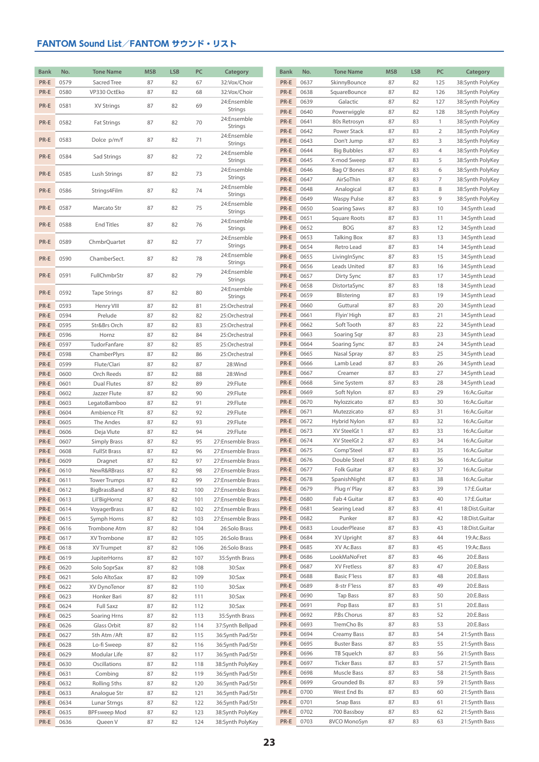## FANTOM Sound List／FANTOM サウンド・リスト

| Bank | No. | Tone Name | MSB | LSB | PC | Category |
|---|---|---|---|---|---|---|
| PR-E | 0579 | Sacred Tree | 87 | 82 | 67 | 32:Vox/Choir |
| PR-E | 0580 | VP330 OctEko | 87 | 82 | 68 | 32:Vox/Choir |
| PR-E | 0581 | XV Strings | 87 | 82 | 69 | 24:Ensemble Strings |
| PR-E | 0582 | Fat Strings | 87 | 82 | 70 | 24:Ensemble Strings |
| PR-E | 0583 | Dolce p/m/f | 87 | 82 | 71 | 24:Ensemble Strings |
| PR-E | 0584 | Sad Strings | 87 | 82 | 72 | 24:Ensemble Strings |
| PR-E | 0585 | Lush Strings | 87 | 82 | 73 | 24:Ensemble Strings |
| PR-E | 0586 | Strings4Film | 87 | 82 | 74 | 24:Ensemble Strings |
| PR-E | 0587 | Marcato Str | 87 | 82 | 75 | 24:Ensemble Strings |
| PR-E | 0588 | End Titles | 87 | 82 | 76 | 24:Ensemble Strings |
| PR-E | 0589 | ChmbrQuartet | 87 | 82 | 77 | 24:Ensemble Strings |
| PR-E | 0590 | ChamberSect. | 87 | 82 | 78 | 24:Ensemble Strings |
| PR-E | 0591 | FullChmbrStr | 87 | 82 | 79 | 24:Ensemble Strings |
| PR-E | 0592 | Tape Strings | 87 | 82 | 80 | 24:Ensemble Strings |
| PR-E | 0593 | Henry VIII | 87 | 82 | 81 | 25:Orchestral |
| PR-E | 0594 | Prelude | 87 | 82 | 82 | 25:Orchestral |
| PR-E | 0595 | Str&Brs Orch | 87 | 82 | 83 | 25:Orchestral |
| PR-E | 0596 | Hornz | 87 | 82 | 84 | 25:Orchestral |
| PR-E | 0597 | TudorFanfare | 87 | 82 | 85 | 25:Orchestral |
| PR-E | 0598 | ChamberPlyrs | 87 | 82 | 86 | 25:Orchestral |
| PR-E | 0599 | Flute/Clari | 87 | 82 | 87 | 28:Wind |
| PR-E | 0600 | Orch Reeds | 87 | 82 | 88 | 28:Wind |
| PR-E | 0601 | Dual Flutes | 87 | 82 | 89 | 29:Flute |
| PR-E | 0602 | Jazzer Flute | 87 | 82 | 90 | 29:Flute |
| PR-E | 0603 | LegatoBamboo | 87 | 82 | 91 | 29:Flute |
| PR-E | 0604 | Ambience Flt | 87 | 82 | 92 | 29:Flute |
| PR-E | 0605 | The Andes | 87 | 82 | 93 | 29:Flute |
| PR-E | 0606 | Deja Vlute | 87 | 82 | 94 | 29:Flute |
| PR-E | 0607 | Simply Brass | 87 | 82 | 95 | 27:Ensemble Brass |
| PR-E | 0608 | FullSt Brass | 87 | 82 | 96 | 27:Ensemble Brass |
| PR-E | 0609 | Dragnet | 87 | 82 | 97 | 27:Ensemble Brass |
| PR-E | 0610 | NewR&RBrass | 87 | 82 | 98 | 27:Ensemble Brass |
| PR-E | 0611 | Tower Trumps | 87 | 82 | 99 | 27:Ensemble Brass |
| PR-E | 0612 | BigBrassBand | 87 | 82 | 100 | 27:Ensemble Brass |
| PR-E | 0613 | Lil'BigHornz | 87 | 82 | 101 | 27:Ensemble Brass |
| PR-E | 0614 | VoyagerBrass | 87 | 82 | 102 | 27:Ensemble Brass |
| PR-E | 0615 | Symph Horns | 87 | 82 | 103 | 27:Ensemble Brass |
| PR-E | 0616 | Trombone Atm | 87 | 82 | 104 | 26:Solo Brass |
| PR-E | 0617 | XV Trombone | 87 | 82 | 105 | 26:Solo Brass |
| PR-E | 0618 | XV Trumpet | 87 | 82 | 106 | 26:Solo Brass |
| PR-E | 0619 | JupiterHorns | 87 | 82 | 107 | 35:Synth Brass |
| PR-E | 0620 | Solo SoprSax | 87 | 82 | 108 | 30:Sax |
| PR-E | 0621 | Solo AltoSax | 87 | 82 | 109 | 30:Sax |
| PR-E | 0622 | XV DynoTenor | 87 | 82 | 110 | 30:Sax |
| PR-E | 0623 | Honker Bari | 87 | 82 | 111 | 30:Sax |
| PR-E | 0624 | Full Saxz | 87 | 82 | 112 | 30:Sax |
| PR-E | 0625 | Soaring Hrns | 87 | 82 | 113 | 35:Synth Brass |
| PR-E | 0626 | Glass Orbit | 87 | 82 | 114 | 37:Synth Bellpad |
| PR-E | 0627 | 5th Atm /Aft | 87 | 82 | 115 | 36:Synth Pad/Str |
| PR-E | 0628 | Lo-fi Sweep | 87 | 82 | 116 | 36:Synth Pad/Str |
| PR-E | 0629 | Modular Life | 87 | 82 | 117 | 36:Synth Pad/Str |
| PR-E | 0630 | Oscillations | 87 | 82 | 118 | 38:Synth PolyKey |
| PR-E | 0631 | Combing | 87 | 82 | 119 | 36:Synth Pad/Str |
| PR-E | 0632 | Rolling 5ths | 87 | 82 | 120 | 36:Synth Pad/Str |
| PR-E | 0633 | Analogue Str | 87 | 82 | 121 | 36:Synth Pad/Str |
| PR-E | 0634 | Lunar Strngs | 87 | 82 | 122 | 36:Synth Pad/Str |
| PR-E | 0635 | BPFsweep Mod | 87 | 82 | 123 | 38:Synth PolyKey |
| PR-E | 0636 | Queen V | 87 | 82 | 124 | 38:Synth PolyKey |
| PR-E | 0637 | SkinnyBounce | 87 | 82 | 125 | 38:Synth PolyKey |
| PR-E | 0638 | SquareBounce | 87 | 82 | 126 | 38:Synth PolyKey |
| PR-E | 0639 | Galactic | 87 | 82 | 127 | 38:Synth PolyKey |
| PR-E | 0640 | Powerwiggle | 87 | 82 | 128 | 38:Synth PolyKey |
| PR-E | 0641 | 80s Retrosyn | 87 | 83 | 1 | 38:Synth PolyKey |
| PR-E | 0642 | Power Stack | 87 | 83 | 2 | 38:Synth PolyKey |
| PR-E | 0643 | Don't Jump | 87 | 83 | 3 | 38:Synth PolyKey |
| PR-E | 0644 | Big Bubbles | 87 | 83 | 4 | 38:Synth PolyKey |
| PR-E | 0645 | X-mod Sweep | 87 | 83 | 5 | 38:Synth PolyKey |
| PR-E | 0646 | Bag O' Bones | 87 | 83 | 6 | 38:Synth PolyKey |
| PR-E | 0647 | AirSoThin | 87 | 83 | 7 | 38:Synth PolyKey |
| PR-E | 0648 | Analogical | 87 | 83 | 8 | 38:Synth PolyKey |
| PR-E | 0649 | Waspy Pulse | 87 | 83 | 9 | 38:Synth PolyKey |
| PR-E | 0650 | Soaring Saws | 87 | 83 | 10 | 34:Synth Lead |
| PR-E | 0651 | Square Roots | 87 | 83 | 11 | 34:Synth Lead |
| PR-E | 0652 | BOG | 87 | 83 | 12 | 34:Synth Lead |
| PR-E | 0653 | Talking Box | 87 | 83 | 13 | 34:Synth Lead |
| PR-E | 0654 | Retro Lead | 87 | 83 | 14 | 34:Synth Lead |
| PR-E | 0655 | LivingInSync | 87 | 83 | 15 | 34:Synth Lead |
| PR-E | 0656 | Leads United | 87 | 83 | 16 | 34:Synth Lead |
| PR-E | 0657 | Dirty Sync | 87 | 83 | 17 | 34:Synth Lead |
| PR-E | 0658 | DistortaSync | 87 | 83 | 18 | 34:Synth Lead |
| PR-E | 0659 | Blistering | 87 | 83 | 19 | 34:Synth Lead |
| PR-E | 0660 | Guttural | 87 | 83 | 20 | 34:Synth Lead |
| PR-E | 0661 | Flyin' High | 87 | 83 | 21 | 34:Synth Lead |
| PR-E | 0662 | Soft Tooth | 87 | 83 | 22 | 34:Synth Lead |
| PR-E | 0663 | Soaring Sqr | 87 | 83 | 23 | 34:Synth Lead |
| PR-E | 0664 | Soaring Sync | 87 | 83 | 24 | 34:Synth Lead |
| PR-E | 0665 | Nasal Spray | 87 | 83 | 25 | 34:Synth Lead |
| PR-E | 0666 | Lamb Lead | 87 | 83 | 26 | 34:Synth Lead |
| PR-E | 0667 | Creamer | 87 | 83 | 27 | 34:Synth Lead |
| PR-E | 0668 | Sine System | 87 | 83 | 28 | 34:Synth Lead |
| PR-E | 0669 | Soft Nylon | 87 | 83 | 29 | 16:Ac.Guitar |
| PR-E | 0670 | Nylozzicato | 87 | 83 | 30 | 16:Ac.Guitar |
| PR-E | 0671 | Mutezzicato | 87 | 83 | 31 | 16:Ac.Guitar |
| PR-E | 0672 | Hybrid Nylon | 87 | 83 | 32 | 16:Ac.Guitar |
| PR-E | 0673 | XV SteelGt 1 | 87 | 83 | 33 | 16:Ac.Guitar |
| PR-E | 0674 | XV SteelGt 2 | 87 | 83 | 34 | 16:Ac.Guitar |
| PR-E | 0675 | Comp'Steel | 87 | 83 | 35 | 16:Ac.Guitar |
| PR-E | 0676 | Double Steel | 87 | 83 | 36 | 16:Ac.Guitar |
| PR-E | 0677 | Folk Guitar | 87 | 83 | 37 | 16:Ac.Guitar |
| PR-E | 0678 | SpanishNight | 87 | 83 | 38 | 16:Ac.Guitar |
| PR-E | 0679 | Plug n' Play | 87 | 83 | 39 | 17:E.Guitar |
| PR-E | 0680 | Fab 4 Guitar | 87 | 83 | 40 | 17:E.Guitar |
| PR-E | 0681 | Searing Lead | 87 | 83 | 41 | 18:Dist.Guitar |
| PR-E | 0682 | Punker | 87 | 83 | 42 | 18:Dist.Guitar |
| PR-E | 0683 | LouderPlease | 87 | 83 | 43 | 18:Dist.Guitar |
| PR-E | 0684 | XV Upright | 87 | 83 | 44 | 19:Ac.Bass |
| PR-E | 0685 | XV Ac.Bass | 87 | 83 | 45 | 19:Ac.Bass |
| PR-E | 0686 | LookMaNoFret | 87 | 83 | 46 | 20:E.Bass |
| PR-E | 0687 | XV Fretless | 87 | 83 | 47 | 20:E.Bass |
| PR-E | 0688 | Basic F'less | 87 | 83 | 48 | 20:E.Bass |
| PR-E | 0689 | 8-str F'less | 87 | 83 | 49 | 20:E.Bass |
| PR-E | 0690 | Tap Bass | 87 | 83 | 50 | 20:E.Bass |
| PR-E | 0691 | Pop Bass | 87 | 83 | 51 | 20:E.Bass |
| PR-E | 0692 | P.Bs Chorus | 87 | 83 | 52 | 20:E.Bass |
| PR-E | 0693 | TremCho Bs | 87 | 83 | 53 | 20:E.Bass |
| PR-E | 0694 | Creamy Bass | 87 | 83 | 54 | 21:Synth Bass |
| PR-E | 0695 | Buster Bass | 87 | 83 | 55 | 21:Synth Bass |
| PR-E | 0696 | TB Squelch | 87 | 83 | 56 | 21:Synth Bass |
| PR-E | 0697 | Ticker Bass | 87 | 83 | 57 | 21:Synth Bass |
| PR-E | 0698 | Muscle Bass | 87 | 83 | 58 | 21:Synth Bass |
| PR-E | 0699 | Grounded Bs | 87 | 83 | 59 | 21:Synth Bass |
| PR-E | 0700 | West End Bs | 87 | 83 | 60 | 21:Synth Bass |
| PR-E | 0701 | Snap Bass | 87 | 83 | 61 | 21:Synth Bass |
| PR-E | 0702 | 700 Bassboy | 87 | 83 | 62 | 21:Synth Bass |
| PR-E | 0703 | 8VCO MonoSyn | 87 | 83 | 63 | 21:Synth Bass |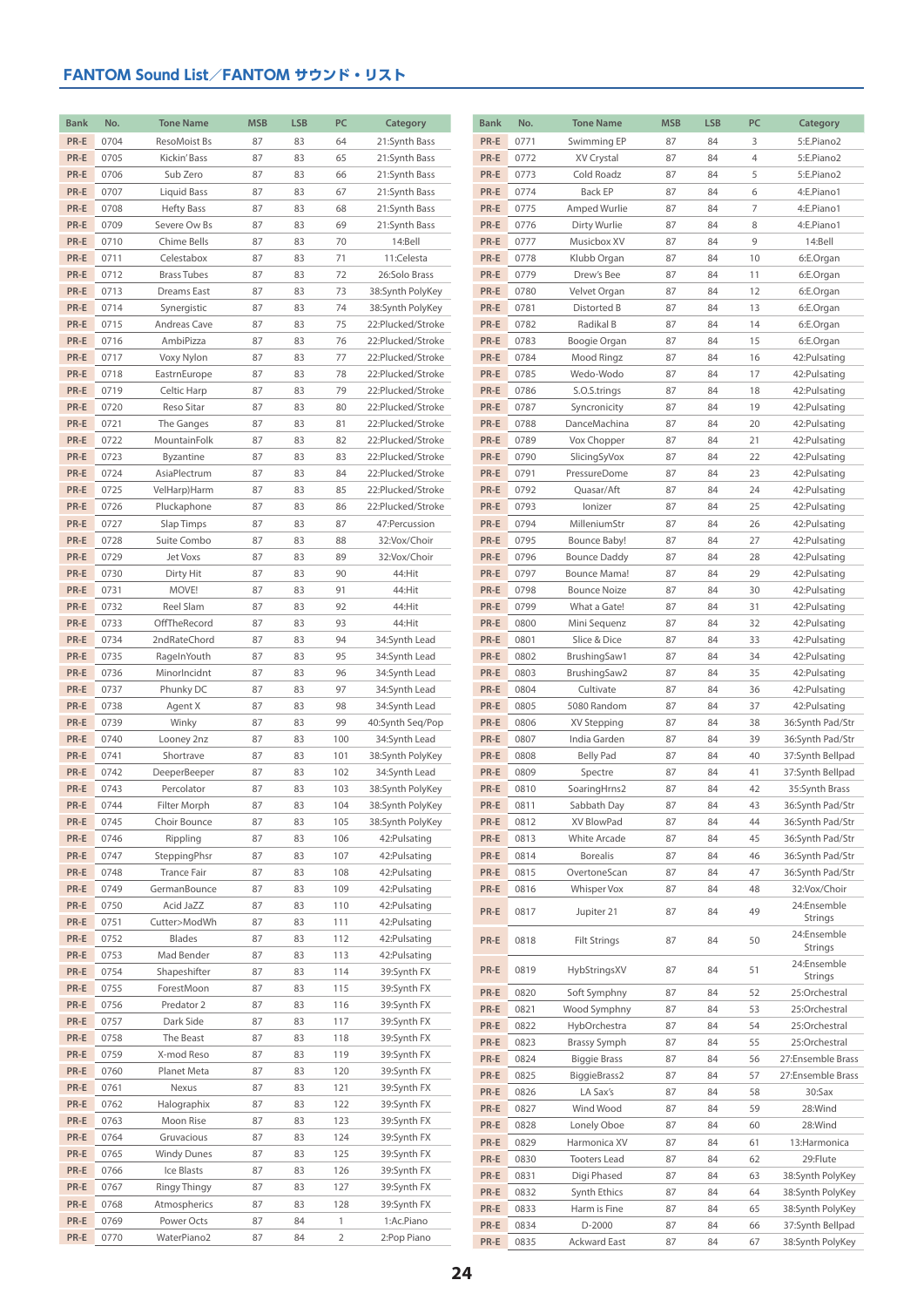## FANTOM Sound List／FANTOM サウンド・リスト

| Bank | No. | Tone Name | MSB | LSB | PC | Category |
|---|---|---|---|---|---|---|
| PR-E | 0704 | ResoMoist Bs | 87 | 83 | 64 | 21:Synth Bass |
| PR-E | 0705 | Kickin'Bass | 87 | 83 | 65 | 21:Synth Bass |
| PR-E | 0706 | Sub Zero | 87 | 83 | 66 | 21:Synth Bass |
| PR-E | 0707 | Liquid Bass | 87 | 83 | 67 | 21:Synth Bass |
| PR-E | 0708 | Hefty Bass | 87 | 83 | 68 | 21:Synth Bass |
| PR-E | 0709 | Severe Ow Bs | 87 | 83 | 69 | 21:Synth Bass |
| PR-E | 0710 | Chime Bells | 87 | 83 | 70 | 14:Bell |
| PR-E | 0711 | Celestabox | 87 | 83 | 71 | 11:Celesta |
| PR-E | 0712 | Brass Tubes | 87 | 83 | 72 | 26:Solo Brass |
| PR-E | 0713 | Dreams East | 87 | 83 | 73 | 38:Synth PolyKey |
| PR-E | 0714 | Synergistic | 87 | 83 | 74 | 38:Synth PolyKey |
| PR-E | 0715 | Andreas Cave | 87 | 83 | 75 | 22:Plucked/Stroke |
| PR-E | 0716 | AmbiPizza | 87 | 83 | 76 | 22:Plucked/Stroke |
| PR-E | 0717 | Voxy Nylon | 87 | 83 | 77 | 22:Plucked/Stroke |
| PR-E | 0718 | EastrnEurope | 87 | 83 | 78 | 22:Plucked/Stroke |
| PR-E | 0719 | Celtic Harp | 87 | 83 | 79 | 22:Plucked/Stroke |
| PR-E | 0720 | Reso Sitar | 87 | 83 | 80 | 22:Plucked/Stroke |
| PR-E | 0721 | The Ganges | 87 | 83 | 81 | 22:Plucked/Stroke |
| PR-E | 0722 | MountainFolk | 87 | 83 | 82 | 22:Plucked/Stroke |
| PR-E | 0723 | Byzantine | 87 | 83 | 83 | 22:Plucked/Stroke |
| PR-E | 0724 | AsiaPlectrum | 87 | 83 | 84 | 22:Plucked/Stroke |
| PR-E | 0725 | VelHarp)Harm | 87 | 83 | 85 | 22:Plucked/Stroke |
| PR-E | 0726 | Pluckaphone | 87 | 83 | 86 | 22:Plucked/Stroke |
| PR-E | 0727 | Slap Timps | 87 | 83 | 87 | 47:Percussion |
| PR-E | 0728 | Suite Combo | 87 | 83 | 88 | 32:Vox/Choir |
| PR-E | 0729 | Jet Voxs | 87 | 83 | 89 | 32:Vox/Choir |
| PR-E | 0730 | Dirty Hit | 87 | 83 | 90 | 44:Hit |
| PR-E | 0731 | MOVE! | 87 | 83 | 91 | 44:Hit |
| PR-E | 0732 | Reel Slam | 87 | 83 | 92 | 44:Hit |
| PR-E | 0733 | OffTheRecord | 87 | 83 | 93 | 44:Hit |
| PR-E | 0734 | 2ndRateChord | 87 | 83 | 94 | 34:Synth Lead |
| PR-E | 0735 | RageInYouth | 87 | 83 | 95 | 34:Synth Lead |
| PR-E | 0736 | MinorIncidnt | 87 | 83 | 96 | 34:Synth Lead |
| PR-E | 0737 | Phunky DC | 87 | 83 | 97 | 34:Synth Lead |
| PR-E | 0738 | Agent X | 87 | 83 | 98 | 34:Synth Lead |
| PR-E | 0739 | Winky | 87 | 83 | 99 | 40:Synth Seq/Pop |
| PR-E | 0740 | Looney 2nz | 87 | 83 | 100 | 34:Synth Lead |
| PR-E | 0741 | Shortrave | 87 | 83 | 101 | 38:Synth PolyKey |
| PR-E | 0742 | DeeperBeeper | 87 | 83 | 102 | 34:Synth Lead |
| PR-E | 0743 | Percolator | 87 | 83 | 103 | 38:Synth PolyKey |
| PR-E | 0744 | Filter Morph | 87 | 83 | 104 | 38:Synth PolyKey |
| PR-E | 0745 | Choir Bounce | 87 | 83 | 105 | 38:Synth PolyKey |
| PR-E | 0746 | Rippling | 87 | 83 | 106 | 42:Pulsating |
| PR-E | 0747 | SteppingPhsr | 87 | 83 | 107 | 42:Pulsating |
| PR-E | 0748 | Trance Fair | 87 | 83 | 108 | 42:Pulsating |
| PR-E | 0749 | GermanBounce | 87 | 83 | 109 | 42:Pulsating |
| PR-E | 0750 | Acid JaZZ | 87 | 83 | 110 | 42:Pulsating |
| PR-E | 0751 | Cutter>ModWh | 87 | 83 | 111 | 42:Pulsating |
| PR-E | 0752 | Blades | 87 | 83 | 112 | 42:Pulsating |
| PR-E | 0753 | Mad Bender | 87 | 83 | 113 | 42:Pulsating |
| PR-E | 0754 | Shapeshifter | 87 | 83 | 114 | 39:Synth FX |
| PR-E | 0755 | ForestMoon | 87 | 83 | 115 | 39:Synth FX |
| PR-E | 0756 | Predator 2 | 87 | 83 | 116 | 39:Synth FX |
| PR-E | 0757 | Dark Side | 87 | 83 | 117 | 39:Synth FX |
| PR-E | 0758 | The Beast | 87 | 83 | 118 | 39:Synth FX |
| PR-E | 0759 | X-mod Reso | 87 | 83 | 119 | 39:Synth FX |
| PR-E | 0760 | Planet Meta | 87 | 83 | 120 | 39:Synth FX |
| PR-E | 0761 | Nexus | 87 | 83 | 121 | 39:Synth FX |
| PR-E | 0762 | Halographix | 87 | 83 | 122 | 39:Synth FX |
| PR-E | 0763 | Moon Rise | 87 | 83 | 123 | 39:Synth FX |
| PR-E | 0764 | Gruvacious | 87 | 83 | 124 | 39:Synth FX |
| PR-E | 0765 | Windy Dunes | 87 | 83 | 125 | 39:Synth FX |
| PR-E | 0766 | Ice Blasts | 87 | 83 | 126 | 39:Synth FX |
| PR-E | 0767 | Ringy Thingy | 87 | 83 | 127 | 39:Synth FX |
| PR-E | 0768 | Atmospherics | 87 | 83 | 128 | 39:Synth FX |
| PR-E | 0769 | Power Octs | 87 | 84 | 1 | 1:Ac.Piano |
| PR-E | 0770 | WaterPiano2 | 87 | 84 | 2 | 2:Pop Piano |
| PR-E | 0771 | Swimming EP | 87 | 84 | 3 | 5:E.Piano2 |
| PR-E | 0772 | XV Crystal | 87 | 84 | 4 | 5:E.Piano2 |
| PR-E | 0773 | Cold Roadz | 87 | 84 | 5 | 5:E.Piano2 |
| PR-E | 0774 | Back EP | 87 | 84 | 6 | 4:E.Piano1 |
| PR-E | 0775 | Amped Wurlie | 87 | 84 | 7 | 4:E.Piano1 |
| PR-E | 0776 | Dirty Wurlie | 87 | 84 | 8 | 4:E.Piano1 |
| PR-E | 0777 | Musicbox XV | 87 | 84 | 9 | 14:Bell |
| PR-E | 0778 | Klubb Organ | 87 | 84 | 10 | 6:E.Organ |
| PR-E | 0779 | Drew's Bee | 87 | 84 | 11 | 6:E.Organ |
| PR-E | 0780 | Velvet Organ | 87 | 84 | 12 | 6:E.Organ |
| PR-E | 0781 | Distorted B | 87 | 84 | 13 | 6:E.Organ |
| PR-E | 0782 | Radikal B | 87 | 84 | 14 | 6:E.Organ |
| PR-E | 0783 | Boogie Organ | 87 | 84 | 15 | 6:E.Organ |
| PR-E | 0784 | Mood Ringz | 87 | 84 | 16 | 42:Pulsating |
| PR-E | 0785 | Wedo-Wodo | 87 | 84 | 17 | 42:Pulsating |
| PR-E | 0786 | S.O.S.trings | 87 | 84 | 18 | 42:Pulsating |
| PR-E | 0787 | Syncronicity | 87 | 84 | 19 | 42:Pulsating |
| PR-E | 0788 | DanceMachina | 87 | 84 | 20 | 42:Pulsating |
| PR-E | 0789 | Vox Chopper | 87 | 84 | 21 | 42:Pulsating |
| PR-E | 0790 | SlicingSyVox | 87 | 84 | 22 | 42:Pulsating |
| PR-E | 0791 | PressureDome | 87 | 84 | 23 | 42:Pulsating |
| PR-E | 0792 | Quasar/Aft | 87 | 84 | 24 | 42:Pulsating |
| PR-E | 0793 | Ionizer | 87 | 84 | 25 | 42:Pulsating |
| PR-E | 0794 | MilleniumStr | 87 | 84 | 26 | 42:Pulsating |
| PR-E | 0795 | Bounce Baby! | 87 | 84 | 27 | 42:Pulsating |
| PR-E | 0796 | Bounce Daddy | 87 | 84 | 28 | 42:Pulsating |
| PR-E | 0797 | Bounce Mama! | 87 | 84 | 29 | 42:Pulsating |
| PR-E | 0798 | Bounce Noize | 87 | 84 | 30 | 42:Pulsating |
| PR-E | 0799 | What a Gate! | 87 | 84 | 31 | 42:Pulsating |
| PR-E | 0800 | Mini Sequenz | 87 | 84 | 32 | 42:Pulsating |
| PR-E | 0801 | Slice & Dice | 87 | 84 | 33 | 42:Pulsating |
| PR-E | 0802 | BrushingSaw1 | 87 | 84 | 34 | 42:Pulsating |
| PR-E | 0803 | BrushingSaw2 | 87 | 84 | 35 | 42:Pulsating |
| PR-E | 0804 | Cultivate | 87 | 84 | 36 | 42:Pulsating |
| PR-E | 0805 | 5080 Random | 87 | 84 | 37 | 42:Pulsating |
| PR-E | 0806 | XV Stepping | 87 | 84 | 38 | 36:Synth Pad/Str |
| PR-E | 0807 | India Garden | 87 | 84 | 39 | 36:Synth Pad/Str |
| PR-E | 0808 | Belly Pad | 87 | 84 | 40 | 37:Synth Bellpad |
| PR-E | 0809 | Spectre | 87 | 84 | 41 | 37:Synth Bellpad |
| PR-E | 0810 | SoaringHrns2 | 87 | 84 | 42 | 35:Synth Brass |
| PR-E | 0811 | Sabbath Day | 87 | 84 | 43 | 36:Synth Pad/Str |
| PR-E | 0812 | XV BlowPad | 87 | 84 | 44 | 36:Synth Pad/Str |
| PR-E | 0813 | White Arcade | 87 | 84 | 45 | 36:Synth Pad/Str |
| PR-E | 0814 | Borealis | 87 | 84 | 46 | 36:Synth Pad/Str |
| PR-E | 0815 | OvertoneScan | 87 | 84 | 47 | 36:Synth Pad/Str |
| PR-E | 0816 | Whisper Vox | 87 | 84 | 48 | 32:Vox/Choir |
| PR-E | 0817 | Jupiter 21 | 87 | 84 | 49 | 24:Ensemble Strings |
| PR-E | 0818 | Filt Strings | 87 | 84 | 50 | 24:Ensemble Strings |
| PR-E | 0819 | HybStringsXV | 87 | 84 | 51 | 24:Ensemble Strings |
| PR-E | 0820 | Soft Symphny | 87 | 84 | 52 | 25:Orchestral |
| PR-E | 0821 | Wood Symphny | 87 | 84 | 53 | 25:Orchestral |
| PR-E | 0822 | HybOrchestra | 87 | 84 | 54 | 25:Orchestral |
| PR-E | 0823 | Brassy Symph | 87 | 84 | 55 | 25:Orchestral |
| PR-E | 0824 | Biggie Brass | 87 | 84 | 56 | 27:Ensemble Brass |
| PR-E | 0825 | BiggieBrass2 | 87 | 84 | 57 | 27:Ensemble Brass |
| PR-E | 0826 | LA Sax's | 87 | 84 | 58 | 30:Sax |
| PR-E | 0827 | Wind Wood | 87 | 84 | 59 | 28:Wind |
| PR-E | 0828 | Lonely Oboe | 87 | 84 | 60 | 28:Wind |
| PR-E | 0829 | Harmonica XV | 87 | 84 | 61 | 13:Harmonica |
| PR-E | 0830 | Tooters Lead | 87 | 84 | 62 | 29:Flute |
| PR-E | 0831 | Digi Phased | 87 | 84 | 63 | 38:Synth PolyKey |
| PR-E | 0832 | Synth Ethics | 87 | 84 | 64 | 38:Synth PolyKey |
| PR-E | 0833 | Harm is Fine | 87 | 84 | 65 | 38:Synth PolyKey |
| PR-E | 0834 | D-2000 | 87 | 84 | 66 | 37:Synth Bellpad |
| PR-E | 0835 | Ackward East | 87 | 84 | 67 | 38:Synth PolyKey |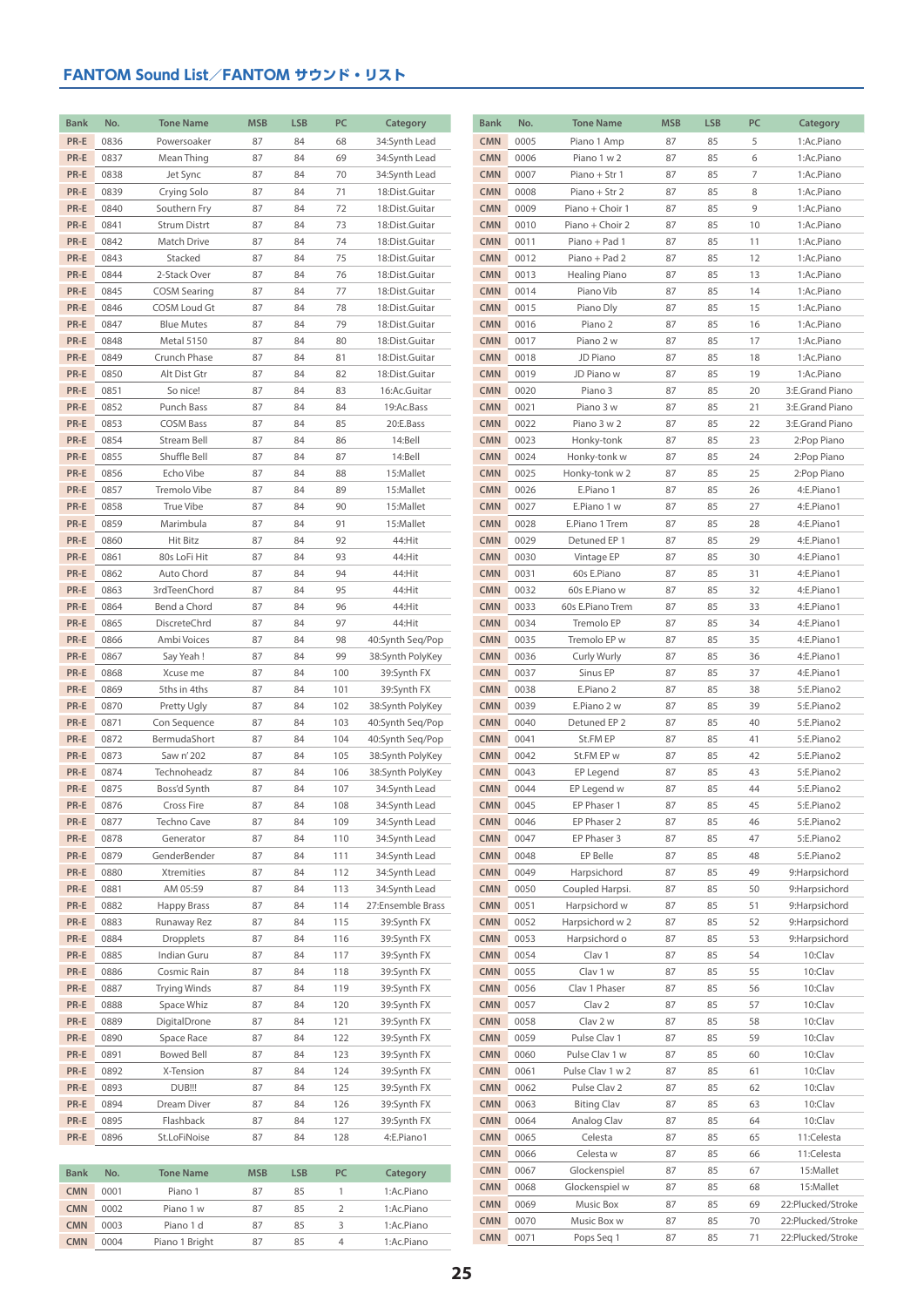## FANTOM Sound List／FANTOM サウンド・リスト

| Bank | No. | Tone Name | MSB | LSB | PC | Category |
|---|---|---|---|---|---|---|
| PR-E | 0836 | Powersoaker | 87 | 84 | 68 | 34:Synth Lead |
| PR-E | 0837 | Mean Thing | 87 | 84 | 69 | 34:Synth Lead |
| PR-E | 0838 | Jet Sync | 87 | 84 | 70 | 34:Synth Lead |
| PR-E | 0839 | Crying Solo | 87 | 84 | 71 | 18:Dist.Guitar |
| PR-E | 0840 | Southern Fry | 87 | 84 | 72 | 18:Dist.Guitar |
| PR-E | 0841 | Strum Distrt | 87 | 84 | 73 | 18:Dist.Guitar |
| PR-E | 0842 | Match Drive | 87 | 84 | 74 | 18:Dist.Guitar |
| PR-E | 0843 | Stacked | 87 | 84 | 75 | 18:Dist.Guitar |
| PR-E | 0844 | 2-Stack Over | 87 | 84 | 76 | 18:Dist.Guitar |
| PR-E | 0845 | COSM Searing | 87 | 84 | 77 | 18:Dist.Guitar |
| PR-E | 0846 | COSM Loud Gt | 87 | 84 | 78 | 18:Dist.Guitar |
| PR-E | 0847 | Blue Mutes | 87 | 84 | 79 | 18:Dist.Guitar |
| PR-E | 0848 | Metal 5150 | 87 | 84 | 80 | 18:Dist.Guitar |
| PR-E | 0849 | Crunch Phase | 87 | 84 | 81 | 18:Dist.Guitar |
| PR-E | 0850 | Alt Dist Gtr | 87 | 84 | 82 | 18:Dist.Guitar |
| PR-E | 0851 | So nice! | 87 | 84 | 83 | 16:Ac.Guitar |
| PR-E | 0852 | Punch Bass | 87 | 84 | 84 | 19:Ac.Bass |
| PR-E | 0853 | COSM Bass | 87 | 84 | 85 | 20:E.Bass |
| PR-E | 0854 | Stream Bell | 87 | 84 | 86 | 14:Bell |
| PR-E | 0855 | Shuffle Bell | 87 | 84 | 87 | 14:Bell |
| PR-E | 0856 | Echo Vibe | 87 | 84 | 88 | 15:Mallet |
| PR-E | 0857 | Tremolo Vibe | 87 | 84 | 89 | 15:Mallet |
| PR-E | 0858 | True Vibe | 87 | 84 | 90 | 15:Mallet |
| PR-E | 0859 | Marimbula | 87 | 84 | 91 | 15:Mallet |
| PR-E | 0860 | Hit Bitz | 87 | 84 | 92 | 44:Hit |
| PR-E | 0861 | 80s LoFi Hit | 87 | 84 | 93 | 44:Hit |
| PR-E | 0862 | Auto Chord | 87 | 84 | 94 | 44:Hit |
| PR-E | 0863 | 3rdTeenChord | 87 | 84 | 95 | 44:Hit |
| PR-E | 0864 | Bend a Chord | 87 | 84 | 96 | 44:Hit |
| PR-E | 0865 | DiscreteChrd | 87 | 84 | 97 | 44:Hit |
| PR-E | 0866 | Ambi Voices | 87 | 84 | 98 | 40:Synth Seq/Pop |
| PR-E | 0867 | Say Yeah ! | 87 | 84 | 99 | 38:Synth PolyKey |
| PR-E | 0868 | Xcuse me | 87 | 84 | 100 | 39:Synth FX |
| PR-E | 0869 | 5ths in 4ths | 87 | 84 | 101 | 39:Synth FX |
| PR-E | 0870 | Pretty Ugly | 87 | 84 | 102 | 38:Synth PolyKey |
| PR-E | 0871 | Con Sequence | 87 | 84 | 103 | 40:Synth Seq/Pop |
| PR-E | 0872 | BermudaShort | 87 | 84 | 104 | 40:Synth Seq/Pop |
| PR-E | 0873 | Saw n' 202 | 87 | 84 | 105 | 38:Synth PolyKey |
| PR-E | 0874 | Technoheadz | 87 | 84 | 106 | 38:Synth PolyKey |
| PR-E | 0875 | Boss'd Synth | 87 | 84 | 107 | 34:Synth Lead |
| PR-E | 0876 | Cross Fire | 87 | 84 | 108 | 34:Synth Lead |
| PR-E | 0877 | Techno Cave | 87 | 84 | 109 | 34:Synth Lead |
| PR-E | 0878 | Generator | 87 | 84 | 110 | 34:Synth Lead |
| PR-E | 0879 | GenderBender | 87 | 84 | 111 | 34:Synth Lead |
| PR-E | 0880 | Xtremities | 87 | 84 | 112 | 34:Synth Lead |
| PR-E | 0881 | AM 05:59 | 87 | 84 | 113 | 34:Synth Lead |
| PR-E | 0882 | Happy Brass | 87 | 84 | 114 | 27:Ensemble Brass |
| PR-E | 0883 | Runaway Rez | 87 | 84 | 115 | 39:Synth FX |
| PR-E | 0884 | Dropplets | 87 | 84 | 116 | 39:Synth FX |
| PR-E | 0885 | Indian Guru | 87 | 84 | 117 | 39:Synth FX |
| PR-E | 0886 | Cosmic Rain | 87 | 84 | 118 | 39:Synth FX |
| PR-E | 0887 | Trying Winds | 87 | 84 | 119 | 39:Synth FX |
| PR-E | 0888 | Space Whiz | 87 | 84 | 120 | 39:Synth FX |
| PR-E | 0889 | DigitalDrone | 87 | 84 | 121 | 39:Synth FX |
| PR-E | 0890 | Space Race | 87 | 84 | 122 | 39:Synth FX |
| PR-E | 0891 | Bowed Bell | 87 | 84 | 123 | 39:Synth FX |
| PR-E | 0892 | X-Tension | 87 | 84 | 124 | 39:Synth FX |
| PR-E | 0893 | DUB!!! | 87 | 84 | 125 | 39:Synth FX |
| PR-E | 0894 | Dream Diver | 87 | 84 | 126 | 39:Synth FX |
| PR-E | 0895 | Flashback | 87 | 84 | 127 | 39:Synth FX |
| PR-E | 0896 | St.LoFiNoise | 87 | 84 | 128 | 4:E.Piano1 |

| Bank | No. | Tone Name | MSB | LSB | PC | Category |
|---|---|---|---|---|---|---|
| CMN | 0001 | Piano 1 | 87 | 85 | 1 | 1:Ac.Piano |
| CMN | 0002 | Piano 1 w | 87 | 85 | 2 | 1:Ac.Piano |
| CMN | 0003 | Piano 1 d | 87 | 85 | 3 | 1:Ac.Piano |
| CMN | 0004 | Piano 1 Bright | 87 | 85 | 4 | 1:Ac.Piano |
| CMN | 0005 | Piano 1 Amp | 87 | 85 | 5 | 1:Ac.Piano |
| CMN | 0006 | Piano 1 w 2 | 87 | 85 | 6 | 1:Ac.Piano |
| CMN | 0007 | Piano + Str 1 | 87 | 85 | 7 | 1:Ac.Piano |
| CMN | 0008 | Piano + Str 2 | 87 | 85 | 8 | 1:Ac.Piano |
| CMN | 0009 | Piano + Choir 1 | 87 | 85 | 9 | 1:Ac.Piano |
| CMN | 0010 | Piano + Choir 2 | 87 | 85 | 10 | 1:Ac.Piano |
| CMN | 0011 | Piano + Pad 1 | 87 | 85 | 11 | 1:Ac.Piano |
| CMN | 0012 | Piano + Pad 2 | 87 | 85 | 12 | 1:Ac.Piano |
| CMN | 0013 | Healing Piano | 87 | 85 | 13 | 1:Ac.Piano |
| CMN | 0014 | Piano Vib | 87 | 85 | 14 | 1:Ac.Piano |
| CMN | 0015 | Piano Dly | 87 | 85 | 15 | 1:Ac.Piano |
| CMN | 0016 | Piano 2 | 87 | 85 | 16 | 1:Ac.Piano |
| CMN | 0017 | Piano 2 w | 87 | 85 | 17 | 1:Ac.Piano |
| CMN | 0018 | JD Piano | 87 | 85 | 18 | 1:Ac.Piano |
| CMN | 0019 | JD Piano w | 87 | 85 | 19 | 1:Ac.Piano |
| CMN | 0020 | Piano 3 | 87 | 85 | 20 | 3:E.Grand Piano |
| CMN | 0021 | Piano 3 w | 87 | 85 | 21 | 3:E.Grand Piano |
| CMN | 0022 | Piano 3 w 2 | 87 | 85 | 22 | 3:E.Grand Piano |
| CMN | 0023 | Honky-tonk | 87 | 85 | 23 | 2:Pop Piano |
| CMN | 0024 | Honky-tonk w | 87 | 85 | 24 | 2:Pop Piano |
| CMN | 0025 | Honky-tonk w 2 | 87 | 85 | 25 | 2:Pop Piano |
| CMN | 0026 | E.Piano 1 | 87 | 85 | 26 | 4:E.Piano1 |
| CMN | 0027 | E.Piano 1 w | 87 | 85 | 27 | 4:E.Piano1 |
| CMN | 0028 | E.Piano 1 Trem | 87 | 85 | 28 | 4:E.Piano1 |
| CMN | 0029 | Detuned EP 1 | 87 | 85 | 29 | 4:E.Piano1 |
| CMN | 0030 | Vintage EP | 87 | 85 | 30 | 4:E.Piano1 |
| CMN | 0031 | 60s E.Piano | 87 | 85 | 31 | 4:E.Piano1 |
| CMN | 0032 | 60s E.Piano w | 87 | 85 | 32 | 4:E.Piano1 |
| CMN | 0033 | 60s E.Piano Trem | 87 | 85 | 33 | 4:E.Piano1 |
| CMN | 0034 | Tremolo EP | 87 | 85 | 34 | 4:E.Piano1 |
| CMN | 0035 | Tremolo EP w | 87 | 85 | 35 | 4:E.Piano1 |
| CMN | 0036 | Curly Wurly | 87 | 85 | 36 | 4:E.Piano1 |
| CMN | 0037 | Sinus EP | 87 | 85 | 37 | 4:E.Piano1 |
| CMN | 0038 | E.Piano 2 | 87 | 85 | 38 | 5:E.Piano2 |
| CMN | 0039 | E.Piano 2 w | 87 | 85 | 39 | 5:E.Piano2 |
| CMN | 0040 | Detuned EP 2 | 87 | 85 | 40 | 5:E.Piano2 |
| CMN | 0041 | St.FM EP | 87 | 85 | 41 | 5:E.Piano2 |
| CMN | 0042 | St.FM EP w | 87 | 85 | 42 | 5:E.Piano2 |
| CMN | 0043 | EP Legend | 87 | 85 | 43 | 5:E.Piano2 |
| CMN | 0044 | EP Legend w | 87 | 85 | 44 | 5:E.Piano2 |
| CMN | 0045 | EP Phaser 1 | 87 | 85 | 45 | 5:E.Piano2 |
| CMN | 0046 | EP Phaser 2 | 87 | 85 | 46 | 5:E.Piano2 |
| CMN | 0047 | EP Phaser 3 | 87 | 85 | 47 | 5:E.Piano2 |
| CMN | 0048 | EP Belle | 87 | 85 | 48 | 5:E.Piano2 |
| CMN | 0049 | Harpsichord | 87 | 85 | 49 | 9:Harpsichord |
| CMN | 0050 | Coupled Harpsi. | 87 | 85 | 50 | 9:Harpsichord |
| CMN | 0051 | Harpsichord w | 87 | 85 | 51 | 9:Harpsichord |
| CMN | 0052 | Harpsichord w 2 | 87 | 85 | 52 | 9:Harpsichord |
| CMN | 0053 | Harpsichord o | 87 | 85 | 53 | 9:Harpsichord |
| CMN | 0054 | Clav 1 | 87 | 85 | 54 | 10:Clav |
| CMN | 0055 | Clav 1 w | 87 | 85 | 55 | 10:Clav |
| CMN | 0056 | Clav 1 Phaser | 87 | 85 | 56 | 10:Clav |
| CMN | 0057 | Clav 2 | 87 | 85 | 57 | 10:Clav |
| CMN | 0058 | Clav 2 w | 87 | 85 | 58 | 10:Clav |
| CMN | 0059 | Pulse Clav 1 | 87 | 85 | 59 | 10:Clav |
| CMN | 0060 | Pulse Clav 1 w | 87 | 85 | 60 | 10:Clav |
| CMN | 0061 | Pulse Clav 1 w 2 | 87 | 85 | 61 | 10:Clav |
| CMN | 0062 | Pulse Clav 2 | 87 | 85 | 62 | 10:Clav |
| CMN | 0063 | Biting Clav | 87 | 85 | 63 | 10:Clav |
| CMN | 0064 | Analog Clav | 87 | 85 | 64 | 10:Clav |
| CMN | 0065 | Celesta | 87 | 85 | 65 | 11:Celesta |
| CMN | 0066 | Celesta w | 87 | 85 | 66 | 11:Celesta |
| CMN | 0067 | Glockenspiel | 87 | 85 | 67 | 15:Mallet |
| CMN | 0068 | Glockenspiel w | 87 | 85 | 68 | 15:Mallet |
| CMN | 0069 | Music Box | 87 | 85 | 69 | 22:Plucked/Stroke |
| CMN | 0070 | Music Box w | 87 | 85 | 70 | 22:Plucked/Stroke |
| CMN | 0071 | Pops Seq 1 | 87 | 85 | 71 | 22:Plucked/Stroke |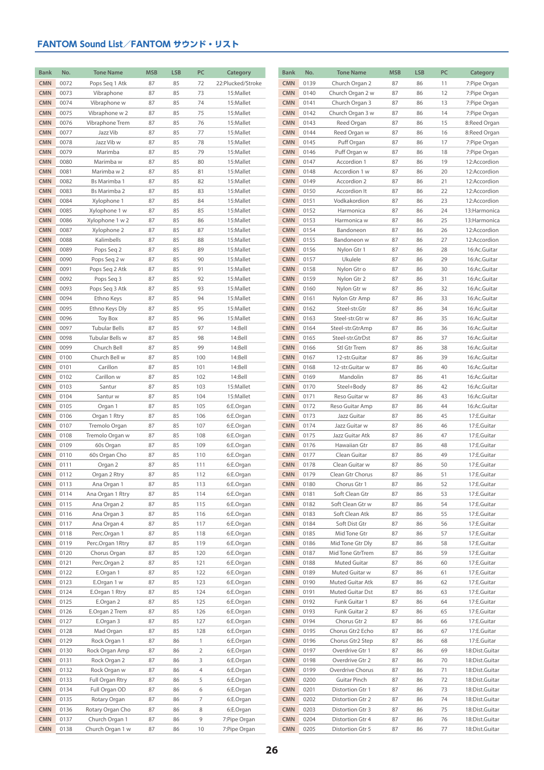## FANTOM Sound List／FANTOM サウンド・リスト

| Bank | No. | Tone Name | MSB | LSB | PC | Category |
|---|---|---|---|---|---|---|
| CMN | 0072 | Pops Seq 1 Atk | 87 | 85 | 72 | 22:Plucked/Stroke |
| CMN | 0073 | Vibraphone | 87 | 85 | 73 | 15:Mallet |
| CMN | 0074 | Vibraphone w | 87 | 85 | 74 | 15:Mallet |
| CMN | 0075 | Vibraphone w 2 | 87 | 85 | 75 | 15:Mallet |
| CMN | 0076 | Vibraphone Trem | 87 | 85 | 76 | 15:Mallet |
| CMN | 0077 | Jazz Vib | 87 | 85 | 77 | 15:Mallet |
| CMN | 0078 | Jazz Vib w | 87 | 85 | 78 | 15:Mallet |
| CMN | 0079 | Marimba | 87 | 85 | 79 | 15:Mallet |
| CMN | 0080 | Marimba w | 87 | 85 | 80 | 15:Mallet |
| CMN | 0081 | Marimba w 2 | 87 | 85 | 81 | 15:Mallet |
| CMN | 0082 | Bs Marimba 1 | 87 | 85 | 82 | 15:Mallet |
| CMN | 0083 | Bs Marimba 2 | 87 | 85 | 83 | 15:Mallet |
| CMN | 0084 | Xylophone 1 | 87 | 85 | 84 | 15:Mallet |
| CMN | 0085 | Xylophone 1 w | 87 | 85 | 85 | 15:Mallet |
| CMN | 0086 | Xylophone 1 w 2 | 87 | 85 | 86 | 15:Mallet |
| CMN | 0087 | Xylophone 2 | 87 | 85 | 87 | 15:Mallet |
| CMN | 0088 | Kalimbells | 87 | 85 | 88 | 15:Mallet |
| CMN | 0089 | Pops Seq 2 | 87 | 85 | 89 | 15:Mallet |
| CMN | 0090 | Pops Seq 2 w | 87 | 85 | 90 | 15:Mallet |
| CMN | 0091 | Pops Seq 2 Atk | 87 | 85 | 91 | 15:Mallet |
| CMN | 0092 | Pops Seq 3 | 87 | 85 | 92 | 15:Mallet |
| CMN | 0093 | Pops Seq 3 Atk | 87 | 85 | 93 | 15:Mallet |
| CMN | 0094 | Ethno Keys | 87 | 85 | 94 | 15:Mallet |
| CMN | 0095 | Ethno Keys Dly | 87 | 85 | 95 | 15:Mallet |
| CMN | 0096 | Toy Box | 87 | 85 | 96 | 15:Mallet |
| CMN | 0097 | Tubular Bells | 87 | 85 | 97 | 14:Bell |
| CMN | 0098 | Tubular Bells w | 87 | 85 | 98 | 14:Bell |
| CMN | 0099 | Church Bell | 87 | 85 | 99 | 14:Bell |
| CMN | 0100 | Church Bell w | 87 | 85 | 100 | 14:Bell |
| CMN | 0101 | Carillon | 87 | 85 | 101 | 14:Bell |
| CMN | 0102 | Carillon w | 87 | 85 | 102 | 14:Bell |
| CMN | 0103 | Santur | 87 | 85 | 103 | 15:Mallet |
| CMN | 0104 | Santur w | 87 | 85 | 104 | 15:Mallet |
| CMN | 0105 | Organ 1 | 87 | 85 | 105 | 6:E.Organ |
| CMN | 0106 | Organ 1 Rtry | 87 | 85 | 106 | 6:E.Organ |
| CMN | 0107 | Tremolo Organ | 87 | 85 | 107 | 6:E.Organ |
| CMN | 0108 | Tremolo Organ w | 87 | 85 | 108 | 6:E.Organ |
| CMN | 0109 | 60s Organ | 87 | 85 | 109 | 6:E.Organ |
| CMN | 0110 | 60s Organ Cho | 87 | 85 | 110 | 6:E.Organ |
| CMN | 0111 | Organ 2 | 87 | 85 | 111 | 6:E.Organ |
| CMN | 0112 | Organ 2 Rtry | 87 | 85 | 112 | 6:E.Organ |
| CMN | 0113 | Ana Organ 1 | 87 | 85 | 113 | 6:E.Organ |
| CMN | 0114 | Ana Organ 1 Rtry | 87 | 85 | 114 | 6:E.Organ |
| CMN | 0115 | Ana Organ 2 | 87 | 85 | 115 | 6:E.Organ |
| CMN | 0116 | Ana Organ 3 | 87 | 85 | 116 | 6:E.Organ |
| CMN | 0117 | Ana Organ 4 | 87 | 85 | 117 | 6:E.Organ |
| CMN | 0118 | Perc.Organ 1 | 87 | 85 | 118 | 6:E.Organ |
| CMN | 0119 | Perc.Organ 1Rtry | 87 | 85 | 119 | 6:E.Organ |
| CMN | 0120 | Chorus Organ | 87 | 85 | 120 | 6:E.Organ |
| CMN | 0121 | Perc.Organ 2 | 87 | 85 | 121 | 6:E.Organ |
| CMN | 0122 | E.Organ 1 | 87 | 85 | 122 | 6:E.Organ |
| CMN | 0123 | E.Organ 1 w | 87 | 85 | 123 | 6:E.Organ |
| CMN | 0124 | E.Organ 1 Rtry | 87 | 85 | 124 | 6:E.Organ |
| CMN | 0125 | E.Organ 2 | 87 | 85 | 125 | 6:E.Organ |
| CMN | 0126 | E.Organ 2 Trem | 87 | 85 | 126 | 6:E.Organ |
| CMN | 0127 | E.Organ 3 | 87 | 85 | 127 | 6:E.Organ |
| CMN | 0128 | Mad Organ | 87 | 85 | 128 | 6:E.Organ |
| CMN | 0129 | Rock Organ 1 | 87 | 86 | 1 | 6:E.Organ |
| CMN | 0130 | Rock Organ Amp | 87 | 86 | 2 | 6:E.Organ |
| CMN | 0131 | Rock Organ 2 | 87 | 86 | 3 | 6:E.Organ |
| CMN | 0132 | Rock Organ w | 87 | 86 | 4 | 6:E.Organ |
| CMN | 0133 | Full Organ Rtry | 87 | 86 | 5 | 6:E.Organ |
| CMN | 0134 | Full Organ OD | 87 | 86 | 6 | 6:E.Organ |
| CMN | 0135 | Rotary Organ | 87 | 86 | 7 | 6:E.Organ |
| CMN | 0136 | Rotary Organ Cho | 87 | 86 | 8 | 6:E.Organ |
| CMN | 0137 | Church Organ 1 | 87 | 86 | 9 | 7:Pipe Organ |
| CMN | 0138 | Church Organ 1 w | 87 | 86 | 10 | 7:Pipe Organ |
| CMN | 0139 | Church Organ 2 | 87 | 86 | 11 | 7:Pipe Organ |
| CMN | 0140 | Church Organ 2 w | 87 | 86 | 12 | 7:Pipe Organ |
| CMN | 0141 | Church Organ 3 | 87 | 86 | 13 | 7:Pipe Organ |
| CMN | 0142 | Church Organ 3 w | 87 | 86 | 14 | 7:Pipe Organ |
| CMN | 0143 | Reed Organ | 87 | 86 | 15 | 8:Reed Organ |
| CMN | 0144 | Reed Organ w | 87 | 86 | 16 | 8:Reed Organ |
| CMN | 0145 | Puff Organ | 87 | 86 | 17 | 7:Pipe Organ |
| CMN | 0146 | Puff Organ w | 87 | 86 | 18 | 7:Pipe Organ |
| CMN | 0147 | Accordion 1 | 87 | 86 | 19 | 12:Accordion |
| CMN | 0148 | Accordion 1 w | 87 | 86 | 20 | 12:Accordion |
| CMN | 0149 | Accordion 2 | 87 | 86 | 21 | 12:Accordion |
| CMN | 0150 | Accordion It | 87 | 86 | 22 | 12:Accordion |
| CMN | 0151 | Vodkakordion | 87 | 86 | 23 | 12:Accordion |
| CMN | 0152 | Harmonica | 87 | 86 | 24 | 13:Harmonica |
| CMN | 0153 | Harmonica w | 87 | 86 | 25 | 13:Harmonica |
| CMN | 0154 | Bandoneon | 87 | 86 | 26 | 12:Accordion |
| CMN | 0155 | Bandoneon w | 87 | 86 | 27 | 12:Accordion |
| CMN | 0156 | Nylon Gtr 1 | 87 | 86 | 28 | 16:Ac.Guitar |
| CMN | 0157 | Ukulele | 87 | 86 | 29 | 16:Ac.Guitar |
| CMN | 0158 | Nylon Gtr o | 87 | 86 | 30 | 16:Ac.Guitar |
| CMN | 0159 | Nylon Gtr 2 | 87 | 86 | 31 | 16:Ac.Guitar |
| CMN | 0160 | Nylon Gtr w | 87 | 86 | 32 | 16:Ac.Guitar |
| CMN | 0161 | Nylon Gtr Amp | 87 | 86 | 33 | 16:Ac.Guitar |
| CMN | 0162 | Steel-str.Gtr | 87 | 86 | 34 | 16:Ac.Guitar |
| CMN | 0163 | Steel-str.Gtr w | 87 | 86 | 35 | 16:Ac.Guitar |
| CMN | 0164 | Steel-str.GtrAmp | 87 | 86 | 36 | 16:Ac.Guitar |
| CMN | 0165 | Steel-str.GtrDst | 87 | 86 | 37 | 16:Ac.Guitar |
| CMN | 0166 | Stl Gtr Trem | 87 | 86 | 38 | 16:Ac.Guitar |
| CMN | 0167 | 12-str.Guitar | 87 | 86 | 39 | 16:Ac.Guitar |
| CMN | 0168 | 12-str.Guitar w | 87 | 86 | 40 | 16:Ac.Guitar |
| CMN | 0169 | Mandolin | 87 | 86 | 41 | 16:Ac.Guitar |
| CMN | 0170 | Steel+Body | 87 | 86 | 42 | 16:Ac.Guitar |
| CMN | 0171 | Reso Guitar w | 87 | 86 | 43 | 16:Ac.Guitar |
| CMN | 0172 | Reso Guitar Amp | 87 | 86 | 44 | 16:Ac.Guitar |
| CMN | 0173 | Jazz Guitar | 87 | 86 | 45 | 17:E.Guitar |
| CMN | 0174 | Jazz Guitar w | 87 | 86 | 46 | 17:E.Guitar |
| CMN | 0175 | Jazz Guitar Atk | 87 | 86 | 47 | 17:E.Guitar |
| CMN | 0176 | Hawaiian Gtr | 87 | 86 | 48 | 17:E.Guitar |
| CMN | 0177 | Clean Guitar | 87 | 86 | 49 | 17:E.Guitar |
| CMN | 0178 | Clean Guitar w | 87 | 86 | 50 | 17:E.Guitar |
| CMN | 0179 | Clean Gtr Chorus | 87 | 86 | 51 | 17:E.Guitar |
| CMN | 0180 | Chorus Gtr 1 | 87 | 86 | 52 | 17:E.Guitar |
| CMN | 0181 | Soft Clean Gtr | 87 | 86 | 53 | 17:E.Guitar |
| CMN | 0182 | Soft Clean Gtr w | 87 | 86 | 54 | 17:E.Guitar |
| CMN | 0183 | Soft Clean Atk | 87 | 86 | 55 | 17:E.Guitar |
| CMN | 0184 | Soft Dist Gtr | 87 | 86 | 56 | 17:E.Guitar |
| CMN | 0185 | Mid Tone Gtr | 87 | 86 | 57 | 17:E.Guitar |
| CMN | 0186 | Mid Tone Gtr Dly | 87 | 86 | 58 | 17:E.Guitar |
| CMN | 0187 | Mid Tone GtrTrem | 87 | 86 | 59 | 17:E.Guitar |
| CMN | 0188 | Muted Guitar | 87 | 86 | 60 | 17:E.Guitar |
| CMN | 0189 | Muted Guitar w | 87 | 86 | 61 | 17:E.Guitar |
| CMN | 0190 | Muted Guitar Atk | 87 | 86 | 62 | 17:E.Guitar |
| CMN | 0191 | Muted Guitar Dst | 87 | 86 | 63 | 17:E.Guitar |
| CMN | 0192 | Funk Guitar 1 | 87 | 86 | 64 | 17:E.Guitar |
| CMN | 0193 | Funk Guitar 2 | 87 | 86 | 65 | 17:E.Guitar |
| CMN | 0194 | Chorus Gtr 2 | 87 | 86 | 66 | 17:E.Guitar |
| CMN | 0195 | Chorus Gtr2 Echo | 87 | 86 | 67 | 17:E.Guitar |
| CMN | 0196 | Chorus Gtr2 Step | 87 | 86 | 68 | 17:E.Guitar |
| CMN | 0197 | Overdrive Gtr 1 | 87 | 86 | 69 | 18:Dist.Guitar |
| CMN | 0198 | Overdrive Gtr 2 | 87 | 86 | 70 | 18:Dist.Guitar |
| CMN | 0199 | Overdrive Chorus | 87 | 86 | 71 | 18:Dist.Guitar |
| CMN | 0200 | Guitar Pinch | 87 | 86 | 72 | 18:Dist.Guitar |
| CMN | 0201 | Distortion Gtr 1 | 87 | 86 | 73 | 18:Dist.Guitar |
| CMN | 0202 | Distortion Gtr 2 | 87 | 86 | 74 | 18:Dist.Guitar |
| CMN | 0203 | Distortion Gtr 3 | 87 | 86 | 75 | 18:Dist.Guitar |
| CMN | 0204 | Distortion Gtr 4 | 87 | 86 | 76 | 18:Dist.Guitar |
| CMN | 0205 | Distortion Gtr 5 | 87 | 86 | 77 | 18:Dist.Guitar |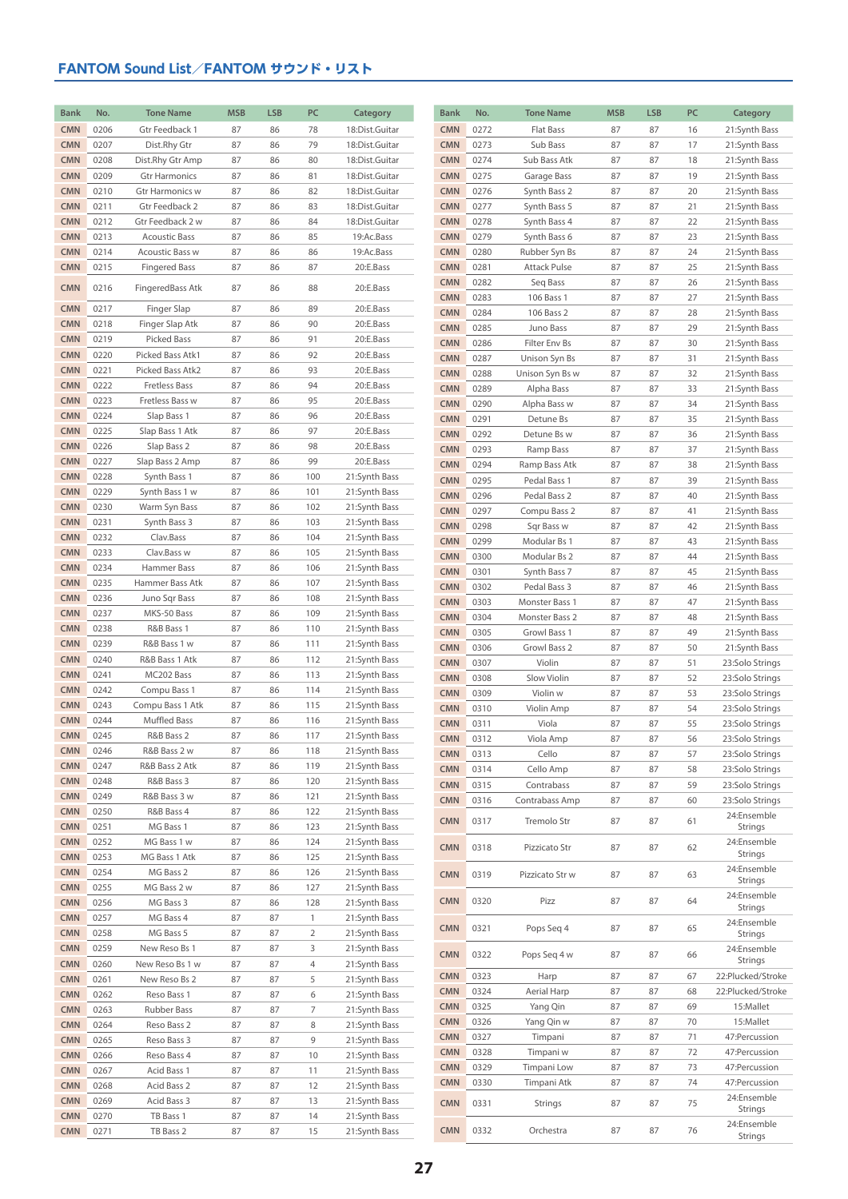## FANTOM Sound List／FANTOM サウンド・リスト

| Bank | No. | Tone Name | MSB | LSB | PC | Category |
|---|---|---|---|---|---|---|
| CMN | 0206 | Gtr Feedback 1 | 87 | 86 | 78 | 18:Dist.Guitar |
| CMN | 0207 | Dist.Rhy Gtr | 87 | 86 | 79 | 18:Dist.Guitar |
| CMN | 0208 | Dist.Rhy Gtr Amp | 87 | 86 | 80 | 18:Dist.Guitar |
| CMN | 0209 | Gtr Harmonics | 87 | 86 | 81 | 18:Dist.Guitar |
| CMN | 0210 | Gtr Harmonics w | 87 | 86 | 82 | 18:Dist.Guitar |
| CMN | 0211 | Gtr Feedback 2 | 87 | 86 | 83 | 18:Dist.Guitar |
| CMN | 0212 | Gtr Feedback 2 w | 87 | 86 | 84 | 18:Dist.Guitar |
| CMN | 0213 | Acoustic Bass | 87 | 86 | 85 | 19:Ac.Bass |
| CMN | 0214 | Acoustic Bass w | 87 | 86 | 86 | 19:Ac.Bass |
| CMN | 0215 | Fingered Bass | 87 | 86 | 87 | 20:E.Bass |
| CMN | 0216 | FingeredBass Atk | 87 | 86 | 88 | 20:E.Bass |
| CMN | 0217 | Finger Slap | 87 | 86 | 89 | 20:E.Bass |
| CMN | 0218 | Finger Slap Atk | 87 | 86 | 90 | 20:E.Bass |
| CMN | 0219 | Picked Bass | 87 | 86 | 91 | 20:E.Bass |
| CMN | 0220 | Picked Bass Atk1 | 87 | 86 | 92 | 20:E.Bass |
| CMN | 0221 | Picked Bass Atk2 | 87 | 86 | 93 | 20:E.Bass |
| CMN | 0222 | Fretless Bass | 87 | 86 | 94 | 20:E.Bass |
| CMN | 0223 | Fretless Bass w | 87 | 86 | 95 | 20:E.Bass |
| CMN | 0224 | Slap Bass 1 | 87 | 86 | 96 | 20:E.Bass |
| CMN | 0225 | Slap Bass 1 Atk | 87 | 86 | 97 | 20:E.Bass |
| CMN | 0226 | Slap Bass 2 | 87 | 86 | 98 | 20:E.Bass |
| CMN | 0227 | Slap Bass 2 Amp | 87 | 86 | 99 | 20:E.Bass |
| CMN | 0228 | Synth Bass 1 | 87 | 86 | 100 | 21:Synth Bass |
| CMN | 0229 | Synth Bass 1 w | 87 | 86 | 101 | 21:Synth Bass |
| CMN | 0230 | Warm Syn Bass | 87 | 86 | 102 | 21:Synth Bass |
| CMN | 0231 | Synth Bass 3 | 87 | 86 | 103 | 21:Synth Bass |
| CMN | 0232 | Clav.Bass | 87 | 86 | 104 | 21:Synth Bass |
| CMN | 0233 | Clav.Bass w | 87 | 86 | 105 | 21:Synth Bass |
| CMN | 0234 | Hammer Bass | 87 | 86 | 106 | 21:Synth Bass |
| CMN | 0235 | Hammer Bass Atk | 87 | 86 | 107 | 21:Synth Bass |
| CMN | 0236 | Juno Sqr Bass | 87 | 86 | 108 | 21:Synth Bass |
| CMN | 0237 | MKS-50 Bass | 87 | 86 | 109 | 21:Synth Bass |
| CMN | 0238 | R&B Bass 1 | 87 | 86 | 110 | 21:Synth Bass |
| CMN | 0239 | R&B Bass 1 w | 87 | 86 | 111 | 21:Synth Bass |
| CMN | 0240 | R&B Bass 1 Atk | 87 | 86 | 112 | 21:Synth Bass |
| CMN | 0241 | MC202 Bass | 87 | 86 | 113 | 21:Synth Bass |
| CMN | 0242 | Compu Bass 1 | 87 | 86 | 114 | 21:Synth Bass |
| CMN | 0243 | Compu Bass 1 Atk | 87 | 86 | 115 | 21:Synth Bass |
| CMN | 0244 | Muffled Bass | 87 | 86 | 116 | 21:Synth Bass |
| CMN | 0245 | R&B Bass 2 | 87 | 86 | 117 | 21:Synth Bass |
| CMN | 0246 | R&B Bass 2 w | 87 | 86 | 118 | 21:Synth Bass |
| CMN | 0247 | R&B Bass 2 Atk | 87 | 86 | 119 | 21:Synth Bass |
| CMN | 0248 | R&B Bass 3 | 87 | 86 | 120 | 21:Synth Bass |
| CMN | 0249 | R&B Bass 3 w | 87 | 86 | 121 | 21:Synth Bass |
| CMN | 0250 | R&B Bass 4 | 87 | 86 | 122 | 21:Synth Bass |
| CMN | 0251 | MG Bass 1 | 87 | 86 | 123 | 21:Synth Bass |
| CMN | 0252 | MG Bass 1 w | 87 | 86 | 124 | 21:Synth Bass |
| CMN | 0253 | MG Bass 1 Atk | 87 | 86 | 125 | 21:Synth Bass |
| CMN | 0254 | MG Bass 2 | 87 | 86 | 126 | 21:Synth Bass |
| CMN | 0255 | MG Bass 2 w | 87 | 86 | 127 | 21:Synth Bass |
| CMN | 0256 | MG Bass 3 | 87 | 86 | 128 | 21:Synth Bass |
| CMN | 0257 | MG Bass 4 | 87 | 87 | 1 | 21:Synth Bass |
| CMN | 0258 | MG Bass 5 | 87 | 87 | 2 | 21:Synth Bass |
| CMN | 0259 | New Reso Bs 1 | 87 | 87 | 3 | 21:Synth Bass |
| CMN | 0260 | New Reso Bs 1 w | 87 | 87 | 4 | 21:Synth Bass |
| CMN | 0261 | New Reso Bs 2 | 87 | 87 | 5 | 21:Synth Bass |
| CMN | 0262 | Reso Bass 1 | 87 | 87 | 6 | 21:Synth Bass |
| CMN | 0263 | Rubber Bass | 87 | 87 | 7 | 21:Synth Bass |
| CMN | 0264 | Reso Bass 2 | 87 | 87 | 8 | 21:Synth Bass |
| CMN | 0265 | Reso Bass 3 | 87 | 87 | 9 | 21:Synth Bass |
| CMN | 0266 | Reso Bass 4 | 87 | 87 | 10 | 21:Synth Bass |
| CMN | 0267 | Acid Bass 1 | 87 | 87 | 11 | 21:Synth Bass |
| CMN | 0268 | Acid Bass 2 | 87 | 87 | 12 | 21:Synth Bass |
| CMN | 0269 | Acid Bass 3 | 87 | 87 | 13 | 21:Synth Bass |
| CMN | 0270 | TB Bass 1 | 87 | 87 | 14 | 21:Synth Bass |
| CMN | 0271 | TB Bass 2 | 87 | 87 | 15 | 21:Synth Bass |
| CMN | 0272 | Flat Bass | 87 | 87 | 16 | 21:Synth Bass |
| CMN | 0273 | Sub Bass | 87 | 87 | 17 | 21:Synth Bass |
| CMN | 0274 | Sub Bass Atk | 87 | 87 | 18 | 21:Synth Bass |
| CMN | 0275 | Garage Bass | 87 | 87 | 19 | 21:Synth Bass |
| CMN | 0276 | Synth Bass 2 | 87 | 87 | 20 | 21:Synth Bass |
| CMN | 0277 | Synth Bass 5 | 87 | 87 | 21 | 21:Synth Bass |
| CMN | 0278 | Synth Bass 4 | 87 | 87 | 22 | 21:Synth Bass |
| CMN | 0279 | Synth Bass 6 | 87 | 87 | 23 | 21:Synth Bass |
| CMN | 0280 | Rubber Syn Bs | 87 | 87 | 24 | 21:Synth Bass |
| CMN | 0281 | Attack Pulse | 87 | 87 | 25 | 21:Synth Bass |
| CMN | 0282 | Seq Bass | 87 | 87 | 26 | 21:Synth Bass |
| CMN | 0283 | 106 Bass 1 | 87 | 87 | 27 | 21:Synth Bass |
| CMN | 0284 | 106 Bass 2 | 87 | 87 | 28 | 21:Synth Bass |
| CMN | 0285 | Juno Bass | 87 | 87 | 29 | 21:Synth Bass |
| CMN | 0286 | Filter Env Bs | 87 | 87 | 30 | 21:Synth Bass |
| CMN | 0287 | Unison Syn Bs | 87 | 87 | 31 | 21:Synth Bass |
| CMN | 0288 | Unison Syn Bs w | 87 | 87 | 32 | 21:Synth Bass |
| CMN | 0289 | Alpha Bass | 87 | 87 | 33 | 21:Synth Bass |
| CMN | 0290 | Alpha Bass w | 87 | 87 | 34 | 21:Synth Bass |
| CMN | 0291 | Detune Bs | 87 | 87 | 35 | 21:Synth Bass |
| CMN | 0292 | Detune Bs w | 87 | 87 | 36 | 21:Synth Bass |
| CMN | 0293 | Ramp Bass | 87 | 87 | 37 | 21:Synth Bass |
| CMN | 0294 | Ramp Bass Atk | 87 | 87 | 38 | 21:Synth Bass |
| CMN | 0295 | Pedal Bass 1 | 87 | 87 | 39 | 21:Synth Bass |
| CMN | 0296 | Pedal Bass 2 | 87 | 87 | 40 | 21:Synth Bass |
| CMN | 0297 | Compu Bass 2 | 87 | 87 | 41 | 21:Synth Bass |
| CMN | 0298 | Sqr Bass w | 87 | 87 | 42 | 21:Synth Bass |
| CMN | 0299 | Modular Bs 1 | 87 | 87 | 43 | 21:Synth Bass |
| CMN | 0300 | Modular Bs 2 | 87 | 87 | 44 | 21:Synth Bass |
| CMN | 0301 | Synth Bass 7 | 87 | 87 | 45 | 21:Synth Bass |
| CMN | 0302 | Pedal Bass 3 | 87 | 87 | 46 | 21:Synth Bass |
| CMN | 0303 | Monster Bass 1 | 87 | 87 | 47 | 21:Synth Bass |
| CMN | 0304 | Monster Bass 2 | 87 | 87 | 48 | 21:Synth Bass |
| CMN | 0305 | Growl Bass 1 | 87 | 87 | 49 | 21:Synth Bass |
| CMN | 0306 | Growl Bass 2 | 87 | 87 | 50 | 21:Synth Bass |
| CMN | 0307 | Violin | 87 | 87 | 51 | 23:Solo Strings |
| CMN | 0308 | Slow Violin | 87 | 87 | 52 | 23:Solo Strings |
| CMN | 0309 | Violin w | 87 | 87 | 53 | 23:Solo Strings |
| CMN | 0310 | Violin Amp | 87 | 87 | 54 | 23:Solo Strings |
| CMN | 0311 | Viola | 87 | 87 | 55 | 23:Solo Strings |
| CMN | 0312 | Viola Amp | 87 | 87 | 56 | 23:Solo Strings |
| CMN | 0313 | Cello | 87 | 87 | 57 | 23:Solo Strings |
| CMN | 0314 | Cello Amp | 87 | 87 | 58 | 23:Solo Strings |
| CMN | 0315 | Contrabass | 87 | 87 | 59 | 23:Solo Strings |
| CMN | 0316 | Contrabass Amp | 87 | 87 | 60 | 23:Solo Strings |
| CMN | 0317 | Tremolo Str | 87 | 87 | 61 | 24:Ensemble Strings |
| CMN | 0318 | Pizzicato Str | 87 | 87 | 62 | 24:Ensemble Strings |
| CMN | 0319 | Pizzicato Str w | 87 | 87 | 63 | 24:Ensemble Strings |
| CMN | 0320 | Pizz | 87 | 87 | 64 | 24:Ensemble Strings |
| CMN | 0321 | Pops Seq 4 | 87 | 87 | 65 | 24:Ensemble Strings |
| CMN | 0322 | Pops Seq 4 w | 87 | 87 | 66 | 24:Ensemble Strings |
| CMN | 0323 | Harp | 87 | 87 | 67 | 22:Plucked/Stroke |
| CMN | 0324 | Aerial Harp | 87 | 87 | 68 | 22:Plucked/Stroke |
| CMN | 0325 | Yang Qin | 87 | 87 | 69 | 15:Mallet |
| CMN | 0326 | Yang Qin w | 87 | 87 | 70 | 15:Mallet |
| CMN | 0327 | Timpani | 87 | 87 | 71 | 47:Percussion |
| CMN | 0328 | Timpani w | 87 | 87 | 72 | 47:Percussion |
| CMN | 0329 | Timpani Low | 87 | 87 | 73 | 47:Percussion |
| CMN | 0330 | Timpani Atk | 87 | 87 | 74 | 47:Percussion |
| CMN | 0331 | Strings | 87 | 87 | 75 | 24:Ensemble Strings |
| CMN | 0332 | Orchestra | 87 | 87 | 76 | 24:Ensemble Strings |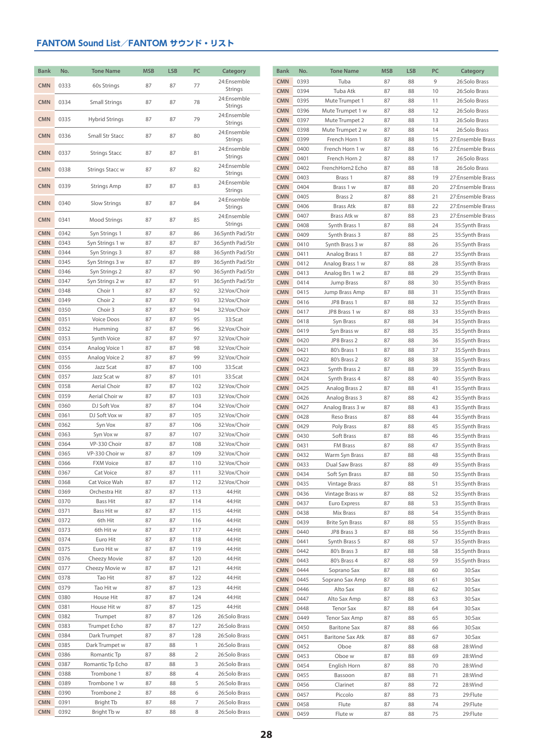## FANTOM Sound List／FANTOM サウンド・リスト

| Bank | No. | Tone Name | MSB | LSB | PC | Category |
|---|---|---|---|---|---|---|
| CMN | 0333 | 60s Strings | 87 | 87 | 77 | 24:Ensemble Strings |
| CMN | 0334 | Small Strings | 87 | 87 | 78 | 24:Ensemble Strings |
| CMN | 0335 | Hybrid Strings | 87 | 87 | 79 | 24:Ensemble Strings |
| CMN | 0336 | Small Str Stacc | 87 | 87 | 80 | 24:Ensemble Strings |
| CMN | 0337 | Strings Stacc | 87 | 87 | 81 | 24:Ensemble Strings |
| CMN | 0338 | Strings Stacc w | 87 | 87 | 82 | 24:Ensemble Strings |
| CMN | 0339 | Strings Amp | 87 | 87 | 83 | 24:Ensemble Strings |
| CMN | 0340 | Slow Strings | 87 | 87 | 84 | 24:Ensemble Strings |
| CMN | 0341 | Mood Strings | 87 | 87 | 85 | 24:Ensemble Strings |
| CMN | 0342 | Syn Strings 1 | 87 | 87 | 86 | 36:Synth Pad/Str |
| CMN | 0343 | Syn Strings 1 w | 87 | 87 | 87 | 36:Synth Pad/Str |
| CMN | 0344 | Syn Strings 3 | 87 | 87 | 88 | 36:Synth Pad/Str |
| CMN | 0345 | Syn Strings 3 w | 87 | 87 | 89 | 36:Synth Pad/Str |
| CMN | 0346 | Syn Strings 2 | 87 | 87 | 90 | 36:Synth Pad/Str |
| CMN | 0347 | Syn Strings 2 w | 87 | 87 | 91 | 36:Synth Pad/Str |
| CMN | 0348 | Choir 1 | 87 | 87 | 92 | 32:Vox/Choir |
| CMN | 0349 | Choir 2 | 87 | 87 | 93 | 32:Vox/Choir |
| CMN | 0350 | Choir 3 | 87 | 87 | 94 | 32:Vox/Choir |
| CMN | 0351 | Voice Doos | 87 | 87 | 95 | 33:Scat |
| CMN | 0352 | Humming | 87 | 87 | 96 | 32:Vox/Choir |
| CMN | 0353 | Synth Voice | 87 | 87 | 97 | 32:Vox/Choir |
| CMN | 0354 | Analog Voice 1 | 87 | 87 | 98 | 32:Vox/Choir |
| CMN | 0355 | Analog Voice 2 | 87 | 87 | 99 | 32:Vox/Choir |
| CMN | 0356 | Jazz Scat | 87 | 87 | 100 | 33:Scat |
| CMN | 0357 | Jazz Scat w | 87 | 87 | 101 | 33:Scat |
| CMN | 0358 | Aerial Choir | 87 | 87 | 102 | 32:Vox/Choir |
| CMN | 0359 | Aerial Choir w | 87 | 87 | 103 | 32:Vox/Choir |
| CMN | 0360 | DJ Soft Vox | 87 | 87 | 104 | 32:Vox/Choir |
| CMN | 0361 | DJ Soft Vox w | 87 | 87 | 105 | 32:Vox/Choir |
| CMN | 0362 | Syn Vox | 87 | 87 | 106 | 32:Vox/Choir |
| CMN | 0363 | Syn Vox w | 87 | 87 | 107 | 32:Vox/Choir |
| CMN | 0364 | VP-330 Choir | 87 | 87 | 108 | 32:Vox/Choir |
| CMN | 0365 | VP-330 Choir w | 87 | 87 | 109 | 32:Vox/Choir |
| CMN | 0366 | FXM Voice | 87 | 87 | 110 | 32:Vox/Choir |
| CMN | 0367 | Cat Voice | 87 | 87 | 111 | 32:Vox/Choir |
| CMN | 0368 | Cat Voice Wah | 87 | 87 | 112 | 32:Vox/Choir |
| CMN | 0369 | Orchestra Hit | 87 | 87 | 113 | 44:Hit |
| CMN | 0370 | Bass Hit | 87 | 87 | 114 | 44:Hit |
| CMN | 0371 | Bass Hit w | 87 | 87 | 115 | 44:Hit |
| CMN | 0372 | 6th Hit | 87 | 87 | 116 | 44:Hit |
| CMN | 0373 | 6th Hit w | 87 | 87 | 117 | 44:Hit |
| CMN | 0374 | Euro Hit | 87 | 87 | 118 | 44:Hit |
| CMN | 0375 | Euro Hit w | 87 | 87 | 119 | 44:Hit |
| CMN | 0376 | Cheezy Movie | 87 | 87 | 120 | 44:Hit |
| CMN | 0377 | Cheezy Movie w | 87 | 87 | 121 | 44:Hit |
| CMN | 0378 | Tao Hit | 87 | 87 | 122 | 44:Hit |
| CMN | 0379 | Tao Hit w | 87 | 87 | 123 | 44:Hit |
| CMN | 0380 | House Hit | 87 | 87 | 124 | 44:Hit |
| CMN | 0381 | House Hit w | 87 | 87 | 125 | 44:Hit |
| CMN | 0382 | Trumpet | 87 | 87 | 126 | 26:Solo Brass |
| CMN | 0383 | Trumpet Echo | 87 | 87 | 127 | 26:Solo Brass |
| CMN | 0384 | Dark Trumpet | 87 | 87 | 128 | 26:Solo Brass |
| CMN | 0385 | Dark Trumpet w | 87 | 88 | 1 | 26:Solo Brass |
| CMN | 0386 | Romantic Tp | 87 | 88 | 2 | 26:Solo Brass |
| CMN | 0387 | Romantic Tp Echo | 87 | 88 | 3 | 26:Solo Brass |
| CMN | 0388 | Trombone 1 | 87 | 88 | 4 | 26:Solo Brass |
| CMN | 0389 | Trombone 1 w | 87 | 88 | 5 | 26:Solo Brass |
| CMN | 0390 | Trombone 2 | 87 | 88 | 6 | 26:Solo Brass |
| CMN | 0391 | Bright Tb | 87 | 88 | 7 | 26:Solo Brass |
| CMN | 0392 | Bright Tb w | 87 | 88 | 8 | 26:Solo Brass |
| CMN | 0393 | Tuba | 87 | 88 | 9 | 26:Solo Brass |
| CMN | 0394 | Tuba Atk | 87 | 88 | 10 | 26:Solo Brass |
| CMN | 0395 | Mute Trumpet 1 | 87 | 88 | 11 | 26:Solo Brass |
| CMN | 0396 | Mute Trumpet 1 w | 87 | 88 | 12 | 26:Solo Brass |
| CMN | 0397 | Mute Trumpet 2 | 87 | 88 | 13 | 26:Solo Brass |
| CMN | 0398 | Mute Trumpet 2 w | 87 | 88 | 14 | 26:Solo Brass |
| CMN | 0399 | French Horn 1 | 87 | 88 | 15 | 27:Ensemble Brass |
| CMN | 0400 | French Horn 1 w | 87 | 88 | 16 | 27:Ensemble Brass |
| CMN | 0401 | French Horn 2 | 87 | 88 | 17 | 26:Solo Brass |
| CMN | 0402 | FrenchHorn2 Echo | 87 | 88 | 18 | 26:Solo Brass |
| CMN | 0403 | Brass 1 | 87 | 88 | 19 | 27:Ensemble Brass |
| CMN | 0404 | Brass 1 w | 87 | 88 | 20 | 27:Ensemble Brass |
| CMN | 0405 | Brass 2 | 87 | 88 | 21 | 27:Ensemble Brass |
| CMN | 0406 | Brass Atk | 87 | 88 | 22 | 27:Ensemble Brass |
| CMN | 0407 | Brass Atk w | 87 | 88 | 23 | 27:Ensemble Brass |
| CMN | 0408 | Synth Brass 1 | 87 | 88 | 24 | 35:Synth Brass |
| CMN | 0409 | Synth Brass 3 | 87 | 88 | 25 | 35:Synth Brass |
| CMN | 0410 | Synth Brass 3 w | 87 | 88 | 26 | 35:Synth Brass |
| CMN | 0411 | Analog Brass 1 | 87 | 88 | 27 | 35:Synth Brass |
| CMN | 0412 | Analog Brass 1 w | 87 | 88 | 28 | 35:Synth Brass |
| CMN | 0413 | Analog Brs 1 w 2 | 87 | 88 | 29 | 35:Synth Brass |
| CMN | 0414 | Jump Brass | 87 | 88 | 30 | 35:Synth Brass |
| CMN | 0415 | Jump Brass Amp | 87 | 88 | 31 | 35:Synth Brass |
| CMN | 0416 | JP8 Brass 1 | 87 | 88 | 32 | 35:Synth Brass |
| CMN | 0417 | JP8 Brass 1 w | 87 | 88 | 33 | 35:Synth Brass |
| CMN | 0418 | Syn Brass | 87 | 88 | 34 | 35:Synth Brass |
| CMN | 0419 | Syn Brass w | 87 | 88 | 35 | 35:Synth Brass |
| CMN | 0420 | JP8 Brass 2 | 87 | 88 | 36 | 35:Synth Brass |
| CMN | 0421 | 80's Brass 1 | 87 | 88 | 37 | 35:Synth Brass |
| CMN | 0422 | 80's Brass 2 | 87 | 88 | 38 | 35:Synth Brass |
| CMN | 0423 | Synth Brass 2 | 87 | 88 | 39 | 35:Synth Brass |
| CMN | 0424 | Synth Brass 4 | 87 | 88 | 40 | 35:Synth Brass |
| CMN | 0425 | Analog Brass 2 | 87 | 88 | 41 | 35:Synth Brass |
| CMN | 0426 | Analog Brass 3 | 87 | 88 | 42 | 35:Synth Brass |
| CMN | 0427 | Analog Brass 3 w | 87 | 88 | 43 | 35:Synth Brass |
| CMN | 0428 | Reso Brass | 87 | 88 | 44 | 35:Synth Brass |
| CMN | 0429 | Poly Brass | 87 | 88 | 45 | 35:Synth Brass |
| CMN | 0430 | Soft Brass | 87 | 88 | 46 | 35:Synth Brass |
| CMN | 0431 | FM Brass | 87 | 88 | 47 | 35:Synth Brass |
| CMN | 0432 | Warm Syn Brass | 87 | 88 | 48 | 35:Synth Brass |
| CMN | 0433 | Dual Saw Brass | 87 | 88 | 49 | 35:Synth Brass |
| CMN | 0434 | Soft Syn Brass | 87 | 88 | 50 | 35:Synth Brass |
| CMN | 0435 | Vintage Brass | 87 | 88 | 51 | 35:Synth Brass |
| CMN | 0436 | Vintage Brass w | 87 | 88 | 52 | 35:Synth Brass |
| CMN | 0437 | Euro Express | 87 | 88 | 53 | 35:Synth Brass |
| CMN | 0438 | Mix Brass | 87 | 88 | 54 | 35:Synth Brass |
| CMN | 0439 | Brite Syn Brass | 87 | 88 | 55 | 35:Synth Brass |
| CMN | 0440 | JP8 Brass 3 | 87 | 88 | 56 | 35:Synth Brass |
| CMN | 0441 | Synth Brass 5 | 87 | 88 | 57 | 35:Synth Brass |
| CMN | 0442 | 80's Brass 3 | 87 | 88 | 58 | 35:Synth Brass |
| CMN | 0443 | 80's Brass 4 | 87 | 88 | 59 | 35:Synth Brass |
| CMN | 0444 | Soprano Sax | 87 | 88 | 60 | 30:Sax |
| CMN | 0445 | Soprano Sax Amp | 87 | 88 | 61 | 30:Sax |
| CMN | 0446 | Alto Sax | 87 | 88 | 62 | 30:Sax |
| CMN | 0447 | Alto Sax Amp | 87 | 88 | 63 | 30:Sax |
| CMN | 0448 | Tenor Sax | 87 | 88 | 64 | 30:Sax |
| CMN | 0449 | Tenor Sax Amp | 87 | 88 | 65 | 30:Sax |
| CMN | 0450 | Baritone Sax | 87 | 88 | 66 | 30:Sax |
| CMN | 0451 | Baritone Sax Atk | 87 | 88 | 67 | 30:Sax |
| CMN | 0452 | Oboe | 87 | 88 | 68 | 28:Wind |
| CMN | 0453 | Oboe w | 87 | 88 | 69 | 28:Wind |
| CMN | 0454 | English Horn | 87 | 88 | 70 | 28:Wind |
| CMN | 0455 | Bassoon | 87 | 88 | 71 | 28:Wind |
| CMN | 0456 | Clarinet | 87 | 88 | 72 | 28:Wind |
| CMN | 0457 | Piccolo | 87 | 88 | 73 | 29:Flute |
| CMN | 0458 | Flute | 87 | 88 | 74 | 29:Flute |
| CMN | 0459 | Flute w | 87 | 88 | 75 | 29:Flute |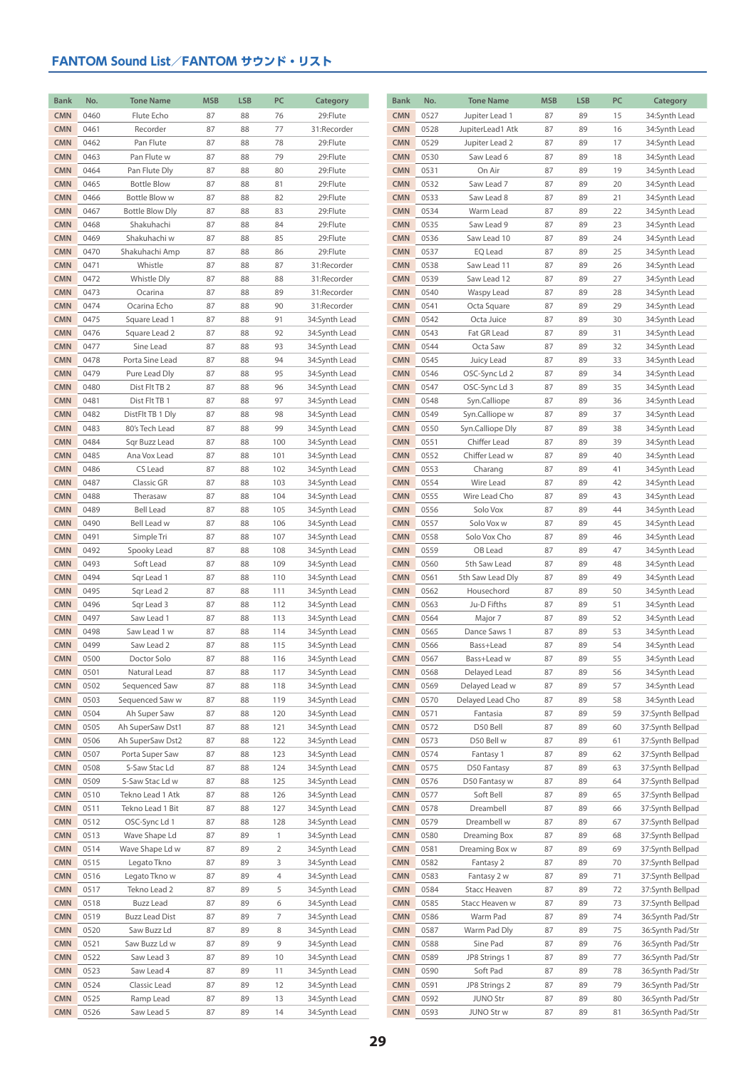## FANTOM Sound List／FANTOM サウンド・リスト

| Bank | No. | Tone Name | MSB | LSB | PC | Category |
|---|---|---|---|---|---|---|
| CMN | 0460 | Flute Echo | 87 | 88 | 76 | 29:Flute |
| CMN | 0461 | Recorder | 87 | 88 | 77 | 31:Recorder |
| CMN | 0462 | Pan Flute | 87 | 88 | 78 | 29:Flute |
| CMN | 0463 | Pan Flute w | 87 | 88 | 79 | 29:Flute |
| CMN | 0464 | Pan Flute Dly | 87 | 88 | 80 | 29:Flute |
| CMN | 0465 | Bottle Blow | 87 | 88 | 81 | 29:Flute |
| CMN | 0466 | Bottle Blow w | 87 | 88 | 82 | 29:Flute |
| CMN | 0467 | Bottle Blow Dly | 87 | 88 | 83 | 29:Flute |
| CMN | 0468 | Shakuhachi | 87 | 88 | 84 | 29:Flute |
| CMN | 0469 | Shakuhachi w | 87 | 88 | 85 | 29:Flute |
| CMN | 0470 | Shakuhachi Amp | 87 | 88 | 86 | 29:Flute |
| CMN | 0471 | Whistle | 87 | 88 | 87 | 31:Recorder |
| CMN | 0472 | Whistle Dly | 87 | 88 | 88 | 31:Recorder |
| CMN | 0473 | Ocarina | 87 | 88 | 89 | 31:Recorder |
| CMN | 0474 | Ocarina Echo | 87 | 88 | 90 | 31:Recorder |
| CMN | 0475 | Square Lead 1 | 87 | 88 | 91 | 34:Synth Lead |
| CMN | 0476 | Square Lead 2 | 87 | 88 | 92 | 34:Synth Lead |
| CMN | 0477 | Sine Lead | 87 | 88 | 93 | 34:Synth Lead |
| CMN | 0478 | Porta Sine Lead | 87 | 88 | 94 | 34:Synth Lead |
| CMN | 0479 | Pure Lead Dly | 87 | 88 | 95 | 34:Synth Lead |
| CMN | 0480 | Dist Flt TB 2 | 87 | 88 | 96 | 34:Synth Lead |
| CMN | 0481 | Dist Flt TB 1 | 87 | 88 | 97 | 34:Synth Lead |
| CMN | 0482 | DistFlt TB 1 Dly | 87 | 88 | 98 | 34:Synth Lead |
| CMN | 0483 | 80's Tech Lead | 87 | 88 | 99 | 34:Synth Lead |
| CMN | 0484 | Sqr Buzz Lead | 87 | 88 | 100 | 34:Synth Lead |
| CMN | 0485 | Ana Vox Lead | 87 | 88 | 101 | 34:Synth Lead |
| CMN | 0486 | CS Lead | 87 | 88 | 102 | 34:Synth Lead |
| CMN | 0487 | Classic GR | 87 | 88 | 103 | 34:Synth Lead |
| CMN | 0488 | Therasaw | 87 | 88 | 104 | 34:Synth Lead |
| CMN | 0489 | Bell Lead | 87 | 88 | 105 | 34:Synth Lead |
| CMN | 0490 | Bell Lead w | 87 | 88 | 106 | 34:Synth Lead |
| CMN | 0491 | Simple Tri | 87 | 88 | 107 | 34:Synth Lead |
| CMN | 0492 | Spooky Lead | 87 | 88 | 108 | 34:Synth Lead |
| CMN | 0493 | Soft Lead | 87 | 88 | 109 | 34:Synth Lead |
| CMN | 0494 | Sqr Lead 1 | 87 | 88 | 110 | 34:Synth Lead |
| CMN | 0495 | Sqr Lead 2 | 87 | 88 | 111 | 34:Synth Lead |
| CMN | 0496 | Sqr Lead 3 | 87 | 88 | 112 | 34:Synth Lead |
| CMN | 0497 | Saw Lead 1 | 87 | 88 | 113 | 34:Synth Lead |
| CMN | 0498 | Saw Lead 1 w | 87 | 88 | 114 | 34:Synth Lead |
| CMN | 0499 | Saw Lead 2 | 87 | 88 | 115 | 34:Synth Lead |
| CMN | 0500 | Doctor Solo | 87 | 88 | 116 | 34:Synth Lead |
| CMN | 0501 | Natural Lead | 87 | 88 | 117 | 34:Synth Lead |
| CMN | 0502 | Sequenced Saw | 87 | 88 | 118 | 34:Synth Lead |
| CMN | 0503 | Sequenced Saw w | 87 | 88 | 119 | 34:Synth Lead |
| CMN | 0504 | Ah Super Saw | 87 | 88 | 120 | 34:Synth Lead |
| CMN | 0505 | Ah SuperSaw Dst1 | 87 | 88 | 121 | 34:Synth Lead |
| CMN | 0506 | Ah SuperSaw Dst2 | 87 | 88 | 122 | 34:Synth Lead |
| CMN | 0507 | Porta Super Saw | 87 | 88 | 123 | 34:Synth Lead |
| CMN | 0508 | S-Saw Stac Ld | 87 | 88 | 124 | 34:Synth Lead |
| CMN | 0509 | S-Saw Stac Ld w | 87 | 88 | 125 | 34:Synth Lead |
| CMN | 0510 | Tekno Lead 1 Atk | 87 | 88 | 126 | 34:Synth Lead |
| CMN | 0511 | Tekno Lead 1 Bit | 87 | 88 | 127 | 34:Synth Lead |
| CMN | 0512 | OSC-Sync Ld 1 | 87 | 88 | 128 | 34:Synth Lead |
| CMN | 0513 | Wave Shape Ld | 87 | 89 | 1 | 34:Synth Lead |
| CMN | 0514 | Wave Shape Ld w | 87 | 89 | 2 | 34:Synth Lead |
| CMN | 0515 | Legato Tkno | 87 | 89 | 3 | 34:Synth Lead |
| CMN | 0516 | Legato Tkno w | 87 | 89 | 4 | 34:Synth Lead |
| CMN | 0517 | Tekno Lead 2 | 87 | 89 | 5 | 34:Synth Lead |
| CMN | 0518 | Buzz Lead | 87 | 89 | 6 | 34:Synth Lead |
| CMN | 0519 | Buzz Lead Dist | 87 | 89 | 7 | 34:Synth Lead |
| CMN | 0520 | Saw Buzz Ld | 87 | 89 | 8 | 34:Synth Lead |
| CMN | 0521 | Saw Buzz Ld w | 87 | 89 | 9 | 34:Synth Lead |
| CMN | 0522 | Saw Lead 3 | 87 | 89 | 10 | 34:Synth Lead |
| CMN | 0523 | Saw Lead 4 | 87 | 89 | 11 | 34:Synth Lead |
| CMN | 0524 | Classic Lead | 87 | 89 | 12 | 34:Synth Lead |
| CMN | 0525 | Ramp Lead | 87 | 89 | 13 | 34:Synth Lead |
| CMN | 0526 | Saw Lead 5 | 87 | 89 | 14 | 34:Synth Lead |
| CMN | 0527 | Jupiter Lead 1 | 87 | 89 | 15 | 34:Synth Lead |
| CMN | 0528 | JupiterLead1 Atk | 87 | 89 | 16 | 34:Synth Lead |
| CMN | 0529 | Jupiter Lead 2 | 87 | 89 | 17 | 34:Synth Lead |
| CMN | 0530 | Saw Lead 6 | 87 | 89 | 18 | 34:Synth Lead |
| CMN | 0531 | On Air | 87 | 89 | 19 | 34:Synth Lead |
| CMN | 0532 | Saw Lead 7 | 87 | 89 | 20 | 34:Synth Lead |
| CMN | 0533 | Saw Lead 8 | 87 | 89 | 21 | 34:Synth Lead |
| CMN | 0534 | Warm Lead | 87 | 89 | 22 | 34:Synth Lead |
| CMN | 0535 | Saw Lead 9 | 87 | 89 | 23 | 34:Synth Lead |
| CMN | 0536 | Saw Lead 10 | 87 | 89 | 24 | 34:Synth Lead |
| CMN | 0537 | EQ Lead | 87 | 89 | 25 | 34:Synth Lead |
| CMN | 0538 | Saw Lead 11 | 87 | 89 | 26 | 34:Synth Lead |
| CMN | 0539 | Saw Lead 12 | 87 | 89 | 27 | 34:Synth Lead |
| CMN | 0540 | Waspy Lead | 87 | 89 | 28 | 34:Synth Lead |
| CMN | 0541 | Octa Square | 87 | 89 | 29 | 34:Synth Lead |
| CMN | 0542 | Octa Juice | 87 | 89 | 30 | 34:Synth Lead |
| CMN | 0543 | Fat GR Lead | 87 | 89 | 31 | 34:Synth Lead |
| CMN | 0544 | Octa Saw | 87 | 89 | 32 | 34:Synth Lead |
| CMN | 0545 | Juicy Lead | 87 | 89 | 33 | 34:Synth Lead |
| CMN | 0546 | OSC-Sync Ld 2 | 87 | 89 | 34 | 34:Synth Lead |
| CMN | 0547 | OSC-Sync Ld 3 | 87 | 89 | 35 | 34:Synth Lead |
| CMN | 0548 | Syn.Calliope | 87 | 89 | 36 | 34:Synth Lead |
| CMN | 0549 | Syn.Calliope w | 87 | 89 | 37 | 34:Synth Lead |
| CMN | 0550 | Syn.Calliope Dly | 87 | 89 | 38 | 34:Synth Lead |
| CMN | 0551 | Chiffer Lead | 87 | 89 | 39 | 34:Synth Lead |
| CMN | 0552 | Chiffer Lead w | 87 | 89 | 40 | 34:Synth Lead |
| CMN | 0553 | Charang | 87 | 89 | 41 | 34:Synth Lead |
| CMN | 0554 | Wire Lead | 87 | 89 | 42 | 34:Synth Lead |
| CMN | 0555 | Wire Lead Cho | 87 | 89 | 43 | 34:Synth Lead |
| CMN | 0556 | Solo Vox | 87 | 89 | 44 | 34:Synth Lead |
| CMN | 0557 | Solo Vox w | 87 | 89 | 45 | 34:Synth Lead |
| CMN | 0558 | Solo Vox Cho | 87 | 89 | 46 | 34:Synth Lead |
| CMN | 0559 | OB Lead | 87 | 89 | 47 | 34:Synth Lead |
| CMN | 0560 | 5th Saw Lead | 87 | 89 | 48 | 34:Synth Lead |
| CMN | 0561 | 5th Saw Lead Dly | 87 | 89 | 49 | 34:Synth Lead |
| CMN | 0562 | Housechord | 87 | 89 | 50 | 34:Synth Lead |
| CMN | 0563 | Ju-D Fifths | 87 | 89 | 51 | 34:Synth Lead |
| CMN | 0564 | Major 7 | 87 | 89 | 52 | 34:Synth Lead |
| CMN | 0565 | Dance Saws 1 | 87 | 89 | 53 | 34:Synth Lead |
| CMN | 0566 | Bass+Lead | 87 | 89 | 54 | 34:Synth Lead |
| CMN | 0567 | Bass+Lead w | 87 | 89 | 55 | 34:Synth Lead |
| CMN | 0568 | Delayed Lead | 87 | 89 | 56 | 34:Synth Lead |
| CMN | 0569 | Delayed Lead w | 87 | 89 | 57 | 34:Synth Lead |
| CMN | 0570 | Delayed Lead Cho | 87 | 89 | 58 | 34:Synth Lead |
| CMN | 0571 | Fantasia | 87 | 89 | 59 | 37:Synth Bellpad |
| CMN | 0572 | D50 Bell | 87 | 89 | 60 | 37:Synth Bellpad |
| CMN | 0573 | D50 Bell w | 87 | 89 | 61 | 37:Synth Bellpad |
| CMN | 0574 | Fantasy 1 | 87 | 89 | 62 | 37:Synth Bellpad |
| CMN | 0575 | D50 Fantasy | 87 | 89 | 63 | 37:Synth Bellpad |
| CMN | 0576 | D50 Fantasy w | 87 | 89 | 64 | 37:Synth Bellpad |
| CMN | 0577 | Soft Bell | 87 | 89 | 65 | 37:Synth Bellpad |
| CMN | 0578 | Dreambell | 87 | 89 | 66 | 37:Synth Bellpad |
| CMN | 0579 | Dreambell w | 87 | 89 | 67 | 37:Synth Bellpad |
| CMN | 0580 | Dreaming Box | 87 | 89 | 68 | 37:Synth Bellpad |
| CMN | 0581 | Dreaming Box w | 87 | 89 | 69 | 37:Synth Bellpad |
| CMN | 0582 | Fantasy 2 | 87 | 89 | 70 | 37:Synth Bellpad |
| CMN | 0583 | Fantasy 2 w | 87 | 89 | 71 | 37:Synth Bellpad |
| CMN | 0584 | Stacc Heaven | 87 | 89 | 72 | 37:Synth Bellpad |
| CMN | 0585 | Stacc Heaven w | 87 | 89 | 73 | 37:Synth Bellpad |
| CMN | 0586 | Warm Pad | 87 | 89 | 74 | 36:Synth Pad/Str |
| CMN | 0587 | Warm Pad Dly | 87 | 89 | 75 | 36:Synth Pad/Str |
| CMN | 0588 | Sine Pad | 87 | 89 | 76 | 36:Synth Pad/Str |
| CMN | 0589 | JP8 Strings 1 | 87 | 89 | 77 | 36:Synth Pad/Str |
| CMN | 0590 | Soft Pad | 87 | 89 | 78 | 36:Synth Pad/Str |
| CMN | 0591 | JP8 Strings 2 | 87 | 89 | 79 | 36:Synth Pad/Str |
| CMN | 0592 | JUNO Str | 87 | 89 | 80 | 36:Synth Pad/Str |
| CMN | 0593 | JUNO Str w | 87 | 89 | 81 | 36:Synth Pad/Str |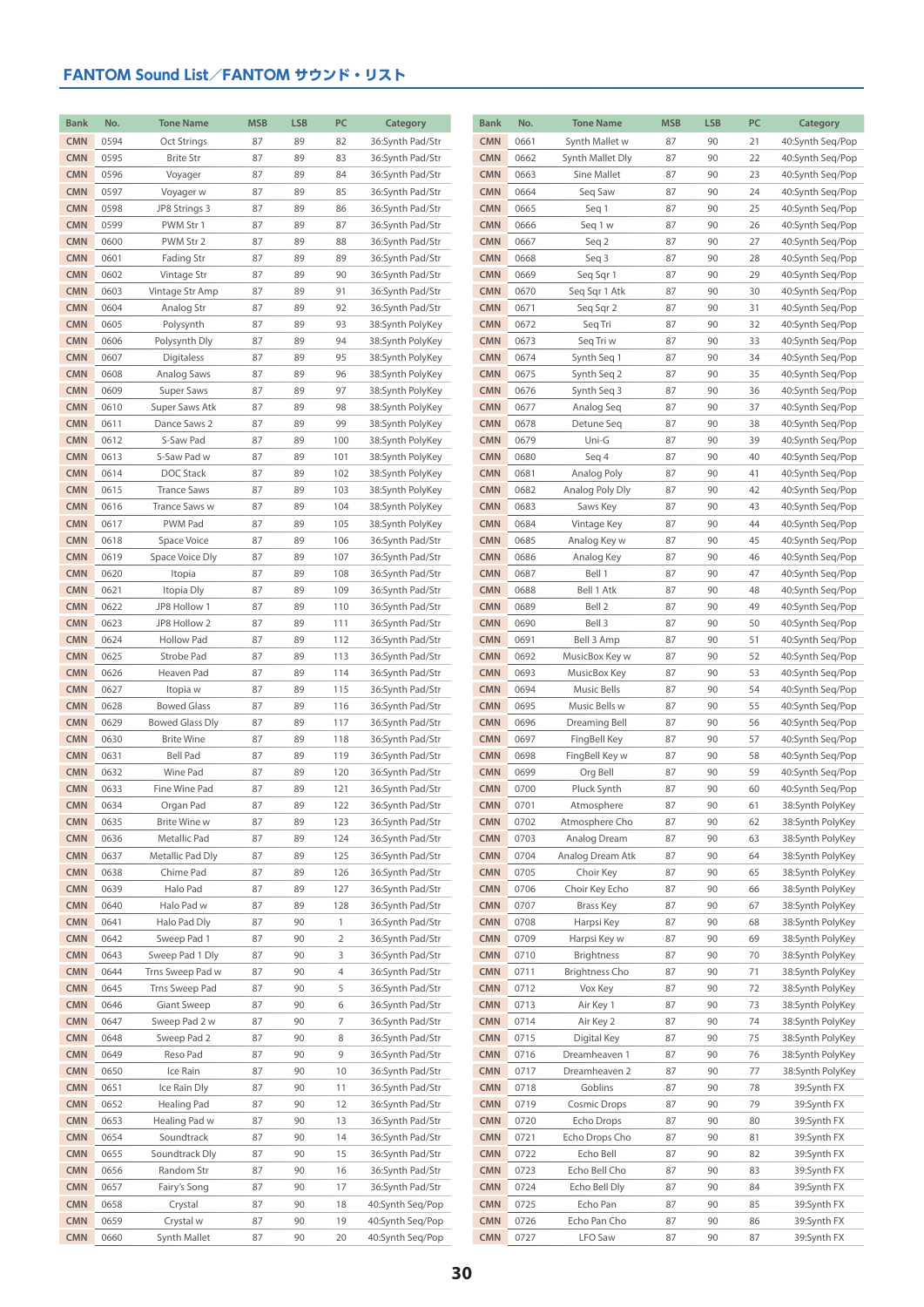## FANTOM Sound List／FANTOM サウンド・リスト

| Bank | No. | Tone Name | MSB | LSB | PC | Category |
|---|---|---|---|---|---|---|
| CMN | 0594 | Oct Strings | 87 | 89 | 82 | 36:Synth Pad/Str |
| CMN | 0595 | Brite Str | 87 | 89 | 83 | 36:Synth Pad/Str |
| CMN | 0596 | Voyager | 87 | 89 | 84 | 36:Synth Pad/Str |
| CMN | 0597 | Voyager w | 87 | 89 | 85 | 36:Synth Pad/Str |
| CMN | 0598 | JP8 Strings 3 | 87 | 89 | 86 | 36:Synth Pad/Str |
| CMN | 0599 | PWM Str 1 | 87 | 89 | 87 | 36:Synth Pad/Str |
| CMN | 0600 | PWM Str 2 | 87 | 89 | 88 | 36:Synth Pad/Str |
| CMN | 0601 | Fading Str | 87 | 89 | 89 | 36:Synth Pad/Str |
| CMN | 0602 | Vintage Str | 87 | 89 | 90 | 36:Synth Pad/Str |
| CMN | 0603 | Vintage Str Amp | 87 | 89 | 91 | 36:Synth Pad/Str |
| CMN | 0604 | Analog Str | 87 | 89 | 92 | 36:Synth Pad/Str |
| CMN | 0605 | Polysynth | 87 | 89 | 93 | 38:Synth PolyKey |
| CMN | 0606 | Polysynth Dly | 87 | 89 | 94 | 38:Synth PolyKey |
| CMN | 0607 | Digitaless | 87 | 89 | 95 | 38:Synth PolyKey |
| CMN | 0608 | Analog Saws | 87 | 89 | 96 | 38:Synth PolyKey |
| CMN | 0609 | Super Saws | 87 | 89 | 97 | 38:Synth PolyKey |
| CMN | 0610 | Super Saws Atk | 87 | 89 | 98 | 38:Synth PolyKey |
| CMN | 0611 | Dance Saws 2 | 87 | 89 | 99 | 38:Synth PolyKey |
| CMN | 0612 | S-Saw Pad | 87 | 89 | 100 | 38:Synth PolyKey |
| CMN | 0613 | S-Saw Pad w | 87 | 89 | 101 | 38:Synth PolyKey |
| CMN | 0614 | DOC Stack | 87 | 89 | 102 | 38:Synth PolyKey |
| CMN | 0615 | Trance Saws | 87 | 89 | 103 | 38:Synth PolyKey |
| CMN | 0616 | Trance Saws w | 87 | 89 | 104 | 38:Synth PolyKey |
| CMN | 0617 | PWM Pad | 87 | 89 | 105 | 38:Synth PolyKey |
| CMN | 0618 | Space Voice | 87 | 89 | 106 | 36:Synth Pad/Str |
| CMN | 0619 | Space Voice Dly | 87 | 89 | 107 | 36:Synth Pad/Str |
| CMN | 0620 | Itopia | 87 | 89 | 108 | 36:Synth Pad/Str |
| CMN | 0621 | Itopia Dly | 87 | 89 | 109 | 36:Synth Pad/Str |
| CMN | 0622 | JP8 Hollow 1 | 87 | 89 | 110 | 36:Synth Pad/Str |
| CMN | 0623 | JP8 Hollow 2 | 87 | 89 | 111 | 36:Synth Pad/Str |
| CMN | 0624 | Hollow Pad | 87 | 89 | 112 | 36:Synth Pad/Str |
| CMN | 0625 | Strobe Pad | 87 | 89 | 113 | 36:Synth Pad/Str |
| CMN | 0626 | Heaven Pad | 87 | 89 | 114 | 36:Synth Pad/Str |
| CMN | 0627 | Itopia w | 87 | 89 | 115 | 36:Synth Pad/Str |
| CMN | 0628 | Bowed Glass | 87 | 89 | 116 | 36:Synth Pad/Str |
| CMN | 0629 | Bowed Glass Dly | 87 | 89 | 117 | 36:Synth Pad/Str |
| CMN | 0630 | Brite Wine | 87 | 89 | 118 | 36:Synth Pad/Str |
| CMN | 0631 | Bell Pad | 87 | 89 | 119 | 36:Synth Pad/Str |
| CMN | 0632 | Wine Pad | 87 | 89 | 120 | 36:Synth Pad/Str |
| CMN | 0633 | Fine Wine Pad | 87 | 89 | 121 | 36:Synth Pad/Str |
| CMN | 0634 | Organ Pad | 87 | 89 | 122 | 36:Synth Pad/Str |
| CMN | 0635 | Brite Wine w | 87 | 89 | 123 | 36:Synth Pad/Str |
| CMN | 0636 | Metallic Pad | 87 | 89 | 124 | 36:Synth Pad/Str |
| CMN | 0637 | Metallic Pad Dly | 87 | 89 | 125 | 36:Synth Pad/Str |
| CMN | 0638 | Chime Pad | 87 | 89 | 126 | 36:Synth Pad/Str |
| CMN | 0639 | Halo Pad | 87 | 89 | 127 | 36:Synth Pad/Str |
| CMN | 0640 | Halo Pad w | 87 | 89 | 128 | 36:Synth Pad/Str |
| CMN | 0641 | Halo Pad Dly | 87 | 90 | 1 | 36:Synth Pad/Str |
| CMN | 0642 | Sweep Pad 1 | 87 | 90 | 2 | 36:Synth Pad/Str |
| CMN | 0643 | Sweep Pad 1 Dly | 87 | 90 | 3 | 36:Synth Pad/Str |
| CMN | 0644 | Trns Sweep Pad w | 87 | 90 | 4 | 36:Synth Pad/Str |
| CMN | 0645 | Trns Sweep Pad | 87 | 90 | 5 | 36:Synth Pad/Str |
| CMN | 0646 | Giant Sweep | 87 | 90 | 6 | 36:Synth Pad/Str |
| CMN | 0647 | Sweep Pad 2 w | 87 | 90 | 7 | 36:Synth Pad/Str |
| CMN | 0648 | Sweep Pad 2 | 87 | 90 | 8 | 36:Synth Pad/Str |
| CMN | 0649 | Reso Pad | 87 | 90 | 9 | 36:Synth Pad/Str |
| CMN | 0650 | Ice Rain | 87 | 90 | 10 | 36:Synth Pad/Str |
| CMN | 0651 | Ice Rain Dly | 87 | 90 | 11 | 36:Synth Pad/Str |
| CMN | 0652 | Healing Pad | 87 | 90 | 12 | 36:Synth Pad/Str |
| CMN | 0653 | Healing Pad w | 87 | 90 | 13 | 36:Synth Pad/Str |
| CMN | 0654 | Soundtrack | 87 | 90 | 14 | 36:Synth Pad/Str |
| CMN | 0655 | Soundtrack Dly | 87 | 90 | 15 | 36:Synth Pad/Str |
| CMN | 0656 | Random Str | 87 | 90 | 16 | 36:Synth Pad/Str |
| CMN | 0657 | Fairy's Song | 87 | 90 | 17 | 36:Synth Pad/Str |
| CMN | 0658 | Crystal | 87 | 90 | 18 | 40:Synth Seq/Pop |
| CMN | 0659 | Crystal w | 87 | 90 | 19 | 40:Synth Seq/Pop |
| CMN | 0660 | Synth Mallet | 87 | 90 | 20 | 40:Synth Seq/Pop |
| CMN | 0661 | Synth Mallet w | 87 | 90 | 21 | 40:Synth Seq/Pop |
| CMN | 0662 | Synth Mallet Dly | 87 | 90 | 22 | 40:Synth Seq/Pop |
| CMN | 0663 | Sine Mallet | 87 | 90 | 23 | 40:Synth Seq/Pop |
| CMN | 0664 | Seq Saw | 87 | 90 | 24 | 40:Synth Seq/Pop |
| CMN | 0665 | Seq 1 | 87 | 90 | 25 | 40:Synth Seq/Pop |
| CMN | 0666 | Seq 1 w | 87 | 90 | 26 | 40:Synth Seq/Pop |
| CMN | 0667 | Seq 2 | 87 | 90 | 27 | 40:Synth Seq/Pop |
| CMN | 0668 | Seq 3 | 87 | 90 | 28 | 40:Synth Seq/Pop |
| CMN | 0669 | Seq Sqr 1 | 87 | 90 | 29 | 40:Synth Seq/Pop |
| CMN | 0670 | Seq Sqr 1 Atk | 87 | 90 | 30 | 40:Synth Seq/Pop |
| CMN | 0671 | Seq Sqr 2 | 87 | 90 | 31 | 40:Synth Seq/Pop |
| CMN | 0672 | Seq Tri | 87 | 90 | 32 | 40:Synth Seq/Pop |
| CMN | 0673 | Seq Tri w | 87 | 90 | 33 | 40:Synth Seq/Pop |
| CMN | 0674 | Synth Seq 1 | 87 | 90 | 34 | 40:Synth Seq/Pop |
| CMN | 0675 | Synth Seq 2 | 87 | 90 | 35 | 40:Synth Seq/Pop |
| CMN | 0676 | Synth Seq 3 | 87 | 90 | 36 | 40:Synth Seq/Pop |
| CMN | 0677 | Analog Seq | 87 | 90 | 37 | 40:Synth Seq/Pop |
| CMN | 0678 | Detune Seq | 87 | 90 | 38 | 40:Synth Seq/Pop |
| CMN | 0679 | Uni-G | 87 | 90 | 39 | 40:Synth Seq/Pop |
| CMN | 0680 | Seq 4 | 87 | 90 | 40 | 40:Synth Seq/Pop |
| CMN | 0681 | Analog Poly | 87 | 90 | 41 | 40:Synth Seq/Pop |
| CMN | 0682 | Analog Poly Dly | 87 | 90 | 42 | 40:Synth Seq/Pop |
| CMN | 0683 | Saws Key | 87 | 90 | 43 | 40:Synth Seq/Pop |
| CMN | 0684 | Vintage Key | 87 | 90 | 44 | 40:Synth Seq/Pop |
| CMN | 0685 | Analog Key w | 87 | 90 | 45 | 40:Synth Seq/Pop |
| CMN | 0686 | Analog Key | 87 | 90 | 46 | 40:Synth Seq/Pop |
| CMN | 0687 | Bell 1 | 87 | 90 | 47 | 40:Synth Seq/Pop |
| CMN | 0688 | Bell 1 Atk | 87 | 90 | 48 | 40:Synth Seq/Pop |
| CMN | 0689 | Bell 2 | 87 | 90 | 49 | 40:Synth Seq/Pop |
| CMN | 0690 | Bell 3 | 87 | 90 | 50 | 40:Synth Seq/Pop |
| CMN | 0691 | Bell 3 Amp | 87 | 90 | 51 | 40:Synth Seq/Pop |
| CMN | 0692 | MusicBox Key w | 87 | 90 | 52 | 40:Synth Seq/Pop |
| CMN | 0693 | MusicBox Key | 87 | 90 | 53 | 40:Synth Seq/Pop |
| CMN | 0694 | Music Bells | 87 | 90 | 54 | 40:Synth Seq/Pop |
| CMN | 0695 | Music Bells w | 87 | 90 | 55 | 40:Synth Seq/Pop |
| CMN | 0696 | Dreaming Bell | 87 | 90 | 56 | 40:Synth Seq/Pop |
| CMN | 0697 | FingBell Key | 87 | 90 | 57 | 40:Synth Seq/Pop |
| CMN | 0698 | FingBell Key w | 87 | 90 | 58 | 40:Synth Seq/Pop |
| CMN | 0699 | Org Bell | 87 | 90 | 59 | 40:Synth Seq/Pop |
| CMN | 0700 | Pluck Synth | 87 | 90 | 60 | 40:Synth Seq/Pop |
| CMN | 0701 | Atmosphere | 87 | 90 | 61 | 38:Synth PolyKey |
| CMN | 0702 | Atmosphere Cho | 87 | 90 | 62 | 38:Synth PolyKey |
| CMN | 0703 | Analog Dream | 87 | 90 | 63 | 38:Synth PolyKey |
| CMN | 0704 | Analog Dream Atk | 87 | 90 | 64 | 38:Synth PolyKey |
| CMN | 0705 | Choir Key | 87 | 90 | 65 | 38:Synth PolyKey |
| CMN | 0706 | Choir Key Echo | 87 | 90 | 66 | 38:Synth PolyKey |
| CMN | 0707 | Brass Key | 87 | 90 | 67 | 38:Synth PolyKey |
| CMN | 0708 | Harpsi Key | 87 | 90 | 68 | 38:Synth PolyKey |
| CMN | 0709 | Harpsi Key w | 87 | 90 | 69 | 38:Synth PolyKey |
| CMN | 0710 | Brightness | 87 | 90 | 70 | 38:Synth PolyKey |
| CMN | 0711 | Brightness Cho | 87 | 90 | 71 | 38:Synth PolyKey |
| CMN | 0712 | Vox Key | 87 | 90 | 72 | 38:Synth PolyKey |
| CMN | 0713 | Air Key 1 | 87 | 90 | 73 | 38:Synth PolyKey |
| CMN | 0714 | Air Key 2 | 87 | 90 | 74 | 38:Synth PolyKey |
| CMN | 0715 | Digital Key | 87 | 90 | 75 | 38:Synth PolyKey |
| CMN | 0716 | Dreamheaven 1 | 87 | 90 | 76 | 38:Synth PolyKey |
| CMN | 0717 | Dreamheaven 2 | 87 | 90 | 77 | 38:Synth PolyKey |
| CMN | 0718 | Goblins | 87 | 90 | 78 | 39:Synth FX |
| CMN | 0719 | Cosmic Drops | 87 | 90 | 79 | 39:Synth FX |
| CMN | 0720 | Echo Drops | 87 | 90 | 80 | 39:Synth FX |
| CMN | 0721 | Echo Drops Cho | 87 | 90 | 81 | 39:Synth FX |
| CMN | 0722 | Echo Bell | 87 | 90 | 82 | 39:Synth FX |
| CMN | 0723 | Echo Bell Cho | 87 | 90 | 83 | 39:Synth FX |
| CMN | 0724 | Echo Bell Dly | 87 | 90 | 84 | 39:Synth FX |
| CMN | 0725 | Echo Pan | 87 | 90 | 85 | 39:Synth FX |
| CMN | 0726 | Echo Pan Cho | 87 | 90 | 86 | 39:Synth FX |
| CMN | 0727 | LFO Saw | 87 | 90 | 87 | 39:Synth FX |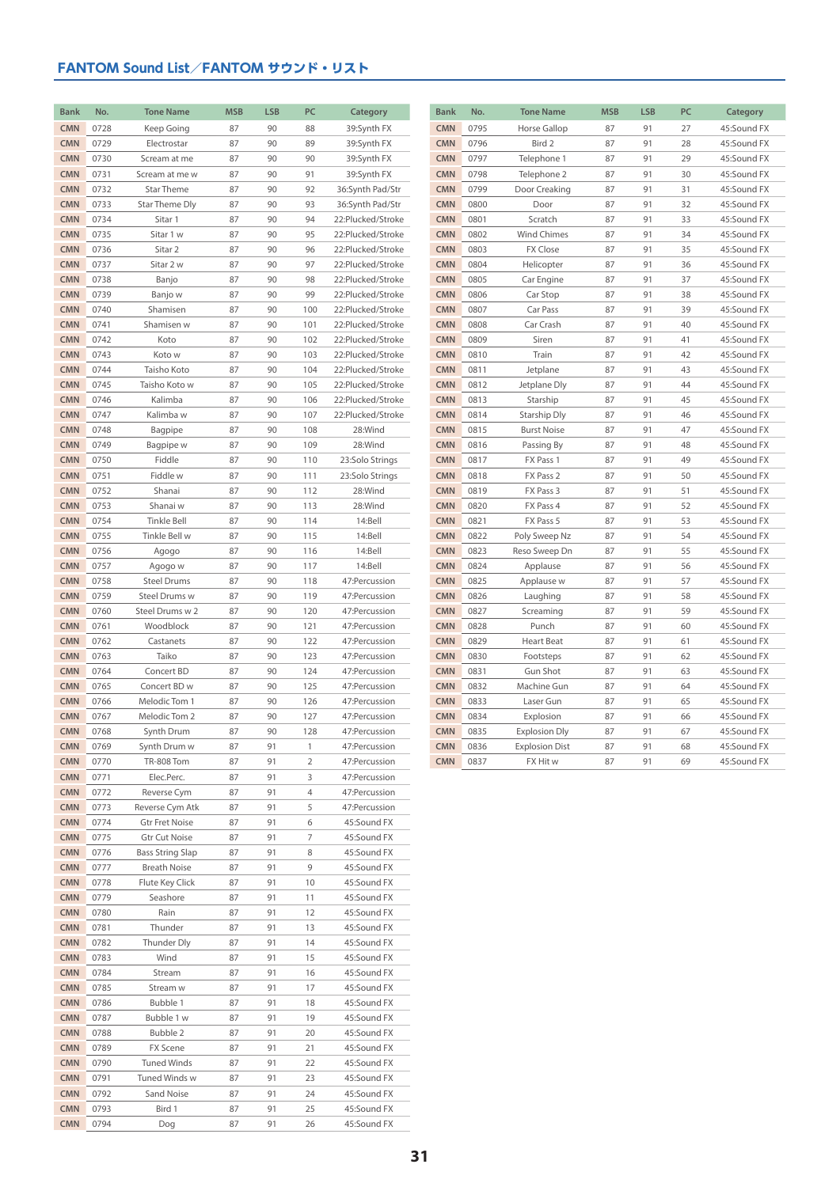## FANTOM Sound List／FANTOM サウンド・リスト

| Bank | No. | Tone Name | MSB | LSB | PC | Category |
|---|---|---|---|---|---|---|
| CMN | 0728 | Keep Going | 87 | 90 | 88 | 39:Synth FX |
| CMN | 0729 | Electrostar | 87 | 90 | 89 | 39:Synth FX |
| CMN | 0730 | Scream at me | 87 | 90 | 90 | 39:Synth FX |
| CMN | 0731 | Scream at me w | 87 | 90 | 91 | 39:Synth FX |
| CMN | 0732 | Star Theme | 87 | 90 | 92 | 36:Synth Pad/Str |
| CMN | 0733 | Star Theme Dly | 87 | 90 | 93 | 36:Synth Pad/Str |
| CMN | 0734 | Sitar 1 | 87 | 90 | 94 | 22:Plucked/Stroke |
| CMN | 0735 | Sitar 1 w | 87 | 90 | 95 | 22:Plucked/Stroke |
| CMN | 0736 | Sitar 2 | 87 | 90 | 96 | 22:Plucked/Stroke |
| CMN | 0737 | Sitar 2 w | 87 | 90 | 97 | 22:Plucked/Stroke |
| CMN | 0738 | Banjo | 87 | 90 | 98 | 22:Plucked/Stroke |
| CMN | 0739 | Banjo w | 87 | 90 | 99 | 22:Plucked/Stroke |
| CMN | 0740 | Shamisen | 87 | 90 | 100 | 22:Plucked/Stroke |
| CMN | 0741 | Shamisen w | 87 | 90 | 101 | 22:Plucked/Stroke |
| CMN | 0742 | Koto | 87 | 90 | 102 | 22:Plucked/Stroke |
| CMN | 0743 | Koto w | 87 | 90 | 103 | 22:Plucked/Stroke |
| CMN | 0744 | Taisho Koto | 87 | 90 | 104 | 22:Plucked/Stroke |
| CMN | 0745 | Taisho Koto w | 87 | 90 | 105 | 22:Plucked/Stroke |
| CMN | 0746 | Kalimba | 87 | 90 | 106 | 22:Plucked/Stroke |
| CMN | 0747 | Kalimba w | 87 | 90 | 107 | 22:Plucked/Stroke |
| CMN | 0748 | Bagpipe | 87 | 90 | 108 | 28:Wind |
| CMN | 0749 | Bagpipe w | 87 | 90 | 109 | 28:Wind |
| CMN | 0750 | Fiddle | 87 | 90 | 110 | 23:Solo Strings |
| CMN | 0751 | Fiddle w | 87 | 90 | 111 | 23:Solo Strings |
| CMN | 0752 | Shanai | 87 | 90 | 112 | 28:Wind |
| CMN | 0753 | Shanai w | 87 | 90 | 113 | 28:Wind |
| CMN | 0754 | Tinkle Bell | 87 | 90 | 114 | 14:Bell |
| CMN | 0755 | Tinkle Bell w | 87 | 90 | 115 | 14:Bell |
| CMN | 0756 | Agogo | 87 | 90 | 116 | 14:Bell |
| CMN | 0757 | Agogo w | 87 | 90 | 117 | 14:Bell |
| CMN | 0758 | Steel Drums | 87 | 90 | 118 | 47:Percussion |
| CMN | 0759 | Steel Drums w | 87 | 90 | 119 | 47:Percussion |
| CMN | 0760 | Steel Drums w 2 | 87 | 90 | 120 | 47:Percussion |
| CMN | 0761 | Woodblock | 87 | 90 | 121 | 47:Percussion |
| CMN | 0762 | Castanets | 87 | 90 | 122 | 47:Percussion |
| CMN | 0763 | Taiko | 87 | 90 | 123 | 47:Percussion |
| CMN | 0764 | Concert BD | 87 | 90 | 124 | 47:Percussion |
| CMN | 0765 | Concert BD w | 87 | 90 | 125 | 47:Percussion |
| CMN | 0766 | Melodic Tom 1 | 87 | 90 | 126 | 47:Percussion |
| CMN | 0767 | Melodic Tom 2 | 87 | 90 | 127 | 47:Percussion |
| CMN | 0768 | Synth Drum | 87 | 90 | 128 | 47:Percussion |
| CMN | 0769 | Synth Drum w | 87 | 91 | 1 | 47:Percussion |
| CMN | 0770 | TR-808 Tom | 87 | 91 | 2 | 47:Percussion |
| CMN | 0771 | Elec.Perc. | 87 | 91 | 3 | 47:Percussion |
| CMN | 0772 | Reverse Cym | 87 | 91 | 4 | 47:Percussion |
| CMN | 0773 | Reverse Cym Atk | 87 | 91 | 5 | 47:Percussion |
| CMN | 0774 | Gtr Fret Noise | 87 | 91 | 6 | 45:Sound FX |
| CMN | 0775 | Gtr Cut Noise | 87 | 91 | 7 | 45:Sound FX |
| CMN | 0776 | Bass String Slap | 87 | 91 | 8 | 45:Sound FX |
| CMN | 0777 | Breath Noise | 87 | 91 | 9 | 45:Sound FX |
| CMN | 0778 | Flute Key Click | 87 | 91 | 10 | 45:Sound FX |
| CMN | 0779 | Seashore | 87 | 91 | 11 | 45:Sound FX |
| CMN | 0780 | Rain | 87 | 91 | 12 | 45:Sound FX |
| CMN | 0781 | Thunder | 87 | 91 | 13 | 45:Sound FX |
| CMN | 0782 | Thunder Dly | 87 | 91 | 14 | 45:Sound FX |
| CMN | 0783 | Wind | 87 | 91 | 15 | 45:Sound FX |
| CMN | 0784 | Stream | 87 | 91 | 16 | 45:Sound FX |
| CMN | 0785 | Stream w | 87 | 91 | 17 | 45:Sound FX |
| CMN | 0786 | Bubble 1 | 87 | 91 | 18 | 45:Sound FX |
| CMN | 0787 | Bubble 1 w | 87 | 91 | 19 | 45:Sound FX |
| CMN | 0788 | Bubble 2 | 87 | 91 | 20 | 45:Sound FX |
| CMN | 0789 | FX Scene | 87 | 91 | 21 | 45:Sound FX |
| CMN | 0790 | Tuned Winds | 87 | 91 | 22 | 45:Sound FX |
| CMN | 0791 | Tuned Winds w | 87 | 91 | 23 | 45:Sound FX |
| CMN | 0792 | Sand Noise | 87 | 91 | 24 | 45:Sound FX |
| CMN | 0793 | Bird 1 | 87 | 91 | 25 | 45:Sound FX |
| CMN | 0794 | Dog | 87 | 91 | 26 | 45:Sound FX |
| CMN | 0795 | Horse Gallop | 87 | 91 | 27 | 45:Sound FX |
| CMN | 0796 | Bird 2 | 87 | 91 | 28 | 45:Sound FX |
| CMN | 0797 | Telephone 1 | 87 | 91 | 29 | 45:Sound FX |
| CMN | 0798 | Telephone 2 | 87 | 91 | 30 | 45:Sound FX |
| CMN | 0799 | Door Creaking | 87 | 91 | 31 | 45:Sound FX |
| CMN | 0800 | Door | 87 | 91 | 32 | 45:Sound FX |
| CMN | 0801 | Scratch | 87 | 91 | 33 | 45:Sound FX |
| CMN | 0802 | Wind Chimes | 87 | 91 | 34 | 45:Sound FX |
| CMN | 0803 | FX Close | 87 | 91 | 35 | 45:Sound FX |
| CMN | 0804 | Helicopter | 87 | 91 | 36 | 45:Sound FX |
| CMN | 0805 | Car Engine | 87 | 91 | 37 | 45:Sound FX |
| CMN | 0806 | Car Stop | 87 | 91 | 38 | 45:Sound FX |
| CMN | 0807 | Car Pass | 87 | 91 | 39 | 45:Sound FX |
| CMN | 0808 | Car Crash | 87 | 91 | 40 | 45:Sound FX |
| CMN | 0809 | Siren | 87 | 91 | 41 | 45:Sound FX |
| CMN | 0810 | Train | 87 | 91 | 42 | 45:Sound FX |
| CMN | 0811 | Jetplane | 87 | 91 | 43 | 45:Sound FX |
| CMN | 0812 | Jetplane Dly | 87 | 91 | 44 | 45:Sound FX |
| CMN | 0813 | Starship | 87 | 91 | 45 | 45:Sound FX |
| CMN | 0814 | Starship Dly | 87 | 91 | 46 | 45:Sound FX |
| CMN | 0815 | Burst Noise | 87 | 91 | 47 | 45:Sound FX |
| CMN | 0816 | Passing By | 87 | 91 | 48 | 45:Sound FX |
| CMN | 0817 | FX Pass 1 | 87 | 91 | 49 | 45:Sound FX |
| CMN | 0818 | FX Pass 2 | 87 | 91 | 50 | 45:Sound FX |
| CMN | 0819 | FX Pass 3 | 87 | 91 | 51 | 45:Sound FX |
| CMN | 0820 | FX Pass 4 | 87 | 91 | 52 | 45:Sound FX |
| CMN | 0821 | FX Pass 5 | 87 | 91 | 53 | 45:Sound FX |
| CMN | 0822 | Poly Sweep Nz | 87 | 91 | 54 | 45:Sound FX |
| CMN | 0823 | Reso Sweep Dn | 87 | 91 | 55 | 45:Sound FX |
| CMN | 0824 | Applause | 87 | 91 | 56 | 45:Sound FX |
| CMN | 0825 | Applause w | 87 | 91 | 57 | 45:Sound FX |
| CMN | 0826 | Laughing | 87 | 91 | 58 | 45:Sound FX |
| CMN | 0827 | Screaming | 87 | 91 | 59 | 45:Sound FX |
| CMN | 0828 | Punch | 87 | 91 | 60 | 45:Sound FX |
| CMN | 0829 | Heart Beat | 87 | 91 | 61 | 45:Sound FX |
| CMN | 0830 | Footsteps | 87 | 91 | 62 | 45:Sound FX |
| CMN | 0831 | Gun Shot | 87 | 91 | 63 | 45:Sound FX |
| CMN | 0832 | Machine Gun | 87 | 91 | 64 | 45:Sound FX |
| CMN | 0833 | Laser Gun | 87 | 91 | 65 | 45:Sound FX |
| CMN | 0834 | Explosion | 87 | 91 | 66 | 45:Sound FX |
| CMN | 0835 | Explosion Dly | 87 | 91 | 67 | 45:Sound FX |
| CMN | 0836 | Explosion Dist | 87 | 91 | 68 | 45:Sound FX |
| CMN | 0837 | FX Hit w | 87 | 91 | 69 | 45:Sound FX |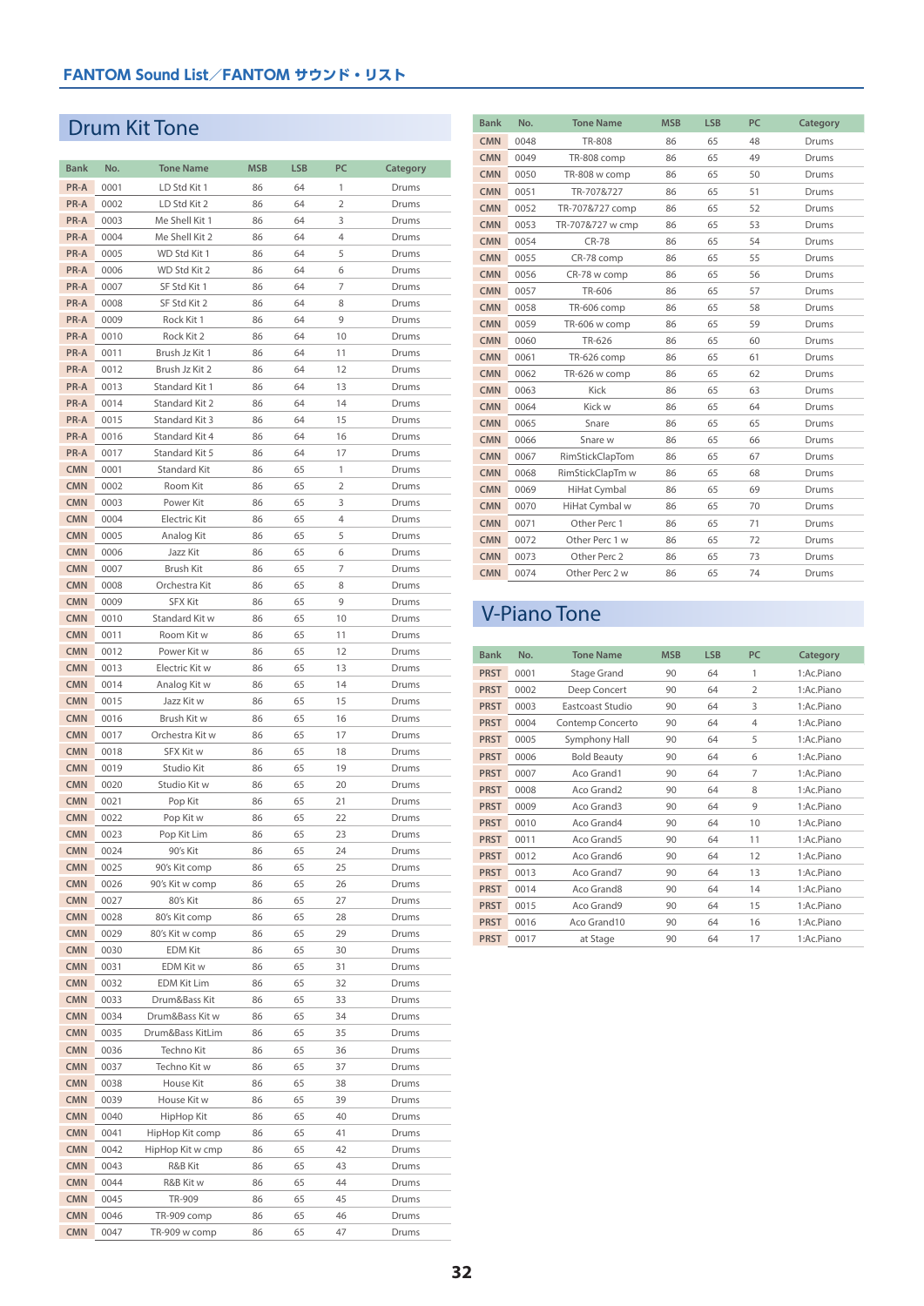## Drum Kit Tone

| Bank | No. | Tone Name | MSB | LSB | PC | Category |
|---|---|---|---|---|---|---|
| PR-A | 0001 | LD Std Kit 1 | 86 | 64 | 1 | Drums |
| PR-A | 0002 | LD Std Kit 2 | 86 | 64 | 2 | Drums |
| PR-A | 0003 | Me Shell Kit 1 | 86 | 64 | 3 | Drums |
| PR-A | 0004 | Me Shell Kit 2 | 86 | 64 | 4 | Drums |
| PR-A | 0005 | WD Std Kit 1 | 86 | 64 | 5 | Drums |
| PR-A | 0006 | WD Std Kit 2 | 86 | 64 | 6 | Drums |
| PR-A | 0007 | SF Std Kit 1 | 86 | 64 | 7 | Drums |
| PR-A | 0008 | SF Std Kit 2 | 86 | 64 | 8 | Drums |
| PR-A | 0009 | Rock Kit 1 | 86 | 64 | 9 | Drums |
| PR-A | 0010 | Rock Kit 2 | 86 | 64 | 10 | Drums |
| PR-A | 0011 | Brush Jz Kit 1 | 86 | 64 | 11 | Drums |
| PR-A | 0012 | Brush Jz Kit 2 | 86 | 64 | 12 | Drums |
| PR-A | 0013 | Standard Kit 1 | 86 | 64 | 13 | Drums |
| PR-A | 0014 | Standard Kit 2 | 86 | 64 | 14 | Drums |
| PR-A | 0015 | Standard Kit 3 | 86 | 64 | 15 | Drums |
| PR-A | 0016 | Standard Kit 4 | 86 | 64 | 16 | Drums |
| PR-A | 0017 | Standard Kit 5 | 86 | 64 | 17 | Drums |
| CMN | 0001 | Standard Kit | 86 | 65 | 1 | Drums |
| CMN | 0002 | Room Kit | 86 | 65 | 2 | Drums |
| CMN | 0003 | Power Kit | 86 | 65 | 3 | Drums |
| CMN | 0004 | Electric Kit | 86 | 65 | 4 | Drums |
| CMN | 0005 | Analog Kit | 86 | 65 | 5 | Drums |
| CMN | 0006 | Jazz Kit | 86 | 65 | 6 | Drums |
| CMN | 0007 | Brush Kit | 86 | 65 | 7 | Drums |
| CMN | 0008 | Orchestra Kit | 86 | 65 | 8 | Drums |
| CMN | 0009 | SFX Kit | 86 | 65 | 9 | Drums |
| CMN | 0010 | Standard Kit w | 86 | 65 | 10 | Drums |
| CMN | 0011 | Room Kit w | 86 | 65 | 11 | Drums |
| CMN | 0012 | Power Kit w | 86 | 65 | 12 | Drums |
| CMN | 0013 | Electric Kit w | 86 | 65 | 13 | Drums |
| CMN | 0014 | Analog Kit w | 86 | 65 | 14 | Drums |
| CMN | 0015 | Jazz Kit w | 86 | 65 | 15 | Drums |
| CMN | 0016 | Brush Kit w | 86 | 65 | 16 | Drums |
| CMN | 0017 | Orchestra Kit w | 86 | 65 | 17 | Drums |
| CMN | 0018 | SFX Kit w | 86 | 65 | 18 | Drums |
| CMN | 0019 | Studio Kit | 86 | 65 | 19 | Drums |
| CMN | 0020 | Studio Kit w | 86 | 65 | 20 | Drums |
| CMN | 0021 | Pop Kit | 86 | 65 | 21 | Drums |
| CMN | 0022 | Pop Kit w | 86 | 65 | 22 | Drums |
| CMN | 0023 | Pop Kit Lim | 86 | 65 | 23 | Drums |
| CMN | 0024 | 90's Kit | 86 | 65 | 24 | Drums |
| CMN | 0025 | 90's Kit comp | 86 | 65 | 25 | Drums |
| CMN | 0026 | 90's Kit w comp | 86 | 65 | 26 | Drums |
| CMN | 0027 | 80's Kit | 86 | 65 | 27 | Drums |
| CMN | 0028 | 80's Kit comp | 86 | 65 | 28 | Drums |
| CMN | 0029 | 80's Kit w comp | 86 | 65 | 29 | Drums |
| CMN | 0030 | EDM Kit | 86 | 65 | 30 | Drums |
| CMN | 0031 | EDM Kit w | 86 | 65 | 31 | Drums |
| CMN | 0032 | EDM Kit Lim | 86 | 65 | 32 | Drums |
| CMN | 0033 | Drum&Bass Kit | 86 | 65 | 33 | Drums |
| CMN | 0034 | Drum&Bass Kit w | 86 | 65 | 34 | Drums |
| CMN | 0035 | Drum&Bass KitLim | 86 | 65 | 35 | Drums |
| CMN | 0036 | Techno Kit | 86 | 65 | 36 | Drums |
| CMN | 0037 | Techno Kit w | 86 | 65 | 37 | Drums |
| CMN | 0038 | House Kit | 86 | 65 | 38 | Drums |
| CMN | 0039 | House Kit w | 86 | 65 | 39 | Drums |
| CMN | 0040 | HipHop Kit | 86 | 65 | 40 | Drums |
| CMN | 0041 | HipHop Kit comp | 86 | 65 | 41 | Drums |
| CMN | 0042 | HipHop Kit w cmp | 86 | 65 | 42 | Drums |
| CMN | 0043 | R&B Kit | 86 | 65 | 43 | Drums |
| CMN | 0044 | R&B Kit w | 86 | 65 | 44 | Drums |
| CMN | 0045 | TR-909 | 86 | 65 | 45 | Drums |
| CMN | 0046 | TR-909 comp | 86 | 65 | 46 | Drums |
| CMN | 0047 | TR-909 w comp | 86 | 65 | 47 | Drums |
| CMN | 0048 | TR-808 | 86 | 65 | 48 | Drums |
| CMN | 0049 | TR-808 comp | 86 | 65 | 49 | Drums |
| CMN | 0050 | TR-808 w comp | 86 | 65 | 50 | Drums |
| CMN | 0051 | TR-707&727 | 86 | 65 | 51 | Drums |
| CMN | 0052 | TR-707&727 comp | 86 | 65 | 52 | Drums |
| CMN | 0053 | TR-707&727 w cmp | 86 | 65 | 53 | Drums |
| CMN | 0054 | CR-78 | 86 | 65 | 54 | Drums |
| CMN | 0055 | CR-78 comp | 86 | 65 | 55 | Drums |
| CMN | 0056 | CR-78 w comp | 86 | 65 | 56 | Drums |
| CMN | 0057 | TR-606 | 86 | 65 | 57 | Drums |
| CMN | 0058 | TR-606 comp | 86 | 65 | 58 | Drums |
| CMN | 0059 | TR-606 w comp | 86 | 65 | 59 | Drums |
| CMN | 0060 | TR-626 | 86 | 65 | 60 | Drums |
| CMN | 0061 | TR-626 comp | 86 | 65 | 61 | Drums |
| CMN | 0062 | TR-626 w comp | 86 | 65 | 62 | Drums |
| CMN | 0063 | Kick | 86 | 65 | 63 | Drums |
| CMN | 0064 | Kick w | 86 | 65 | 64 | Drums |
| CMN | 0065 | Snare | 86 | 65 | 65 | Drums |
| CMN | 0066 | Snare w | 86 | 65 | 66 | Drums |
| CMN | 0067 | RimStickClapTom | 86 | 65 | 67 | Drums |
| CMN | 0068 | RimStickClapTm w | 86 | 65 | 68 | Drums |
| CMN | 0069 | HiHat Cymbal | 86 | 65 | 69 | Drums |
| CMN | 0070 | HiHat Cymbal w | 86 | 65 | 70 | Drums |
| CMN | 0071 | Other Perc 1 | 86 | 65 | 71 | Drums |
| CMN | 0072 | Other Perc 1 w | 86 | 65 | 72 | Drums |
| CMN | 0073 | Other Perc 2 | 86 | 65 | 73 | Drums |
| CMN | 0074 | Other Perc 2 w | 86 | 65 | 74 | Drums |

## V-Piano Tone

| Bank | No. | Tone Name | MSB | LSB | PC | Category |
|---|---|---|---|---|---|---|
| PRST | 0001 | Stage Grand | 90 | 64 | 1 | 1:Ac.Piano |
| PRST | 0002 | Deep Concert | 90 | 64 | 2 | 1:Ac.Piano |
| PRST | 0003 | Eastcoast Studio | 90 | 64 | 3 | 1:Ac.Piano |
| PRST | 0004 | Contemp Concerto | 90 | 64 | 4 | 1:Ac.Piano |
| PRST | 0005 | Symphony Hall | 90 | 64 | 5 | 1:Ac.Piano |
| PRST | 0006 | Bold Beauty | 90 | 64 | 6 | 1:Ac.Piano |
| PRST | 0007 | Aco Grand1 | 90 | 64 | 7 | 1:Ac.Piano |
| PRST | 0008 | Aco Grand2 | 90 | 64 | 8 | 1:Ac.Piano |
| PRST | 0009 | Aco Grand3 | 90 | 64 | 9 | 1:Ac.Piano |
| PRST | 0010 | Aco Grand4 | 90 | 64 | 10 | 1:Ac.Piano |
| PRST | 0011 | Aco Grand5 | 90 | 64 | 11 | 1:Ac.Piano |
| PRST | 0012 | Aco Grand6 | 90 | 64 | 12 | 1:Ac.Piano |
| PRST | 0013 | Aco Grand7 | 90 | 64 | 13 | 1:Ac.Piano |
| PRST | 0014 | Aco Grand8 | 90 | 64 | 14 | 1:Ac.Piano |
| PRST | 0015 | Aco Grand9 | 90 | 64 | 15 | 1:Ac.Piano |
| PRST | 0016 | Aco Grand10 | 90 | 64 | 16 | 1:Ac.Piano |
| PRST | 0017 | at Stage | 90 | 64 | 17 | 1:Ac.Piano |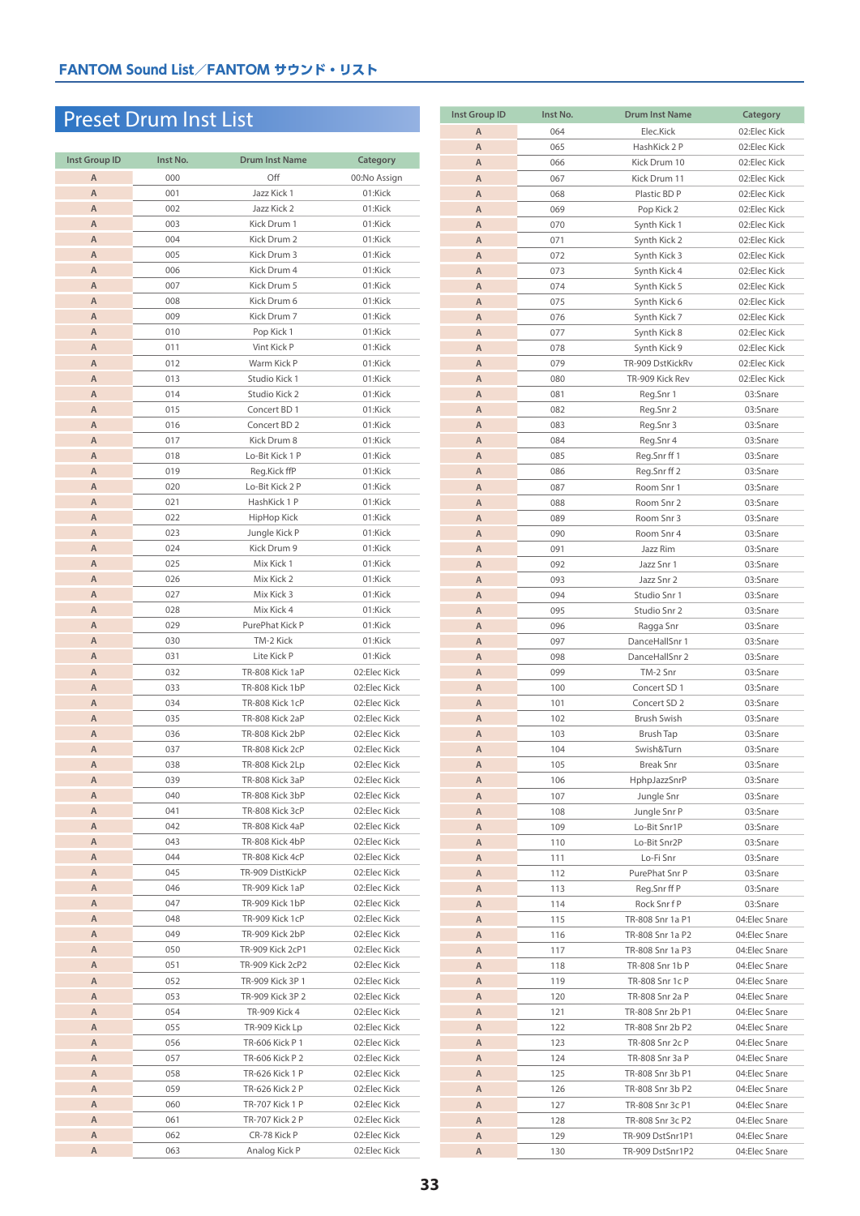## Preset Drum Inst List

| Inst Group ID | Inst No. | Drum Inst Name | Category |
|---|---|---|---|
| A | 000 | Off | 00:No Assign |
| A | 001 | Jazz Kick 1 | 01:Kick |
| A | 002 | Jazz Kick 2 | 01:Kick |
| A | 003 | Kick Drum 1 | 01:Kick |
| A | 004 | Kick Drum 2 | 01:Kick |
| A | 005 | Kick Drum 3 | 01:Kick |
| A | 006 | Kick Drum 4 | 01:Kick |
| A | 007 | Kick Drum 5 | 01:Kick |
| A | 008 | Kick Drum 6 | 01:Kick |
| A | 009 | Kick Drum 7 | 01:Kick |
| A | 010 | Pop Kick 1 | 01:Kick |
| A | 011 | Vint Kick P | 01:Kick |
| A | 012 | Warm Kick P | 01:Kick |
| A | 013 | Studio Kick 1 | 01:Kick |
| A | 014 | Studio Kick 2 | 01:Kick |
| A | 015 | Concert BD 1 | 01:Kick |
| A | 016 | Concert BD 2 | 01:Kick |
| A | 017 | Kick Drum 8 | 01:Kick |
| A | 018 | Lo-Bit Kick 1 P | 01:Kick |
| A | 019 | Reg.Kick ffP | 01:Kick |
| A | 020 | Lo-Bit Kick 2 P | 01:Kick |
| A | 021 | HashKick 1 P | 01:Kick |
| A | 022 | HipHop Kick | 01:Kick |
| A | 023 | Jungle Kick P | 01:Kick |
| A | 024 | Kick Drum 9 | 01:Kick |
| A | 025 | Mix Kick 1 | 01:Kick |
| A | 026 | Mix Kick 2 | 01:Kick |
| A | 027 | Mix Kick 3 | 01:Kick |
| A | 028 | Mix Kick 4 | 01:Kick |
| A | 029 | PurePhat Kick P | 01:Kick |
| A | 030 | TM-2 Kick | 01:Kick |
| A | 031 | Lite Kick P | 01:Kick |
| A | 032 | TR-808 Kick 1aP | 02:Elec Kick |
| A | 033 | TR-808 Kick 1bP | 02:Elec Kick |
| A | 034 | TR-808 Kick 1cP | 02:Elec Kick |
| A | 035 | TR-808 Kick 2aP | 02:Elec Kick |
| A | 036 | TR-808 Kick 2bP | 02:Elec Kick |
| A | 037 | TR-808 Kick 2cP | 02:Elec Kick |
| A | 038 | TR-808 Kick 2Lp | 02:Elec Kick |
| A | 039 | TR-808 Kick 3aP | 02:Elec Kick |
| A | 040 | TR-808 Kick 3bP | 02:Elec Kick |
| A | 041 | TR-808 Kick 3cP | 02:Elec Kick |
| A | 042 | TR-808 Kick 4aP | 02:Elec Kick |
| A | 043 | TR-808 Kick 4bP | 02:Elec Kick |
| A | 044 | TR-808 Kick 4cP | 02:Elec Kick |
| A | 045 | TR-909 DistKickP | 02:Elec Kick |
| A | 046 | TR-909 Kick 1aP | 02:Elec Kick |
| A | 047 | TR-909 Kick 1bP | 02:Elec Kick |
| A | 048 | TR-909 Kick 1cP | 02:Elec Kick |
| A | 049 | TR-909 Kick 2bP | 02:Elec Kick |
| A | 050 | TR-909 Kick 2cP1 | 02:Elec Kick |
| A | 051 | TR-909 Kick 2cP2 | 02:Elec Kick |
| A | 052 | TR-909 Kick 3P 1 | 02:Elec Kick |
| A | 053 | TR-909 Kick 3P 2 | 02:Elec Kick |
| A | 054 | TR-909 Kick 4 | 02:Elec Kick |
| A | 055 | TR-909 Kick Lp | 02:Elec Kick |
| A | 056 | TR-606 Kick P 1 | 02:Elec Kick |
| A | 057 | TR-606 Kick P 2 | 02:Elec Kick |
| A | 058 | TR-626 Kick 1 P | 02:Elec Kick |
| A | 059 | TR-626 Kick 2 P | 02:Elec Kick |
| A | 060 | TR-707 Kick 1 P | 02:Elec Kick |
| A | 061 | TR-707 Kick 2 P | 02:Elec Kick |
| A | 062 | CR-78 Kick P | 02:Elec Kick |
| A | 063 | Analog Kick P | 02:Elec Kick |
| A | 064 | Elec.Kick | 02:Elec Kick |
| A | 065 | HashKick 2 P | 02:Elec Kick |
| A | 066 | Kick Drum 10 | 02:Elec Kick |
| A | 067 | Kick Drum 11 | 02:Elec Kick |
| A | 068 | Plastic BD P | 02:Elec Kick |
| A | 069 | Pop Kick 2 | 02:Elec Kick |
| A | 070 | Synth Kick 1 | 02:Elec Kick |
| A | 071 | Synth Kick 2 | 02:Elec Kick |
| A | 072 | Synth Kick 3 | 02:Elec Kick |
| A | 073 | Synth Kick 4 | 02:Elec Kick |
| A | 074 | Synth Kick 5 | 02:Elec Kick |
| A | 075 | Synth Kick 6 | 02:Elec Kick |
| A | 076 | Synth Kick 7 | 02:Elec Kick |
| A | 077 | Synth Kick 8 | 02:Elec Kick |
| A | 078 | Synth Kick 9 | 02:Elec Kick |
| A | 079 | TR-909 DstKickRv | 02:Elec Kick |
| A | 080 | TR-909 Kick Rev | 02:Elec Kick |
| A | 081 | Reg.Snr 1 | 03:Snare |
| A | 082 | Reg.Snr 2 | 03:Snare |
| A | 083 | Reg.Snr 3 | 03:Snare |
| A | 084 | Reg.Snr 4 | 03:Snare |
| A | 085 | Reg.Snr ff 1 | 03:Snare |
| A | 086 | Reg.Snr ff 2 | 03:Snare |
| A | 087 | Room Snr 1 | 03:Snare |
| A | 088 | Room Snr 2 | 03:Snare |
| A | 089 | Room Snr 3 | 03:Snare |
| A | 090 | Room Snr 4 | 03:Snare |
| A | 091 | Jazz Rim | 03:Snare |
| A | 092 | Jazz Snr 1 | 03:Snare |
| A | 093 | Jazz Snr 2 | 03:Snare |
| A | 094 | Studio Snr 1 | 03:Snare |
| A | 095 | Studio Snr 2 | 03:Snare |
| A | 096 | Ragga Snr | 03:Snare |
| A | 097 | DanceHallSnr 1 | 03:Snare |
| A | 098 | DanceHallSnr 2 | 03:Snare |
| A | 099 | TM-2 Snr | 03:Snare |
| A | 100 | Concert SD 1 | 03:Snare |
| A | 101 | Concert SD 2 | 03:Snare |
| A | 102 | Brush Swish | 03:Snare |
| A | 103 | Brush Tap | 03:Snare |
| A | 104 | Swish&Turn | 03:Snare |
| A | 105 | Break Snr | 03:Snare |
| A | 106 | HphpJazzSnrP | 03:Snare |
| A | 107 | Jungle Snr | 03:Snare |
| A | 108 | Jungle Snr P | 03:Snare |
| A | 109 | Lo-Bit Snr1P | 03:Snare |
| A | 110 | Lo-Bit Snr2P | 03:Snare |
| A | 111 | Lo-Fi Snr | 03:Snare |
| A | 112 | PurePhat Snr P | 03:Snare |
| A | 113 | Reg.Snr ff P | 03:Snare |
| A | 114 | Rock Snr f P | 03:Snare |
| A | 115 | TR-808 Snr 1a P1 | 04:Elec Snare |
| A | 116 | TR-808 Snr 1a P2 | 04:Elec Snare |
| A | 117 | TR-808 Snr 1a P3 | 04:Elec Snare |
| A | 118 | TR-808 Snr 1b P | 04:Elec Snare |
| A | 119 | TR-808 Snr 1c P | 04:Elec Snare |
| A | 120 | TR-808 Snr 2a P | 04:Elec Snare |
| A | 121 | TR-808 Snr 2b P1 | 04:Elec Snare |
| A | 122 | TR-808 Snr 2b P2 | 04:Elec Snare |
| A | 123 | TR-808 Snr 2c P | 04:Elec Snare |
| A | 124 | TR-808 Snr 3a P | 04:Elec Snare |
| A | 125 | TR-808 Snr 3b P1 | 04:Elec Snare |
| A | 126 | TR-808 Snr 3b P2 | 04:Elec Snare |
| A | 127 | TR-808 Snr 3c P1 | 04:Elec Snare |
| A | 128 | TR-808 Snr 3c P2 | 04:Elec Snare |
| A | 129 | TR-909 DstSnr1P1 | 04:Elec Snare |
| A | 130 | TR-909 DstSnr1P2 | 04:Elec Snare |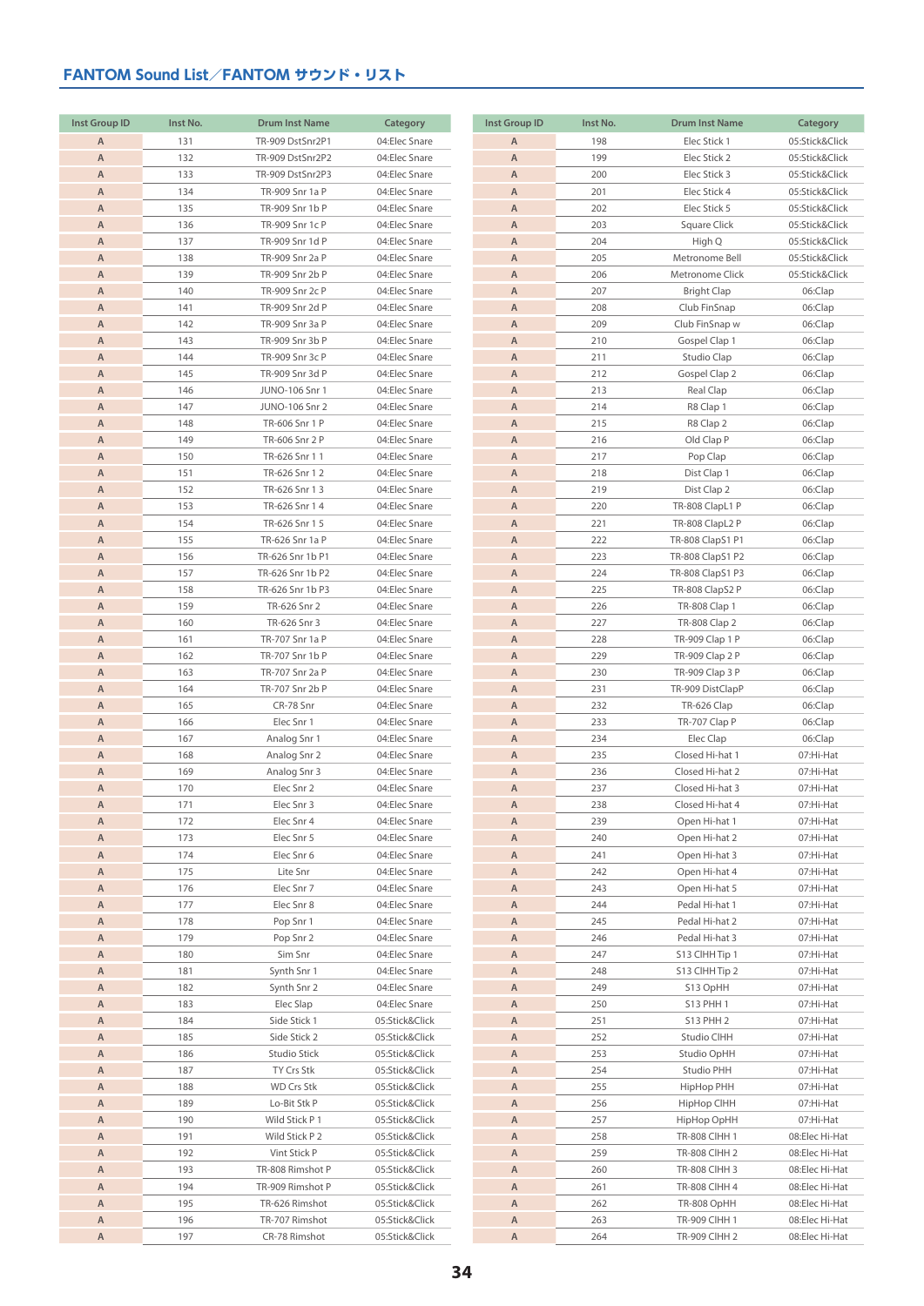## FANTOM Sound List／FANTOM サウンド・リスト

| Inst Group ID | Inst No. | Drum Inst Name | Category |
|---|---|---|---|
| A | 131 | TR-909 DstSnr2P1 | 04:Elec Snare |
| A | 132 | TR-909 DstSnr2P2 | 04:Elec Snare |
| A | 133 | TR-909 DstSnr2P3 | 04:Elec Snare |
| A | 134 | TR-909 Snr 1a P | 04:Elec Snare |
| A | 135 | TR-909 Snr 1b P | 04:Elec Snare |
| A | 136 | TR-909 Snr 1c P | 04:Elec Snare |
| A | 137 | TR-909 Snr 1d P | 04:Elec Snare |
| A | 138 | TR-909 Snr 2a P | 04:Elec Snare |
| A | 139 | TR-909 Snr 2b P | 04:Elec Snare |
| A | 140 | TR-909 Snr 2c P | 04:Elec Snare |
| A | 141 | TR-909 Snr 2d P | 04:Elec Snare |
| A | 142 | TR-909 Snr 3a P | 04:Elec Snare |
| A | 143 | TR-909 Snr 3b P | 04:Elec Snare |
| A | 144 | TR-909 Snr 3c P | 04:Elec Snare |
| A | 145 | TR-909 Snr 3d P | 04:Elec Snare |
| A | 146 | JUNO-106 Snr 1 | 04:Elec Snare |
| A | 147 | JUNO-106 Snr 2 | 04:Elec Snare |
| A | 148 | TR-606 Snr 1 P | 04:Elec Snare |
| A | 149 | TR-606 Snr 2 P | 04:Elec Snare |
| A | 150 | TR-626 Snr 1 1 | 04:Elec Snare |
| A | 151 | TR-626 Snr 1 2 | 04:Elec Snare |
| A | 152 | TR-626 Snr 1 3 | 04:Elec Snare |
| A | 153 | TR-626 Snr 1 4 | 04:Elec Snare |
| A | 154 | TR-626 Snr 1 5 | 04:Elec Snare |
| A | 155 | TR-626 Snr 1a P | 04:Elec Snare |
| A | 156 | TR-626 Snr 1b P1 | 04:Elec Snare |
| A | 157 | TR-626 Snr 1b P2 | 04:Elec Snare |
| A | 158 | TR-626 Snr 1b P3 | 04:Elec Snare |
| A | 159 | TR-626 Snr 2 | 04:Elec Snare |
| A | 160 | TR-626 Snr 3 | 04:Elec Snare |
| A | 161 | TR-707 Snr 1a P | 04:Elec Snare |
| A | 162 | TR-707 Snr 1b P | 04:Elec Snare |
| A | 163 | TR-707 Snr 2a P | 04:Elec Snare |
| A | 164 | TR-707 Snr 2b P | 04:Elec Snare |
| A | 165 | CR-78 Snr | 04:Elec Snare |
| A | 166 | Elec Snr 1 | 04:Elec Snare |
| A | 167 | Analog Snr 1 | 04:Elec Snare |
| A | 168 | Analog Snr 2 | 04:Elec Snare |
| A | 169 | Analog Snr 3 | 04:Elec Snare |
| A | 170 | Elec Snr 2 | 04:Elec Snare |
| A | 171 | Elec Snr 3 | 04:Elec Snare |
| A | 172 | Elec Snr 4 | 04:Elec Snare |
| A | 173 | Elec Snr 5 | 04:Elec Snare |
| A | 174 | Elec Snr 6 | 04:Elec Snare |
| A | 175 | Lite Snr | 04:Elec Snare |
| A | 176 | Elec Snr 7 | 04:Elec Snare |
| A | 177 | Elec Snr 8 | 04:Elec Snare |
| A | 178 | Pop Snr 1 | 04:Elec Snare |
| A | 179 | Pop Snr 2 | 04:Elec Snare |
| A | 180 | Sim Snr | 04:Elec Snare |
| A | 181 | Synth Snr 1 | 04:Elec Snare |
| A | 182 | Synth Snr 2 | 04:Elec Snare |
| A | 183 | Elec Slap | 04:Elec Snare |
| A | 184 | Side Stick 1 | 05:Stick&Click |
| A | 185 | Side Stick 2 | 05:Stick&Click |
| A | 186 | Studio Stick | 05:Stick&Click |
| A | 187 | TY Crs Stk | 05:Stick&Click |
| A | 188 | WD Crs Stk | 05:Stick&Click |
| A | 189 | Lo-Bit Stk P | 05:Stick&Click |
| A | 190 | Wild Stick P 1 | 05:Stick&Click |
| A | 191 | Wild Stick P 2 | 05:Stick&Click |
| A | 192 | Vint Stick P | 05:Stick&Click |
| A | 193 | TR-808 Rimshot P | 05:Stick&Click |
| A | 194 | TR-909 Rimshot P | 05:Stick&Click |
| A | 195 | TR-626 Rimshot | 05:Stick&Click |
| A | 196 | TR-707 Rimshot | 05:Stick&Click |
| A | 197 | CR-78 Rimshot | 05:Stick&Click |
| A | 198 | Elec Stick 1 | 05:Stick&Click |
| A | 199 | Elec Stick 2 | 05:Stick&Click |
| A | 200 | Elec Stick 3 | 05:Stick&Click |
| A | 201 | Elec Stick 4 | 05:Stick&Click |
| A | 202 | Elec Stick 5 | 05:Stick&Click |
| A | 203 | Square Click | 05:Stick&Click |
| A | 204 | High Q | 05:Stick&Click |
| A | 205 | Metronome Bell | 05:Stick&Click |
| A | 206 | Metronome Click | 05:Stick&Click |
| A | 207 | Bright Clap | 06:Clap |
| A | 208 | Club FinSnap | 06:Clap |
| A | 209 | Club FinSnap w | 06:Clap |
| A | 210 | Gospel Clap 1 | 06:Clap |
| A | 211 | Studio Clap | 06:Clap |
| A | 212 | Gospel Clap 2 | 06:Clap |
| A | 213 | Real Clap | 06:Clap |
| A | 214 | R8 Clap 1 | 06:Clap |
| A | 215 | R8 Clap 2 | 06:Clap |
| A | 216 | Old Clap P | 06:Clap |
| A | 217 | Pop Clap | 06:Clap |
| A | 218 | Dist Clap 1 | 06:Clap |
| A | 219 | Dist Clap 2 | 06:Clap |
| A | 220 | TR-808 ClapL1 P | 06:Clap |
| A | 221 | TR-808 ClapL2 P | 06:Clap |
| A | 222 | TR-808 ClapS1 P1 | 06:Clap |
| A | 223 | TR-808 ClapS1 P2 | 06:Clap |
| A | 224 | TR-808 ClapS1 P3 | 06:Clap |
| A | 225 | TR-808 ClapS2 P | 06:Clap |
| A | 226 | TR-808 Clap 1 | 06:Clap |
| A | 227 | TR-808 Clap 2 | 06:Clap |
| A | 228 | TR-909 Clap 1 P | 06:Clap |
| A | 229 | TR-909 Clap 2 P | 06:Clap |
| A | 230 | TR-909 Clap 3 P | 06:Clap |
| A | 231 | TR-909 DistClapP | 06:Clap |
| A | 232 | TR-626 Clap | 06:Clap |
| A | 233 | TR-707 Clap P | 06:Clap |
| A | 234 | Elec Clap | 06:Clap |
| A | 235 | Closed Hi-hat 1 | 07:Hi-Hat |
| A | 236 | Closed Hi-hat 2 | 07:Hi-Hat |
| A | 237 | Closed Hi-hat 3 | 07:Hi-Hat |
| A | 238 | Closed Hi-hat 4 | 07:Hi-Hat |
| A | 239 | Open Hi-hat 1 | 07:Hi-Hat |
| A | 240 | Open Hi-hat 2 | 07:Hi-Hat |
| A | 241 | Open Hi-hat 3 | 07:Hi-Hat |
| A | 242 | Open Hi-hat 4 | 07:Hi-Hat |
| A | 243 | Open Hi-hat 5 | 07:Hi-Hat |
| A | 244 | Pedal Hi-hat 1 | 07:Hi-Hat |
| A | 245 | Pedal Hi-hat 2 | 07:Hi-Hat |
| A | 246 | Pedal Hi-hat 3 | 07:Hi-Hat |
| A | 247 | S13 ClHH Tip 1 | 07:Hi-Hat |
| A | 248 | S13 ClHH Tip 2 | 07:Hi-Hat |
| A | 249 | S13 OpHH | 07:Hi-Hat |
| A | 250 | S13 PHH 1 | 07:Hi-Hat |
| A | 251 | S13 PHH 2 | 07:Hi-Hat |
| A | 252 | Studio ClHH | 07:Hi-Hat |
| A | 253 | Studio OpHH | 07:Hi-Hat |
| A | 254 | Studio PHH | 07:Hi-Hat |
| A | 255 | HipHop PHH | 07:Hi-Hat |
| A | 256 | HipHop ClHH | 07:Hi-Hat |
| A | 257 | HipHop OpHH | 07:Hi-Hat |
| A | 258 | TR-808 ClHH 1 | 08:Elec Hi-Hat |
| A | 259 | TR-808 ClHH 2 | 08:Elec Hi-Hat |
| A | 260 | TR-808 ClHH 3 | 08:Elec Hi-Hat |
| A | 261 | TR-808 ClHH 4 | 08:Elec Hi-Hat |
| A | 262 | TR-808 OpHH | 08:Elec Hi-Hat |
| A | 263 | TR-909 ClHH 1 | 08:Elec Hi-Hat |
| A | 264 | TR-909 ClHH 2 | 08:Elec Hi-Hat |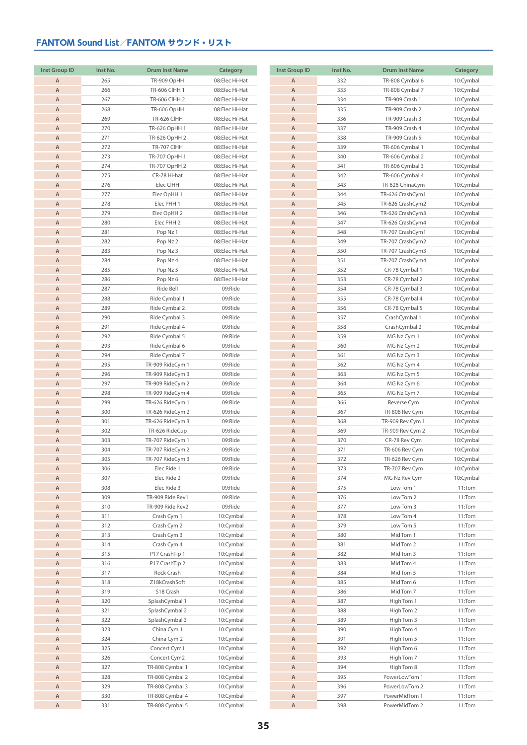## FANTOM Sound List／FANTOM サウンド・リスト

| Inst Group ID | Inst No. | Drum Inst Name | Category |
|---|---|---|---|
| A | 265 | TR-909 OpHH | 08:Elec Hi-Hat |
| A | 266 | TR-606 ClHH 1 | 08:Elec Hi-Hat |
| A | 267 | TR-606 ClHH 2 | 08:Elec Hi-Hat |
| A | 268 | TR-606 OpHH | 08:Elec Hi-Hat |
| A | 269 | TR-626 ClHH | 08:Elec Hi-Hat |
| A | 270 | TR-626 OpHH 1 | 08:Elec Hi-Hat |
| A | 271 | TR-626 OpHH 2 | 08:Elec Hi-Hat |
| A | 272 | TR-707 ClHH | 08:Elec Hi-Hat |
| A | 273 | TR-707 OpHH 1 | 08:Elec Hi-Hat |
| A | 274 | TR-707 OpHH 2 | 08:Elec Hi-Hat |
| A | 275 | CR-78 Hi-hat | 08:Elec Hi-Hat |
| A | 276 | Elec ClHH | 08:Elec Hi-Hat |
| A | 277 | Elec OpHH 1 | 08:Elec Hi-Hat |
| A | 278 | Elec PHH 1 | 08:Elec Hi-Hat |
| A | 279 | Elec OpHH 2 | 08:Elec Hi-Hat |
| A | 280 | Elec PHH 2 | 08:Elec Hi-Hat |
| A | 281 | Pop Nz 1 | 08:Elec Hi-Hat |
| A | 282 | Pop Nz 2 | 08:Elec Hi-Hat |
| A | 283 | Pop Nz 3 | 08:Elec Hi-Hat |
| A | 284 | Pop Nz 4 | 08:Elec Hi-Hat |
| A | 285 | Pop Nz 5 | 08:Elec Hi-Hat |
| A | 286 | Pop Nz 6 | 08:Elec Hi-Hat |
| A | 287 | Ride Bell | 09:Ride |
| A | 288 | Ride Cymbal 1 | 09:Ride |
| A | 289 | Ride Cymbal 2 | 09:Ride |
| A | 290 | Ride Cymbal 3 | 09:Ride |
| A | 291 | Ride Cymbal 4 | 09:Ride |
| A | 292 | Ride Cymbal 5 | 09:Ride |
| A | 293 | Ride Cymbal 6 | 09:Ride |
| A | 294 | Ride Cymbal 7 | 09:Ride |
| A | 295 | TR-909 RideCym 1 | 09:Ride |
| A | 296 | TR-909 RideCym 3 | 09:Ride |
| A | 297 | TR-909 RideCym 2 | 09:Ride |
| A | 298 | TR-909 RideCym 4 | 09:Ride |
| A | 299 | TR-626 RideCym 1 | 09:Ride |
| A | 300 | TR-626 RideCym 2 | 09:Ride |
| A | 301 | TR-626 RideCym 3 | 09:Ride |
| A | 302 | TR-626 RideCup | 09:Ride |
| A | 303 | TR-707 RideCym 1 | 09:Ride |
| A | 304 | TR-707 RideCym 2 | 09:Ride |
| A | 305 | TR-707 RideCym 3 | 09:Ride |
| A | 306 | Elec Ride 1 | 09:Ride |
| A | 307 | Elec Ride 2 | 09:Ride |
| A | 308 | Elec Ride 3 | 09:Ride |
| A | 309 | TR-909 Ride Rev1 | 09:Ride |
| A | 310 | TR-909 Ride Rev2 | 09:Ride |
| A | 311 | Crash Cym 1 | 10:Cymbal |
| A | 312 | Crash Cym 2 | 10:Cymbal |
| A | 313 | Crash Cym 3 | 10:Cymbal |
| A | 314 | Crash Cym 4 | 10:Cymbal |
| A | 315 | P17 CrashTip 1 | 10:Cymbal |
| A | 316 | P17 CrashTip 2 | 10:Cymbal |
| A | 317 | Rock Crash | 10:Cymbal |
| A | 318 | Z18kCrashSoft | 10:Cymbal |
| A | 319 | S18 Crash | 10:Cymbal |
| A | 320 | SplashCymbal 1 | 10:Cymbal |
| A | 321 | SplashCymbal 2 | 10:Cymbal |
| A | 322 | SplashCymbal 3 | 10:Cymbal |
| A | 323 | China Cym 1 | 10:Cymbal |
| A | 324 | China Cym 2 | 10:Cymbal |
| A | 325 | Concert Cym1 | 10:Cymbal |
| A | 326 | Concert Cym2 | 10:Cymbal |
| A | 327 | TR-808 Cymbal 1 | 10:Cymbal |
| A | 328 | TR-808 Cymbal 2 | 10:Cymbal |
| A | 329 | TR-808 Cymbal 3 | 10:Cymbal |
| A | 330 | TR-808 Cymbal 4 | 10:Cymbal |
| A | 331 | TR-808 Cymbal 5 | 10:Cymbal |
| A | 332 | TR-808 Cymbal 6 | 10:Cymbal |
| A | 333 | TR-808 Cymbal 7 | 10:Cymbal |
| A | 334 | TR-909 Crash 1 | 10:Cymbal |
| A | 335 | TR-909 Crash 2 | 10:Cymbal |
| A | 336 | TR-909 Crash 3 | 10:Cymbal |
| A | 337 | TR-909 Crash 4 | 10:Cymbal |
| A | 338 | TR-909 Crash 5 | 10:Cymbal |
| A | 339 | TR-606 Cymbal 1 | 10:Cymbal |
| A | 340 | TR-606 Cymbal 2 | 10:Cymbal |
| A | 341 | TR-606 Cymbal 3 | 10:Cymbal |
| A | 342 | TR-606 Cymbal 4 | 10:Cymbal |
| A | 343 | TR-626 ChinaCym | 10:Cymbal |
| A | 344 | TR-626 CrashCym1 | 10:Cymbal |
| A | 345 | TR-626 CrashCym2 | 10:Cymbal |
| A | 346 | TR-626 CrashCym3 | 10:Cymbal |
| A | 347 | TR-626 CrashCym4 | 10:Cymbal |
| A | 348 | TR-707 CrashCym1 | 10:Cymbal |
| A | 349 | TR-707 CrashCym2 | 10:Cymbal |
| A | 350 | TR-707 CrashCym3 | 10:Cymbal |
| A | 351 | TR-707 CrashCym4 | 10:Cymbal |
| A | 352 | CR-78 Cymbal 1 | 10:Cymbal |
| A | 353 | CR-78 Cymbal 2 | 10:Cymbal |
| A | 354 | CR-78 Cymbal 3 | 10:Cymbal |
| A | 355 | CR-78 Cymbal 4 | 10:Cymbal |
| A | 356 | CR-78 Cymbal 5 | 10:Cymbal |
| A | 357 | CrashCymbal 1 | 10:Cymbal |
| A | 358 | CrashCymbal 2 | 10:Cymbal |
| A | 359 | MG Nz Cym 1 | 10:Cymbal |
| A | 360 | MG Nz Cym 2 | 10:Cymbal |
| A | 361 | MG Nz Cym 3 | 10:Cymbal |
| A | 362 | MG Nz Cym 4 | 10:Cymbal |
| A | 363 | MG Nz Cym 5 | 10:Cymbal |
| A | 364 | MG Nz Cym 6 | 10:Cymbal |
| A | 365 | MG Nz Cym 7 | 10:Cymbal |
| A | 366 | Reverse Cym | 10:Cymbal |
| A | 367 | TR-808 Rev Cym | 10:Cymbal |
| A | 368 | TR-909 Rev Cym 1 | 10:Cymbal |
| A | 369 | TR-909 Rev Cym 2 | 10:Cymbal |
| A | 370 | CR-78 Rev Cym | 10:Cymbal |
| A | 371 | TR-606 Rev Cym | 10:Cymbal |
| A | 372 | TR-626 Rev Cym | 10:Cymbal |
| A | 373 | TR-707 Rev Cym | 10:Cymbal |
| A | 374 | MG Nz Rev Cym | 10:Cymbal |
| A | 375 | Low Tom 1 | 11:Tom |
| A | 376 | Low Tom 2 | 11:Tom |
| A | 377 | Low Tom 3 | 11:Tom |
| A | 378 | Low Tom 4 | 11:Tom |
| A | 379 | Low Tom 5 | 11:Tom |
| A | 380 | Mid Tom 1 | 11:Tom |
| A | 381 | Mid Tom 2 | 11:Tom |
| A | 382 | Mid Tom 3 | 11:Tom |
| A | 383 | Mid Tom 4 | 11:Tom |
| A | 384 | Mid Tom 5 | 11:Tom |
| A | 385 | Mid Tom 6 | 11:Tom |
| A | 386 | Mid Tom 7 | 11:Tom |
| A | 387 | High Tom 1 | 11:Tom |
| A | 388 | High Tom 2 | 11:Tom |
| A | 389 | High Tom 3 | 11:Tom |
| A | 390 | High Tom 4 | 11:Tom |
| A | 391 | High Tom 5 | 11:Tom |
| A | 392 | High Tom 6 | 11:Tom |
| A | 393 | High Tom 7 | 11:Tom |
| A | 394 | High Tom 8 | 11:Tom |
| A | 395 | PowerLowTom 1 | 11:Tom |
| A | 396 | PowerLowTom 2 | 11:Tom |
| A | 397 | PowerMidTom 1 | 11:Tom |
| A | 398 | PowerMidTom 2 | 11:Tom |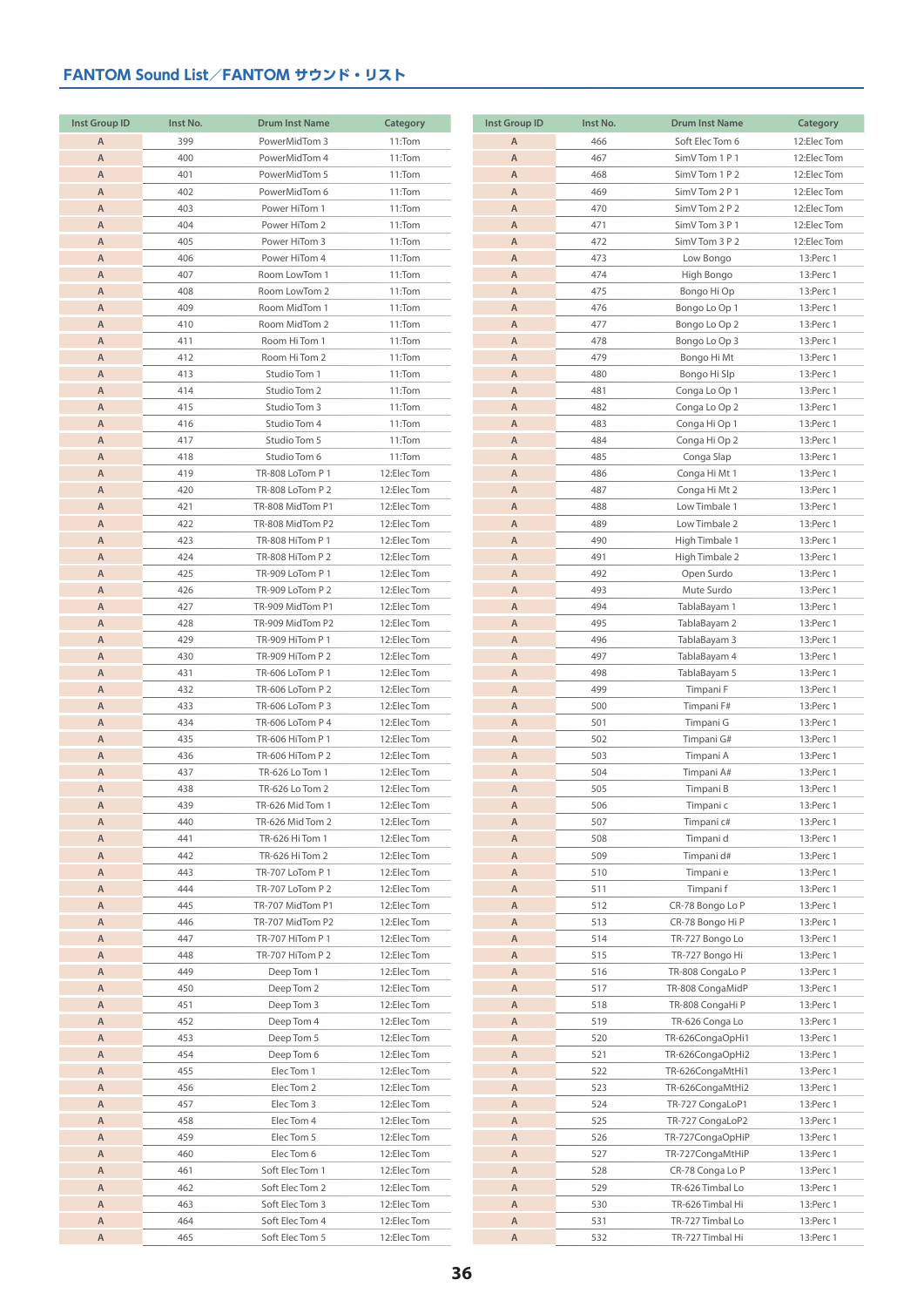## FANTOM Sound List／FANTOM サウンド・リスト

| Inst Group ID | Inst No. | Drum Inst Name | Category |
|---|---|---|---|
| A | 399 | PowerMidTom 3 | 11:Tom |
| A | 400 | PowerMidTom 4 | 11:Tom |
| A | 401 | PowerMidTom 5 | 11:Tom |
| A | 402 | PowerMidTom 6 | 11:Tom |
| A | 403 | Power HiTom 1 | 11:Tom |
| A | 404 | Power HiTom 2 | 11:Tom |
| A | 405 | Power HiTom 3 | 11:Tom |
| A | 406 | Power HiTom 4 | 11:Tom |
| A | 407 | Room LowTom 1 | 11:Tom |
| A | 408 | Room LowTom 2 | 11:Tom |
| A | 409 | Room MidTom 1 | 11:Tom |
| A | 410 | Room MidTom 2 | 11:Tom |
| A | 411 | Room Hi Tom 1 | 11:Tom |
| A | 412 | Room Hi Tom 2 | 11:Tom |
| A | 413 | Studio Tom 1 | 11:Tom |
| A | 414 | Studio Tom 2 | 11:Tom |
| A | 415 | Studio Tom 3 | 11:Tom |
| A | 416 | Studio Tom 4 | 11:Tom |
| A | 417 | Studio Tom 5 | 11:Tom |
| A | 418 | Studio Tom 6 | 11:Tom |
| A | 419 | TR-808 LoTom P 1 | 12:Elec Tom |
| A | 420 | TR-808 LoTom P 2 | 12:Elec Tom |
| A | 421 | TR-808 MidTom P1 | 12:Elec Tom |
| A | 422 | TR-808 MidTom P2 | 12:Elec Tom |
| A | 423 | TR-808 HiTom P 1 | 12:Elec Tom |
| A | 424 | TR-808 HiTom P 2 | 12:Elec Tom |
| A | 425 | TR-909 LoTom P 1 | 12:Elec Tom |
| A | 426 | TR-909 LoTom P 2 | 12:Elec Tom |
| A | 427 | TR-909 MidTom P1 | 12:Elec Tom |
| A | 428 | TR-909 MidTom P2 | 12:Elec Tom |
| A | 429 | TR-909 HiTom P 1 | 12:Elec Tom |
| A | 430 | TR-909 HiTom P 2 | 12:Elec Tom |
| A | 431 | TR-606 LoTom P 1 | 12:Elec Tom |
| A | 432 | TR-606 LoTom P 2 | 12:Elec Tom |
| A | 433 | TR-606 LoTom P 3 | 12:Elec Tom |
| A | 434 | TR-606 LoTom P 4 | 12:Elec Tom |
| A | 435 | TR-606 HiTom P 1 | 12:Elec Tom |
| A | 436 | TR-606 HiTom P 2 | 12:Elec Tom |
| A | 437 | TR-626 Lo Tom 1 | 12:Elec Tom |
| A | 438 | TR-626 Lo Tom 2 | 12:Elec Tom |
| A | 439 | TR-626 Mid Tom 1 | 12:Elec Tom |
| A | 440 | TR-626 Mid Tom 2 | 12:Elec Tom |
| A | 441 | TR-626 Hi Tom 1 | 12:Elec Tom |
| A | 442 | TR-626 Hi Tom 2 | 12:Elec Tom |
| A | 443 | TR-707 LoTom P 1 | 12:Elec Tom |
| A | 444 | TR-707 LoTom P 2 | 12:Elec Tom |
| A | 445 | TR-707 MidTom P1 | 12:Elec Tom |
| A | 446 | TR-707 MidTom P2 | 12:Elec Tom |
| A | 447 | TR-707 HiTom P 1 | 12:Elec Tom |
| A | 448 | TR-707 HiTom P 2 | 12:Elec Tom |
| A | 449 | Deep Tom 1 | 12:Elec Tom |
| A | 450 | Deep Tom 2 | 12:Elec Tom |
| A | 451 | Deep Tom 3 | 12:Elec Tom |
| A | 452 | Deep Tom 4 | 12:Elec Tom |
| A | 453 | Deep Tom 5 | 12:Elec Tom |
| A | 454 | Deep Tom 6 | 12:Elec Tom |
| A | 455 | Elec Tom 1 | 12:Elec Tom |
| A | 456 | Elec Tom 2 | 12:Elec Tom |
| A | 457 | Elec Tom 3 | 12:Elec Tom |
| A | 458 | Elec Tom 4 | 12:Elec Tom |
| A | 459 | Elec Tom 5 | 12:Elec Tom |
| A | 460 | Elec Tom 6 | 12:Elec Tom |
| A | 461 | Soft Elec Tom 1 | 12:Elec Tom |
| A | 462 | Soft Elec Tom 2 | 12:Elec Tom |
| A | 463 | Soft Elec Tom 3 | 12:Elec Tom |
| A | 464 | Soft Elec Tom 4 | 12:Elec Tom |
| A | 465 | Soft Elec Tom 5 | 12:Elec Tom |
| A | 466 | Soft Elec Tom 6 | 12:Elec Tom |
| A | 467 | SimV Tom 1 P 1 | 12:Elec Tom |
| A | 468 | SimV Tom 1 P 2 | 12:Elec Tom |
| A | 469 | SimV Tom 2 P 1 | 12:Elec Tom |
| A | 470 | SimV Tom 2 P 2 | 12:Elec Tom |
| A | 471 | SimV Tom 3 P 1 | 12:Elec Tom |
| A | 472 | SimV Tom 3 P 2 | 12:Elec Tom |
| A | 473 | Low Bongo | 13:Perc 1 |
| A | 474 | High Bongo | 13:Perc 1 |
| A | 475 | Bongo Hi Op | 13:Perc 1 |
| A | 476 | Bongo Lo Op 1 | 13:Perc 1 |
| A | 477 | Bongo Lo Op 2 | 13:Perc 1 |
| A | 478 | Bongo Lo Op 3 | 13:Perc 1 |
| A | 479 | Bongo Hi Mt | 13:Perc 1 |
| A | 480 | Bongo Hi Slp | 13:Perc 1 |
| A | 481 | Conga Lo Op 1 | 13:Perc 1 |
| A | 482 | Conga Lo Op 2 | 13:Perc 1 |
| A | 483 | Conga Hi Op 1 | 13:Perc 1 |
| A | 484 | Conga Hi Op 2 | 13:Perc 1 |
| A | 485 | Conga Slap | 13:Perc 1 |
| A | 486 | Conga Hi Mt 1 | 13:Perc 1 |
| A | 487 | Conga Hi Mt 2 | 13:Perc 1 |
| A | 488 | Low Timbale 1 | 13:Perc 1 |
| A | 489 | Low Timbale 2 | 13:Perc 1 |
| A | 490 | High Timbale 1 | 13:Perc 1 |
| A | 491 | High Timbale 2 | 13:Perc 1 |
| A | 492 | Open Surdo | 13:Perc 1 |
| A | 493 | Mute Surdo | 13:Perc 1 |
| A | 494 | TablaBayam 1 | 13:Perc 1 |
| A | 495 | TablaBayam 2 | 13:Perc 1 |
| A | 496 | TablaBayam 3 | 13:Perc 1 |
| A | 497 | TablaBayam 4 | 13:Perc 1 |
| A | 498 | TablaBayam 5 | 13:Perc 1 |
| A | 499 | Timpani F | 13:Perc 1 |
| A | 500 | Timpani F# | 13:Perc 1 |
| A | 501 | Timpani G | 13:Perc 1 |
| A | 502 | Timpani G# | 13:Perc 1 |
| A | 503 | Timpani A | 13:Perc 1 |
| A | 504 | Timpani A# | 13:Perc 1 |
| A | 505 | Timpani B | 13:Perc 1 |
| A | 506 | Timpani c | 13:Perc 1 |
| A | 507 | Timpani c# | 13:Perc 1 |
| A | 508 | Timpani d | 13:Perc 1 |
| A | 509 | Timpani d# | 13:Perc 1 |
| A | 510 | Timpani e | 13:Perc 1 |
| A | 511 | Timpani f | 13:Perc 1 |
| A | 512 | CR-78 Bongo Lo P | 13:Perc 1 |
| A | 513 | CR-78 Bongo Hi P | 13:Perc 1 |
| A | 514 | TR-727 Bongo Lo | 13:Perc 1 |
| A | 515 | TR-727 Bongo Hi | 13:Perc 1 |
| A | 516 | TR-808 CongaLo P | 13:Perc 1 |
| A | 517 | TR-808 CongaMidP | 13:Perc 1 |
| A | 518 | TR-808 CongaHi P | 13:Perc 1 |
| A | 519 | TR-626 Conga Lo | 13:Perc 1 |
| A | 520 | TR-626CongaOpHi1 | 13:Perc 1 |
| A | 521 | TR-626CongaOpHi2 | 13:Perc 1 |
| A | 522 | TR-626CongaMtHi1 | 13:Perc 1 |
| A | 523 | TR-626CongaMtHi2 | 13:Perc 1 |
| A | 524 | TR-727 CongaLoP1 | 13:Perc 1 |
| A | 525 | TR-727 CongaLoP2 | 13:Perc 1 |
| A | 526 | TR-727CongaOpHiP | 13:Perc 1 |
| A | 527 | TR-727CongaMtHiP | 13:Perc 1 |
| A | 528 | CR-78 Conga Lo P | 13:Perc 1 |
| A | 529 | TR-626 Timbal Lo | 13:Perc 1 |
| A | 530 | TR-626 Timbal Hi | 13:Perc 1 |
| A | 531 | TR-727 Timbal Lo | 13:Perc 1 |
| A | 532 | TR-727 Timbal Hi | 13:Perc 1 |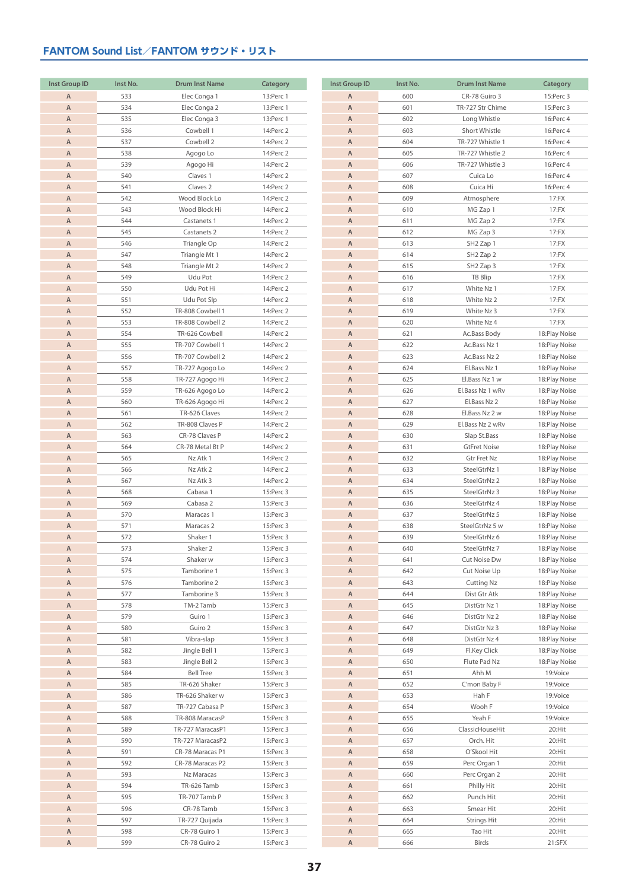## FANTOM Sound List／FANTOM サウンド・リスト

| Inst Group ID | Inst No. | Drum Inst Name | Category |
|---|---|---|---|
| A | 533 | Elec Conga 1 | 13:Perc 1 |
| A | 534 | Elec Conga 2 | 13:Perc 1 |
| A | 535 | Elec Conga 3 | 13:Perc 1 |
| A | 536 | Cowbell 1 | 14:Perc 2 |
| A | 537 | Cowbell 2 | 14:Perc 2 |
| A | 538 | Agogo Lo | 14:Perc 2 |
| A | 539 | Agogo Hi | 14:Perc 2 |
| A | 540 | Claves 1 | 14:Perc 2 |
| A | 541 | Claves 2 | 14:Perc 2 |
| A | 542 | Wood Block Lo | 14:Perc 2 |
| A | 543 | Wood Block Hi | 14:Perc 2 |
| A | 544 | Castanets 1 | 14:Perc 2 |
| A | 545 | Castanets 2 | 14:Perc 2 |
| A | 546 | Triangle Op | 14:Perc 2 |
| A | 547 | Triangle Mt 1 | 14:Perc 2 |
| A | 548 | Triangle Mt 2 | 14:Perc 2 |
| A | 549 | Udu Pot | 14:Perc 2 |
| A | 550 | Udu Pot Hi | 14:Perc 2 |
| A | 551 | Udu Pot Slp | 14:Perc 2 |
| A | 552 | TR-808 Cowbell 1 | 14:Perc 2 |
| A | 553 | TR-808 Cowbell 2 | 14:Perc 2 |
| A | 554 | TR-626 Cowbell | 14:Perc 2 |
| A | 555 | TR-707 Cowbell 1 | 14:Perc 2 |
| A | 556 | TR-707 Cowbell 2 | 14:Perc 2 |
| A | 557 | TR-727 Agogo Lo | 14:Perc 2 |
| A | 558 | TR-727 Agogo Hi | 14:Perc 2 |
| A | 559 | TR-626 Agogo Lo | 14:Perc 2 |
| A | 560 | TR-626 Agogo Hi | 14:Perc 2 |
| A | 561 | TR-626 Claves | 14:Perc 2 |
| A | 562 | TR-808 Claves P | 14:Perc 2 |
| A | 563 | CR-78 Claves P | 14:Perc 2 |
| A | 564 | CR-78 Metal Bt P | 14:Perc 2 |
| A | 565 | Nz Atk 1 | 14:Perc 2 |
| A | 566 | Nz Atk 2 | 14:Perc 2 |
| A | 567 | Nz Atk 3 | 14:Perc 2 |
| A | 568 | Cabasa 1 | 15:Perc 3 |
| A | 569 | Cabasa 2 | 15:Perc 3 |
| A | 570 | Maracas 1 | 15:Perc 3 |
| A | 571 | Maracas 2 | 15:Perc 3 |
| A | 572 | Shaker 1 | 15:Perc 3 |
| A | 573 | Shaker 2 | 15:Perc 3 |
| A | 574 | Shaker w | 15:Perc 3 |
| A | 575 | Tamborine 1 | 15:Perc 3 |
| A | 576 | Tamborine 2 | 15:Perc 3 |
| A | 577 | Tamborine 3 | 15:Perc 3 |
| A | 578 | TM-2 Tamb | 15:Perc 3 |
| A | 579 | Guiro 1 | 15:Perc 3 |
| A | 580 | Guiro 2 | 15:Perc 3 |
| A | 581 | Vibra-slap | 15:Perc 3 |
| A | 582 | Jingle Bell 1 | 15:Perc 3 |
| A | 583 | Jingle Bell 2 | 15:Perc 3 |
| A | 584 | Bell Tree | 15:Perc 3 |
| A | 585 | TR-626 Shaker | 15:Perc 3 |
| A | 586 | TR-626 Shaker w | 15:Perc 3 |
| A | 587 | TR-727 Cabasa P | 15:Perc 3 |
| A | 588 | TR-808 MaracasP | 15:Perc 3 |
| A | 589 | TR-727 MaracasP1 | 15:Perc 3 |
| A | 590 | TR-727 MaracasP2 | 15:Perc 3 |
| A | 591 | CR-78 Maracas P1 | 15:Perc 3 |
| A | 592 | CR-78 Maracas P2 | 15:Perc 3 |
| A | 593 | Nz Maracas | 15:Perc 3 |
| A | 594 | TR-626 Tamb | 15:Perc 3 |
| A | 595 | TR-707 Tamb P | 15:Perc 3 |
| A | 596 | CR-78 Tamb | 15:Perc 3 |
| A | 597 | TR-727 Quijada | 15:Perc 3 |
| A | 598 | CR-78 Guiro 1 | 15:Perc 3 |
| A | 599 | CR-78 Guiro 2 | 15:Perc 3 |
| A | 600 | CR-78 Guiro 3 | 15:Perc 3 |
| A | 601 | TR-727 Str Chime | 15:Perc 3 |
| A | 602 | Long Whistle | 16:Perc 4 |
| A | 603 | Short Whistle | 16:Perc 4 |
| A | 604 | TR-727 Whistle 1 | 16:Perc 4 |
| A | 605 | TR-727 Whistle 2 | 16:Perc 4 |
| A | 606 | TR-727 Whistle 3 | 16:Perc 4 |
| A | 607 | Cuica Lo | 16:Perc 4 |
| A | 608 | Cuica Hi | 16:Perc 4 |
| A | 609 | Atmosphere | 17:FX |
| A | 610 | MG Zap 1 | 17:FX |
| A | 611 | MG Zap 2 | 17:FX |
| A | 612 | MG Zap 3 | 17:FX |
| A | 613 | SH2 Zap 1 | 17:FX |
| A | 614 | SH2 Zap 2 | 17:FX |
| A | 615 | SH2 Zap 3 | 17:FX |
| A | 616 | TB Blip | 17:FX |
| A | 617 | White Nz 1 | 17:FX |
| A | 618 | White Nz 2 | 17:FX |
| A | 619 | White Nz 3 | 17:FX |
| A | 620 | White Nz 4 | 17:FX |
| A | 621 | Ac.Bass Body | 18:Play Noise |
| A | 622 | Ac.Bass Nz 1 | 18:Play Noise |
| A | 623 | Ac.Bass Nz 2 | 18:Play Noise |
| A | 624 | El.Bass Nz 1 | 18:Play Noise |
| A | 625 | El.Bass Nz 1 w | 18:Play Noise |
| A | 626 | El.Bass Nz 1 wRv | 18:Play Noise |
| A | 627 | El.Bass Nz 2 | 18:Play Noise |
| A | 628 | El.Bass Nz 2 w | 18:Play Noise |
| A | 629 | El.Bass Nz 2 wRv | 18:Play Noise |
| A | 630 | Slap St.Bass | 18:Play Noise |
| A | 631 | GtFret Noise | 18:Play Noise |
| A | 632 | Gtr Fret Nz | 18:Play Noise |
| A | 633 | SteelGtrNz 1 | 18:Play Noise |
| A | 634 | SteelGtrNz 2 | 18:Play Noise |
| A | 635 | SteelGtrNz 3 | 18:Play Noise |
| A | 636 | SteelGtrNz 4 | 18:Play Noise |
| A | 637 | SteelGtrNz 5 | 18:Play Noise |
| A | 638 | SteelGtrNz 5 w | 18:Play Noise |
| A | 639 | SteelGtrNz 6 | 18:Play Noise |
| A | 640 | SteelGtrNz 7 | 18:Play Noise |
| A | 641 | Cut Noise Dw | 18:Play Noise |
| A | 642 | Cut Noise Up | 18:Play Noise |
| A | 643 | Cutting Nz | 18:Play Noise |
| A | 644 | Dist Gtr Atk | 18:Play Noise |
| A | 645 | DistGtr Nz 1 | 18:Play Noise |
| A | 646 | DistGtr Nz 2 | 18:Play Noise |
| A | 647 | DistGtr Nz 3 | 18:Play Noise |
| A | 648 | DistGtr Nz 4 | 18:Play Noise |
| A | 649 | Fl.Key Click | 18:Play Noise |
| A | 650 | Flute Pad Nz | 18:Play Noise |
| A | 651 | Ahh M | 19:Voice |
| A | 652 | C'mon Baby F | 19:Voice |
| A | 653 | Hah F | 19:Voice |
| A | 654 | Wooh F | 19:Voice |
| A | 655 | Yeah F | 19:Voice |
| A | 656 | ClassicHouseHit | 20:Hit |
| A | 657 | Orch. Hit | 20:Hit |
| A | 658 | O'Skool Hit | 20:Hit |
| A | 659 | Perc Organ 1 | 20:Hit |
| A | 660 | Perc Organ 2 | 20:Hit |
| A | 661 | Philly Hit | 20:Hit |
| A | 662 | Punch Hit | 20:Hit |
| A | 663 | Smear Hit | 20:Hit |
| A | 664 | Strings Hit | 20:Hit |
| A | 665 | Tao Hit | 20:Hit |
| A | 666 | Birds | 21:SFX |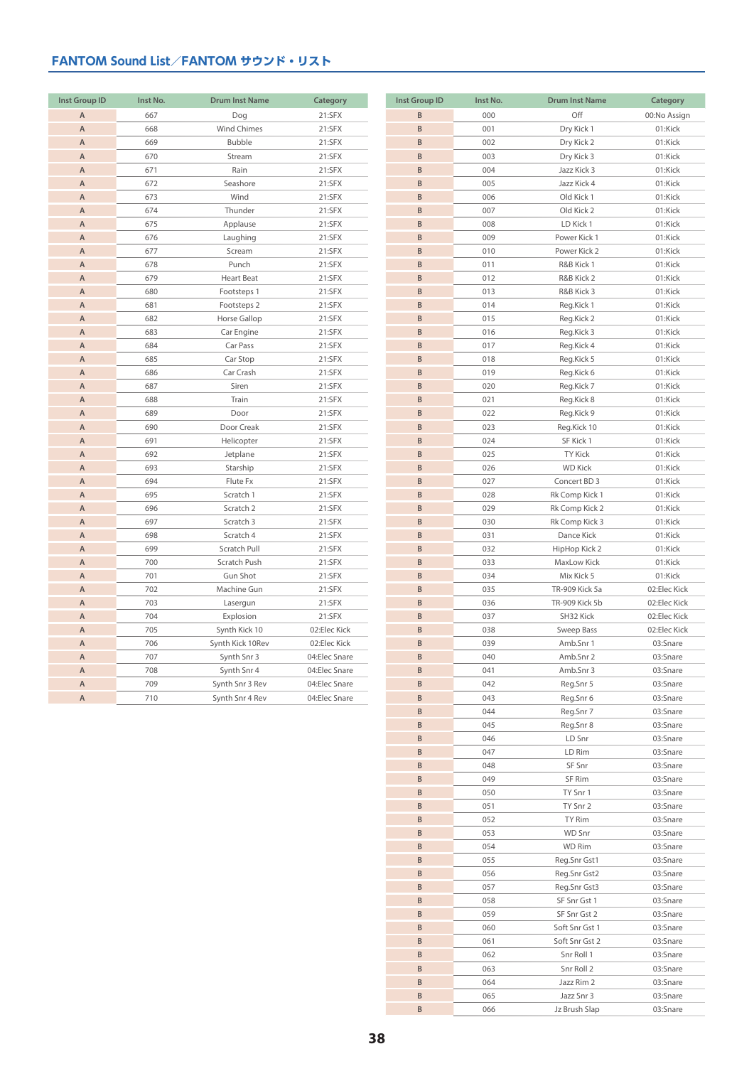## FANTOM Sound List／FANTOM サウンド・リスト

| Inst Group ID | Inst No. | Drum Inst Name | Category |
|---|---|---|---|
| A | 667 | Dog | 21:SFX |
| A | 668 | Wind Chimes | 21:SFX |
| A | 669 | Bubble | 21:SFX |
| A | 670 | Stream | 21:SFX |
| A | 671 | Rain | 21:SFX |
| A | 672 | Seashore | 21:SFX |
| A | 673 | Wind | 21:SFX |
| A | 674 | Thunder | 21:SFX |
| A | 675 | Applause | 21:SFX |
| A | 676 | Laughing | 21:SFX |
| A | 677 | Scream | 21:SFX |
| A | 678 | Punch | 21:SFX |
| A | 679 | Heart Beat | 21:SFX |
| A | 680 | Footsteps 1 | 21:SFX |
| A | 681 | Footsteps 2 | 21:SFX |
| A | 682 | Horse Gallop | 21:SFX |
| A | 683 | Car Engine | 21:SFX |
| A | 684 | Car Pass | 21:SFX |
| A | 685 | Car Stop | 21:SFX |
| A | 686 | Car Crash | 21:SFX |
| A | 687 | Siren | 21:SFX |
| A | 688 | Train | 21:SFX |
| A | 689 | Door | 21:SFX |
| A | 690 | Door Creak | 21:SFX |
| A | 691 | Helicopter | 21:SFX |
| A | 692 | Jetplane | 21:SFX |
| A | 693 | Starship | 21:SFX |
| A | 694 | Flute Fx | 21:SFX |
| A | 695 | Scratch 1 | 21:SFX |
| A | 696 | Scratch 2 | 21:SFX |
| A | 697 | Scratch 3 | 21:SFX |
| A | 698 | Scratch 4 | 21:SFX |
| A | 699 | Scratch Pull | 21:SFX |
| A | 700 | Scratch Push | 21:SFX |
| A | 701 | Gun Shot | 21:SFX |
| A | 702 | Machine Gun | 21:SFX |
| A | 703 | Lasergun | 21:SFX |
| A | 704 | Explosion | 21:SFX |
| A | 705 | Synth Kick 10 | 02:Elec Kick |
| A | 706 | Synth Kick 10Rev | 02:Elec Kick |
| A | 707 | Synth Snr 3 | 04:Elec Snare |
| A | 708 | Synth Snr 4 | 04:Elec Snare |
| A | 709 | Synth Snr 3 Rev | 04:Elec Snare |
| A | 710 | Synth Snr 4 Rev | 04:Elec Snare |

| Inst Group ID | Inst No. | Drum Inst Name | Category |
|---|---|---|---|
| B | 000 | Off | 00:No Assign |
| B | 001 | Dry Kick 1 | 01:Kick |
| B | 002 | Dry Kick 2 | 01:Kick |
| B | 003 | Dry Kick 3 | 01:Kick |
| B | 004 | Jazz Kick 3 | 01:Kick |
| B | 005 | Jazz Kick 4 | 01:Kick |
| B | 006 | Old Kick 1 | 01:Kick |
| B | 007 | Old Kick 2 | 01:Kick |
| B | 008 | LD Kick 1 | 01:Kick |
| B | 009 | Power Kick 1 | 01:Kick |
| B | 010 | Power Kick 2 | 01:Kick |
| B | 011 | R&B Kick 1 | 01:Kick |
| B | 012 | R&B Kick 2 | 01:Kick |
| B | 013 | R&B Kick 3 | 01:Kick |
| B | 014 | Reg.Kick 1 | 01:Kick |
| B | 015 | Reg.Kick 2 | 01:Kick |
| B | 016 | Reg.Kick 3 | 01:Kick |
| B | 017 | Reg.Kick 4 | 01:Kick |
| B | 018 | Reg.Kick 5 | 01:Kick |
| B | 019 | Reg.Kick 6 | 01:Kick |
| B | 020 | Reg.Kick 7 | 01:Kick |
| B | 021 | Reg.Kick 8 | 01:Kick |
| B | 022 | Reg.Kick 9 | 01:Kick |
| B | 023 | Reg.Kick 10 | 01:Kick |
| B | 024 | SF Kick 1 | 01:Kick |
| B | 025 | TY Kick | 01:Kick |
| B | 026 | WD Kick | 01:Kick |
| B | 027 | Concert BD 3 | 01:Kick |
| B | 028 | Rk Comp Kick 1 | 01:Kick |
| B | 029 | Rk Comp Kick 2 | 01:Kick |
| B | 030 | Rk Comp Kick 3 | 01:Kick |
| B | 031 | Dance Kick | 01:Kick |
| B | 032 | HipHop Kick 2 | 01:Kick |
| B | 033 | MaxLow Kick | 01:Kick |
| B | 034 | Mix Kick 5 | 01:Kick |
| B | 035 | TR-909 Kick 5a | 02:Elec Kick |
| B | 036 | TR-909 Kick 5b | 02:Elec Kick |
| B | 037 | SH32 Kick | 02:Elec Kick |
| B | 038 | Sweep Bass | 02:Elec Kick |
| B | 039 | Amb.Snr 1 | 03:Snare |
| B | 040 | Amb.Snr 2 | 03:Snare |
| B | 041 | Amb.Snr 3 | 03:Snare |
| B | 042 | Reg.Snr 5 | 03:Snare |
| B | 043 | Reg.Snr 6 | 03:Snare |
| B | 044 | Reg.Snr 7 | 03:Snare |
| B | 045 | Reg.Snr 8 | 03:Snare |
| B | 046 | LD Snr | 03:Snare |
| B | 047 | LD Rim | 03:Snare |
| B | 048 | SF Snr | 03:Snare |
| B | 049 | SF Rim | 03:Snare |
| B | 050 | TY Snr 1 | 03:Snare |
| B | 051 | TY Snr 2 | 03:Snare |
| B | 052 | TY Rim | 03:Snare |
| B | 053 | WD Snr | 03:Snare |
| B | 054 | WD Rim | 03:Snare |
| B | 055 | Reg.Snr Gst1 | 03:Snare |
| B | 056 | Reg.Snr Gst2 | 03:Snare |
| B | 057 | Reg.Snr Gst3 | 03:Snare |
| B | 058 | SF Snr Gst 1 | 03:Snare |
| B | 059 | SF Snr Gst 2 | 03:Snare |
| B | 060 | Soft Snr Gst 1 | 03:Snare |
| B | 061 | Soft Snr Gst 2 | 03:Snare |
| B | 062 | Snr Roll 1 | 03:Snare |
| B | 063 | Snr Roll 2 | 03:Snare |
| B | 064 | Jazz Rim 2 | 03:Snare |
| B | 065 | Jazz Snr 3 | 03:Snare |
| B | 066 | Jz Brush Slap | 03:Snare |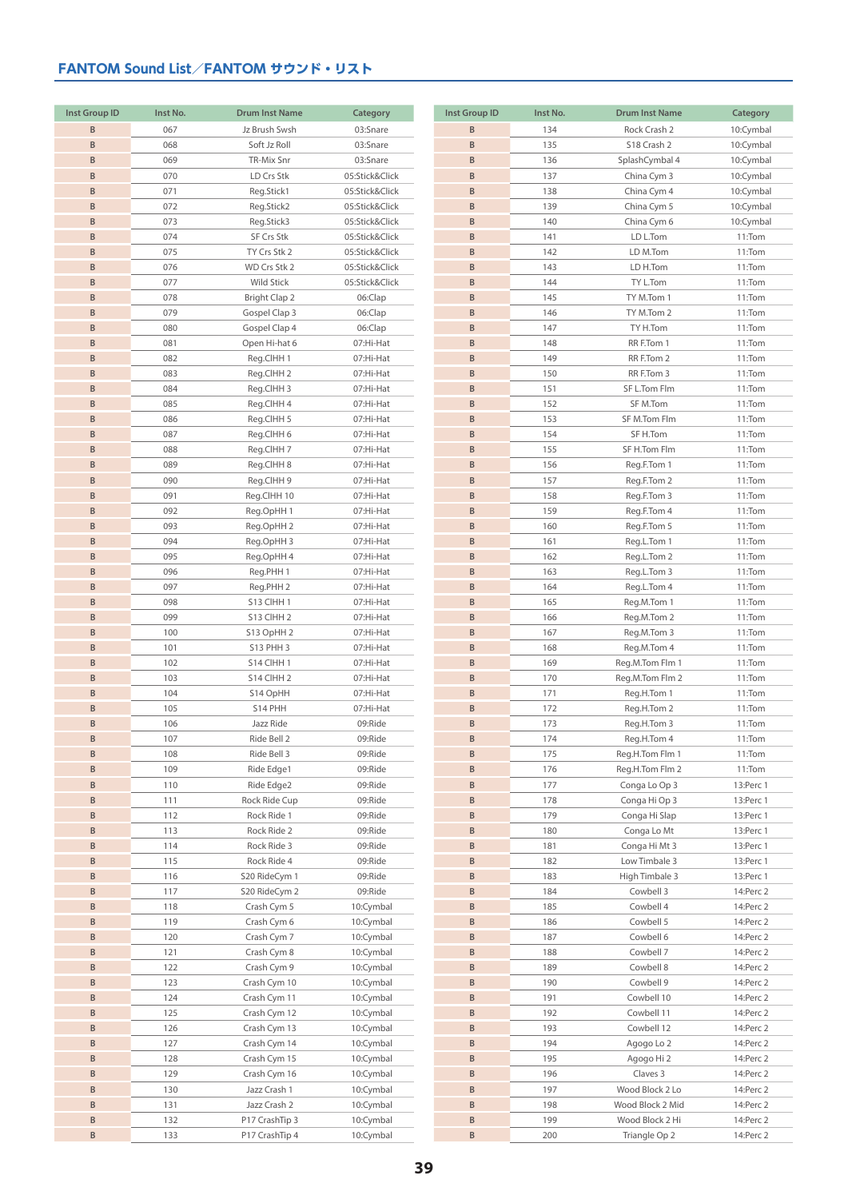## FANTOM Sound List／FANTOM サウンド・リスト

| Inst Group ID | Inst No. | Drum Inst Name | Category |
|---|---|---|---|
| B | 067 | Jz Brush Swsh | 03:Snare |
| B | 068 | Soft Jz Roll | 03:Snare |
| B | 069 | TR-Mix Snr | 03:Snare |
| B | 070 | LD Crs Stk | 05:Stick&Click |
| B | 071 | Reg.Stick1 | 05:Stick&Click |
| B | 072 | Reg.Stick2 | 05:Stick&Click |
| B | 073 | Reg.Stick3 | 05:Stick&Click |
| B | 074 | SF Crs Stk | 05:Stick&Click |
| B | 075 | TY Crs Stk 2 | 05:Stick&Click |
| B | 076 | WD Crs Stk 2 | 05:Stick&Click |
| B | 077 | Wild Stick | 05:Stick&Click |
| B | 078 | Bright Clap 2 | 06:Clap |
| B | 079 | Gospel Clap 3 | 06:Clap |
| B | 080 | Gospel Clap 4 | 06:Clap |
| B | 081 | Open Hi-hat 6 | 07:Hi-Hat |
| B | 082 | Reg.ClHH 1 | 07:Hi-Hat |
| B | 083 | Reg.ClHH 2 | 07:Hi-Hat |
| B | 084 | Reg.ClHH 3 | 07:Hi-Hat |
| B | 085 | Reg.ClHH 4 | 07:Hi-Hat |
| B | 086 | Reg.ClHH 5 | 07:Hi-Hat |
| B | 087 | Reg.ClHH 6 | 07:Hi-Hat |
| B | 088 | Reg.ClHH 7 | 07:Hi-Hat |
| B | 089 | Reg.ClHH 8 | 07:Hi-Hat |
| B | 090 | Reg.ClHH 9 | 07:Hi-Hat |
| B | 091 | Reg.ClHH 10 | 07:Hi-Hat |
| B | 092 | Reg.OpHH 1 | 07:Hi-Hat |
| B | 093 | Reg.OpHH 2 | 07:Hi-Hat |
| B | 094 | Reg.OpHH 3 | 07:Hi-Hat |
| B | 095 | Reg.OpHH 4 | 07:Hi-Hat |
| B | 096 | Reg.PHH 1 | 07:Hi-Hat |
| B | 097 | Reg.PHH 2 | 07:Hi-Hat |
| B | 098 | S13 ClHH 1 | 07:Hi-Hat |
| B | 099 | S13 ClHH 2 | 07:Hi-Hat |
| B | 100 | S13 OpHH 2 | 07:Hi-Hat |
| B | 101 | S13 PHH 3 | 07:Hi-Hat |
| B | 102 | S14 ClHH 1 | 07:Hi-Hat |
| B | 103 | S14 ClHH 2 | 07:Hi-Hat |
| B | 104 | S14 OpHH | 07:Hi-Hat |
| B | 105 | S14 PHH | 07:Hi-Hat |
| B | 106 | Jazz Ride | 09:Ride |
| B | 107 | Ride Bell 2 | 09:Ride |
| B | 108 | Ride Bell 3 | 09:Ride |
| B | 109 | Ride Edge1 | 09:Ride |
| B | 110 | Ride Edge2 | 09:Ride |
| B | 111 | Rock Ride Cup | 09:Ride |
| B | 112 | Rock Ride 1 | 09:Ride |
| B | 113 | Rock Ride 2 | 09:Ride |
| B | 114 | Rock Ride 3 | 09:Ride |
| B | 115 | Rock Ride 4 | 09:Ride |
| B | 116 | S20 RideCym 1 | 09:Ride |
| B | 117 | S20 RideCym 2 | 09:Ride |
| B | 118 | Crash Cym 5 | 10:Cymbal |
| B | 119 | Crash Cym 6 | 10:Cymbal |
| B | 120 | Crash Cym 7 | 10:Cymbal |
| B | 121 | Crash Cym 8 | 10:Cymbal |
| B | 122 | Crash Cym 9 | 10:Cymbal |
| B | 123 | Crash Cym 10 | 10:Cymbal |
| B | 124 | Crash Cym 11 | 10:Cymbal |
| B | 125 | Crash Cym 12 | 10:Cymbal |
| B | 126 | Crash Cym 13 | 10:Cymbal |
| B | 127 | Crash Cym 14 | 10:Cymbal |
| B | 128 | Crash Cym 15 | 10:Cymbal |
| B | 129 | Crash Cym 16 | 10:Cymbal |
| B | 130 | Jazz Crash 1 | 10:Cymbal |
| B | 131 | Jazz Crash 2 | 10:Cymbal |
| B | 132 | P17 CrashTip 3 | 10:Cymbal |
| B | 133 | P17 CrashTip 4 | 10:Cymbal |
| B | 134 | Rock Crash 2 | 10:Cymbal |
| B | 135 | S18 Crash 2 | 10:Cymbal |
| B | 136 | SplashCymbal 4 | 10:Cymbal |
| B | 137 | China Cym 3 | 10:Cymbal |
| B | 138 | China Cym 4 | 10:Cymbal |
| B | 139 | China Cym 5 | 10:Cymbal |
| B | 140 | China Cym 6 | 10:Cymbal |
| B | 141 | LD L.Tom | 11:Tom |
| B | 142 | LD M.Tom | 11:Tom |
| B | 143 | LD H.Tom | 11:Tom |
| B | 144 | TY L.Tom | 11:Tom |
| B | 145 | TY M.Tom 1 | 11:Tom |
| B | 146 | TY M.Tom 2 | 11:Tom |
| B | 147 | TY H.Tom | 11:Tom |
| B | 148 | RR F.Tom 1 | 11:Tom |
| B | 149 | RR F.Tom 2 | 11:Tom |
| B | 150 | RR F.Tom 3 | 11:Tom |
| B | 151 | SF L.Tom Flm | 11:Tom |
| B | 152 | SF M.Tom | 11:Tom |
| B | 153 | SF M.Tom Flm | 11:Tom |
| B | 154 | SF H.Tom | 11:Tom |
| B | 155 | SF H.Tom Flm | 11:Tom |
| B | 156 | Reg.F.Tom 1 | 11:Tom |
| B | 157 | Reg.F.Tom 2 | 11:Tom |
| B | 158 | Reg.F.Tom 3 | 11:Tom |
| B | 159 | Reg.F.Tom 4 | 11:Tom |
| B | 160 | Reg.F.Tom 5 | 11:Tom |
| B | 161 | Reg.L.Tom 1 | 11:Tom |
| B | 162 | Reg.L.Tom 2 | 11:Tom |
| B | 163 | Reg.L.Tom 3 | 11:Tom |
| B | 164 | Reg.L.Tom 4 | 11:Tom |
| B | 165 | Reg.M.Tom 1 | 11:Tom |
| B | 166 | Reg.M.Tom 2 | 11:Tom |
| B | 167 | Reg.M.Tom 3 | 11:Tom |
| B | 168 | Reg.M.Tom 4 | 11:Tom |
| B | 169 | Reg.M.Tom Flm 1 | 11:Tom |
| B | 170 | Reg.M.Tom Flm 2 | 11:Tom |
| B | 171 | Reg.H.Tom 1 | 11:Tom |
| B | 172 | Reg.H.Tom 2 | 11:Tom |
| B | 173 | Reg.H.Tom 3 | 11:Tom |
| B | 174 | Reg.H.Tom 4 | 11:Tom |
| B | 175 | Reg.H.Tom Flm 1 | 11:Tom |
| B | 176 | Reg.H.Tom Flm 2 | 11:Tom |
| B | 177 | Conga Lo Op 3 | 13:Perc 1 |
| B | 178 | Conga Hi Op 3 | 13:Perc 1 |
| B | 179 | Conga Hi Slap | 13:Perc 1 |
| B | 180 | Conga Lo Mt | 13:Perc 1 |
| B | 181 | Conga Hi Mt 3 | 13:Perc 1 |
| B | 182 | Low Timbale 3 | 13:Perc 1 |
| B | 183 | High Timbale 3 | 13:Perc 1 |
| B | 184 | Cowbell 3 | 14:Perc 2 |
| B | 185 | Cowbell 4 | 14:Perc 2 |
| B | 186 | Cowbell 5 | 14:Perc 2 |
| B | 187 | Cowbell 6 | 14:Perc 2 |
| B | 188 | Cowbell 7 | 14:Perc 2 |
| B | 189 | Cowbell 8 | 14:Perc 2 |
| B | 190 | Cowbell 9 | 14:Perc 2 |
| B | 191 | Cowbell 10 | 14:Perc 2 |
| B | 192 | Cowbell 11 | 14:Perc 2 |
| B | 193 | Cowbell 12 | 14:Perc 2 |
| B | 194 | Agogo Lo 2 | 14:Perc 2 |
| B | 195 | Agogo Hi 2 | 14:Perc 2 |
| B | 196 | Claves 3 | 14:Perc 2 |
| B | 197 | Wood Block 2 Lo | 14:Perc 2 |
| B | 198 | Wood Block 2 Mid | 14:Perc 2 |
| B | 199 | Wood Block 2 Hi | 14:Perc 2 |
| B | 200 | Triangle Op 2 | 14:Perc 2 |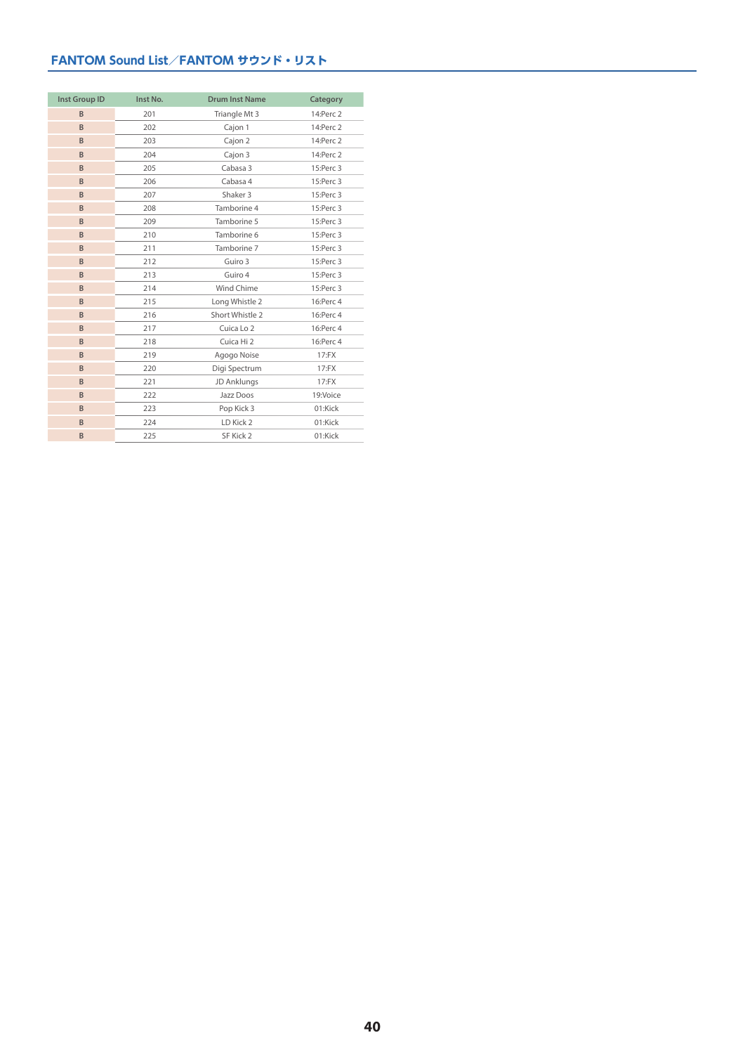| Inst Group ID | Inst No. | Drum Inst Name | Category |
|---|---|---|---|
| B | 201 | Triangle Mt 3 | 14:Perc 2 |
| B | 202 | Cajon 1 | 14:Perc 2 |
| B | 203 | Cajon 2 | 14:Perc 2 |
| B | 204 | Cajon 3 | 14:Perc 2 |
| B | 205 | Cabasa 3 | 15:Perc 3 |
| B | 206 | Cabasa 4 | 15:Perc 3 |
| B | 207 | Shaker 3 | 15:Perc 3 |
| B | 208 | Tamborine 4 | 15:Perc 3 |
| B | 209 | Tamborine 5 | 15:Perc 3 |
| B | 210 | Tamborine 6 | 15:Perc 3 |
| B | 211 | Tamborine 7 | 15:Perc 3 |
| B | 212 | Guiro 3 | 15:Perc 3 |
| B | 213 | Guiro 4 | 15:Perc 3 |
| B | 214 | Wind Chime | 15:Perc 3 |
| B | 215 | Long Whistle 2 | 16:Perc 4 |
| B | 216 | Short Whistle 2 | 16:Perc 4 |
| B | 217 | Cuica Lo 2 | 16:Perc 4 |
| B | 218 | Cuica Hi 2 | 16:Perc 4 |
| B | 219 | Agogo Noise | 17:FX |
| B | 220 | Digi Spectrum | 17:FX |
| B | 221 | JD Anklungs | 17:FX |
| B | 222 | Jazz Doos | 19:Voice |
| B | 223 | Pop Kick 3 | 01:Kick |
| B | 224 | LD Kick 2 | 01:Kick |
| B | 225 | SF Kick 2 | 01:Kick |